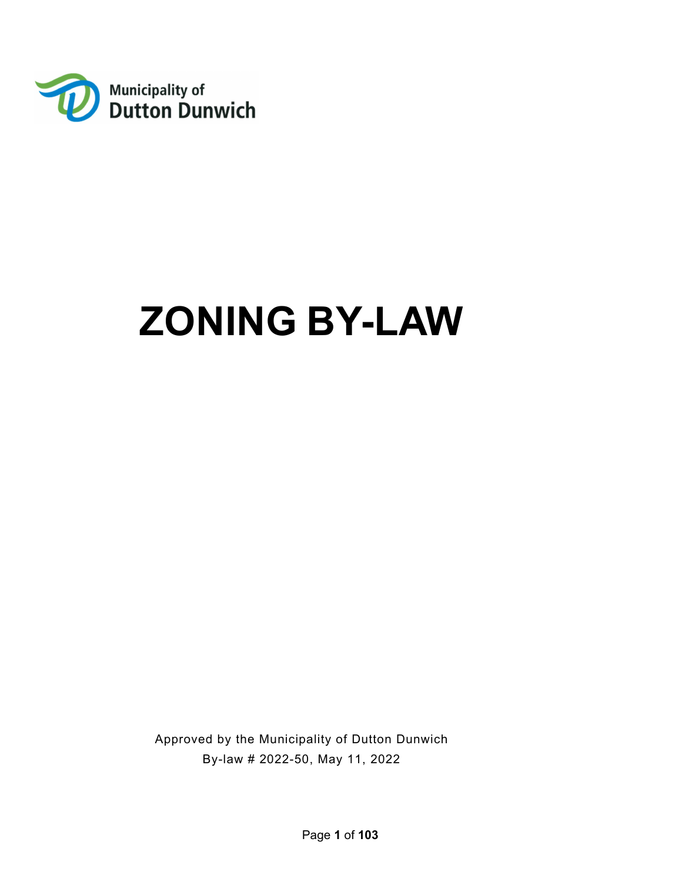Municipality of
Dutton Dunwich

# ZONING BY-LAW

Approved by the Municipality of Dutton Dunwich
By-law # 2022-50, May 11, 2022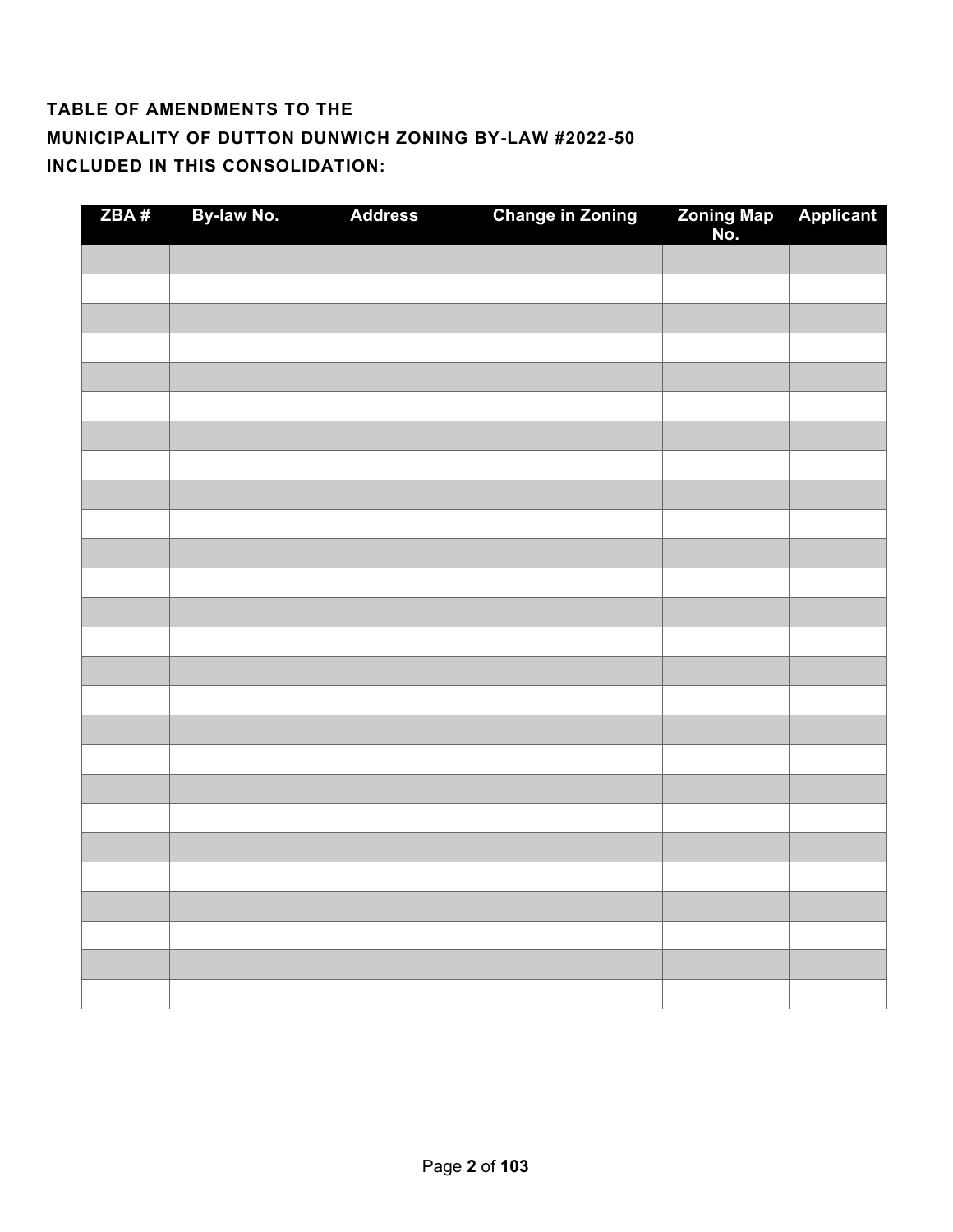**TABLE OF AMENDMENTS TO THE**
**MUNICIPALITY OF DUTTON DUNWICH ZONING BY-LAW #2022-50**
**INCLUDED IN THIS CONSOLIDATION:**

| ZBA # | By-law No. | Address | Change in Zoning | Zoning Map No. | Applicant |
|---|---|---|---|---|---|
| | | | | | |
| | | | | | |
| | | | | | |
| | | | | | |
| | | | | | |
| | | | | | |
| | | | | | |
| | | | | | |
| | | | | | |
| | | | | | |
| | | | | | |
| | | | | | |
| | | | | | |
| | | | | | |
| | | | | | |
| | | | | | |
| | | | | | |
| | | | | | |
| | | | | | |
| | | | | | |
| | | | | | |
| | | | | | |
| | | | | | |
| | | | | | |
| | | | | | |
| | | | | | |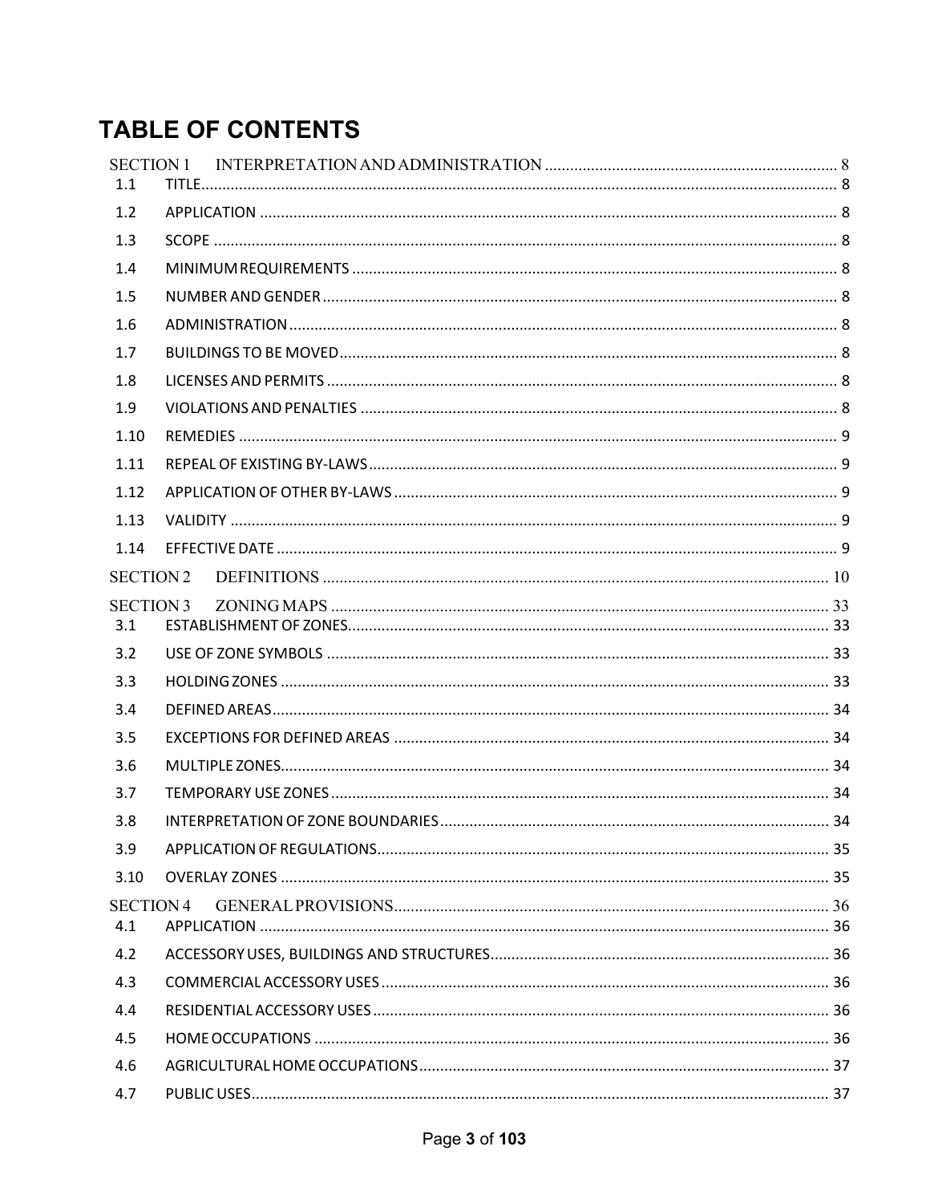# TABLE OF CONTENTS

SECTION 1 INTERPRETATION AND ADMINISTRATION ..... 8

1.1 TITLE ..... 8

1.2 APPLICATION ..... 8

1.3 SCOPE ..... 8

1.4 MINIMUM REQUIREMENTS ..... 8

1.5 NUMBER AND GENDER ..... 8

1.6 ADMINISTRATION ..... 8

1.7 BUILDINGS TO BE MOVED ..... 8

1.8 LICENSES AND PERMITS ..... 8

1.9 VIOLATIONS AND PENALTIES ..... 8

1.10 REMEDIES ..... 9

1.11 REPEAL OF EXISTING BY-LAWS ..... 9

1.12 APPLICATION OF OTHER BY-LAWS ..... 9

1.13 VALIDITY ..... 9

1.14 EFFECTIVE DATE ..... 9

SECTION 2 DEFINITIONS ..... 10

SECTION 3 ZONING MAPS ..... 33

3.1 ESTABLISHMENT OF ZONES ..... 33

3.2 USE OF ZONE SYMBOLS ..... 33

3.3 HOLDING ZONES ..... 33

3.4 DEFINED AREAS ..... 34

3.5 EXCEPTIONS FOR DEFINED AREAS ..... 34

3.6 MULTIPLE ZONES ..... 34

3.7 TEMPORARY USE ZONES ..... 34

3.8 INTERPRETATION OF ZONE BOUNDARIES ..... 34

3.9 APPLICATION OF REGULATIONS ..... 35

3.10 OVERLAY ZONES ..... 35

SECTION 4 GENERAL PROVISIONS ..... 36

4.1 APPLICATION ..... 36

4.2 ACCESSORY USES, BUILDINGS AND STRUCTURES ..... 36

4.3 COMMERCIAL ACCESSORY USES ..... 36

4.4 RESIDENTIAL ACCESSORY USES ..... 36

4.5 HOME OCCUPATIONS ..... 36

4.6 AGRICULTURAL HOME OCCUPATIONS ..... 37

4.7 PUBLIC USES ..... 37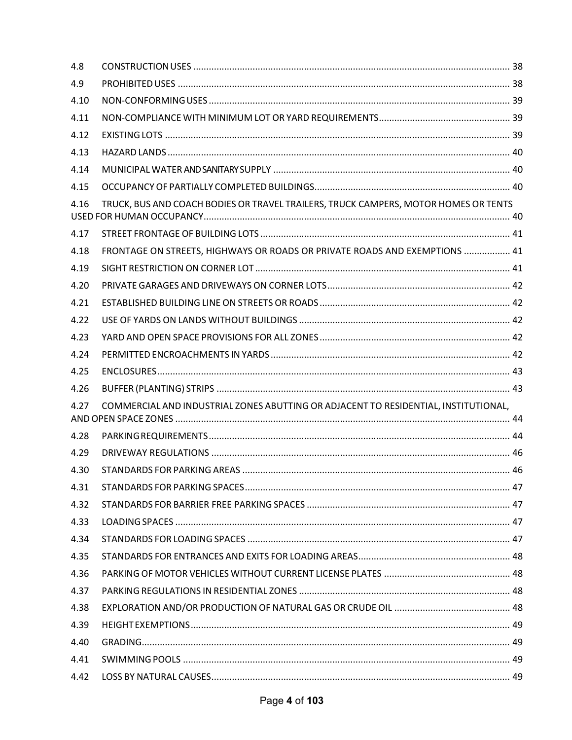4.8 CONSTRUCTION USES ........................................................................................................................ 38

4.9 PROHIBITED USES ............................................................................................................................. 38

4.10 NON-CONFORMING USES ................................................................................................................. 39

4.11 NON-COMPLIANCE WITH MINIMUM LOT OR YARD REQUIREMENTS.................................................. 39

4.12 EXISTING LOTS .................................................................................................................................. 39

4.13 HAZARD LANDS ................................................................................................................................. 40

4.14 MUNICIPAL WATER AND SANITARY SUPPLY ........................................................................................ 40

4.15 OCCUPANCY OF PARTIALLY COMPLETED BUILDINGS........................................................................... 40

4.16 TRUCK, BUS AND COACH BODIES OR TRAVEL TRAILERS, TRUCK CAMPERS, MOTOR HOMES OR TENTS USED FOR HUMAN OCCUPANCY...................................................................................................... 40

4.17 STREET FRONTAGE OF BUILDING LOTS ............................................................................................. 41

4.18 FRONTAGE ON STREETS, HIGHWAYS OR ROADS OR PRIVATE ROADS AND EXEMPTIONS .................. 41

4.19 SIGHT RESTRICTION ON CORNER LOT ............................................................................................... 41

4.20 PRIVATE GARAGES AND DRIVEWAYS ON CORNER LOTS...................................................................... 42

4.21 ESTABLISHED BUILDING LINE ON STREETS OR ROADS ........................................................................ 42

4.22 USE OF YARDS ON LANDS WITHOUT BUILDINGS ................................................................................ 42

4.23 YARD AND OPEN SPACE PROVISIONS FOR ALL ZONES ......................................................................... 42

4.24 PERMITTED ENCROACHMENTS IN YARDS ........................................................................................... 42

4.25 ENCLOSURES..................................................................................................................................... 43

4.26 BUFFER (PLANTING) STRIPS .............................................................................................................. 43

4.27 COMMERCIAL AND INDUSTRIAL ZONES ABUTTING OR ADJACENT TO RESIDENTIAL, INSTITUTIONAL, AND OPEN SPACE ZONES ................................................................................................................. 44

4.28 PARKING REQUIREMENTS.................................................................................................................. 44

4.29 DRIVEWAY REGULATIONS ................................................................................................................. 46

4.30 STANDARDS FOR PARKING AREAS ..................................................................................................... 46

4.31 STANDARDS FOR PARKING SPACES..................................................................................................... 47

4.32 STANDARDS FOR BARRIER FREE PARKING SPACES ............................................................................. 47

4.33 LOADING SPACES ............................................................................................................................... 47

4.34 STANDARDS FOR LOADING SPACES ................................................................................................... 47

4.35 STANDARDS FOR ENTRANCES AND EXITS FOR LOADING AREAS.......................................................... 48

4.36 PARKING OF MOTOR VEHICLES WITHOUT CURRENT LICENSE PLATES ................................................ 48

4.37 PARKING REGULATIONS IN RESIDENTIAL ZONES ................................................................................ 48

4.38 EXPLORATION AND/OR PRODUCTION OF NATURAL GAS OR CRUDE OIL ............................................ 48

4.39 HEIGHT EXEMPTIONS......................................................................................................................... 49

4.40 GRADING............................................................................................................................................ 49

4.41 SWIMMING POOLS ............................................................................................................................ 49

4.42 LOSS BY NATURAL CAUSES................................................................................................................. 49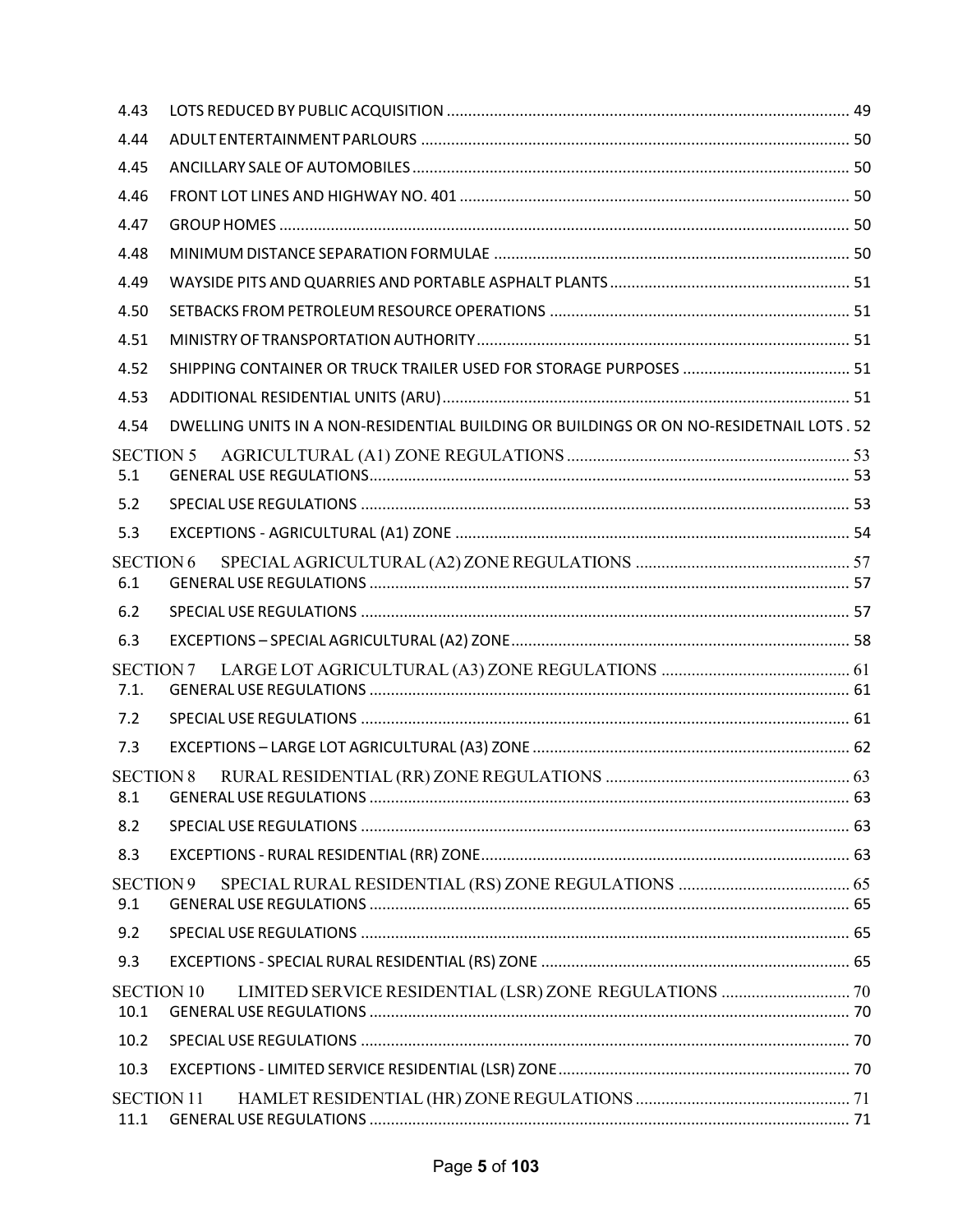4.43 LOTS REDUCED BY PUBLIC ACQUISITION ..... 49
4.44 ADULT ENTERTAINMENT PARLOURS ..... 50
4.45 ANCILLARY SALE OF AUTOMOBILES ..... 50
4.46 FRONT LOT LINES AND HIGHWAY NO. 401 ..... 50
4.47 GROUP HOMES ..... 50
4.48 MINIMUM DISTANCE SEPARATION FORMULAE ..... 50
4.49 WAYSIDE PITS AND QUARRIES AND PORTABLE ASPHALT PLANTS ..... 51
4.50 SETBACKS FROM PETROLEUM RESOURCE OPERATIONS ..... 51
4.51 MINISTRY OF TRANSPORTATION AUTHORITY ..... 51
4.52 SHIPPING CONTAINER OR TRUCK TRAILER USED FOR STORAGE PURPOSES ..... 51
4.53 ADDITIONAL RESIDENTIAL UNITS (ARU) ..... 51
4.54 DWELLING UNITS IN A NON-RESIDENTIAL BUILDING OR BUILDINGS OR ON NO-RESIDETNAIL LOTS . 52

SECTION 5 AGRICULTURAL (A1) ZONE REGULATIONS ..... 53
5.1 GENERAL USE REGULATIONS ..... 53
5.2 SPECIAL USE REGULATIONS ..... 53
5.3 EXCEPTIONS - AGRICULTURAL (A1) ZONE ..... 54

SECTION 6 SPECIAL AGRICULTURAL (A2) ZONE REGULATIONS ..... 57
6.1 GENERAL USE REGULATIONS ..... 57
6.2 SPECIAL USE REGULATIONS ..... 57
6.3 EXCEPTIONS – SPECIAL AGRICULTURAL (A2) ZONE ..... 58

SECTION 7 LARGE LOT AGRICULTURAL (A3) ZONE REGULATIONS ..... 61
7.1. GENERAL USE REGULATIONS ..... 61
7.2 SPECIAL USE REGULATIONS ..... 61
7.3 EXCEPTIONS – LARGE LOT AGRICULTURAL (A3) ZONE ..... 62

SECTION 8 RURAL RESIDENTIAL (RR) ZONE REGULATIONS ..... 63
8.1 GENERAL USE REGULATIONS ..... 63
8.2 SPECIAL USE REGULATIONS ..... 63
8.3 EXCEPTIONS - RURAL RESIDENTIAL (RR) ZONE ..... 63

SECTION 9 SPECIAL RURAL RESIDENTIAL (RS) ZONE REGULATIONS ..... 65
9.1 GENERAL USE REGULATIONS ..... 65
9.2 SPECIAL USE REGULATIONS ..... 65
9.3 EXCEPTIONS - SPECIAL RURAL RESIDENTIAL (RS) ZONE ..... 65

SECTION 10 LIMITED SERVICE RESIDENTIAL (LSR) ZONE REGULATIONS ..... 70
10.1 GENERAL USE REGULATIONS ..... 70
10.2 SPECIAL USE REGULATIONS ..... 70
10.3 EXCEPTIONS - LIMITED SERVICE RESIDENTIAL (LSR) ZONE ..... 70

SECTION 11 HAMLET RESIDENTIAL (HR) ZONE REGULATIONS ..... 71
11.1 GENERAL USE REGULATIONS ..... 71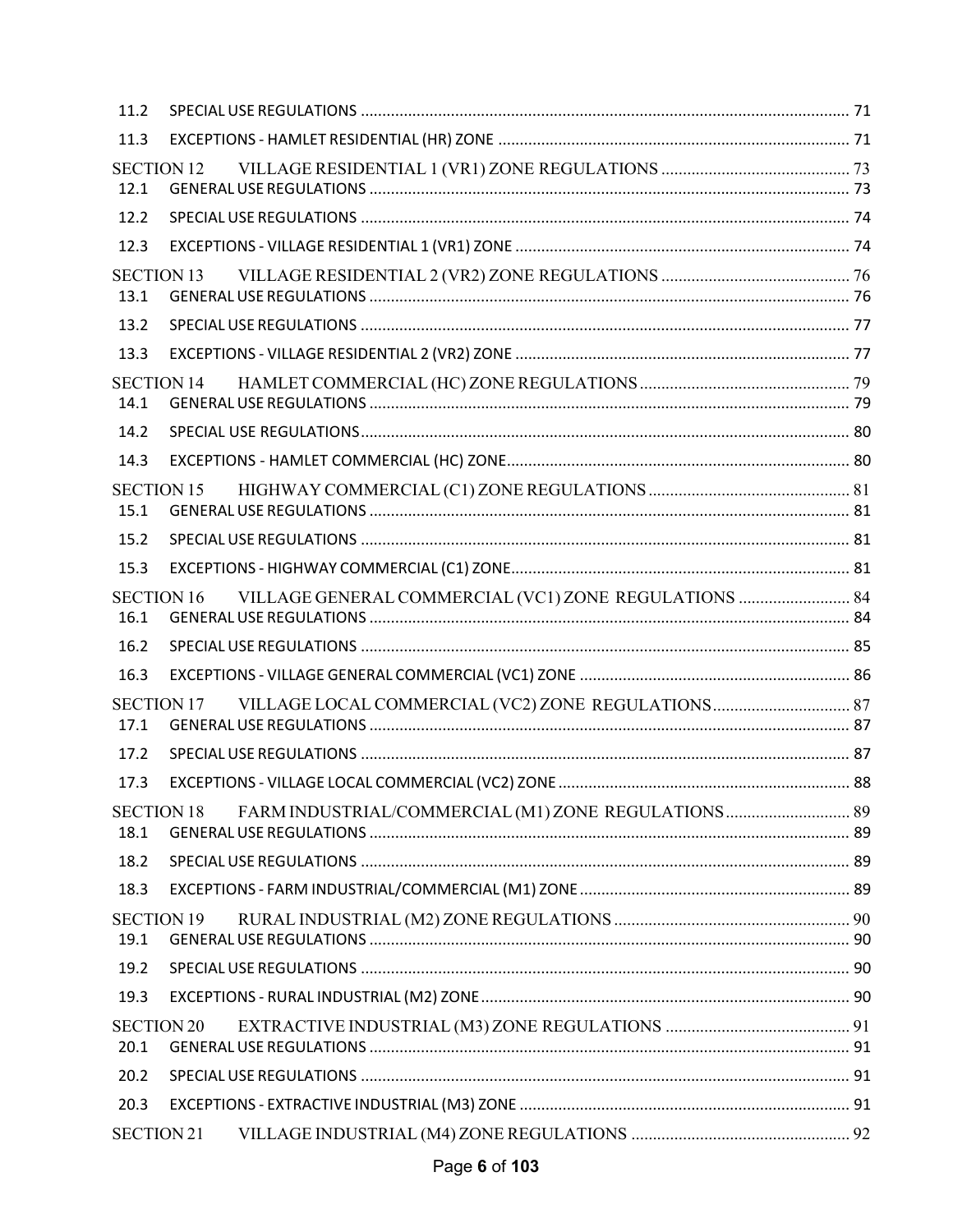11.2 SPECIAL USE REGULATIONS ..... 71

11.3 EXCEPTIONS - HAMLET RESIDENTIAL (HR) ZONE ..... 71

SECTION 12 VILLAGE RESIDENTIAL 1 (VR1) ZONE REGULATIONS ..... 73

12.1 GENERAL USE REGULATIONS ..... 73

12.2 SPECIAL USE REGULATIONS ..... 74

12.3 EXCEPTIONS - VILLAGE RESIDENTIAL 1 (VR1) ZONE ..... 74

SECTION 13 VILLAGE RESIDENTIAL 2 (VR2) ZONE REGULATIONS ..... 76

13.1 GENERAL USE REGULATIONS ..... 76

13.2 SPECIAL USE REGULATIONS ..... 77

13.3 EXCEPTIONS - VILLAGE RESIDENTIAL 2 (VR2) ZONE ..... 77

SECTION 14 HAMLET COMMERCIAL (HC) ZONE REGULATIONS ..... 79

14.1 GENERAL USE REGULATIONS ..... 79

14.2 SPECIAL USE REGULATIONS ..... 80

14.3 EXCEPTIONS - HAMLET COMMERCIAL (HC) ZONE ..... 80

SECTION 15 HIGHWAY COMMERCIAL (C1) ZONE REGULATIONS ..... 81

15.1 GENERAL USE REGULATIONS ..... 81

15.2 SPECIAL USE REGULATIONS ..... 81

15.3 EXCEPTIONS - HIGHWAY COMMERCIAL (C1) ZONE ..... 81

SECTION 16 VILLAGE GENERAL COMMERCIAL (VC1) ZONE REGULATIONS ..... 84

16.1 GENERAL USE REGULATIONS ..... 84

16.2 SPECIAL USE REGULATIONS ..... 85

16.3 EXCEPTIONS - VILLAGE GENERAL COMMERCIAL (VC1) ZONE ..... 86

SECTION 17 VILLAGE LOCAL COMMERCIAL (VC2) ZONE REGULATIONS ..... 87

17.1 GENERAL USE REGULATIONS ..... 87

17.2 SPECIAL USE REGULATIONS ..... 87

17.3 EXCEPTIONS - VILLAGE LOCAL COMMERCIAL (VC2) ZONE ..... 88

SECTION 18 FARM INDUSTRIAL/COMMERCIAL (M1) ZONE REGULATIONS ..... 89

18.1 GENERAL USE REGULATIONS ..... 89

18.2 SPECIAL USE REGULATIONS ..... 89

18.3 EXCEPTIONS - FARM INDUSTRIAL/COMMERCIAL (M1) ZONE ..... 89

SECTION 19 RURAL INDUSTRIAL (M2) ZONE REGULATIONS ..... 90

19.1 GENERAL USE REGULATIONS ..... 90

19.2 SPECIAL USE REGULATIONS ..... 90

19.3 EXCEPTIONS - RURAL INDUSTRIAL (M2) ZONE ..... 90

SECTION 20 EXTRACTIVE INDUSTRIAL (M3) ZONE REGULATIONS ..... 91

20.1 GENERAL USE REGULATIONS ..... 91

20.2 SPECIAL USE REGULATIONS ..... 91

20.3 EXCEPTIONS - EXTRACTIVE INDUSTRIAL (M3) ZONE ..... 91

SECTION 21 VILLAGE INDUSTRIAL (M4) ZONE REGULATIONS ..... 92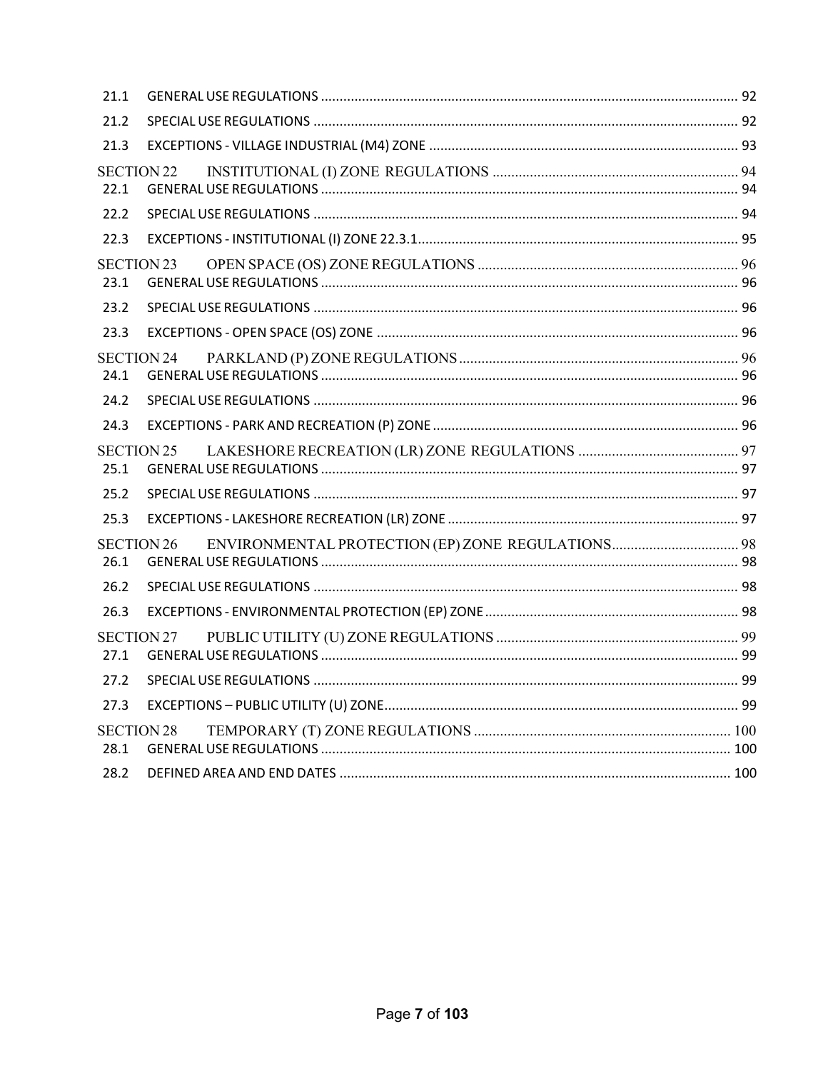21.1 GENERAL USE REGULATIONS ............................................................ 92

21.2 SPECIAL USE REGULATIONS ............................................................ 92

21.3 EXCEPTIONS - VILLAGE INDUSTRIAL (M4) ZONE ............................................................ 93

SECTION 22 INSTITUTIONAL (I) ZONE REGULATIONS ............................................................ 94

22.1 GENERAL USE REGULATIONS ............................................................ 94

22.2 SPECIAL USE REGULATIONS ............................................................ 94

22.3 EXCEPTIONS - INSTITUTIONAL (I) ZONE 22.3.1............................................................ 95

SECTION 23 OPEN SPACE (OS) ZONE REGULATIONS ............................................................ 96

23.1 GENERAL USE REGULATIONS ............................................................ 96

23.2 SPECIAL USE REGULATIONS ............................................................ 96

23.3 EXCEPTIONS - OPEN SPACE (OS) ZONE ............................................................ 96

SECTION 24 PARKLAND (P) ZONE REGULATIONS............................................................ 96

24.1 GENERAL USE REGULATIONS ............................................................ 96

24.2 SPECIAL USE REGULATIONS ............................................................ 96

24.3 EXCEPTIONS - PARK AND RECREATION (P) ZONE ............................................................ 96

SECTION 25 LAKESHORE RECREATION (LR) ZONE REGULATIONS ............................................................ 97

25.1 GENERAL USE REGULATIONS ............................................................ 97

25.2 SPECIAL USE REGULATIONS ............................................................ 97

25.3 EXCEPTIONS - LAKESHORE RECREATION (LR) ZONE ............................................................ 97

SECTION 26 ENVIRONMENTAL PROTECTION (EP) ZONE REGULATIONS............................................................ 98

26.1 GENERAL USE REGULATIONS ............................................................ 98

26.2 SPECIAL USE REGULATIONS ............................................................ 98

26.3 EXCEPTIONS - ENVIRONMENTAL PROTECTION (EP) ZONE ............................................................ 98

SECTION 27 PUBLIC UTILITY (U) ZONE REGULATIONS ............................................................ 99

27.1 GENERAL USE REGULATIONS ............................................................ 99

27.2 SPECIAL USE REGULATIONS ............................................................ 99

27.3 EXCEPTIONS – PUBLIC UTILITY (U) ZONE............................................................ 99

SECTION 28 TEMPORARY (T) ZONE REGULATIONS ............................................................ 100

28.1 GENERAL USE REGULATIONS ............................................................ 100

28.2 DEFINED AREA AND END DATES ............................................................ 100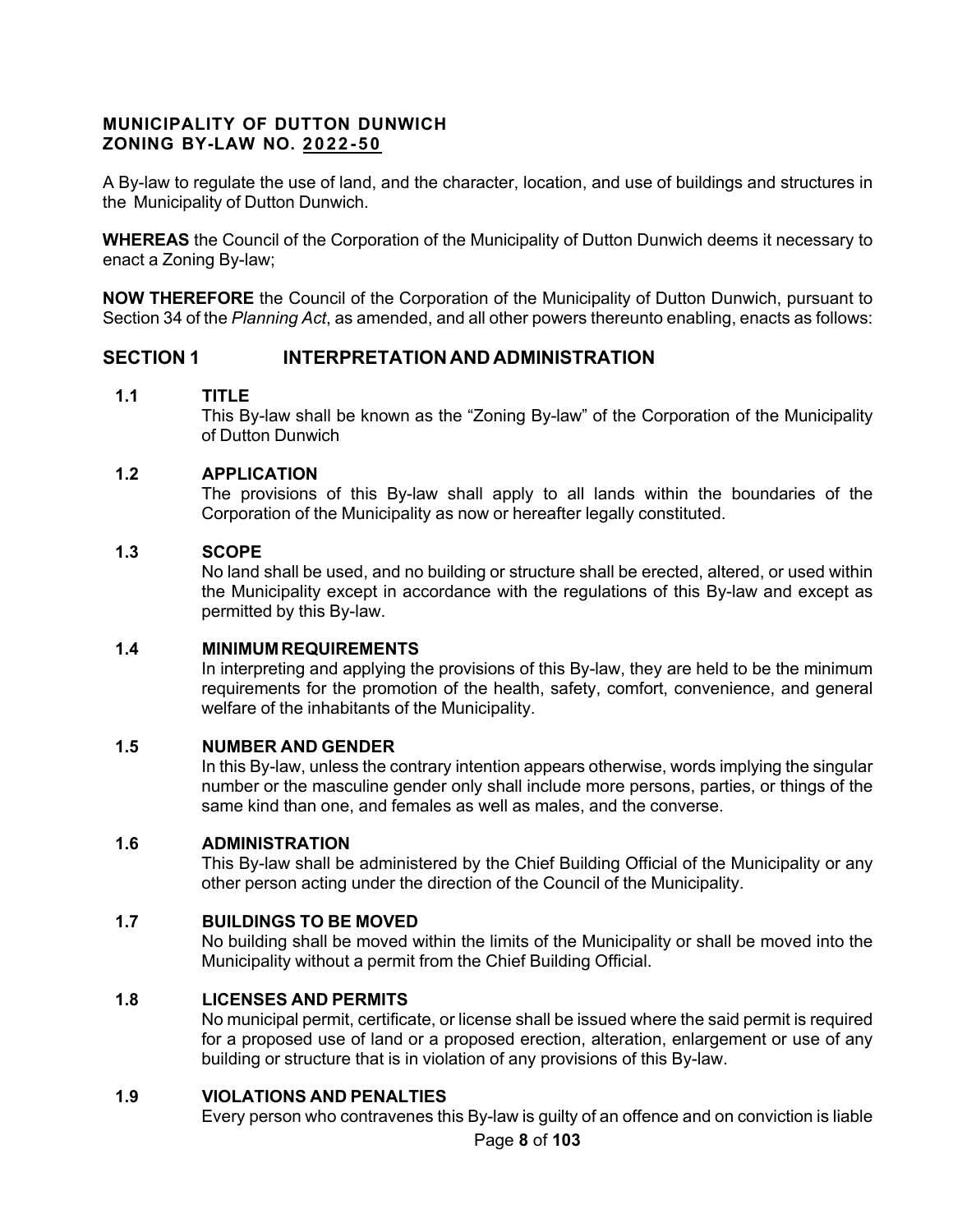**MUNICIPALITY OF DUTTON DUNWICH**
**ZONING BY-LAW NO. 2022-50**

A By-law to regulate the use of land, and the character, location, and use of buildings and structures in the Municipality of Dutton Dunwich.

**WHEREAS** the Council of the Corporation of the Municipality of Dutton Dunwich deems it necessary to enact a Zoning By-law;

**NOW THEREFORE** the Council of the Corporation of the Municipality of Dutton Dunwich, pursuant to Section 34 of the *Planning Act*, as amended, and all other powers thereunto enabling, enacts as follows:

## SECTION 1 INTERPRETATION AND ADMINISTRATION

### 1.1 TITLE

This By-law shall be known as the "Zoning By-law" of the Corporation of the Municipality of Dutton Dunwich

### 1.2 APPLICATION

The provisions of this By-law shall apply to all lands within the boundaries of the Corporation of the Municipality as now or hereafter legally constituted.

### 1.3 SCOPE

No land shall be used, and no building or structure shall be erected, altered, or used within the Municipality except in accordance with the regulations of this By-law and except as permitted by this By-law.

### 1.4 MINIMUM REQUIREMENTS

In interpreting and applying the provisions of this By-law, they are held to be the minimum requirements for the promotion of the health, safety, comfort, convenience, and general welfare of the inhabitants of the Municipality.

### 1.5 NUMBER AND GENDER

In this By-law, unless the contrary intention appears otherwise, words implying the singular number or the masculine gender only shall include more persons, parties, or things of the same kind than one, and females as well as males, and the converse.

### 1.6 ADMINISTRATION

This By-law shall be administered by the Chief Building Official of the Municipality or any other person acting under the direction of the Council of the Municipality.

### 1.7 BUILDINGS TO BE MOVED

No building shall be moved within the limits of the Municipality or shall be moved into the Municipality without a permit from the Chief Building Official.

### 1.8 LICENSES AND PERMITS

No municipal permit, certificate, or license shall be issued where the said permit is required for a proposed use of land or a proposed erection, alteration, enlargement or use of any building or structure that is in violation of any provisions of this By-law.

### 1.9 VIOLATIONS AND PENALTIES

Every person who contravenes this By-law is guilty of an offence and on conviction is liable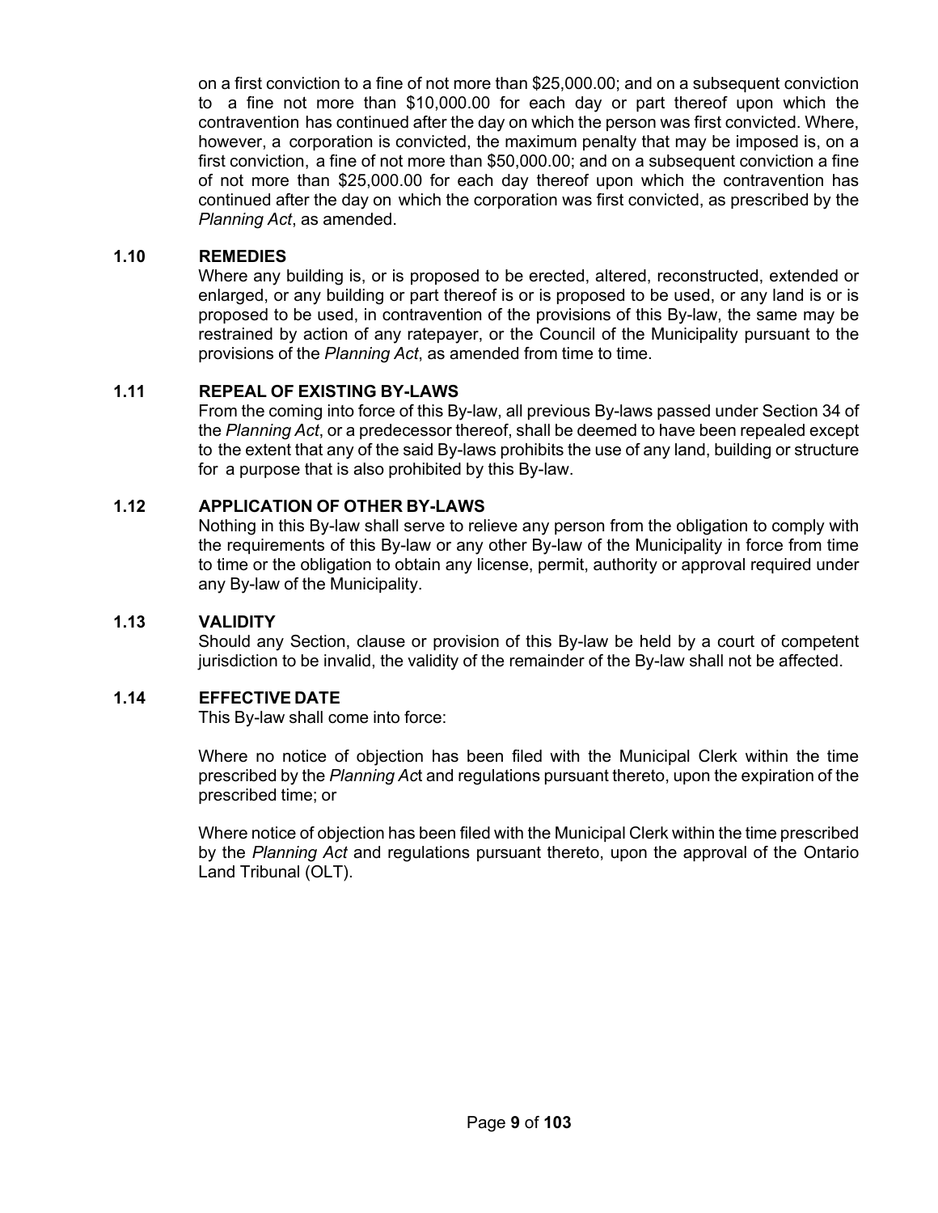on a first conviction to a fine of not more than $25,000.00; and on a subsequent conviction to a fine not more than $10,000.00 for each day or part thereof upon which the contravention has continued after the day on which the person was first convicted. Where, however, a corporation is convicted, the maximum penalty that may be imposed is, on a first conviction, a fine of not more than $50,000.00; and on a subsequent conviction a fine of not more than $25,000.00 for each day thereof upon which the contravention has continued after the day on which the corporation was first convicted, as prescribed by the *Planning Act*, as amended.

### 1.10 REMEDIES

Where any building is, or is proposed to be erected, altered, reconstructed, extended or enlarged, or any building or part thereof is or is proposed to be used, or any land is or is proposed to be used, in contravention of the provisions of this By-law, the same may be restrained by action of any ratepayer, or the Council of the Municipality pursuant to the provisions of the *Planning Act*, as amended from time to time.

### 1.11 REPEAL OF EXISTING BY-LAWS

From the coming into force of this By-law, all previous By-laws passed under Section 34 of the *Planning Act*, or a predecessor thereof, shall be deemed to have been repealed except to the extent that any of the said By-laws prohibits the use of any land, building or structure for a purpose that is also prohibited by this By-law.

### 1.12 APPLICATION OF OTHER BY-LAWS

Nothing in this By-law shall serve to relieve any person from the obligation to comply with the requirements of this By-law or any other By-law of the Municipality in force from time to time or the obligation to obtain any license, permit, authority or approval required under any By-law of the Municipality.

### 1.13 VALIDITY

Should any Section, clause or provision of this By-law be held by a court of competent jurisdiction to be invalid, the validity of the remainder of the By-law shall not be affected.

### 1.14 EFFECTIVE DATE

This By-law shall come into force:

Where no notice of objection has been filed with the Municipal Clerk within the time prescribed by the *Planning Act* and regulations pursuant thereto, upon the expiration of the prescribed time; or

Where notice of objection has been filed with the Municipal Clerk within the time prescribed by the *Planning Act* and regulations pursuant thereto, upon the approval of the Ontario Land Tribunal (OLT).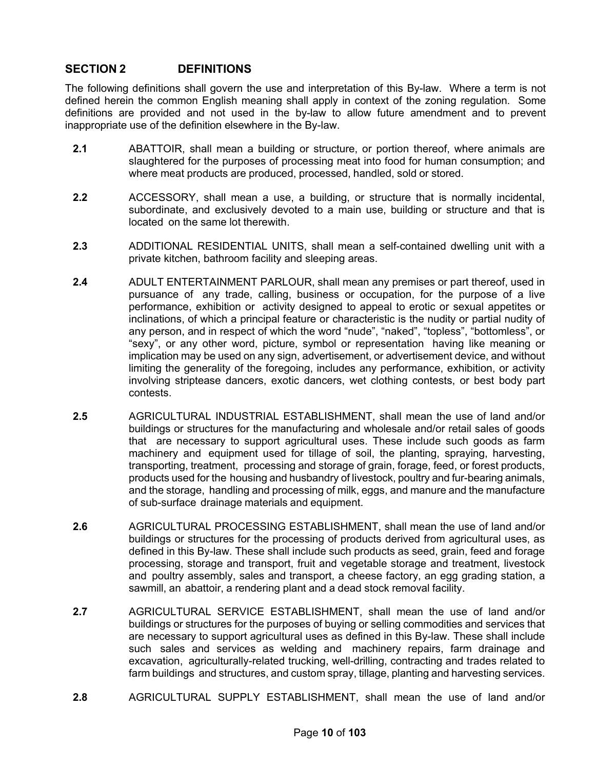## SECTION 2 DEFINITIONS

The following definitions shall govern the use and interpretation of this By-law. Where a term is not defined herein the common English meaning shall apply in context of the zoning regulation. Some definitions are provided and not used in the by-law to allow future amendment and to prevent inappropriate use of the definition elsewhere in the By-law.

**2.1** ABATTOIR, shall mean a building or structure, or portion thereof, where animals are slaughtered for the purposes of processing meat into food for human consumption; and where meat products are produced, processed, handled, sold or stored.

**2.2** ACCESSORY, shall mean a use, a building, or structure that is normally incidental, subordinate, and exclusively devoted to a main use, building or structure and that is located on the same lot therewith.

**2.3** ADDITIONAL RESIDENTIAL UNITS, shall mean a self-contained dwelling unit with a private kitchen, bathroom facility and sleeping areas.

**2.4** ADULT ENTERTAINMENT PARLOUR, shall mean any premises or part thereof, used in pursuance of any trade, calling, business or occupation, for the purpose of a live performance, exhibition or activity designed to appeal to erotic or sexual appetites or inclinations, of which a principal feature or characteristic is the nudity or partial nudity of any person, and in respect of which the word "nude", "naked", "topless", "bottomless", or "sexy", or any other word, picture, symbol or representation having like meaning or implication may be used on any sign, advertisement, or advertisement device, and without limiting the generality of the foregoing, includes any performance, exhibition, or activity involving striptease dancers, exotic dancers, wet clothing contests, or best body part contests.

**2.5** AGRICULTURAL INDUSTRIAL ESTABLISHMENT, shall mean the use of land and/or buildings or structures for the manufacturing and wholesale and/or retail sales of goods that are necessary to support agricultural uses. These include such goods as farm machinery and equipment used for tillage of soil, the planting, spraying, harvesting, transporting, treatment, processing and storage of grain, forage, feed, or forest products, products used for the housing and husbandry of livestock, poultry and fur-bearing animals, and the storage, handling and processing of milk, eggs, and manure and the manufacture of sub-surface drainage materials and equipment.

**2.6** AGRICULTURAL PROCESSING ESTABLISHMENT, shall mean the use of land and/or buildings or structures for the processing of products derived from agricultural uses, as defined in this By-law. These shall include such products as seed, grain, feed and forage processing, storage and transport, fruit and vegetable storage and treatment, livestock and poultry assembly, sales and transport, a cheese factory, an egg grading station, a sawmill, an abattoir, a rendering plant and a dead stock removal facility.

**2.7** AGRICULTURAL SERVICE ESTABLISHMENT, shall mean the use of land and/or buildings or structures for the purposes of buying or selling commodities and services that are necessary to support agricultural uses as defined in this By-law. These shall include such sales and services as welding and machinery repairs, farm drainage and excavation, agriculturally-related trucking, well-drilling, contracting and trades related to farm buildings and structures, and custom spray, tillage, planting and harvesting services.

**2.8** AGRICULTURAL SUPPLY ESTABLISHMENT, shall mean the use of land and/or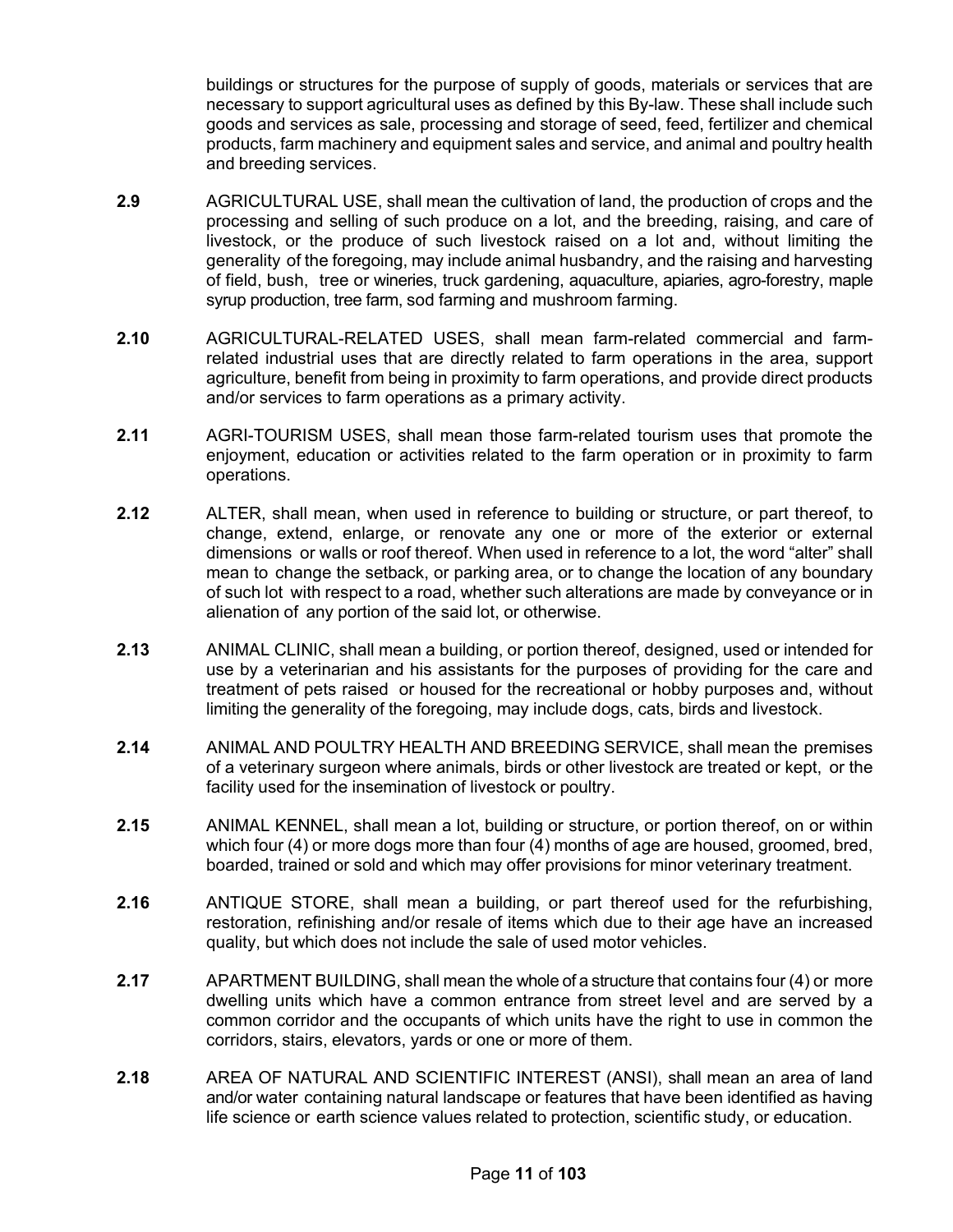buildings or structures for the purpose of supply of goods, materials or services that are necessary to support agricultural uses as defined by this By-law. These shall include such goods and services as sale, processing and storage of seed, feed, fertilizer and chemical products, farm machinery and equipment sales and service, and animal and poultry health and breeding services.

**2.9** AGRICULTURAL USE, shall mean the cultivation of land, the production of crops and the processing and selling of such produce on a lot, and the breeding, raising, and care of livestock, or the produce of such livestock raised on a lot and, without limiting the generality of the foregoing, may include animal husbandry, and the raising and harvesting of field, bush, tree or wineries, truck gardening, aquaculture, apiaries, agro-forestry, maple syrup production, tree farm, sod farming and mushroom farming.

**2.10** AGRICULTURAL-RELATED USES, shall mean farm-related commercial and farm-related industrial uses that are directly related to farm operations in the area, support agriculture, benefit from being in proximity to farm operations, and provide direct products and/or services to farm operations as a primary activity.

**2.11** AGRI-TOURISM USES, shall mean those farm-related tourism uses that promote the enjoyment, education or activities related to the farm operation or in proximity to farm operations.

**2.12** ALTER, shall mean, when used in reference to building or structure, or part thereof, to change, extend, enlarge, or renovate any one or more of the exterior or external dimensions or walls or roof thereof. When used in reference to a lot, the word "alter" shall mean to change the setback, or parking area, or to change the location of any boundary of such lot with respect to a road, whether such alterations are made by conveyance or in alienation of any portion of the said lot, or otherwise.

**2.13** ANIMAL CLINIC, shall mean a building, or portion thereof, designed, used or intended for use by a veterinarian and his assistants for the purposes of providing for the care and treatment of pets raised or housed for the recreational or hobby purposes and, without limiting the generality of the foregoing, may include dogs, cats, birds and livestock.

**2.14** ANIMAL AND POULTRY HEALTH AND BREEDING SERVICE, shall mean the premises of a veterinary surgeon where animals, birds or other livestock are treated or kept, or the facility used for the insemination of livestock or poultry.

**2.15** ANIMAL KENNEL, shall mean a lot, building or structure, or portion thereof, on or within which four (4) or more dogs more than four (4) months of age are housed, groomed, bred, boarded, trained or sold and which may offer provisions for minor veterinary treatment.

**2.16** ANTIQUE STORE, shall mean a building, or part thereof used for the refurbishing, restoration, refinishing and/or resale of items which due to their age have an increased quality, but which does not include the sale of used motor vehicles.

**2.17** APARTMENT BUILDING, shall mean the whole of a structure that contains four (4) or more dwelling units which have a common entrance from street level and are served by a common corridor and the occupants of which units have the right to use in common the corridors, stairs, elevators, yards or one or more of them.

**2.18** AREA OF NATURAL AND SCIENTIFIC INTEREST (ANSI), shall mean an area of land and/or water containing natural landscape or features that have been identified as having life science or earth science values related to protection, scientific study, or education.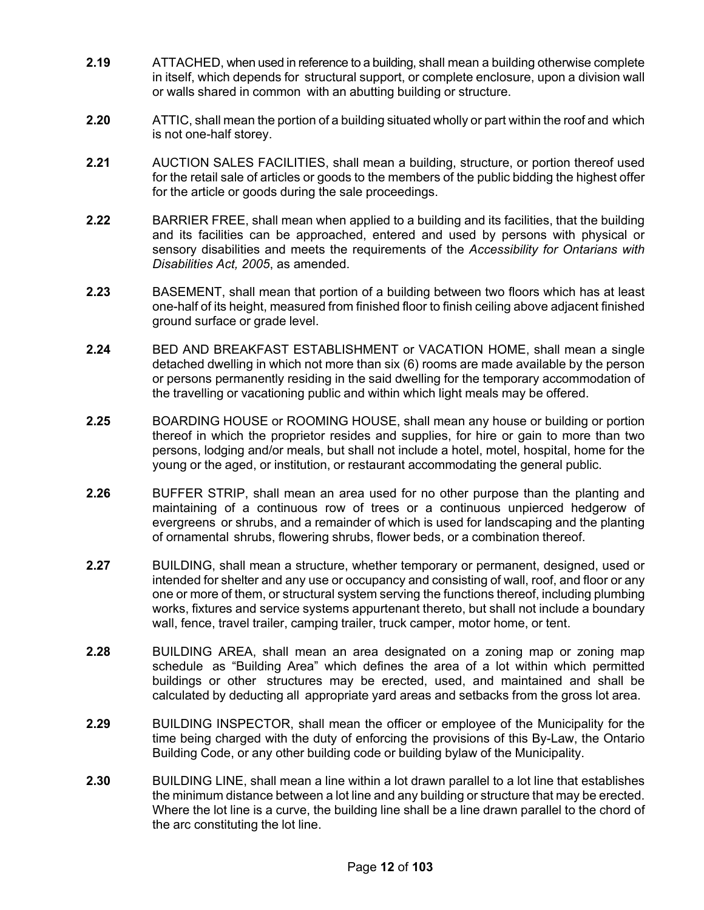**2.19** ATTACHED, when used in reference to a building, shall mean a building otherwise complete in itself, which depends for structural support, or complete enclosure, upon a division wall or walls shared in common with an abutting building or structure.

**2.20** ATTIC, shall mean the portion of a building situated wholly or part within the roof and which is not one-half storey.

**2.21** AUCTION SALES FACILITIES, shall mean a building, structure, or portion thereof used for the retail sale of articles or goods to the members of the public bidding the highest offer for the article or goods during the sale proceedings.

**2.22** BARRIER FREE, shall mean when applied to a building and its facilities, that the building and its facilities can be approached, entered and used by persons with physical or sensory disabilities and meets the requirements of the *Accessibility for Ontarians with Disabilities Act, 2005*, as amended.

**2.23** BASEMENT, shall mean that portion of a building between two floors which has at least one-half of its height, measured from finished floor to finish ceiling above adjacent finished ground surface or grade level.

**2.24** BED AND BREAKFAST ESTABLISHMENT or VACATION HOME, shall mean a single detached dwelling in which not more than six (6) rooms are made available by the person or persons permanently residing in the said dwelling for the temporary accommodation of the travelling or vacationing public and within which light meals may be offered.

**2.25** BOARDING HOUSE or ROOMING HOUSE, shall mean any house or building or portion thereof in which the proprietor resides and supplies, for hire or gain to more than two persons, lodging and/or meals, but shall not include a hotel, motel, hospital, home for the young or the aged, or institution, or restaurant accommodating the general public.

**2.26** BUFFER STRIP, shall mean an area used for no other purpose than the planting and maintaining of a continuous row of trees or a continuous unpierced hedgerow of evergreens or shrubs, and a remainder of which is used for landscaping and the planting of ornamental shrubs, flowering shrubs, flower beds, or a combination thereof.

**2.27** BUILDING, shall mean a structure, whether temporary or permanent, designed, used or intended for shelter and any use or occupancy and consisting of wall, roof, and floor or any one or more of them, or structural system serving the functions thereof, including plumbing works, fixtures and service systems appurtenant thereto, but shall not include a boundary wall, fence, travel trailer, camping trailer, truck camper, motor home, or tent.

**2.28** BUILDING AREA, shall mean an area designated on a zoning map or zoning map schedule as "Building Area" which defines the area of a lot within which permitted buildings or other structures may be erected, used, and maintained and shall be calculated by deducting all appropriate yard areas and setbacks from the gross lot area.

**2.29** BUILDING INSPECTOR, shall mean the officer or employee of the Municipality for the time being charged with the duty of enforcing the provisions of this By-Law, the Ontario Building Code, or any other building code or building bylaw of the Municipality.

**2.30** BUILDING LINE, shall mean a line within a lot drawn parallel to a lot line that establishes the minimum distance between a lot line and any building or structure that may be erected. Where the lot line is a curve, the building line shall be a line drawn parallel to the chord of the arc constituting the lot line.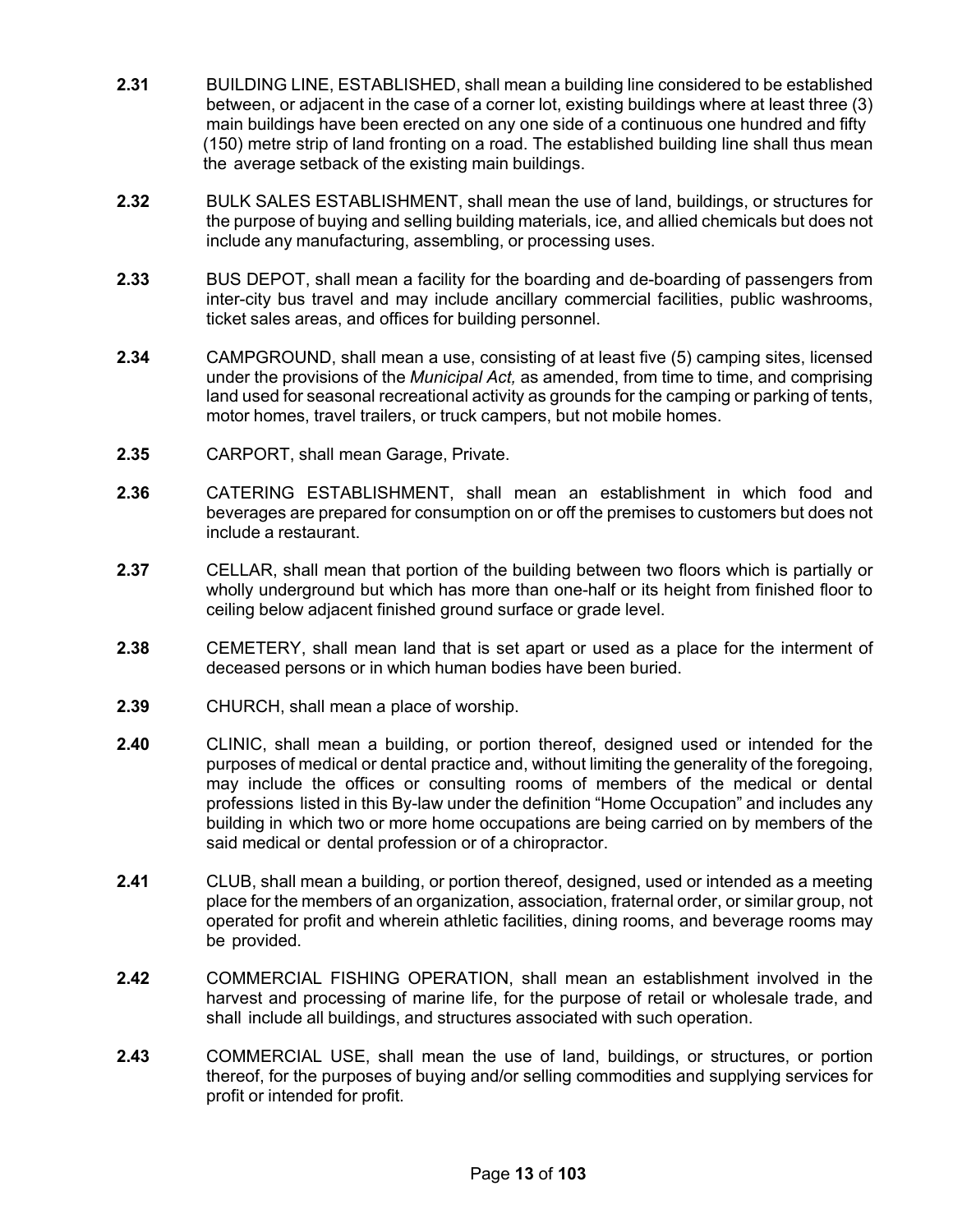**2.31** BUILDING LINE, ESTABLISHED, shall mean a building line considered to be established between, or adjacent in the case of a corner lot, existing buildings where at least three (3) main buildings have been erected on any one side of a continuous one hundred and fifty (150) metre strip of land fronting on a road. The established building line shall thus mean the average setback of the existing main buildings.

**2.32** BULK SALES ESTABLISHMENT, shall mean the use of land, buildings, or structures for the purpose of buying and selling building materials, ice, and allied chemicals but does not include any manufacturing, assembling, or processing uses.

**2.33** BUS DEPOT, shall mean a facility for the boarding and de-boarding of passengers from inter-city bus travel and may include ancillary commercial facilities, public washrooms, ticket sales areas, and offices for building personnel.

**2.34** CAMPGROUND, shall mean a use, consisting of at least five (5) camping sites, licensed under the provisions of the *Municipal Act,* as amended, from time to time, and comprising land used for seasonal recreational activity as grounds for the camping or parking of tents, motor homes, travel trailers, or truck campers, but not mobile homes.

**2.35** CARPORT, shall mean Garage, Private.

**2.36** CATERING ESTABLISHMENT, shall mean an establishment in which food and beverages are prepared for consumption on or off the premises to customers but does not include a restaurant.

**2.37** CELLAR, shall mean that portion of the building between two floors which is partially or wholly underground but which has more than one-half or its height from finished floor to ceiling below adjacent finished ground surface or grade level.

**2.38** CEMETERY, shall mean land that is set apart or used as a place for the interment of deceased persons or in which human bodies have been buried.

**2.39** CHURCH, shall mean a place of worship.

**2.40** CLINIC, shall mean a building, or portion thereof, designed used or intended for the purposes of medical or dental practice and, without limiting the generality of the foregoing, may include the offices or consulting rooms of members of the medical or dental professions listed in this By-law under the definition "Home Occupation" and includes any building in which two or more home occupations are being carried on by members of the said medical or dental profession or of a chiropractor.

**2.41** CLUB, shall mean a building, or portion thereof, designed, used or intended as a meeting place for the members of an organization, association, fraternal order, or similar group, not operated for profit and wherein athletic facilities, dining rooms, and beverage rooms may be provided.

**2.42** COMMERCIAL FISHING OPERATION, shall mean an establishment involved in the harvest and processing of marine life, for the purpose of retail or wholesale trade, and shall include all buildings, and structures associated with such operation.

**2.43** COMMERCIAL USE, shall mean the use of land, buildings, or structures, or portion thereof, for the purposes of buying and/or selling commodities and supplying services for profit or intended for profit.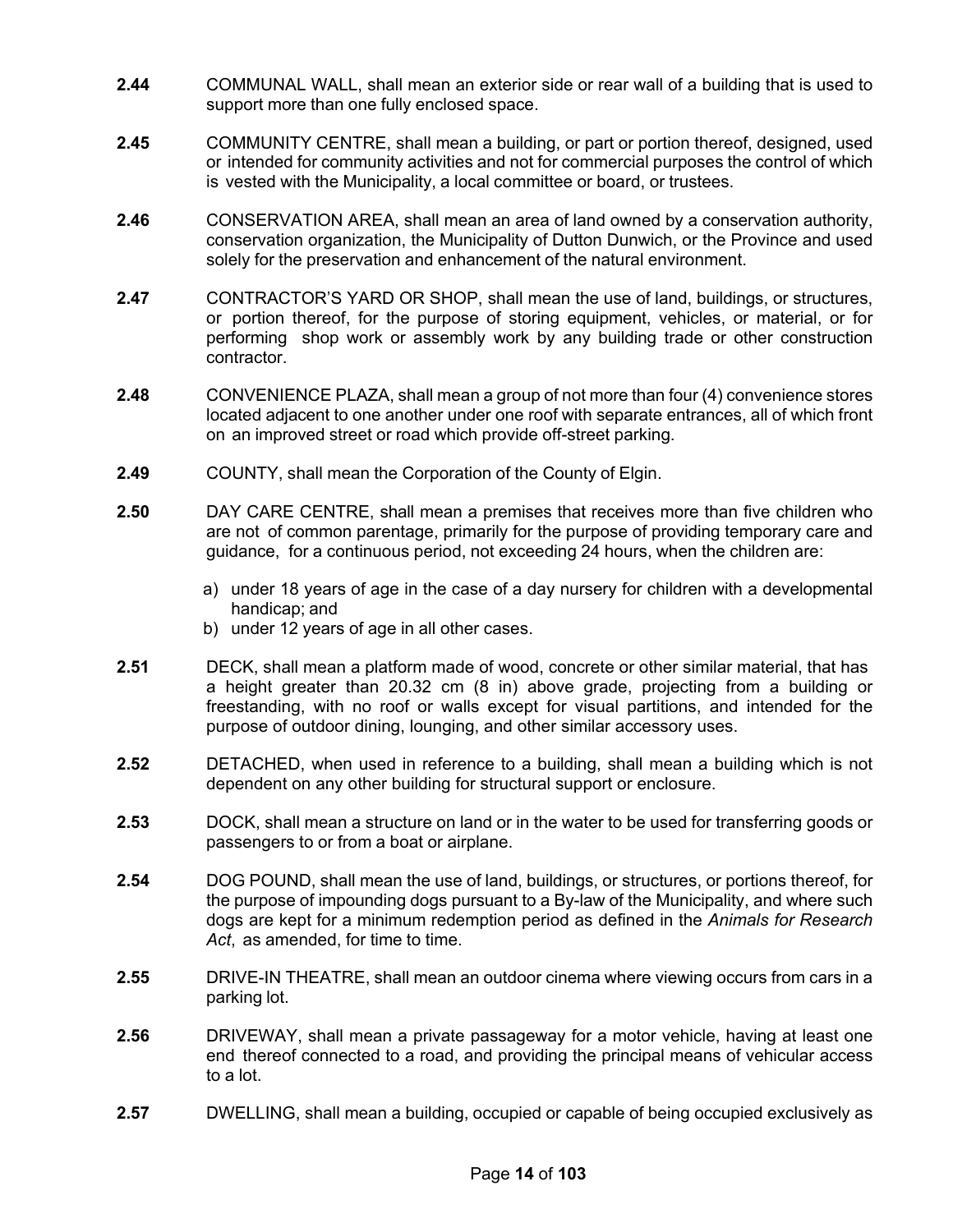**2.44** COMMUNAL WALL, shall mean an exterior side or rear wall of a building that is used to support more than one fully enclosed space.

**2.45** COMMUNITY CENTRE, shall mean a building, or part or portion thereof, designed, used or intended for community activities and not for commercial purposes the control of which is vested with the Municipality, a local committee or board, or trustees.

**2.46** CONSERVATION AREA, shall mean an area of land owned by a conservation authority, conservation organization, the Municipality of Dutton Dunwich, or the Province and used solely for the preservation and enhancement of the natural environment.

**2.47** CONTRACTOR'S YARD OR SHOP, shall mean the use of land, buildings, or structures, or portion thereof, for the purpose of storing equipment, vehicles, or material, or for performing shop work or assembly work by any building trade or other construction contractor.

**2.48** CONVENIENCE PLAZA, shall mean a group of not more than four (4) convenience stores located adjacent to one another under one roof with separate entrances, all of which front on an improved street or road which provide off-street parking.

**2.49** COUNTY, shall mean the Corporation of the County of Elgin.

**2.50** DAY CARE CENTRE, shall mean a premises that receives more than five children who are not of common parentage, primarily for the purpose of providing temporary care and guidance, for a continuous period, not exceeding 24 hours, when the children are:

a) under 18 years of age in the case of a day nursery for children with a developmental handicap; and
b) under 12 years of age in all other cases.

**2.51** DECK, shall mean a platform made of wood, concrete or other similar material, that has a height greater than 20.32 cm (8 in) above grade, projecting from a building or freestanding, with no roof or walls except for visual partitions, and intended for the purpose of outdoor dining, lounging, and other similar accessory uses.

**2.52** DETACHED, when used in reference to a building, shall mean a building which is not dependent on any other building for structural support or enclosure.

**2.53** DOCK, shall mean a structure on land or in the water to be used for transferring goods or passengers to or from a boat or airplane.

**2.54** DOG POUND, shall mean the use of land, buildings, or structures, or portions thereof, for the purpose of impounding dogs pursuant to a By-law of the Municipality, and where such dogs are kept for a minimum redemption period as defined in the *Animals for Research Act*, as amended, for time to time.

**2.55** DRIVE-IN THEATRE, shall mean an outdoor cinema where viewing occurs from cars in a parking lot.

**2.56** DRIVEWAY, shall mean a private passageway for a motor vehicle, having at least one end thereof connected to a road, and providing the principal means of vehicular access to a lot.

**2.57** DWELLING, shall mean a building, occupied or capable of being occupied exclusively as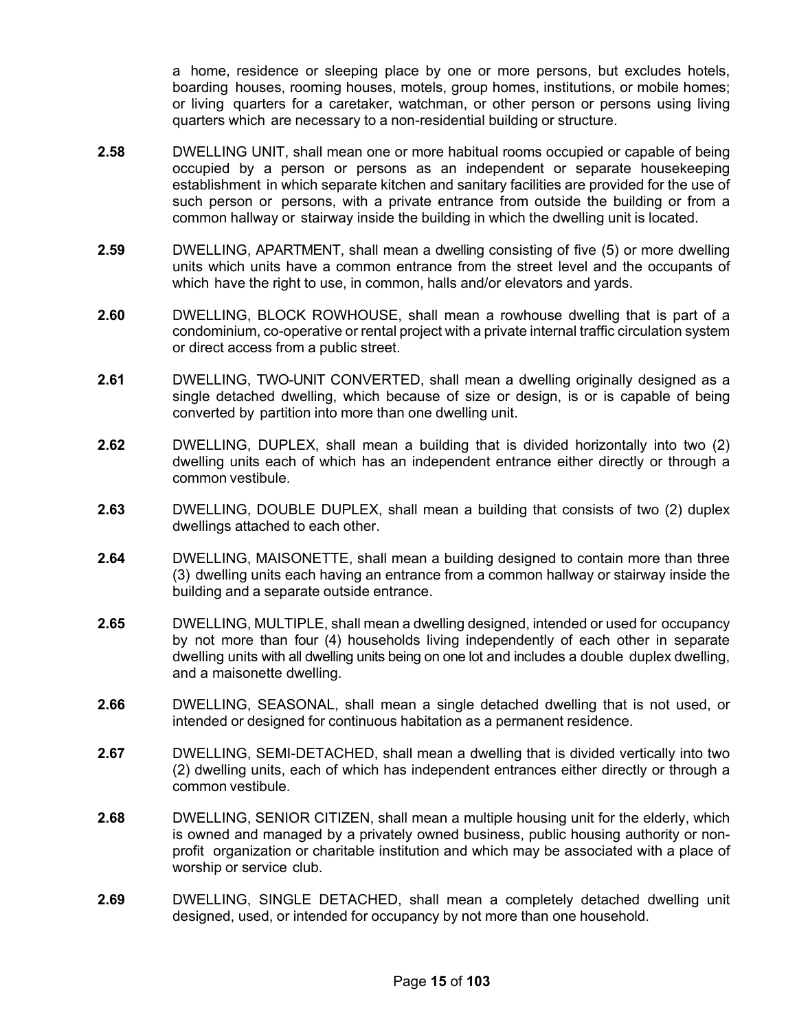a home, residence or sleeping place by one or more persons, but excludes hotels, boarding houses, rooming houses, motels, group homes, institutions, or mobile homes; or living quarters for a caretaker, watchman, or other person or persons using living quarters which are necessary to a non-residential building or structure.

**2.58** DWELLING UNIT, shall mean one or more habitual rooms occupied or capable of being occupied by a person or persons as an independent or separate housekeeping establishment in which separate kitchen and sanitary facilities are provided for the use of such person or persons, with a private entrance from outside the building or from a common hallway or stairway inside the building in which the dwelling unit is located.

**2.59** DWELLING, APARTMENT, shall mean a dwelling consisting of five (5) or more dwelling units which units have a common entrance from the street level and the occupants of which have the right to use, in common, halls and/or elevators and yards.

**2.60** DWELLING, BLOCK ROWHOUSE, shall mean a rowhouse dwelling that is part of a condominium, co-operative or rental project with a private internal traffic circulation system or direct access from a public street.

**2.61** DWELLING, TWO-UNIT CONVERTED, shall mean a dwelling originally designed as a single detached dwelling, which because of size or design, is or is capable of being converted by partition into more than one dwelling unit.

**2.62** DWELLING, DUPLEX, shall mean a building that is divided horizontally into two (2) dwelling units each of which has an independent entrance either directly or through a common vestibule.

**2.63** DWELLING, DOUBLE DUPLEX, shall mean a building that consists of two (2) duplex dwellings attached to each other.

**2.64** DWELLING, MAISONETTE, shall mean a building designed to contain more than three (3) dwelling units each having an entrance from a common hallway or stairway inside the building and a separate outside entrance.

**2.65** DWELLING, MULTIPLE, shall mean a dwelling designed, intended or used for occupancy by not more than four (4) households living independently of each other in separate dwelling units with all dwelling units being on one lot and includes a double duplex dwelling, and a maisonette dwelling.

**2.66** DWELLING, SEASONAL, shall mean a single detached dwelling that is not used, or intended or designed for continuous habitation as a permanent residence.

**2.67** DWELLING, SEMI-DETACHED, shall mean a dwelling that is divided vertically into two (2) dwelling units, each of which has independent entrances either directly or through a common vestibule.

**2.68** DWELLING, SENIOR CITIZEN, shall mean a multiple housing unit for the elderly, which is owned and managed by a privately owned business, public housing authority or non-profit organization or charitable institution and which may be associated with a place of worship or service club.

**2.69** DWELLING, SINGLE DETACHED, shall mean a completely detached dwelling unit designed, used, or intended for occupancy by not more than one household.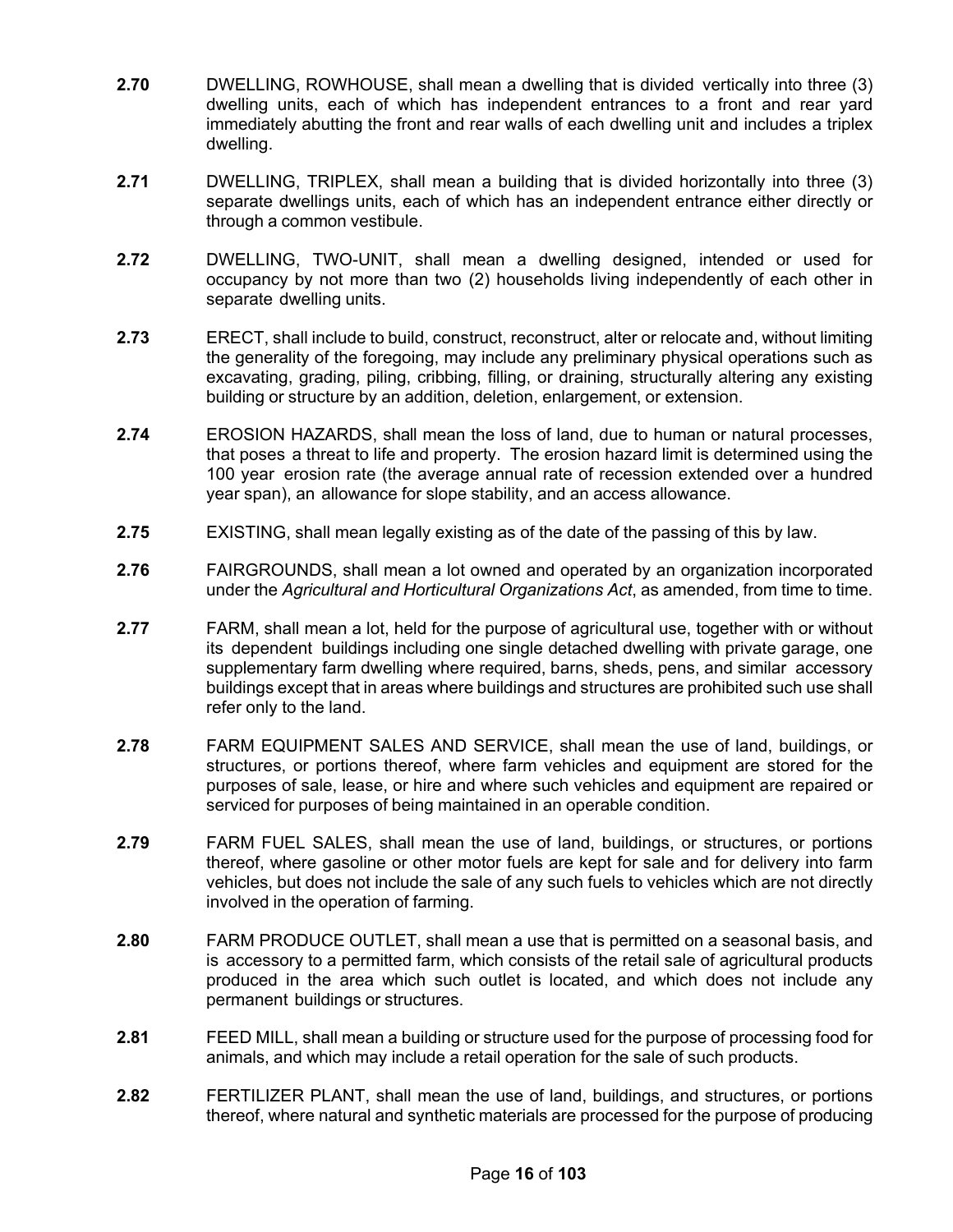**2.70** DWELLING, ROWHOUSE, shall mean a dwelling that is divided vertically into three (3) dwelling units, each of which has independent entrances to a front and rear yard immediately abutting the front and rear walls of each dwelling unit and includes a triplex dwelling.

**2.71** DWELLING, TRIPLEX, shall mean a building that is divided horizontally into three (3) separate dwellings units, each of which has an independent entrance either directly or through a common vestibule.

**2.72** DWELLING, TWO-UNIT, shall mean a dwelling designed, intended or used for occupancy by not more than two (2) households living independently of each other in separate dwelling units.

**2.73** ERECT, shall include to build, construct, reconstruct, alter or relocate and, without limiting the generality of the foregoing, may include any preliminary physical operations such as excavating, grading, piling, cribbing, filling, or draining, structurally altering any existing building or structure by an addition, deletion, enlargement, or extension.

**2.74** EROSION HAZARDS, shall mean the loss of land, due to human or natural processes, that poses a threat to life and property. The erosion hazard limit is determined using the 100 year erosion rate (the average annual rate of recession extended over a hundred year span), an allowance for slope stability, and an access allowance.

**2.75** EXISTING, shall mean legally existing as of the date of the passing of this by law.

**2.76** FAIRGROUNDS, shall mean a lot owned and operated by an organization incorporated under the *Agricultural and Horticultural Organizations Act*, as amended, from time to time.

**2.77** FARM, shall mean a lot, held for the purpose of agricultural use, together with or without its dependent buildings including one single detached dwelling with private garage, one supplementary farm dwelling where required, barns, sheds, pens, and similar accessory buildings except that in areas where buildings and structures are prohibited such use shall refer only to the land.

**2.78** FARM EQUIPMENT SALES AND SERVICE, shall mean the use of land, buildings, or structures, or portions thereof, where farm vehicles and equipment are stored for the purposes of sale, lease, or hire and where such vehicles and equipment are repaired or serviced for purposes of being maintained in an operable condition.

**2.79** FARM FUEL SALES, shall mean the use of land, buildings, or structures, or portions thereof, where gasoline or other motor fuels are kept for sale and for delivery into farm vehicles, but does not include the sale of any such fuels to vehicles which are not directly involved in the operation of farming.

**2.80** FARM PRODUCE OUTLET, shall mean a use that is permitted on a seasonal basis, and is accessory to a permitted farm, which consists of the retail sale of agricultural products produced in the area which such outlet is located, and which does not include any permanent buildings or structures.

**2.81** FEED MILL, shall mean a building or structure used for the purpose of processing food for animals, and which may include a retail operation for the sale of such products.

**2.82** FERTILIZER PLANT, shall mean the use of land, buildings, and structures, or portions thereof, where natural and synthetic materials are processed for the purpose of producing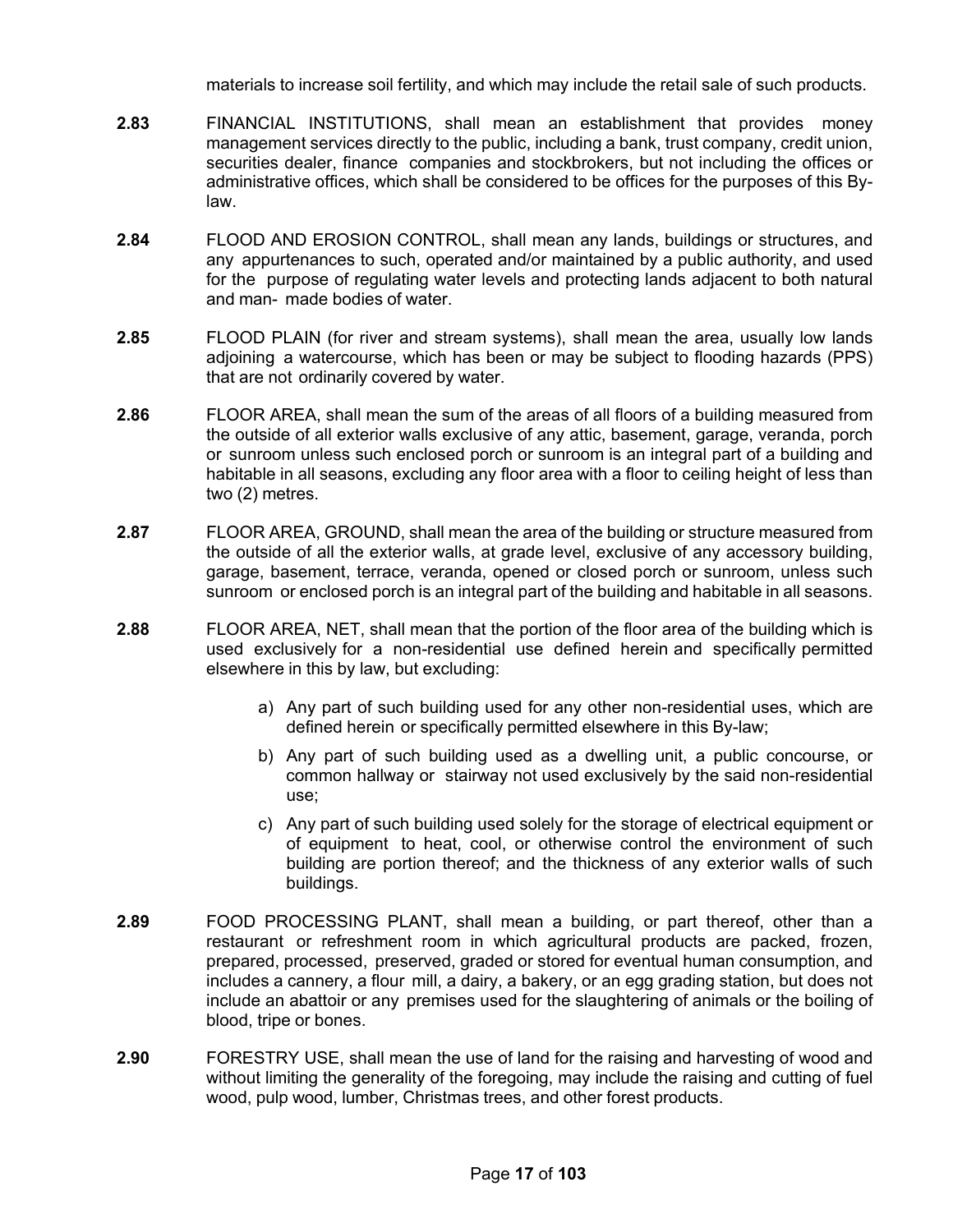materials to increase soil fertility, and which may include the retail sale of such products.

**2.83** FINANCIAL INSTITUTIONS, shall mean an establishment that provides money management services directly to the public, including a bank, trust company, credit union, securities dealer, finance companies and stockbrokers, but not including the offices or administrative offices, which shall be considered to be offices for the purposes of this By-law.

**2.84** FLOOD AND EROSION CONTROL, shall mean any lands, buildings or structures, and any appurtenances to such, operated and/or maintained by a public authority, and used for the purpose of regulating water levels and protecting lands adjacent to both natural and man- made bodies of water.

**2.85** FLOOD PLAIN (for river and stream systems), shall mean the area, usually low lands adjoining a watercourse, which has been or may be subject to flooding hazards (PPS) that are not ordinarily covered by water.

**2.86** FLOOR AREA, shall mean the sum of the areas of all floors of a building measured from the outside of all exterior walls exclusive of any attic, basement, garage, veranda, porch or sunroom unless such enclosed porch or sunroom is an integral part of a building and habitable in all seasons, excluding any floor area with a floor to ceiling height of less than two (2) metres.

**2.87** FLOOR AREA, GROUND, shall mean the area of the building or structure measured from the outside of all the exterior walls, at grade level, exclusive of any accessory building, garage, basement, terrace, veranda, opened or closed porch or sunroom, unless such sunroom or enclosed porch is an integral part of the building and habitable in all seasons.

**2.88** FLOOR AREA, NET, shall mean that the portion of the floor area of the building which is used exclusively for a non-residential use defined herein and specifically permitted elsewhere in this by law, but excluding:

a) Any part of such building used for any other non-residential uses, which are defined herein or specifically permitted elsewhere in this By-law;

b) Any part of such building used as a dwelling unit, a public concourse, or common hallway or stairway not used exclusively by the said non-residential use;

c) Any part of such building used solely for the storage of electrical equipment or of equipment to heat, cool, or otherwise control the environment of such building are portion thereof; and the thickness of any exterior walls of such buildings.

**2.89** FOOD PROCESSING PLANT, shall mean a building, or part thereof, other than a restaurant or refreshment room in which agricultural products are packed, frozen, prepared, processed, preserved, graded or stored for eventual human consumption, and includes a cannery, a flour mill, a dairy, a bakery, or an egg grading station, but does not include an abattoir or any premises used for the slaughtering of animals or the boiling of blood, tripe or bones.

**2.90** FORESTRY USE, shall mean the use of land for the raising and harvesting of wood and without limiting the generality of the foregoing, may include the raising and cutting of fuel wood, pulp wood, lumber, Christmas trees, and other forest products.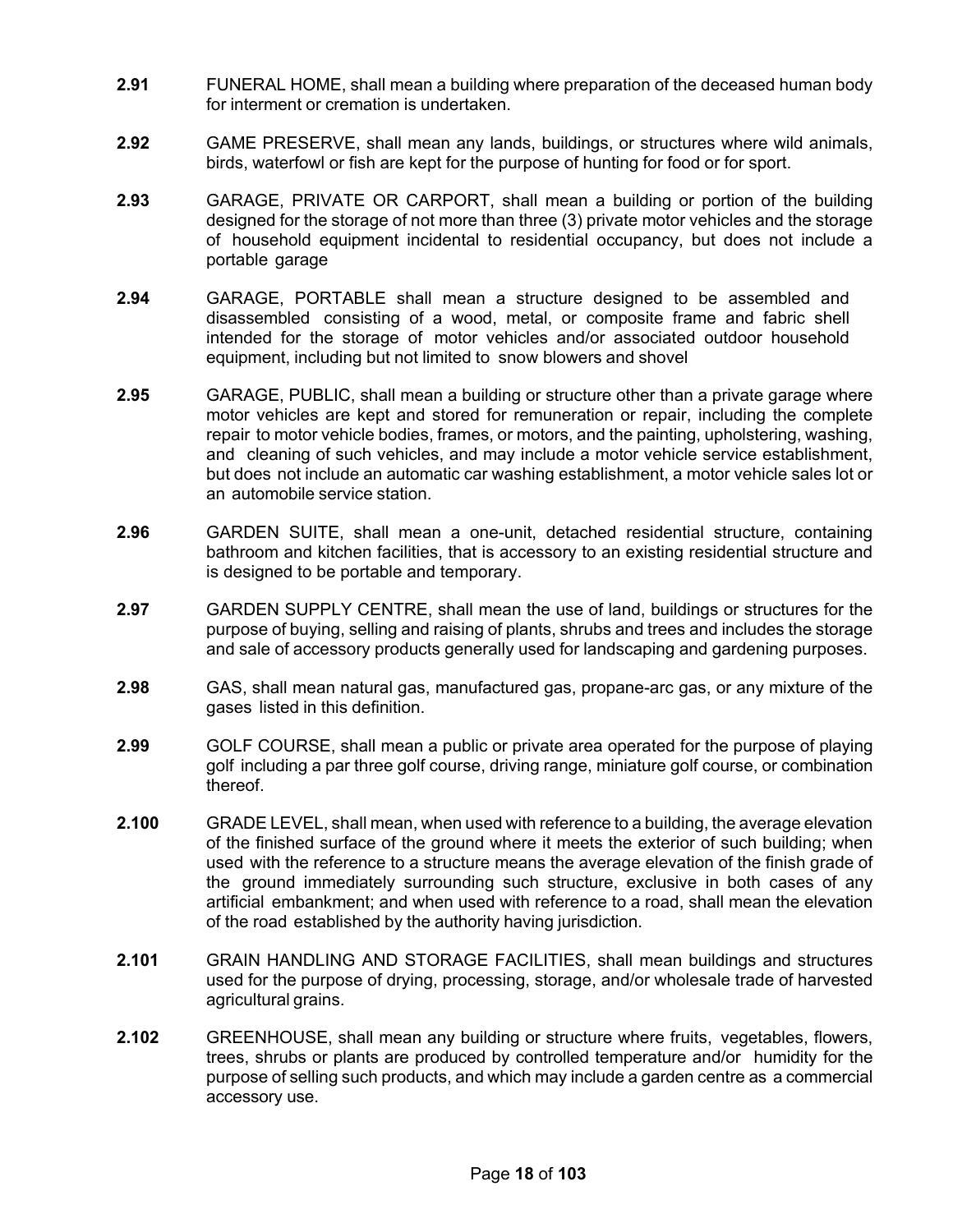**2.91** FUNERAL HOME, shall mean a building where preparation of the deceased human body for interment or cremation is undertaken.

**2.92** GAME PRESERVE, shall mean any lands, buildings, or structures where wild animals, birds, waterfowl or fish are kept for the purpose of hunting for food or for sport.

**2.93** GARAGE, PRIVATE OR CARPORT, shall mean a building or portion of the building designed for the storage of not more than three (3) private motor vehicles and the storage of household equipment incidental to residential occupancy, but does not include a portable garage

**2.94** GARAGE, PORTABLE shall mean a structure designed to be assembled and disassembled consisting of a wood, metal, or composite frame and fabric shell intended for the storage of motor vehicles and/or associated outdoor household equipment, including but not limited to snow blowers and shovel

**2.95** GARAGE, PUBLIC, shall mean a building or structure other than a private garage where motor vehicles are kept and stored for remuneration or repair, including the complete repair to motor vehicle bodies, frames, or motors, and the painting, upholstering, washing, and cleaning of such vehicles, and may include a motor vehicle service establishment, but does not include an automatic car washing establishment, a motor vehicle sales lot or an automobile service station.

**2.96** GARDEN SUITE, shall mean a one-unit, detached residential structure, containing bathroom and kitchen facilities, that is accessory to an existing residential structure and is designed to be portable and temporary.

**2.97** GARDEN SUPPLY CENTRE, shall mean the use of land, buildings or structures for the purpose of buying, selling and raising of plants, shrubs and trees and includes the storage and sale of accessory products generally used for landscaping and gardening purposes.

**2.98** GAS, shall mean natural gas, manufactured gas, propane-arc gas, or any mixture of the gases listed in this definition.

**2.99** GOLF COURSE, shall mean a public or private area operated for the purpose of playing golf including a par three golf course, driving range, miniature golf course, or combination thereof.

**2.100** GRADE LEVEL, shall mean, when used with reference to a building, the average elevation of the finished surface of the ground where it meets the exterior of such building; when used with the reference to a structure means the average elevation of the finish grade of the ground immediately surrounding such structure, exclusive in both cases of any artificial embankment; and when used with reference to a road, shall mean the elevation of the road established by the authority having jurisdiction.

**2.101** GRAIN HANDLING AND STORAGE FACILITIES, shall mean buildings and structures used for the purpose of drying, processing, storage, and/or wholesale trade of harvested agricultural grains.

**2.102** GREENHOUSE, shall mean any building or structure where fruits, vegetables, flowers, trees, shrubs or plants are produced by controlled temperature and/or humidity for the purpose of selling such products, and which may include a garden centre as a commercial accessory use.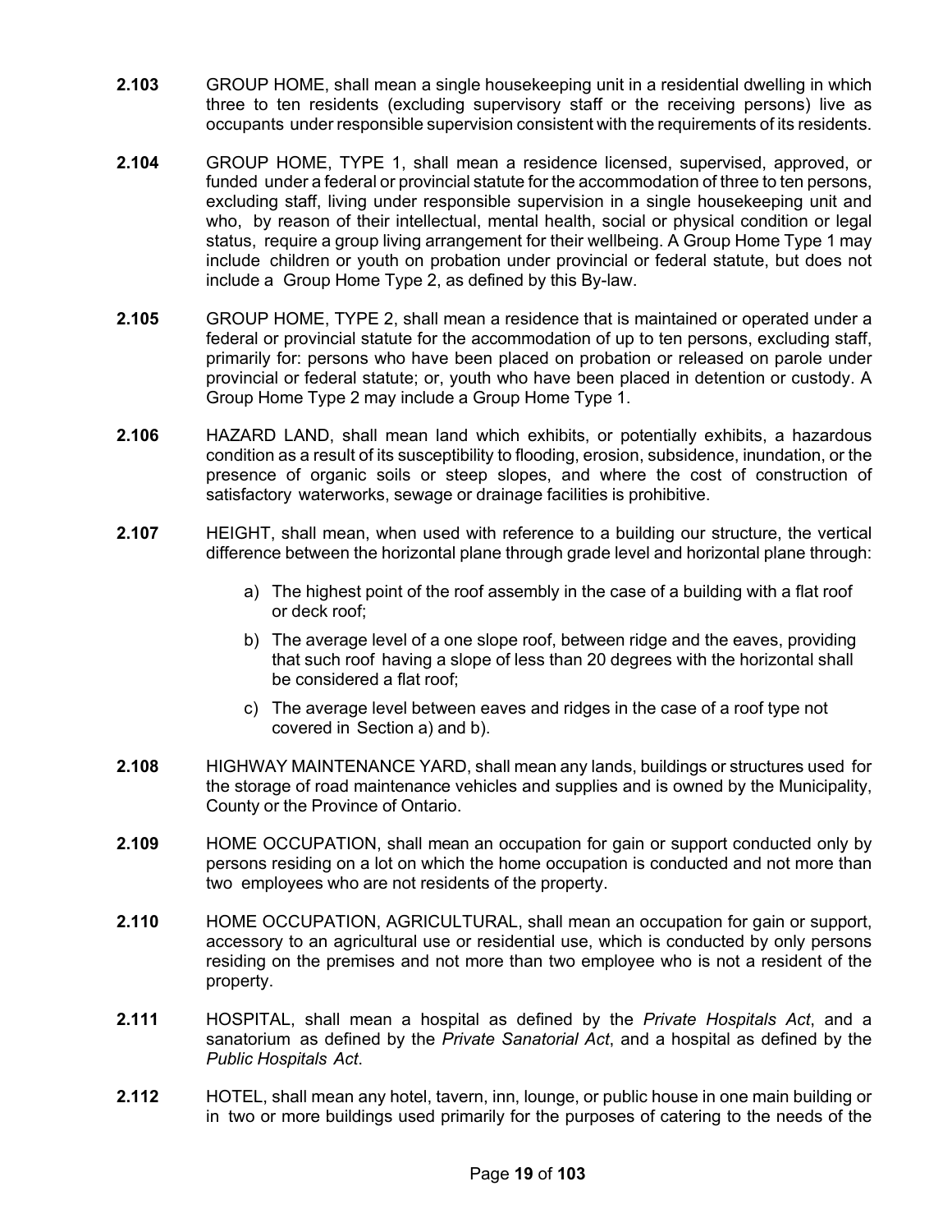**2.103** GROUP HOME, shall mean a single housekeeping unit in a residential dwelling in which three to ten residents (excluding supervisory staff or the receiving persons) live as occupants under responsible supervision consistent with the requirements of its residents.

**2.104** GROUP HOME, TYPE 1, shall mean a residence licensed, supervised, approved, or funded under a federal or provincial statute for the accommodation of three to ten persons, excluding staff, living under responsible supervision in a single housekeeping unit and who, by reason of their intellectual, mental health, social or physical condition or legal status, require a group living arrangement for their wellbeing. A Group Home Type 1 may include children or youth on probation under provincial or federal statute, but does not include a Group Home Type 2, as defined by this By-law.

**2.105** GROUP HOME, TYPE 2, shall mean a residence that is maintained or operated under a federal or provincial statute for the accommodation of up to ten persons, excluding staff, primarily for: persons who have been placed on probation or released on parole under provincial or federal statute; or, youth who have been placed in detention or custody. A Group Home Type 2 may include a Group Home Type 1.

**2.106** HAZARD LAND, shall mean land which exhibits, or potentially exhibits, a hazardous condition as a result of its susceptibility to flooding, erosion, subsidence, inundation, or the presence of organic soils or steep slopes, and where the cost of construction of satisfactory waterworks, sewage or drainage facilities is prohibitive.

**2.107** HEIGHT, shall mean, when used with reference to a building our structure, the vertical difference between the horizontal plane through grade level and horizontal plane through:

a) The highest point of the roof assembly in the case of a building with a flat roof or deck roof;

b) The average level of a one slope roof, between ridge and the eaves, providing that such roof having a slope of less than 20 degrees with the horizontal shall be considered a flat roof;

c) The average level between eaves and ridges in the case of a roof type not covered in Section a) and b).

**2.108** HIGHWAY MAINTENANCE YARD, shall mean any lands, buildings or structures used for the storage of road maintenance vehicles and supplies and is owned by the Municipality, County or the Province of Ontario.

**2.109** HOME OCCUPATION, shall mean an occupation for gain or support conducted only by persons residing on a lot on which the home occupation is conducted and not more than two employees who are not residents of the property.

**2.110** HOME OCCUPATION, AGRICULTURAL, shall mean an occupation for gain or support, accessory to an agricultural use or residential use, which is conducted by only persons residing on the premises and not more than two employee who is not a resident of the property.

**2.111** HOSPITAL, shall mean a hospital as defined by the *Private Hospitals Act*, and a sanatorium as defined by the *Private Sanatorial Act*, and a hospital as defined by the *Public Hospitals Act*.

**2.112** HOTEL, shall mean any hotel, tavern, inn, lounge, or public house in one main building or in two or more buildings used primarily for the purposes of catering to the needs of the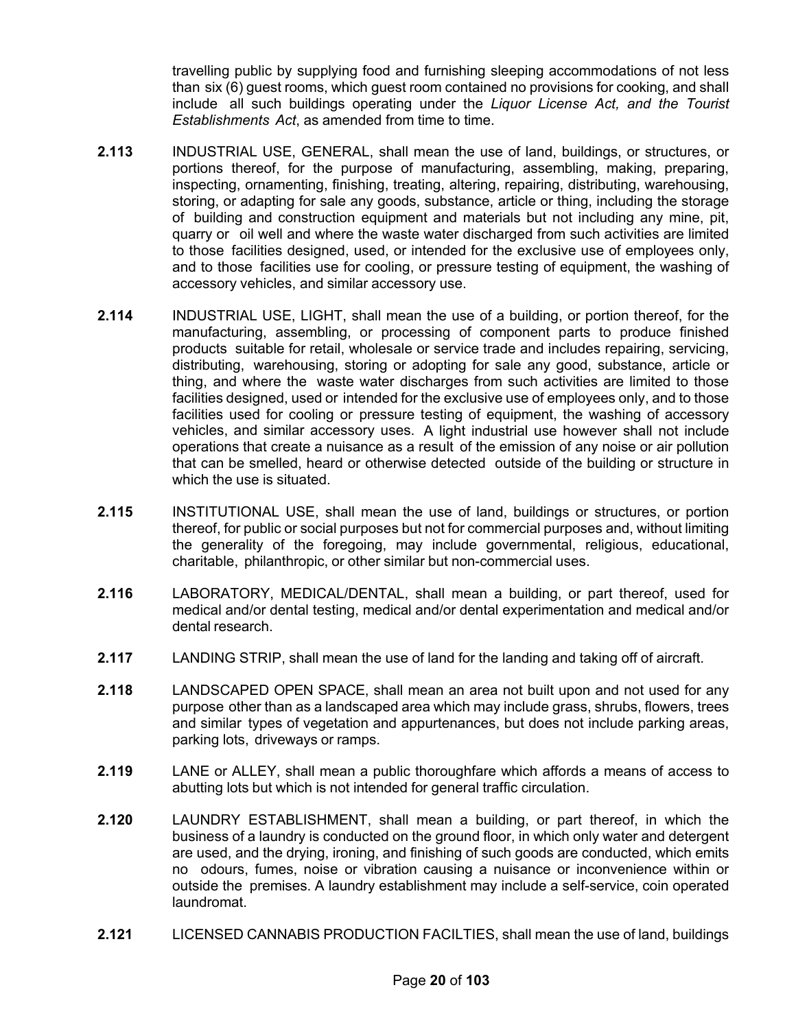travelling public by supplying food and furnishing sleeping accommodations of not less than six (6) guest rooms, which guest room contained no provisions for cooking, and shall include all such buildings operating under the *Liquor License Act, and the Tourist Establishments Act*, as amended from time to time.

**2.113** INDUSTRIAL USE, GENERAL, shall mean the use of land, buildings, or structures, or portions thereof, for the purpose of manufacturing, assembling, making, preparing, inspecting, ornamenting, finishing, treating, altering, repairing, distributing, warehousing, storing, or adapting for sale any goods, substance, article or thing, including the storage of building and construction equipment and materials but not including any mine, pit, quarry or oil well and where the waste water discharged from such activities are limited to those facilities designed, used, or intended for the exclusive use of employees only, and to those facilities use for cooling, or pressure testing of equipment, the washing of accessory vehicles, and similar accessory use.

**2.114** INDUSTRIAL USE, LIGHT, shall mean the use of a building, or portion thereof, for the manufacturing, assembling, or processing of component parts to produce finished products suitable for retail, wholesale or service trade and includes repairing, servicing, distributing, warehousing, storing or adopting for sale any good, substance, article or thing, and where the waste water discharges from such activities are limited to those facilities designed, used or intended for the exclusive use of employees only, and to those facilities used for cooling or pressure testing of equipment, the washing of accessory vehicles, and similar accessory uses. A light industrial use however shall not include operations that create a nuisance as a result of the emission of any noise or air pollution that can be smelled, heard or otherwise detected outside of the building or structure in which the use is situated.

**2.115** INSTITUTIONAL USE, shall mean the use of land, buildings or structures, or portion thereof, for public or social purposes but not for commercial purposes and, without limiting the generality of the foregoing, may include governmental, religious, educational, charitable, philanthropic, or other similar but non-commercial uses.

**2.116** LABORATORY, MEDICAL/DENTAL, shall mean a building, or part thereof, used for medical and/or dental testing, medical and/or dental experimentation and medical and/or dental research.

**2.117** LANDING STRIP, shall mean the use of land for the landing and taking off of aircraft.

**2.118** LANDSCAPED OPEN SPACE, shall mean an area not built upon and not used for any purpose other than as a landscaped area which may include grass, shrubs, flowers, trees and similar types of vegetation and appurtenances, but does not include parking areas, parking lots, driveways or ramps.

**2.119** LANE or ALLEY, shall mean a public thoroughfare which affords a means of access to abutting lots but which is not intended for general traffic circulation.

**2.120** LAUNDRY ESTABLISHMENT, shall mean a building, or part thereof, in which the business of a laundry is conducted on the ground floor, in which only water and detergent are used, and the drying, ironing, and finishing of such goods are conducted, which emits no odours, fumes, noise or vibration causing a nuisance or inconvenience within or outside the premises. A laundry establishment may include a self-service, coin operated laundromat.

**2.121** LICENSED CANNABIS PRODUCTION FACILTIES, shall mean the use of land, buildings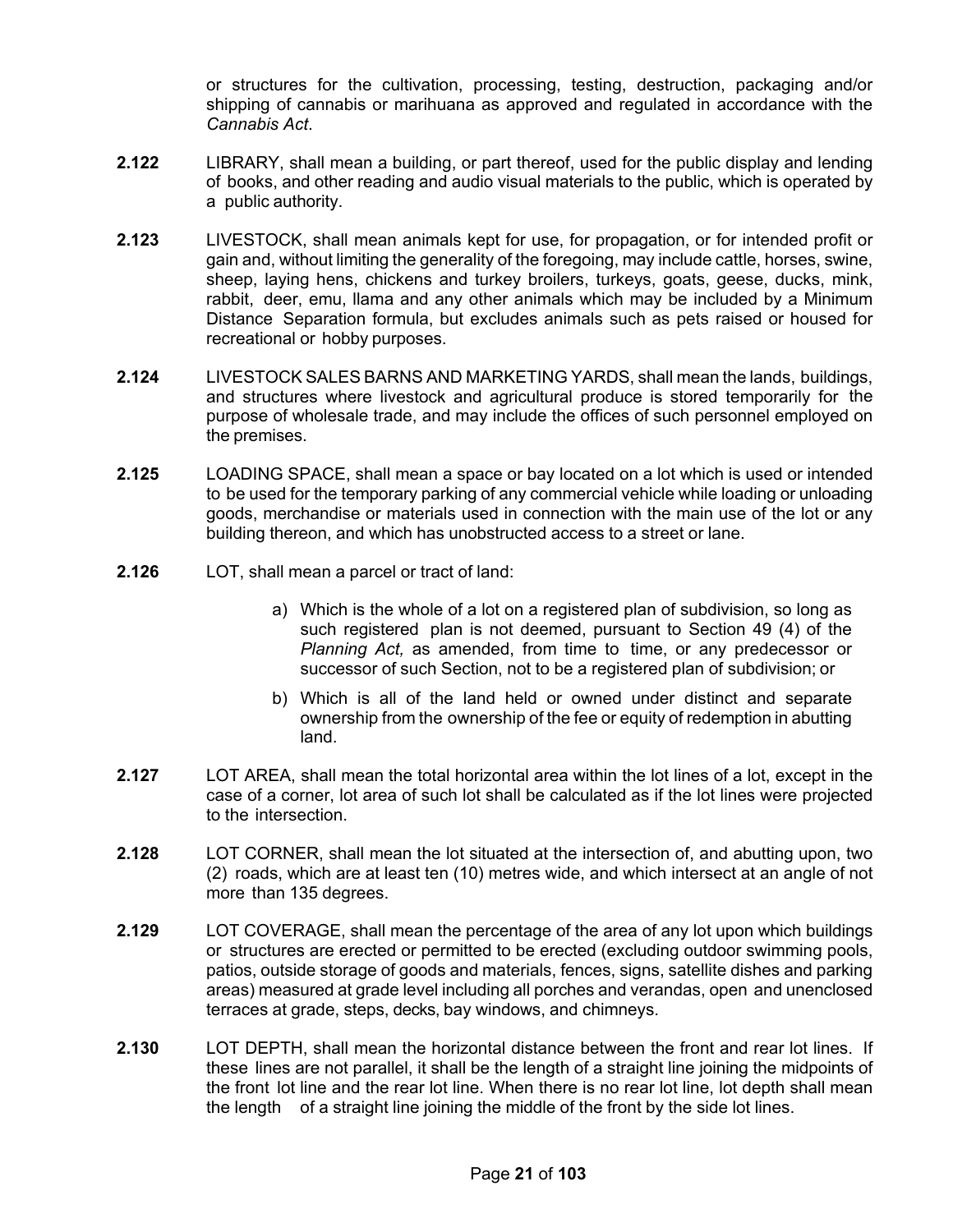or structures for the cultivation, processing, testing, destruction, packaging and/or shipping of cannabis or marihuana as approved and regulated in accordance with the *Cannabis Act*.

**2.122** LIBRARY, shall mean a building, or part thereof, used for the public display and lending of books, and other reading and audio visual materials to the public, which is operated by a public authority.

**2.123** LIVESTOCK, shall mean animals kept for use, for propagation, or for intended profit or gain and, without limiting the generality of the foregoing, may include cattle, horses, swine, sheep, laying hens, chickens and turkey broilers, turkeys, goats, geese, ducks, mink, rabbit, deer, emu, llama and any other animals which may be included by a Minimum Distance Separation formula, but excludes animals such as pets raised or housed for recreational or hobby purposes.

**2.124** LIVESTOCK SALES BARNS AND MARKETING YARDS, shall mean the lands, buildings, and structures where livestock and agricultural produce is stored temporarily for the purpose of wholesale trade, and may include the offices of such personnel employed on the premises.

**2.125** LOADING SPACE, shall mean a space or bay located on a lot which is used or intended to be used for the temporary parking of any commercial vehicle while loading or unloading goods, merchandise or materials used in connection with the main use of the lot or any building thereon, and which has unobstructed access to a street or lane.

**2.126** LOT, shall mean a parcel or tract of land:

a) Which is the whole of a lot on a registered plan of subdivision, so long as such registered plan is not deemed, pursuant to Section 49 (4) of the *Planning Act,* as amended, from time to time, or any predecessor or successor of such Section, not to be a registered plan of subdivision; or

b) Which is all of the land held or owned under distinct and separate ownership from the ownership of the fee or equity of redemption in abutting land.

**2.127** LOT AREA, shall mean the total horizontal area within the lot lines of a lot, except in the case of a corner, lot area of such lot shall be calculated as if the lot lines were projected to the intersection.

**2.128** LOT CORNER, shall mean the lot situated at the intersection of, and abutting upon, two (2) roads, which are at least ten (10) metres wide, and which intersect at an angle of not more than 135 degrees.

**2.129** LOT COVERAGE, shall mean the percentage of the area of any lot upon which buildings or structures are erected or permitted to be erected (excluding outdoor swimming pools, patios, outside storage of goods and materials, fences, signs, satellite dishes and parking areas) measured at grade level including all porches and verandas, open and unenclosed terraces at grade, steps, decks, bay windows, and chimneys.

**2.130** LOT DEPTH, shall mean the horizontal distance between the front and rear lot lines. If these lines are not parallel, it shall be the length of a straight line joining the midpoints of the front lot line and the rear lot line. When there is no rear lot line, lot depth shall mean the length of a straight line joining the middle of the front by the side lot lines.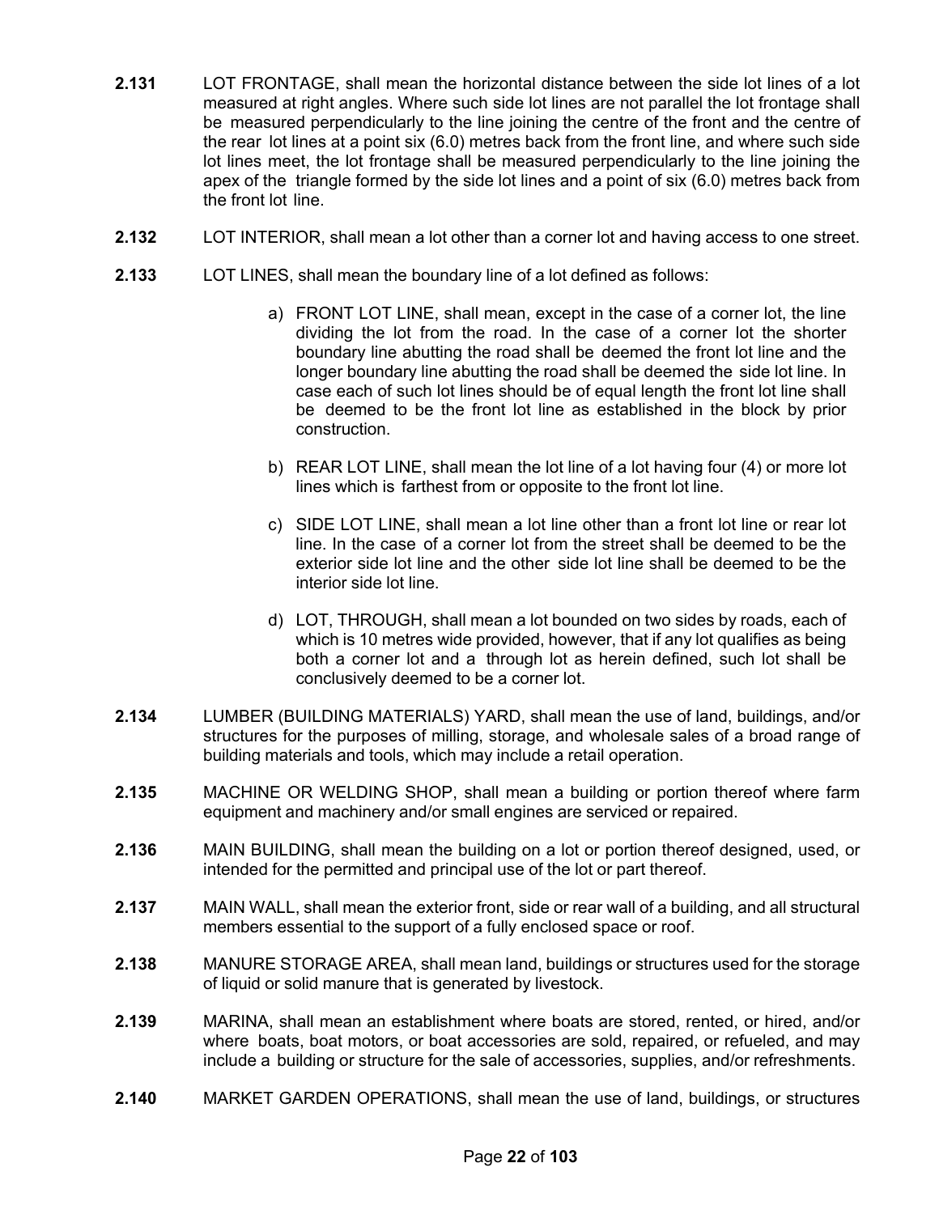**2.131** LOT FRONTAGE, shall mean the horizontal distance between the side lot lines of a lot measured at right angles. Where such side lot lines are not parallel the lot frontage shall be measured perpendicularly to the line joining the centre of the front and the centre of the rear lot lines at a point six (6.0) metres back from the front line, and where such side lot lines meet, the lot frontage shall be measured perpendicularly to the line joining the apex of the triangle formed by the side lot lines and a point of six (6.0) metres back from the front lot line.

**2.132** LOT INTERIOR, shall mean a lot other than a corner lot and having access to one street.

**2.133** LOT LINES, shall mean the boundary line of a lot defined as follows:

a) FRONT LOT LINE, shall mean, except in the case of a corner lot, the line dividing the lot from the road. In the case of a corner lot the shorter boundary line abutting the road shall be deemed the front lot line and the longer boundary line abutting the road shall be deemed the side lot line. In case each of such lot lines should be of equal length the front lot line shall be deemed to be the front lot line as established in the block by prior construction.

b) REAR LOT LINE, shall mean the lot line of a lot having four (4) or more lot lines which is farthest from or opposite to the front lot line.

c) SIDE LOT LINE, shall mean a lot line other than a front lot line or rear lot line. In the case of a corner lot from the street shall be deemed to be the exterior side lot line and the other side lot line shall be deemed to be the interior side lot line.

d) LOT, THROUGH, shall mean a lot bounded on two sides by roads, each of which is 10 metres wide provided, however, that if any lot qualifies as being both a corner lot and a through lot as herein defined, such lot shall be conclusively deemed to be a corner lot.

**2.134** LUMBER (BUILDING MATERIALS) YARD, shall mean the use of land, buildings, and/or structures for the purposes of milling, storage, and wholesale sales of a broad range of building materials and tools, which may include a retail operation.

**2.135** MACHINE OR WELDING SHOP, shall mean a building or portion thereof where farm equipment and machinery and/or small engines are serviced or repaired.

**2.136** MAIN BUILDING, shall mean the building on a lot or portion thereof designed, used, or intended for the permitted and principal use of the lot or part thereof.

**2.137** MAIN WALL, shall mean the exterior front, side or rear wall of a building, and all structural members essential to the support of a fully enclosed space or roof.

**2.138** MANURE STORAGE AREA, shall mean land, buildings or structures used for the storage of liquid or solid manure that is generated by livestock.

**2.139** MARINA, shall mean an establishment where boats are stored, rented, or hired, and/or where boats, boat motors, or boat accessories are sold, repaired, or refueled, and may include a building or structure for the sale of accessories, supplies, and/or refreshments.

**2.140** MARKET GARDEN OPERATIONS, shall mean the use of land, buildings, or structures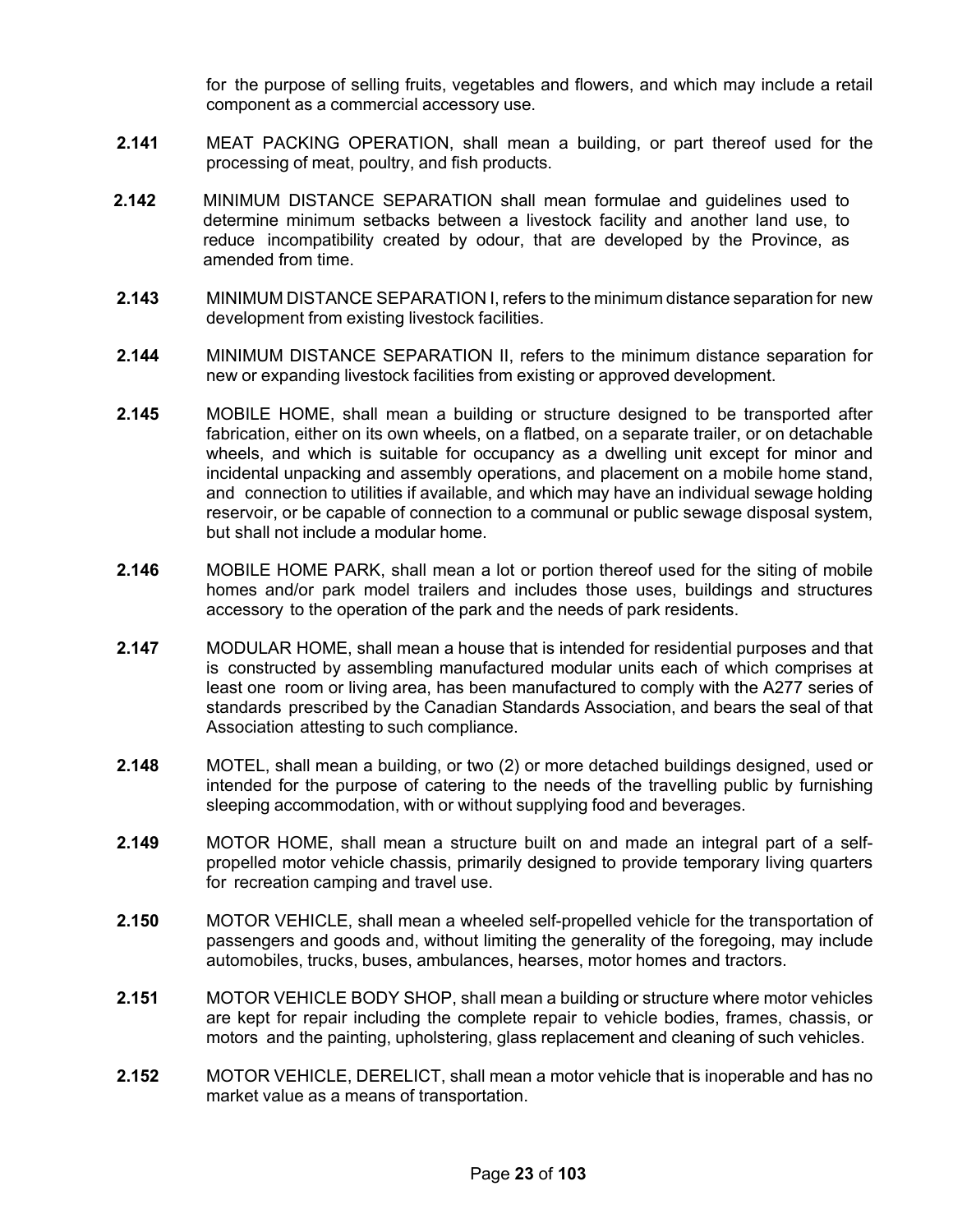for the purpose of selling fruits, vegetables and flowers, and which may include a retail component as a commercial accessory use.

**2.141** MEAT PACKING OPERATION, shall mean a building, or part thereof used for the processing of meat, poultry, and fish products.

**2.142** MINIMUM DISTANCE SEPARATION shall mean formulae and guidelines used to determine minimum setbacks between a livestock facility and another land use, to reduce incompatibility created by odour, that are developed by the Province, as amended from time.

**2.143** MINIMUM DISTANCE SEPARATION I, refers to the minimum distance separation for new development from existing livestock facilities.

**2.144** MINIMUM DISTANCE SEPARATION II, refers to the minimum distance separation for new or expanding livestock facilities from existing or approved development.

**2.145** MOBILE HOME, shall mean a building or structure designed to be transported after fabrication, either on its own wheels, on a flatbed, on a separate trailer, or on detachable wheels, and which is suitable for occupancy as a dwelling unit except for minor and incidental unpacking and assembly operations, and placement on a mobile home stand, and connection to utilities if available, and which may have an individual sewage holding reservoir, or be capable of connection to a communal or public sewage disposal system, but shall not include a modular home.

**2.146** MOBILE HOME PARK, shall mean a lot or portion thereof used for the siting of mobile homes and/or park model trailers and includes those uses, buildings and structures accessory to the operation of the park and the needs of park residents.

**2.147** MODULAR HOME, shall mean a house that is intended for residential purposes and that is constructed by assembling manufactured modular units each of which comprises at least one room or living area, has been manufactured to comply with the A277 series of standards prescribed by the Canadian Standards Association, and bears the seal of that Association attesting to such compliance.

**2.148** MOTEL, shall mean a building, or two (2) or more detached buildings designed, used or intended for the purpose of catering to the needs of the travelling public by furnishing sleeping accommodation, with or without supplying food and beverages.

**2.149** MOTOR HOME, shall mean a structure built on and made an integral part of a self-propelled motor vehicle chassis, primarily designed to provide temporary living quarters for recreation camping and travel use.

**2.150** MOTOR VEHICLE, shall mean a wheeled self-propelled vehicle for the transportation of passengers and goods and, without limiting the generality of the foregoing, may include automobiles, trucks, buses, ambulances, hearses, motor homes and tractors.

**2.151** MOTOR VEHICLE BODY SHOP, shall mean a building or structure where motor vehicles are kept for repair including the complete repair to vehicle bodies, frames, chassis, or motors and the painting, upholstering, glass replacement and cleaning of such vehicles.

**2.152** MOTOR VEHICLE, DERELICT, shall mean a motor vehicle that is inoperable and has no market value as a means of transportation.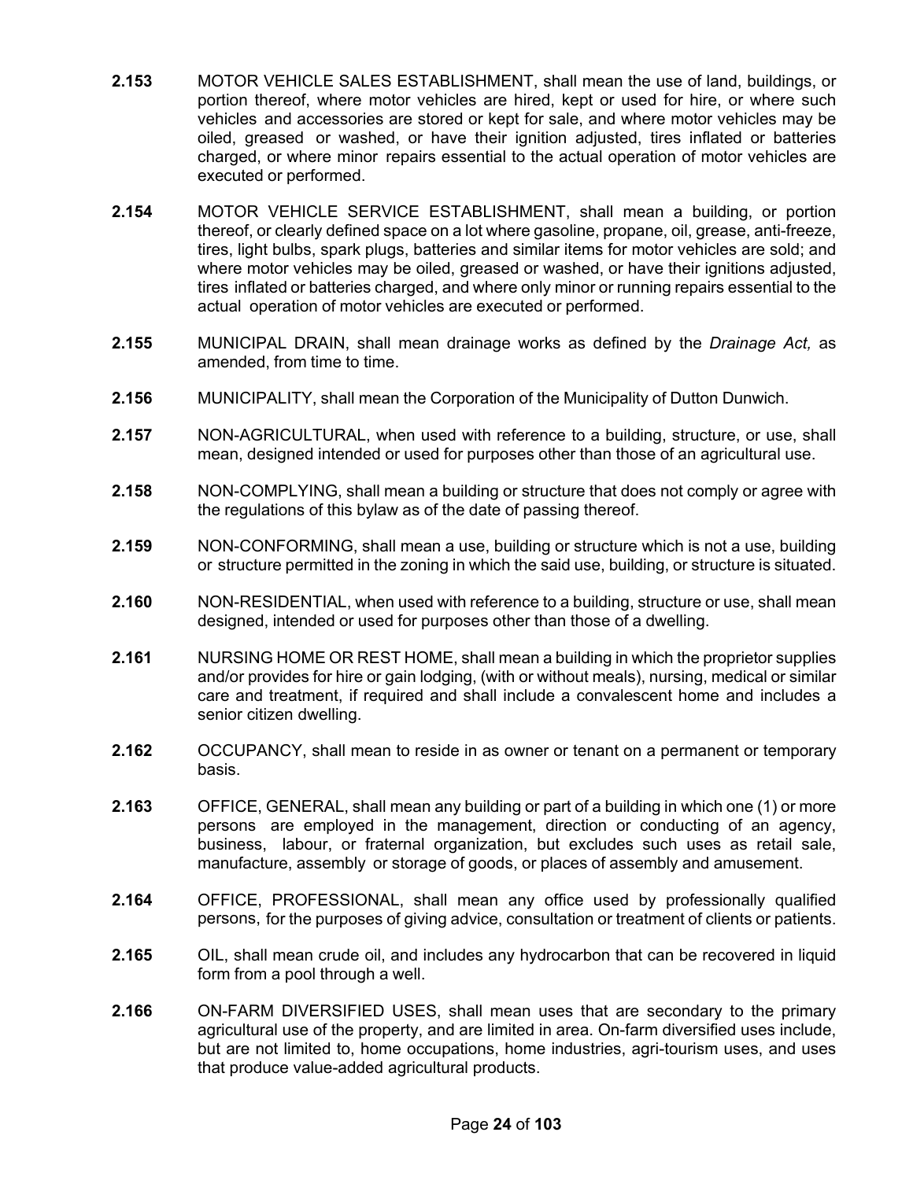**2.153** MOTOR VEHICLE SALES ESTABLISHMENT, shall mean the use of land, buildings, or portion thereof, where motor vehicles are hired, kept or used for hire, or where such vehicles and accessories are stored or kept for sale, and where motor vehicles may be oiled, greased or washed, or have their ignition adjusted, tires inflated or batteries charged, or where minor repairs essential to the actual operation of motor vehicles are executed or performed.

**2.154** MOTOR VEHICLE SERVICE ESTABLISHMENT, shall mean a building, or portion thereof, or clearly defined space on a lot where gasoline, propane, oil, grease, anti-freeze, tires, light bulbs, spark plugs, batteries and similar items for motor vehicles are sold; and where motor vehicles may be oiled, greased or washed, or have their ignitions adjusted, tires inflated or batteries charged, and where only minor or running repairs essential to the actual operation of motor vehicles are executed or performed.

**2.155** MUNICIPAL DRAIN, shall mean drainage works as defined by the *Drainage Act,* as amended, from time to time.

**2.156** MUNICIPALITY, shall mean the Corporation of the Municipality of Dutton Dunwich.

**2.157** NON-AGRICULTURAL, when used with reference to a building, structure, or use, shall mean, designed intended or used for purposes other than those of an agricultural use.

**2.158** NON-COMPLYING, shall mean a building or structure that does not comply or agree with the regulations of this bylaw as of the date of passing thereof.

**2.159** NON-CONFORMING, shall mean a use, building or structure which is not a use, building or structure permitted in the zoning in which the said use, building, or structure is situated.

**2.160** NON-RESIDENTIAL, when used with reference to a building, structure or use, shall mean designed, intended or used for purposes other than those of a dwelling.

**2.161** NURSING HOME OR REST HOME, shall mean a building in which the proprietor supplies and/or provides for hire or gain lodging, (with or without meals), nursing, medical or similar care and treatment, if required and shall include a convalescent home and includes a senior citizen dwelling.

**2.162** OCCUPANCY, shall mean to reside in as owner or tenant on a permanent or temporary basis.

**2.163** OFFICE, GENERAL, shall mean any building or part of a building in which one (1) or more persons are employed in the management, direction or conducting of an agency, business, labour, or fraternal organization, but excludes such uses as retail sale, manufacture, assembly or storage of goods, or places of assembly and amusement.

**2.164** OFFICE, PROFESSIONAL, shall mean any office used by professionally qualified persons, for the purposes of giving advice, consultation or treatment of clients or patients.

**2.165** OIL, shall mean crude oil, and includes any hydrocarbon that can be recovered in liquid form from a pool through a well.

**2.166** ON-FARM DIVERSIFIED USES, shall mean uses that are secondary to the primary agricultural use of the property, and are limited in area. On-farm diversified uses include, but are not limited to, home occupations, home industries, agri-tourism uses, and uses that produce value-added agricultural products.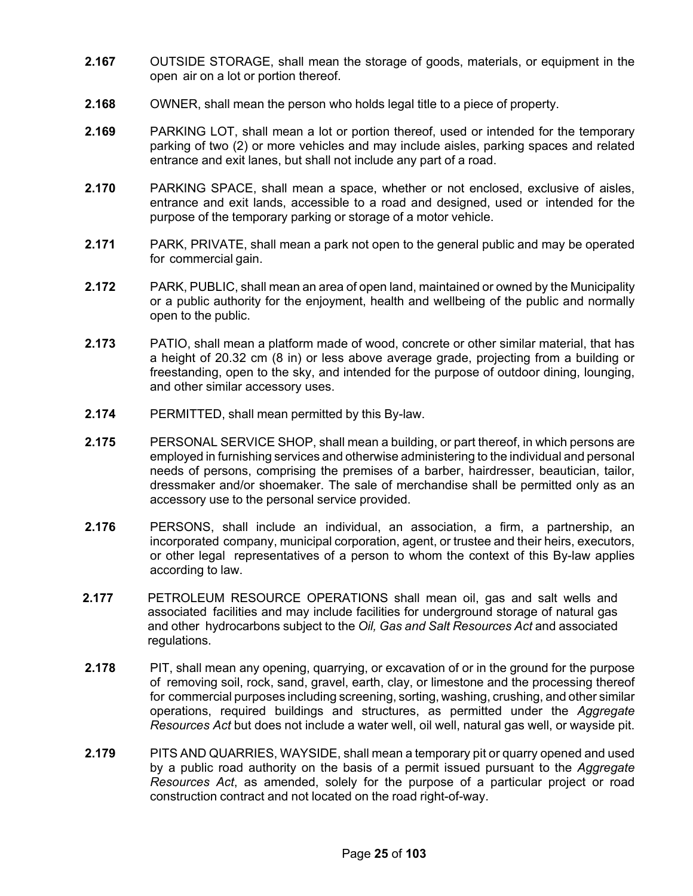**2.167** OUTSIDE STORAGE, shall mean the storage of goods, materials, or equipment in the open air on a lot or portion thereof.

**2.168** OWNER, shall mean the person who holds legal title to a piece of property.

**2.169** PARKING LOT, shall mean a lot or portion thereof, used or intended for the temporary parking of two (2) or more vehicles and may include aisles, parking spaces and related entrance and exit lanes, but shall not include any part of a road.

**2.170** PARKING SPACE, shall mean a space, whether or not enclosed, exclusive of aisles, entrance and exit lands, accessible to a road and designed, used or intended for the purpose of the temporary parking or storage of a motor vehicle.

**2.171** PARK, PRIVATE, shall mean a park not open to the general public and may be operated for commercial gain.

**2.172** PARK, PUBLIC, shall mean an area of open land, maintained or owned by the Municipality or a public authority for the enjoyment, health and wellbeing of the public and normally open to the public.

**2.173** PATIO, shall mean a platform made of wood, concrete or other similar material, that has a height of 20.32 cm (8 in) or less above average grade, projecting from a building or freestanding, open to the sky, and intended for the purpose of outdoor dining, lounging, and other similar accessory uses.

**2.174** PERMITTED, shall mean permitted by this By-law.

**2.175** PERSONAL SERVICE SHOP, shall mean a building, or part thereof, in which persons are employed in furnishing services and otherwise administering to the individual and personal needs of persons, comprising the premises of a barber, hairdresser, beautician, tailor, dressmaker and/or shoemaker. The sale of merchandise shall be permitted only as an accessory use to the personal service provided.

**2.176** PERSONS, shall include an individual, an association, a firm, a partnership, an incorporated company, municipal corporation, agent, or trustee and their heirs, executors, or other legal representatives of a person to whom the context of this By-law applies according to law.

**2.177** PETROLEUM RESOURCE OPERATIONS shall mean oil, gas and salt wells and associated facilities and may include facilities for underground storage of natural gas and other hydrocarbons subject to the *Oil, Gas and Salt Resources Act* and associated regulations.

**2.178** PIT, shall mean any opening, quarrying, or excavation of or in the ground for the purpose of removing soil, rock, sand, gravel, earth, clay, or limestone and the processing thereof for commercial purposes including screening, sorting, washing, crushing, and other similar operations, required buildings and structures, as permitted under the *Aggregate Resources Act* but does not include a water well, oil well, natural gas well, or wayside pit.

**2.179** PITS AND QUARRIES, WAYSIDE, shall mean a temporary pit or quarry opened and used by a public road authority on the basis of a permit issued pursuant to the *Aggregate Resources Act*, as amended, solely for the purpose of a particular project or road construction contract and not located on the road right-of-way.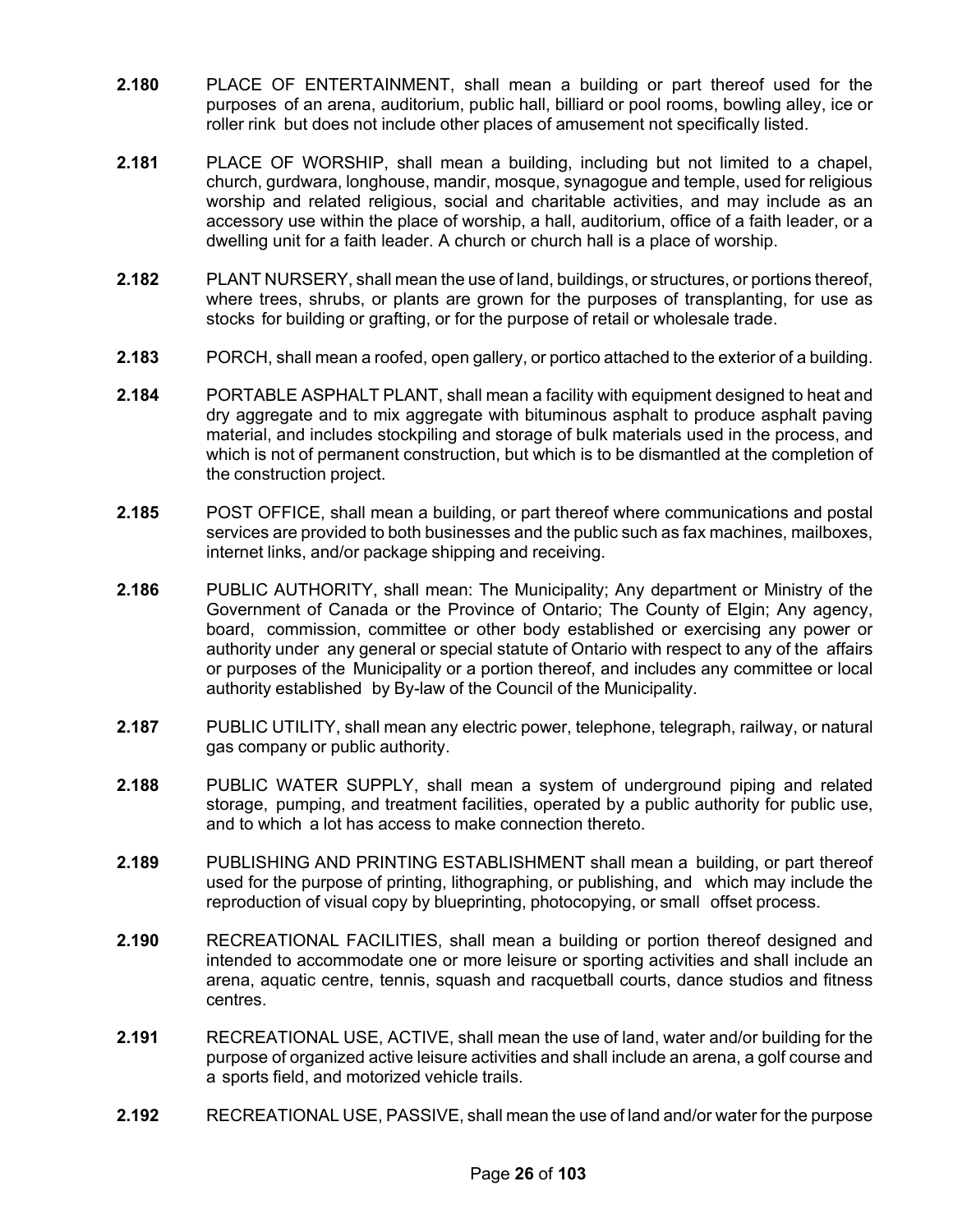**2.180** PLACE OF ENTERTAINMENT, shall mean a building or part thereof used for the purposes of an arena, auditorium, public hall, billiard or pool rooms, bowling alley, ice or roller rink but does not include other places of amusement not specifically listed.

**2.181** PLACE OF WORSHIP, shall mean a building, including but not limited to a chapel, church, gurdwara, longhouse, mandir, mosque, synagogue and temple, used for religious worship and related religious, social and charitable activities, and may include as an accessory use within the place of worship, a hall, auditorium, office of a faith leader, or a dwelling unit for a faith leader. A church or church hall is a place of worship.

**2.182** PLANT NURSERY, shall mean the use of land, buildings, or structures, or portions thereof, where trees, shrubs, or plants are grown for the purposes of transplanting, for use as stocks for building or grafting, or for the purpose of retail or wholesale trade.

**2.183** PORCH, shall mean a roofed, open gallery, or portico attached to the exterior of a building.

**2.184** PORTABLE ASPHALT PLANT, shall mean a facility with equipment designed to heat and dry aggregate and to mix aggregate with bituminous asphalt to produce asphalt paving material, and includes stockpiling and storage of bulk materials used in the process, and which is not of permanent construction, but which is to be dismantled at the completion of the construction project.

**2.185** POST OFFICE, shall mean a building, or part thereof where communications and postal services are provided to both businesses and the public such as fax machines, mailboxes, internet links, and/or package shipping and receiving.

**2.186** PUBLIC AUTHORITY, shall mean: The Municipality; Any department or Ministry of the Government of Canada or the Province of Ontario; The County of Elgin; Any agency, board, commission, committee or other body established or exercising any power or authority under any general or special statute of Ontario with respect to any of the affairs or purposes of the Municipality or a portion thereof, and includes any committee or local authority established by By-law of the Council of the Municipality.

**2.187** PUBLIC UTILITY, shall mean any electric power, telephone, telegraph, railway, or natural gas company or public authority.

**2.188** PUBLIC WATER SUPPLY, shall mean a system of underground piping and related storage, pumping, and treatment facilities, operated by a public authority for public use, and to which a lot has access to make connection thereto.

**2.189** PUBLISHING AND PRINTING ESTABLISHMENT shall mean a building, or part thereof used for the purpose of printing, lithographing, or publishing, and which may include the reproduction of visual copy by blueprinting, photocopying, or small offset process.

**2.190** RECREATIONAL FACILITIES, shall mean a building or portion thereof designed and intended to accommodate one or more leisure or sporting activities and shall include an arena, aquatic centre, tennis, squash and racquetball courts, dance studios and fitness centres.

**2.191** RECREATIONAL USE, ACTIVE, shall mean the use of land, water and/or building for the purpose of organized active leisure activities and shall include an arena, a golf course and a sports field, and motorized vehicle trails.

**2.192** RECREATIONAL USE, PASSIVE, shall mean the use of land and/or water for the purpose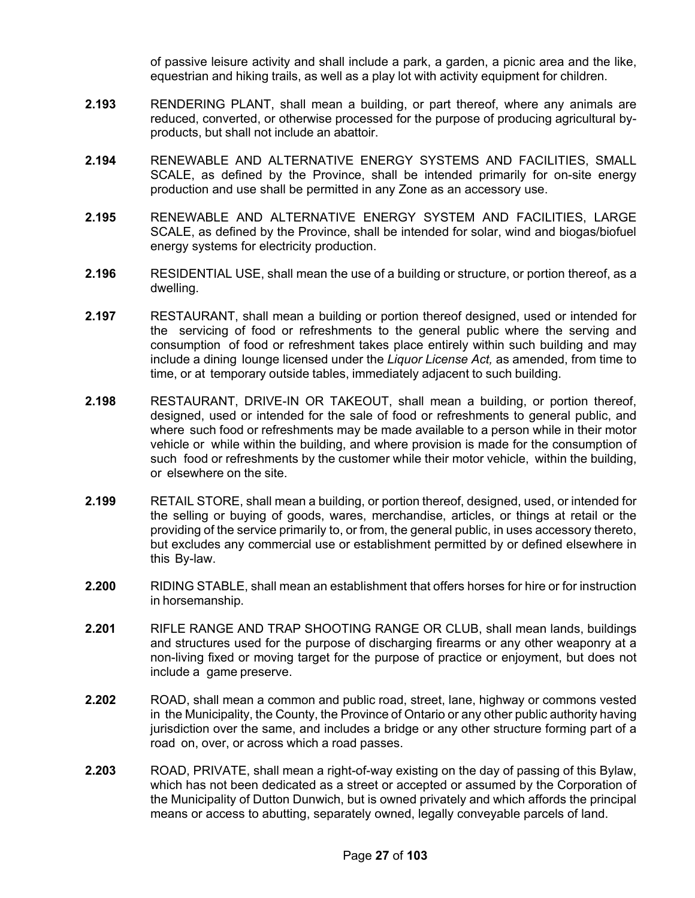of passive leisure activity and shall include a park, a garden, a picnic area and the like, equestrian and hiking trails, as well as a play lot with activity equipment for children.

**2.193** RENDERING PLANT, shall mean a building, or part thereof, where any animals are reduced, converted, or otherwise processed for the purpose of producing agricultural by-products, but shall not include an abattoir.

**2.194** RENEWABLE AND ALTERNATIVE ENERGY SYSTEMS AND FACILITIES, SMALL SCALE, as defined by the Province, shall be intended primarily for on-site energy production and use shall be permitted in any Zone as an accessory use.

**2.195** RENEWABLE AND ALTERNATIVE ENERGY SYSTEM AND FACILITIES, LARGE SCALE, as defined by the Province, shall be intended for solar, wind and biogas/biofuel energy systems for electricity production.

**2.196** RESIDENTIAL USE, shall mean the use of a building or structure, or portion thereof, as a dwelling.

**2.197** RESTAURANT, shall mean a building or portion thereof designed, used or intended for the servicing of food or refreshments to the general public where the serving and consumption of food or refreshment takes place entirely within such building and may include a dining lounge licensed under the *Liquor License Act,* as amended, from time to time, or at temporary outside tables, immediately adjacent to such building.

**2.198** RESTAURANT, DRIVE-IN OR TAKEOUT, shall mean a building, or portion thereof, designed, used or intended for the sale of food or refreshments to general public, and where such food or refreshments may be made available to a person while in their motor vehicle or while within the building, and where provision is made for the consumption of such food or refreshments by the customer while their motor vehicle, within the building, or elsewhere on the site.

**2.199** RETAIL STORE, shall mean a building, or portion thereof, designed, used, or intended for the selling or buying of goods, wares, merchandise, articles, or things at retail or the providing of the service primarily to, or from, the general public, in uses accessory thereto, but excludes any commercial use or establishment permitted by or defined elsewhere in this By-law.

**2.200** RIDING STABLE, shall mean an establishment that offers horses for hire or for instruction in horsemanship.

**2.201** RIFLE RANGE AND TRAP SHOOTING RANGE OR CLUB, shall mean lands, buildings and structures used for the purpose of discharging firearms or any other weaponry at a non-living fixed or moving target for the purpose of practice or enjoyment, but does not include a game preserve.

**2.202** ROAD, shall mean a common and public road, street, lane, highway or commons vested in the Municipality, the County, the Province of Ontario or any other public authority having jurisdiction over the same, and includes a bridge or any other structure forming part of a road on, over, or across which a road passes.

**2.203** ROAD, PRIVATE, shall mean a right-of-way existing on the day of passing of this Bylaw, which has not been dedicated as a street or accepted or assumed by the Corporation of the Municipality of Dutton Dunwich, but is owned privately and which affords the principal means or access to abutting, separately owned, legally conveyable parcels of land.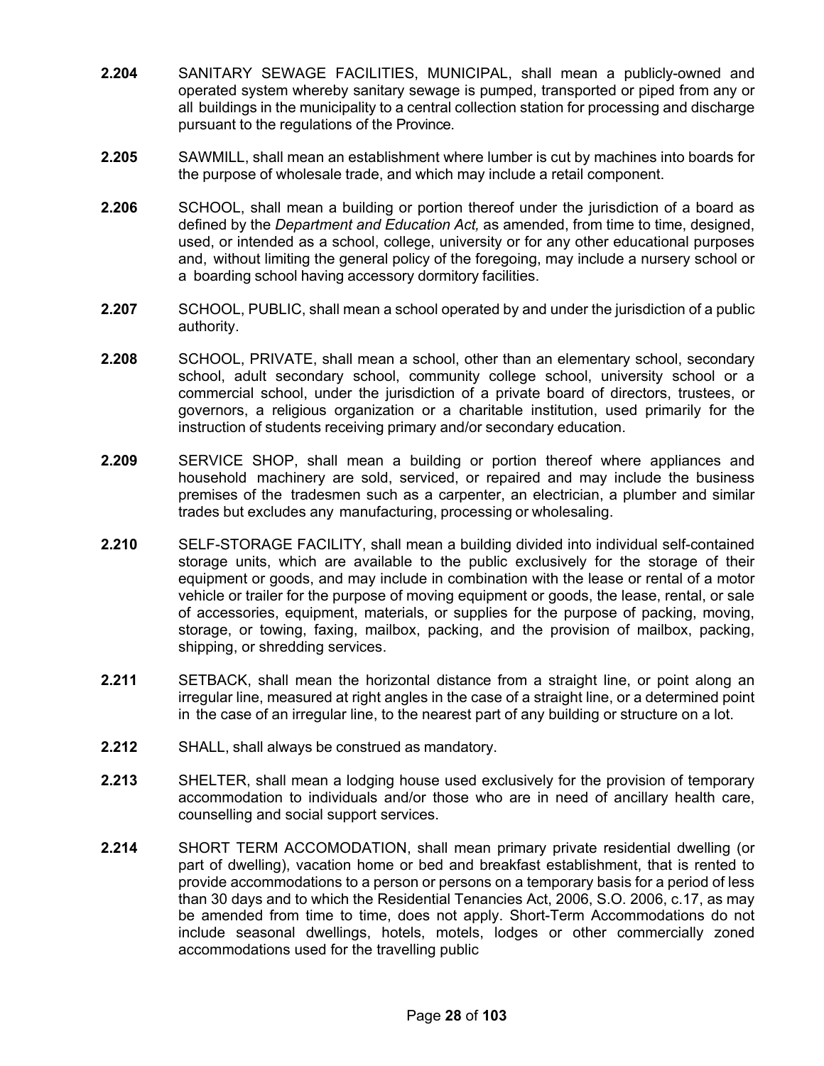**2.204** SANITARY SEWAGE FACILITIES, MUNICIPAL, shall mean a publicly-owned and operated system whereby sanitary sewage is pumped, transported or piped from any or all buildings in the municipality to a central collection station for processing and discharge pursuant to the regulations of the Province.

**2.205** SAWMILL, shall mean an establishment where lumber is cut by machines into boards for the purpose of wholesale trade, and which may include a retail component.

**2.206** SCHOOL, shall mean a building or portion thereof under the jurisdiction of a board as defined by the *Department and Education Act,* as amended, from time to time, designed, used, or intended as a school, college, university or for any other educational purposes and, without limiting the general policy of the foregoing, may include a nursery school or a boarding school having accessory dormitory facilities.

**2.207** SCHOOL, PUBLIC, shall mean a school operated by and under the jurisdiction of a public authority.

**2.208** SCHOOL, PRIVATE, shall mean a school, other than an elementary school, secondary school, adult secondary school, community college school, university school or a commercial school, under the jurisdiction of a private board of directors, trustees, or governors, a religious organization or a charitable institution, used primarily for the instruction of students receiving primary and/or secondary education.

**2.209** SERVICE SHOP, shall mean a building or portion thereof where appliances and household machinery are sold, serviced, or repaired and may include the business premises of the tradesmen such as a carpenter, an electrician, a plumber and similar trades but excludes any manufacturing, processing or wholesaling.

**2.210** SELF-STORAGE FACILITY, shall mean a building divided into individual self-contained storage units, which are available to the public exclusively for the storage of their equipment or goods, and may include in combination with the lease or rental of a motor vehicle or trailer for the purpose of moving equipment or goods, the lease, rental, or sale of accessories, equipment, materials, or supplies for the purpose of packing, moving, storage, or towing, faxing, mailbox, packing, and the provision of mailbox, packing, shipping, or shredding services.

**2.211** SETBACK, shall mean the horizontal distance from a straight line, or point along an irregular line, measured at right angles in the case of a straight line, or a determined point in the case of an irregular line, to the nearest part of any building or structure on a lot.

**2.212** SHALL, shall always be construed as mandatory.

**2.213** SHELTER, shall mean a lodging house used exclusively for the provision of temporary accommodation to individuals and/or those who are in need of ancillary health care, counselling and social support services.

**2.214** SHORT TERM ACCOMODATION, shall mean primary private residential dwelling (or part of dwelling), vacation home or bed and breakfast establishment, that is rented to provide accommodations to a person or persons on a temporary basis for a period of less than 30 days and to which the Residential Tenancies Act, 2006, S.O. 2006, c.17, as may be amended from time to time, does not apply. Short-Term Accommodations do not include seasonal dwellings, hotels, motels, lodges or other commercially zoned accommodations used for the travelling public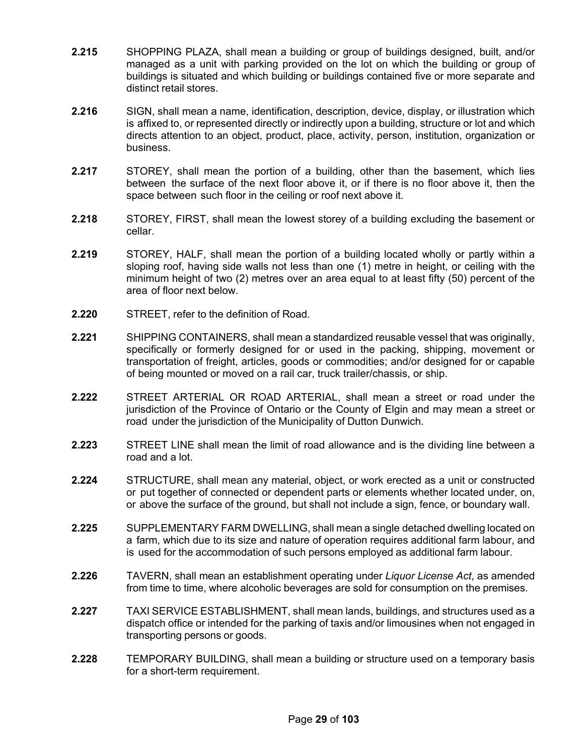**2.215** SHOPPING PLAZA, shall mean a building or group of buildings designed, built, and/or managed as a unit with parking provided on the lot on which the building or group of buildings is situated and which building or buildings contained five or more separate and distinct retail stores.

**2.216** SIGN, shall mean a name, identification, description, device, display, or illustration which is affixed to, or represented directly or indirectly upon a building, structure or lot and which directs attention to an object, product, place, activity, person, institution, organization or business.

**2.217** STOREY, shall mean the portion of a building, other than the basement, which lies between the surface of the next floor above it, or if there is no floor above it, then the space between such floor in the ceiling or roof next above it.

**2.218** STOREY, FIRST, shall mean the lowest storey of a building excluding the basement or cellar.

**2.219** STOREY, HALF, shall mean the portion of a building located wholly or partly within a sloping roof, having side walls not less than one (1) metre in height, or ceiling with the minimum height of two (2) metres over an area equal to at least fifty (50) percent of the area of floor next below.

**2.220** STREET, refer to the definition of Road.

**2.221** SHIPPING CONTAINERS, shall mean a standardized reusable vessel that was originally, specifically or formerly designed for or used in the packing, shipping, movement or transportation of freight, articles, goods or commodities; and/or designed for or capable of being mounted or moved on a rail car, truck trailer/chassis, or ship.

**2.222** STREET ARTERIAL OR ROAD ARTERIAL, shall mean a street or road under the jurisdiction of the Province of Ontario or the County of Elgin and may mean a street or road under the jurisdiction of the Municipality of Dutton Dunwich.

**2.223** STREET LINE shall mean the limit of road allowance and is the dividing line between a road and a lot.

**2.224** STRUCTURE, shall mean any material, object, or work erected as a unit or constructed or put together of connected or dependent parts or elements whether located under, on, or above the surface of the ground, but shall not include a sign, fence, or boundary wall.

**2.225** SUPPLEMENTARY FARM DWELLING, shall mean a single detached dwelling located on a farm, which due to its size and nature of operation requires additional farm labour, and is used for the accommodation of such persons employed as additional farm labour.

**2.226** TAVERN, shall mean an establishment operating under *Liquor License Act*, as amended from time to time, where alcoholic beverages are sold for consumption on the premises.

**2.227** TAXI SERVICE ESTABLISHMENT, shall mean lands, buildings, and structures used as a dispatch office or intended for the parking of taxis and/or limousines when not engaged in transporting persons or goods.

**2.228** TEMPORARY BUILDING, shall mean a building or structure used on a temporary basis for a short-term requirement.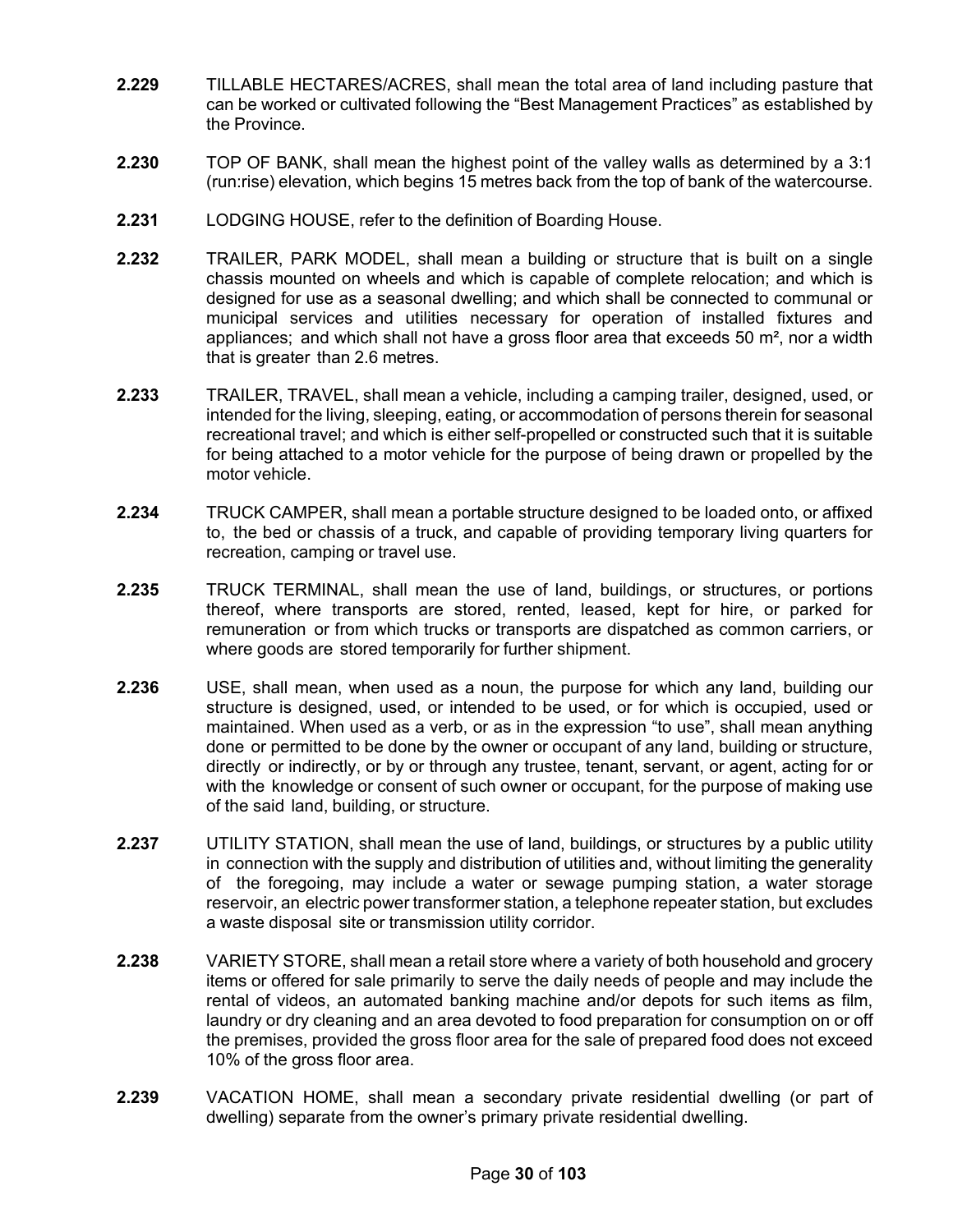**2.229** TILLABLE HECTARES/ACRES, shall mean the total area of land including pasture that can be worked or cultivated following the "Best Management Practices" as established by the Province.

**2.230** TOP OF BANK, shall mean the highest point of the valley walls as determined by a 3:1 (run:rise) elevation, which begins 15 metres back from the top of bank of the watercourse.

**2.231** LODGING HOUSE, refer to the definition of Boarding House.

**2.232** TRAILER, PARK MODEL, shall mean a building or structure that is built on a single chassis mounted on wheels and which is capable of complete relocation; and which is designed for use as a seasonal dwelling; and which shall be connected to communal or municipal services and utilities necessary for operation of installed fixtures and appliances; and which shall not have a gross floor area that exceeds 50 $m^2$, nor a width that is greater than 2.6 metres.

**2.233** TRAILER, TRAVEL, shall mean a vehicle, including a camping trailer, designed, used, or intended for the living, sleeping, eating, or accommodation of persons therein for seasonal recreational travel; and which is either self-propelled or constructed such that it is suitable for being attached to a motor vehicle for the purpose of being drawn or propelled by the motor vehicle.

**2.234** TRUCK CAMPER, shall mean a portable structure designed to be loaded onto, or affixed to, the bed or chassis of a truck, and capable of providing temporary living quarters for recreation, camping or travel use.

**2.235** TRUCK TERMINAL, shall mean the use of land, buildings, or structures, or portions thereof, where transports are stored, rented, leased, kept for hire, or parked for remuneration or from which trucks or transports are dispatched as common carriers, or where goods are stored temporarily for further shipment.

**2.236** USE, shall mean, when used as a noun, the purpose for which any land, building our structure is designed, used, or intended to be used, or for which is occupied, used or maintained. When used as a verb, or as in the expression "to use", shall mean anything done or permitted to be done by the owner or occupant of any land, building or structure, directly or indirectly, or by or through any trustee, tenant, servant, or agent, acting for or with the knowledge or consent of such owner or occupant, for the purpose of making use of the said land, building, or structure.

**2.237** UTILITY STATION, shall mean the use of land, buildings, or structures by a public utility in connection with the supply and distribution of utilities and, without limiting the generality of the foregoing, may include a water or sewage pumping station, a water storage reservoir, an electric power transformer station, a telephone repeater station, but excludes a waste disposal site or transmission utility corridor.

**2.238** VARIETY STORE, shall mean a retail store where a variety of both household and grocery items or offered for sale primarily to serve the daily needs of people and may include the rental of videos, an automated banking machine and/or depots for such items as film, laundry or dry cleaning and an area devoted to food preparation for consumption on or off the premises, provided the gross floor area for the sale of prepared food does not exceed 10% of the gross floor area.

**2.239** VACATION HOME, shall mean a secondary private residential dwelling (or part of dwelling) separate from the owner's primary private residential dwelling.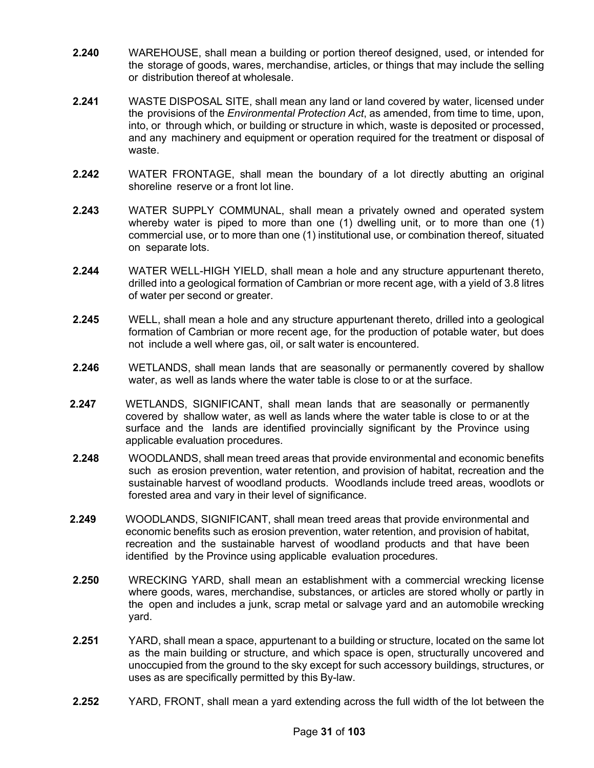**2.240** WAREHOUSE, shall mean a building or portion thereof designed, used, or intended for the storage of goods, wares, merchandise, articles, or things that may include the selling or distribution thereof at wholesale.

**2.241** WASTE DISPOSAL SITE, shall mean any land or land covered by water, licensed under the provisions of the *Environmental Protection Act*, as amended, from time to time, upon, into, or through which, or building or structure in which, waste is deposited or processed, and any machinery and equipment or operation required for the treatment or disposal of waste.

**2.242** WATER FRONTAGE, shall mean the boundary of a lot directly abutting an original shoreline reserve or a front lot line.

**2.243** WATER SUPPLY COMMUNAL, shall mean a privately owned and operated system whereby water is piped to more than one (1) dwelling unit, or to more than one (1) commercial use, or to more than one (1) institutional use, or combination thereof, situated on separate lots.

**2.244** WATER WELL-HIGH YIELD, shall mean a hole and any structure appurtenant thereto, drilled into a geological formation of Cambrian or more recent age, with a yield of 3.8 litres of water per second or greater.

**2.245** WELL, shall mean a hole and any structure appurtenant thereto, drilled into a geological formation of Cambrian or more recent age, for the production of potable water, but does not include a well where gas, oil, or salt water is encountered.

**2.246** WETLANDS, shall mean lands that are seasonally or permanently covered by shallow water, as well as lands where the water table is close to or at the surface.

**2.247** WETLANDS, SIGNIFICANT, shall mean lands that are seasonally or permanently covered by shallow water, as well as lands where the water table is close to or at the surface and the lands are identified provincially significant by the Province using applicable evaluation procedures.

**2.248** WOODLANDS, shall mean treed areas that provide environmental and economic benefits such as erosion prevention, water retention, and provision of habitat, recreation and the sustainable harvest of woodland products. Woodlands include treed areas, woodlots or forested area and vary in their level of significance.

**2.249** WOODLANDS, SIGNIFICANT, shall mean treed areas that provide environmental and economic benefits such as erosion prevention, water retention, and provision of habitat, recreation and the sustainable harvest of woodland products and that have been identified by the Province using applicable evaluation procedures.

**2.250** WRECKING YARD, shall mean an establishment with a commercial wrecking license where goods, wares, merchandise, substances, or articles are stored wholly or partly in the open and includes a junk, scrap metal or salvage yard and an automobile wrecking yard.

**2.251** YARD, shall mean a space, appurtenant to a building or structure, located on the same lot as the main building or structure, and which space is open, structurally uncovered and unoccupied from the ground to the sky except for such accessory buildings, structures, or uses as are specifically permitted by this By-law.

**2.252** YARD, FRONT, shall mean a yard extending across the full width of the lot between the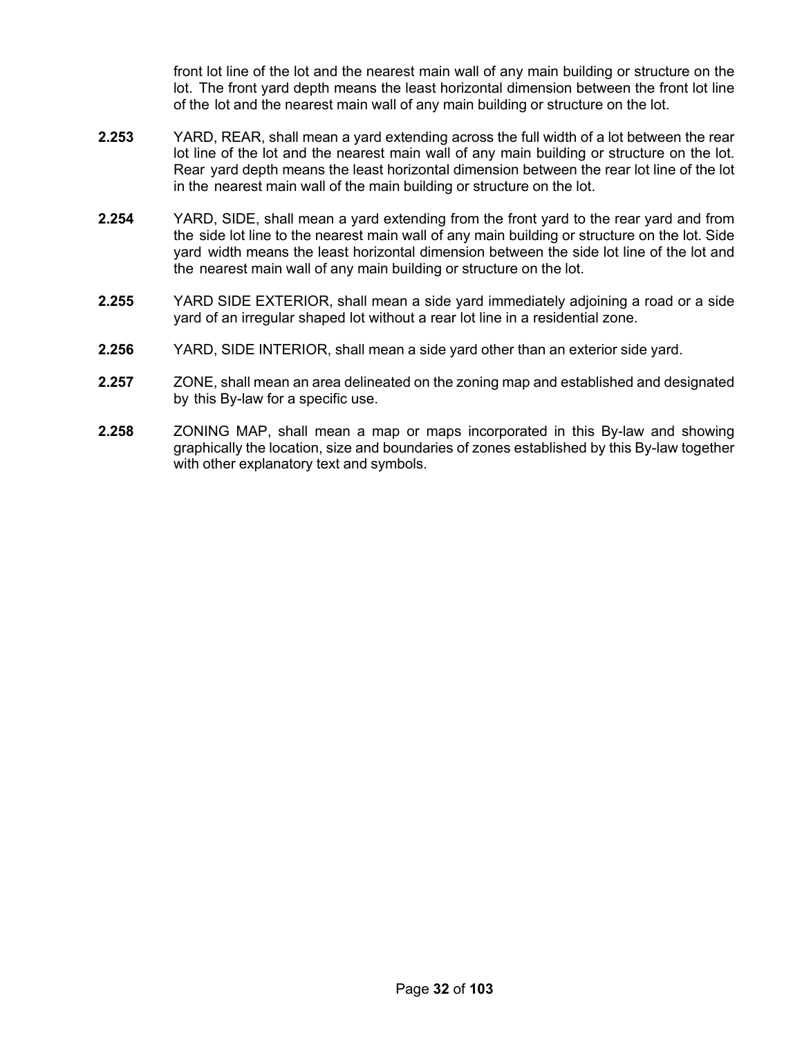front lot line of the lot and the nearest main wall of any main building or structure on the lot. The front yard depth means the least horizontal dimension between the front lot line of the lot and the nearest main wall of any main building or structure on the lot.

**2.253** YARD, REAR, shall mean a yard extending across the full width of a lot between the rear lot line of the lot and the nearest main wall of any main building or structure on the lot. Rear yard depth means the least horizontal dimension between the rear lot line of the lot in the nearest main wall of the main building or structure on the lot.

**2.254** YARD, SIDE, shall mean a yard extending from the front yard to the rear yard and from the side lot line to the nearest main wall of any main building or structure on the lot. Side yard width means the least horizontal dimension between the side lot line of the lot and the nearest main wall of any main building or structure on the lot.

**2.255** YARD SIDE EXTERIOR, shall mean a side yard immediately adjoining a road or a side yard of an irregular shaped lot without a rear lot line in a residential zone.

**2.256** YARD, SIDE INTERIOR, shall mean a side yard other than an exterior side yard.

**2.257** ZONE, shall mean an area delineated on the zoning map and established and designated by this By-law for a specific use.

**2.258** ZONING MAP, shall mean a map or maps incorporated in this By-law and showing graphically the location, size and boundaries of zones established by this By-law together with other explanatory text and symbols.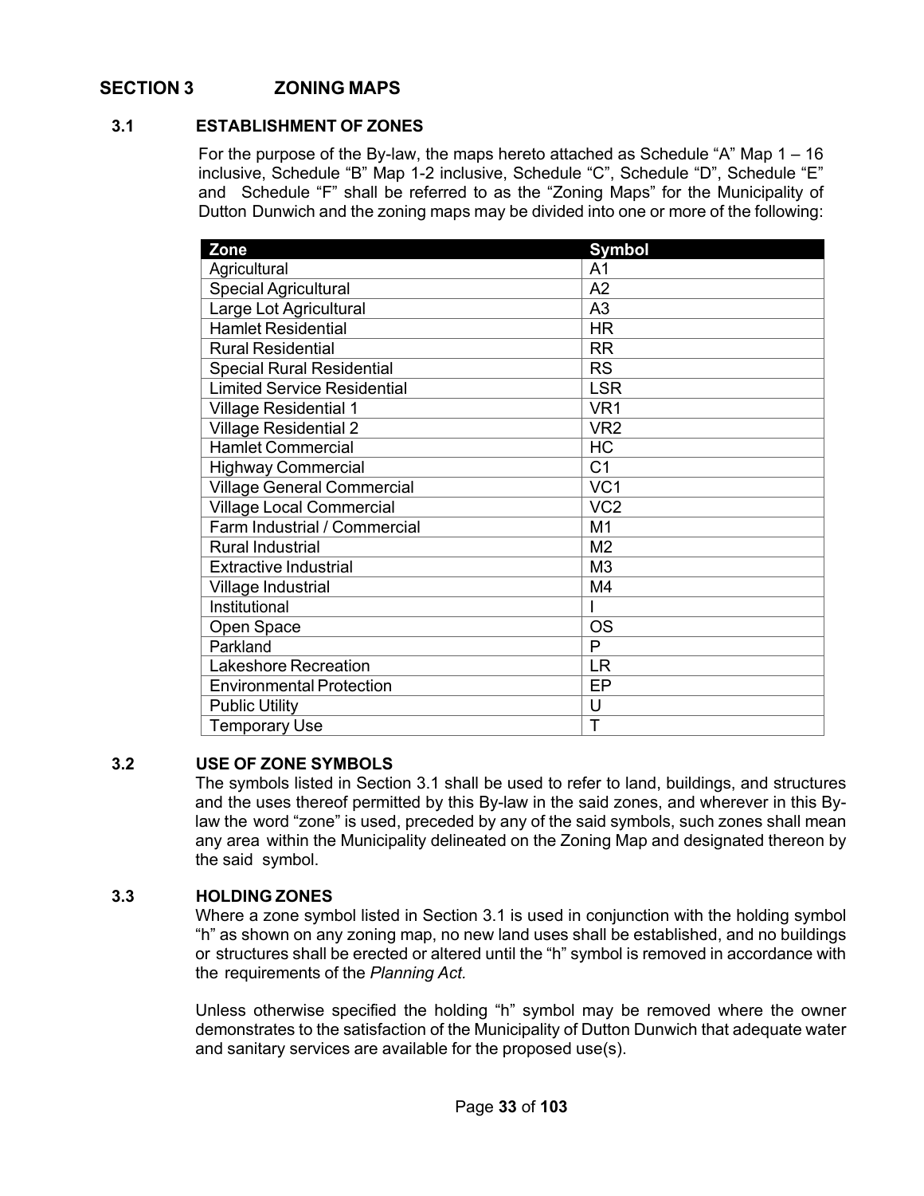## SECTION 3 ZONING MAPS

### 3.1 ESTABLISHMENT OF ZONES

For the purpose of the By-law, the maps hereto attached as Schedule "A" Map 1 – 16 inclusive, Schedule "B" Map 1-2 inclusive, Schedule "C", Schedule "D", Schedule "E" and Schedule "F" shall be referred to as the "Zoning Maps" for the Municipality of Dutton Dunwich and the zoning maps may be divided into one or more of the following:

| Zone | Symbol |
|---|---|
| Agricultural | A1 |
| Special Agricultural | A2 |
| Large Lot Agricultural | A3 |
| Hamlet Residential | HR |
| Rural Residential | RR |
| Special Rural Residential | RS |
| Limited Service Residential | LSR |
| Village Residential 1 | VR1 |
| Village Residential 2 | VR2 |
| Hamlet Commercial | HC |
| Highway Commercial | C1 |
| Village General Commercial | VC1 |
| Village Local Commercial | VC2 |
| Farm Industrial / Commercial | M1 |
| Rural Industrial | M2 |
| Extractive Industrial | M3 |
| Village Industrial | M4 |
| Institutional | I |
| Open Space | OS |
| Parkland | P |
| Lakeshore Recreation | LR |
| Environmental Protection | EP |
| Public Utility | U |
| Temporary Use | T |

### 3.2 USE OF ZONE SYMBOLS

The symbols listed in Section 3.1 shall be used to refer to land, buildings, and structures and the uses thereof permitted by this By-law in the said zones, and wherever in this By-law the word "zone" is used, preceded by any of the said symbols, such zones shall mean any area within the Municipality delineated on the Zoning Map and designated thereon by the said symbol.

### 3.3 HOLDING ZONES

Where a zone symbol listed in Section 3.1 is used in conjunction with the holding symbol "h" as shown on any zoning map, no new land uses shall be established, and no buildings or structures shall be erected or altered until the "h" symbol is removed in accordance with the requirements of the *Planning Act.*

Unless otherwise specified the holding "h" symbol may be removed where the owner demonstrates to the satisfaction of the Municipality of Dutton Dunwich that adequate water and sanitary services are available for the proposed use(s).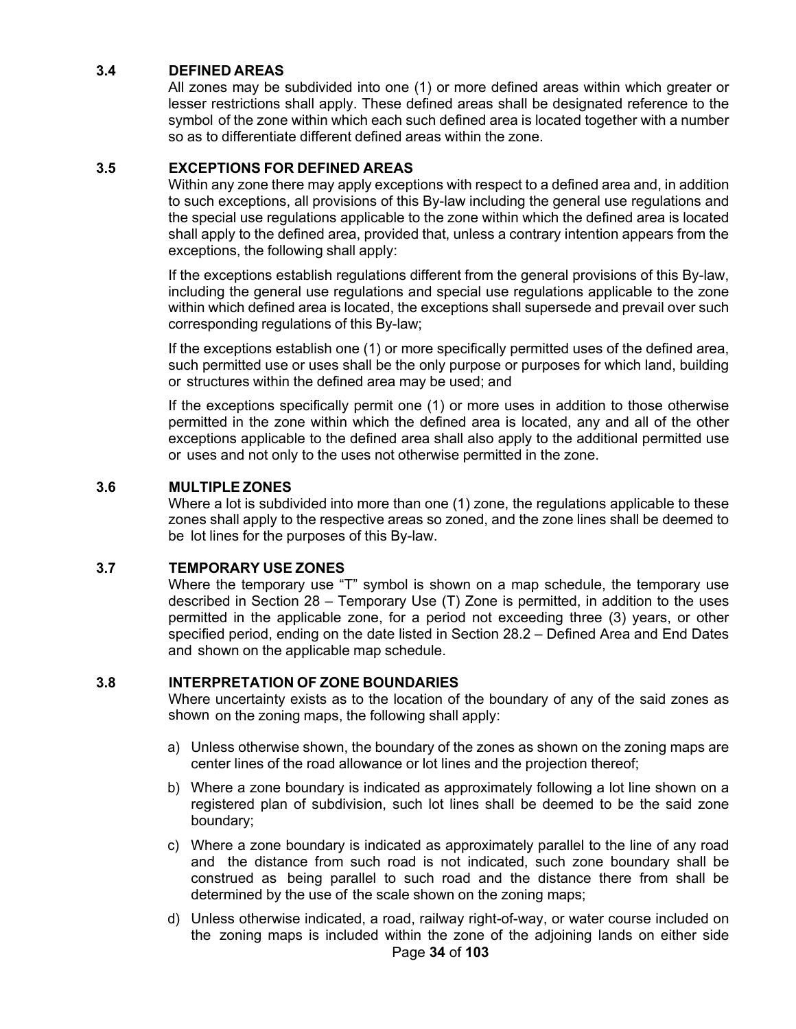### 3.4 DEFINED AREAS

All zones may be subdivided into one (1) or more defined areas within which greater or lesser restrictions shall apply. These defined areas shall be designated reference to the symbol of the zone within which each such defined area is located together with a number so as to differentiate different defined areas within the zone.

### 3.5 EXCEPTIONS FOR DEFINED AREAS

Within any zone there may apply exceptions with respect to a defined area and, in addition to such exceptions, all provisions of this By-law including the general use regulations and the special use regulations applicable to the zone within which the defined area is located shall apply to the defined area, provided that, unless a contrary intention appears from the exceptions, the following shall apply:

If the exceptions establish regulations different from the general provisions of this By-law, including the general use regulations and special use regulations applicable to the zone within which defined area is located, the exceptions shall supersede and prevail over such corresponding regulations of this By-law;

If the exceptions establish one (1) or more specifically permitted uses of the defined area, such permitted use or uses shall be the only purpose or purposes for which land, building or structures within the defined area may be used; and

If the exceptions specifically permit one (1) or more uses in addition to those otherwise permitted in the zone within which the defined area is located, any and all of the other exceptions applicable to the defined area shall also apply to the additional permitted use or uses and not only to the uses not otherwise permitted in the zone.

### 3.6 MULTIPLE ZONES

Where a lot is subdivided into more than one (1) zone, the regulations applicable to these zones shall apply to the respective areas so zoned, and the zone lines shall be deemed to be lot lines for the purposes of this By-law.

### 3.7 TEMPORARY USE ZONES

Where the temporary use “T” symbol is shown on a map schedule, the temporary use described in Section 28 – Temporary Use (T) Zone is permitted, in addition to the uses permitted in the applicable zone, for a period not exceeding three (3) years, or other specified period, ending on the date listed in Section 28.2 – Defined Area and End Dates and shown on the applicable map schedule.

### 3.8 INTERPRETATION OF ZONE BOUNDARIES

Where uncertainty exists as to the location of the boundary of any of the said zones as shown on the zoning maps, the following shall apply:

a) Unless otherwise shown, the boundary of the zones as shown on the zoning maps are center lines of the road allowance or lot lines and the projection thereof;

b) Where a zone boundary is indicated as approximately following a lot line shown on a registered plan of subdivision, such lot lines shall be deemed to be the said zone boundary;

c) Where a zone boundary is indicated as approximately parallel to the line of any road and the distance from such road is not indicated, such zone boundary shall be construed as being parallel to such road and the distance there from shall be determined by the use of the scale shown on the zoning maps;

d) Unless otherwise indicated, a road, railway right-of-way, or water course included on the zoning maps is included within the zone of the adjoining lands on either side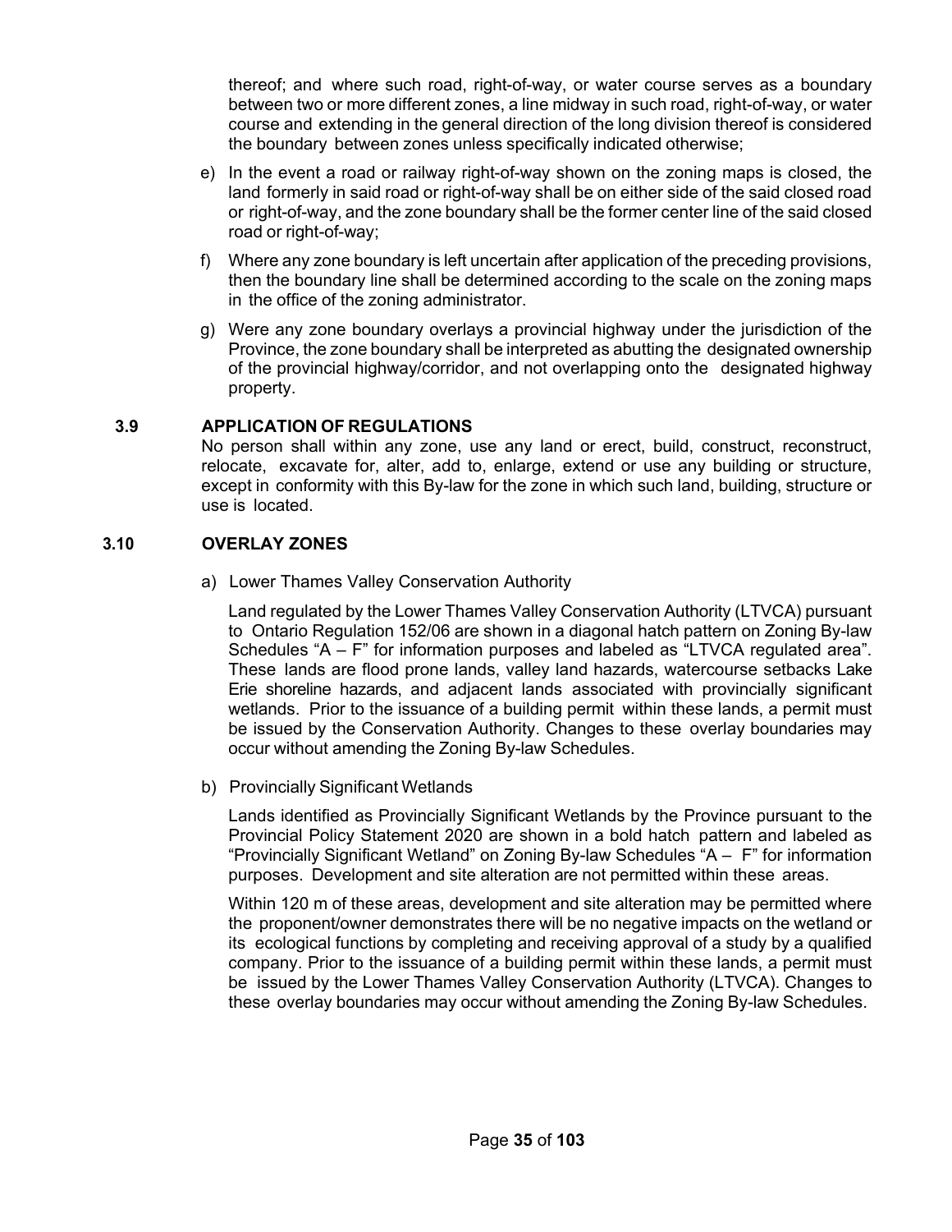thereof; and where such road, right-of-way, or water course serves as a boundary between two or more different zones, a line midway in such road, right-of-way, or water course and extending in the general direction of the long division thereof is considered the boundary between zones unless specifically indicated otherwise;

e) In the event a road or railway right-of-way shown on the zoning maps is closed, the land formerly in said road or right-of-way shall be on either side of the said closed road or right-of-way, and the zone boundary shall be the former center line of the said closed road or right-of-way;

f) Where any zone boundary is left uncertain after application of the preceding provisions, then the boundary line shall be determined according to the scale on the zoning maps in the office of the zoning administrator.

g) Were any zone boundary overlays a provincial highway under the jurisdiction of the Province, the zone boundary shall be interpreted as abutting the designated ownership of the provincial highway/corridor, and not overlapping onto the designated highway property.

### 3.9 APPLICATION OF REGULATIONS

No person shall within any zone, use any land or erect, build, construct, reconstruct, relocate, excavate for, alter, add to, enlarge, extend or use any building or structure, except in conformity with this By-law for the zone in which such land, building, structure or use is located.

### 3.10 OVERLAY ZONES

a) Lower Thames Valley Conservation Authority

Land regulated by the Lower Thames Valley Conservation Authority (LTVCA) pursuant to Ontario Regulation 152/06 are shown in a diagonal hatch pattern on Zoning By-law Schedules "A – F" for information purposes and labeled as "LTVCA regulated area". These lands are flood prone lands, valley land hazards, watercourse setbacks Lake Erie shoreline hazards, and adjacent lands associated with provincially significant wetlands. Prior to the issuance of a building permit within these lands, a permit must be issued by the Conservation Authority. Changes to these overlay boundaries may occur without amending the Zoning By-law Schedules.

b) Provincially Significant Wetlands

Lands identified as Provincially Significant Wetlands by the Province pursuant to the Provincial Policy Statement 2020 are shown in a bold hatch pattern and labeled as "Provincially Significant Wetland" on Zoning By-law Schedules "A – F" for information purposes. Development and site alteration are not permitted within these areas.

Within 120 m of these areas, development and site alteration may be permitted where the proponent/owner demonstrates there will be no negative impacts on the wetland or its ecological functions by completing and receiving approval of a study by a qualified company. Prior to the issuance of a building permit within these lands, a permit must be issued by the Lower Thames Valley Conservation Authority (LTVCA). Changes to these overlay boundaries may occur without amending the Zoning By-law Schedules.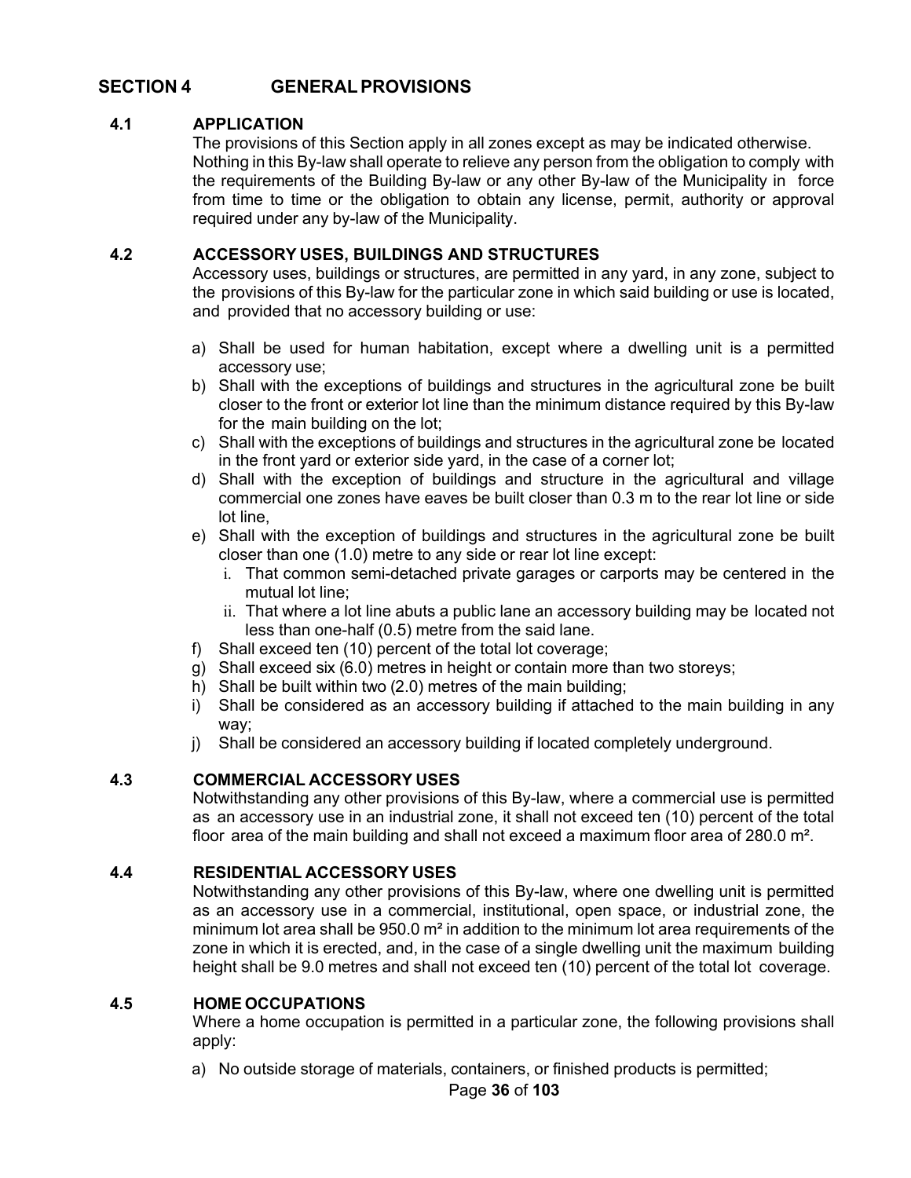# SECTION 4 GENERAL PROVISIONS

## 4.1 APPLICATION

The provisions of this Section apply in all zones except as may be indicated otherwise. Nothing in this By-law shall operate to relieve any person from the obligation to comply with the requirements of the Building By-law or any other By-law of the Municipality in force from time to time or the obligation to obtain any license, permit, authority or approval required under any by-law of the Municipality.

## 4.2 ACCESSORY USES, BUILDINGS AND STRUCTURES

Accessory uses, buildings or structures, are permitted in any yard, in any zone, subject to the provisions of this By-law for the particular zone in which said building or use is located, and provided that no accessory building or use:

a) Shall be used for human habitation, except where a dwelling unit is a permitted accessory use;
b) Shall with the exceptions of buildings and structures in the agricultural zone be built closer to the front or exterior lot line than the minimum distance required by this By-law for the main building on the lot;
c) Shall with the exceptions of buildings and structures in the agricultural zone be located in the front yard or exterior side yard, in the case of a corner lot;
d) Shall with the exception of buildings and structure in the agricultural and village commercial one zones have eaves be built closer than 0.3 m to the rear lot line or side lot line,
e) Shall with the exception of buildings and structures in the agricultural zone be built closer than one (1.0) metre to any side or rear lot line except:
   i. That common semi-detached private garages or carports may be centered in the mutual lot line;
   ii. That where a lot line abuts a public lane an accessory building may be located not less than one-half (0.5) metre from the said lane.
f) Shall exceed ten (10) percent of the total lot coverage;
g) Shall exceed six (6.0) metres in height or contain more than two storeys;
h) Shall be built within two (2.0) metres of the main building;
i) Shall be considered as an accessory building if attached to the main building in any way;
j) Shall be considered an accessory building if located completely underground.

## 4.3 COMMERCIAL ACCESSORY USES

Notwithstanding any other provisions of this By-law, where a commercial use is permitted as an accessory use in an industrial zone, it shall not exceed ten (10) percent of the total floor area of the main building and shall not exceed a maximum floor area of 280.0 m².

## 4.4 RESIDENTIAL ACCESSORY USES

Notwithstanding any other provisions of this By-law, where one dwelling unit is permitted as an accessory use in a commercial, institutional, open space, or industrial zone, the minimum lot area shall be 950.0 m² in addition to the minimum lot area requirements of the zone in which it is erected, and, in the case of a single dwelling unit the maximum building height shall be 9.0 metres and shall not exceed ten (10) percent of the total lot coverage.

## 4.5 HOME OCCUPATIONS

Where a home occupation is permitted in a particular zone, the following provisions shall apply:

a) No outside storage of materials, containers, or finished products is permitted;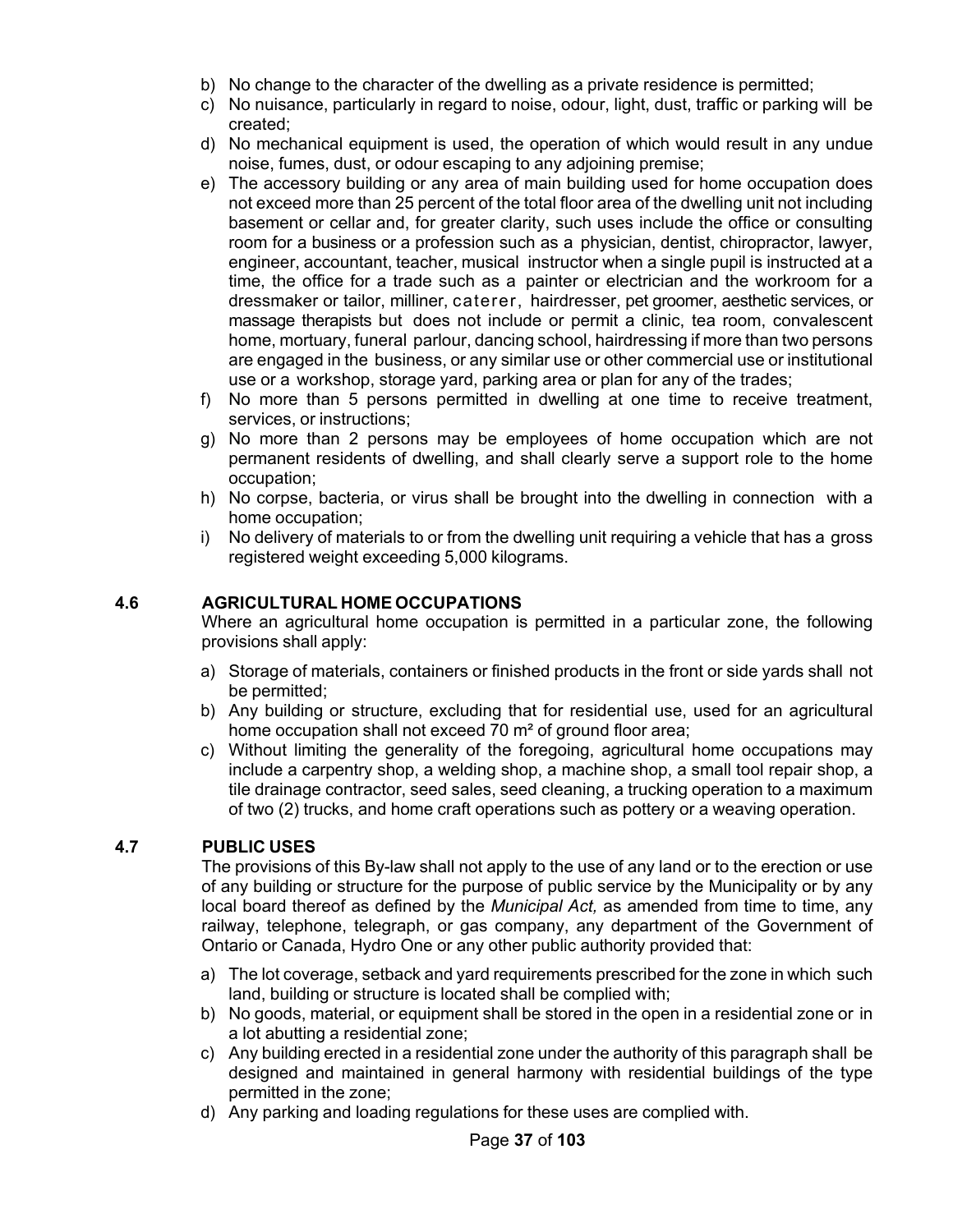b) No change to the character of the dwelling as a private residence is permitted;
c) No nuisance, particularly in regard to noise, odour, light, dust, traffic or parking will be created;
d) No mechanical equipment is used, the operation of which would result in any undue noise, fumes, dust, or odour escaping to any adjoining premise;
e) The accessory building or any area of main building used for home occupation does not exceed more than 25 percent of the total floor area of the dwelling unit not including basement or cellar and, for greater clarity, such uses include the office or consulting room for a business or a profession such as a physician, dentist, chiropractor, lawyer, engineer, accountant, teacher, musical instructor when a single pupil is instructed at a time, the office for a trade such as a painter or electrician and the workroom for a dressmaker or tailor, milliner, caterer, hairdresser, pet groomer, aesthetic services, or massage therapists but does not include or permit a clinic, tea room, convalescent home, mortuary, funeral parlour, dancing school, hairdressing if more than two persons are engaged in the business, or any similar use or other commercial use or institutional use or a workshop, storage yard, parking area or plan for any of the trades;
f) No more than 5 persons permitted in dwelling at one time to receive treatment, services, or instructions;
g) No more than 2 persons may be employees of home occupation which are not permanent residents of dwelling, and shall clearly serve a support role to the home occupation;
h) No corpse, bacteria, or virus shall be brought into the dwelling in connection with a home occupation;
i) No delivery of materials to or from the dwelling unit requiring a vehicle that has a gross registered weight exceeding 5,000 kilograms.

### 4.6 AGRICULTURAL HOME OCCUPATIONS

Where an agricultural home occupation is permitted in a particular zone, the following provisions shall apply:

a) Storage of materials, containers or finished products in the front or side yards shall not be permitted;
b) Any building or structure, excluding that for residential use, used for an agricultural home occupation shall not exceed 70 m² of ground floor area;
c) Without limiting the generality of the foregoing, agricultural home occupations may include a carpentry shop, a welding shop, a machine shop, a small tool repair shop, a tile drainage contractor, seed sales, seed cleaning, a trucking operation to a maximum of two (2) trucks, and home craft operations such as pottery or a weaving operation.

### 4.7 PUBLIC USES

The provisions of this By-law shall not apply to the use of any land or to the erection or use of any building or structure for the purpose of public service by the Municipality or by any local board thereof as defined by the *Municipal Act,* as amended from time to time, any railway, telephone, telegraph, or gas company, any department of the Government of Ontario or Canada, Hydro One or any other public authority provided that:

a) The lot coverage, setback and yard requirements prescribed for the zone in which such land, building or structure is located shall be complied with;
b) No goods, material, or equipment shall be stored in the open in a residential zone or in a lot abutting a residential zone;
c) Any building erected in a residential zone under the authority of this paragraph shall be designed and maintained in general harmony with residential buildings of the type permitted in the zone;
d) Any parking and loading regulations for these uses are complied with.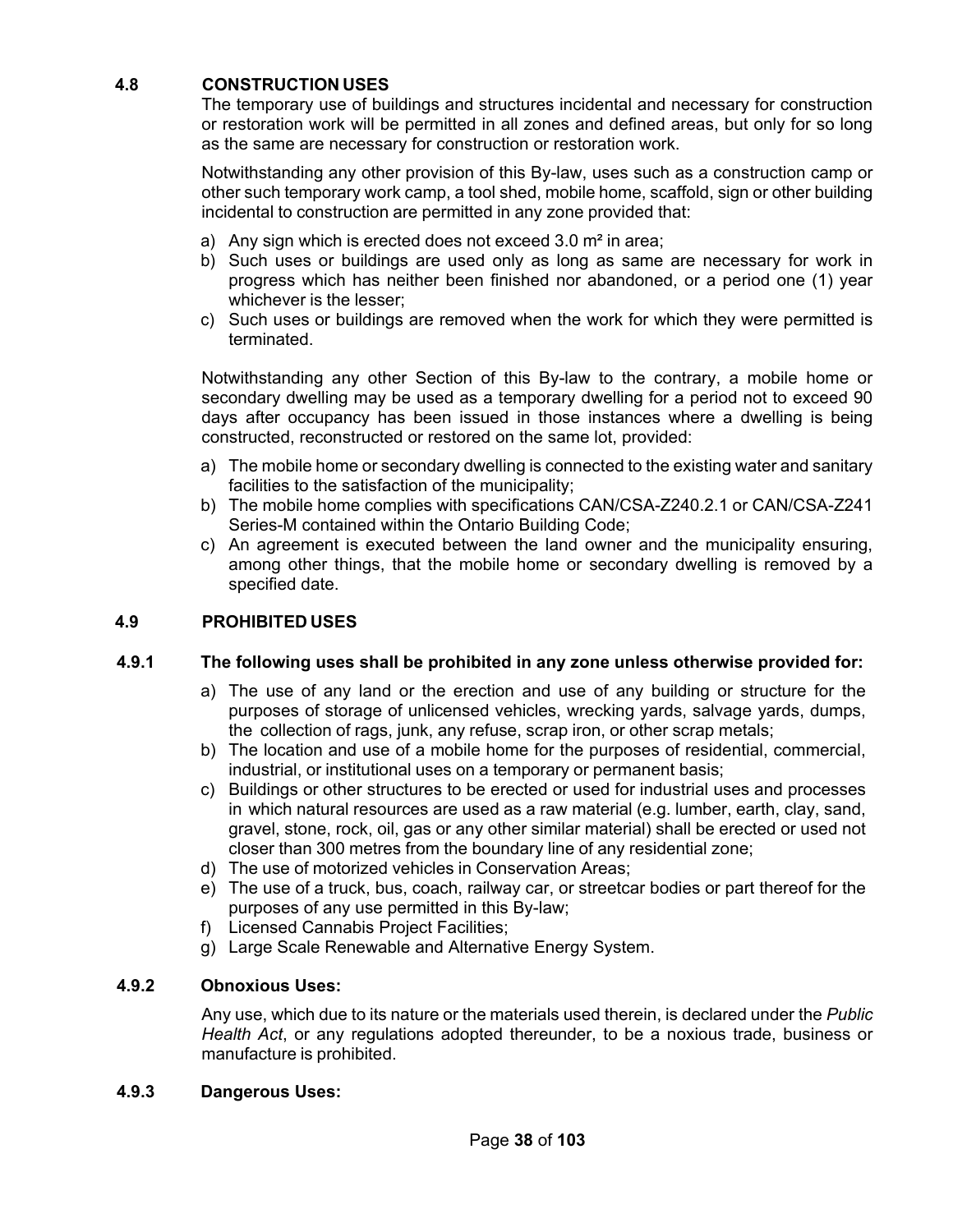## 4.8 CONSTRUCTION USES

The temporary use of buildings and structures incidental and necessary for construction or restoration work will be permitted in all zones and defined areas, but only for so long as the same are necessary for construction or restoration work.

Notwithstanding any other provision of this By-law, uses such as a construction camp or other such temporary work camp, a tool shed, mobile home, scaffold, sign or other building incidental to construction are permitted in any zone provided that:

a) Any sign which is erected does not exceed 3.0 m² in area;
b) Such uses or buildings are used only as long as same are necessary for work in progress which has neither been finished nor abandoned, or a period one (1) year whichever is the lesser;
c) Such uses or buildings are removed when the work for which they were permitted is terminated.

Notwithstanding any other Section of this By-law to the contrary, a mobile home or secondary dwelling may be used as a temporary dwelling for a period not to exceed 90 days after occupancy has been issued in those instances where a dwelling is being constructed, reconstructed or restored on the same lot, provided:

a) The mobile home or secondary dwelling is connected to the existing water and sanitary facilities to the satisfaction of the municipality;
b) The mobile home complies with specifications CAN/CSA-Z240.2.1 or CAN/CSA-Z241 Series-M contained within the Ontario Building Code;
c) An agreement is executed between the land owner and the municipality ensuring, among other things, that the mobile home or secondary dwelling is removed by a specified date.

## 4.9 PROHIBITED USES

### 4.9.1 The following uses shall be prohibited in any zone unless otherwise provided for:

a) The use of any land or the erection and use of any building or structure for the purposes of storage of unlicensed vehicles, wrecking yards, salvage yards, dumps, the collection of rags, junk, any refuse, scrap iron, or other scrap metals;
b) The location and use of a mobile home for the purposes of residential, commercial, industrial, or institutional uses on a temporary or permanent basis;
c) Buildings or other structures to be erected or used for industrial uses and processes in which natural resources are used as a raw material (e.g. lumber, earth, clay, sand, gravel, stone, rock, oil, gas or any other similar material) shall be erected or used not closer than 300 metres from the boundary line of any residential zone;
d) The use of motorized vehicles in Conservation Areas;
e) The use of a truck, bus, coach, railway car, or streetcar bodies or part thereof for the purposes of any use permitted in this By-law;
f) Licensed Cannabis Project Facilities;
g) Large Scale Renewable and Alternative Energy System.

### 4.9.2 Obnoxious Uses:

Any use, which due to its nature or the materials used therein, is declared under the *Public Health Act*, or any regulations adopted thereunder, to be a noxious trade, business or manufacture is prohibited.

### 4.9.3 Dangerous Uses: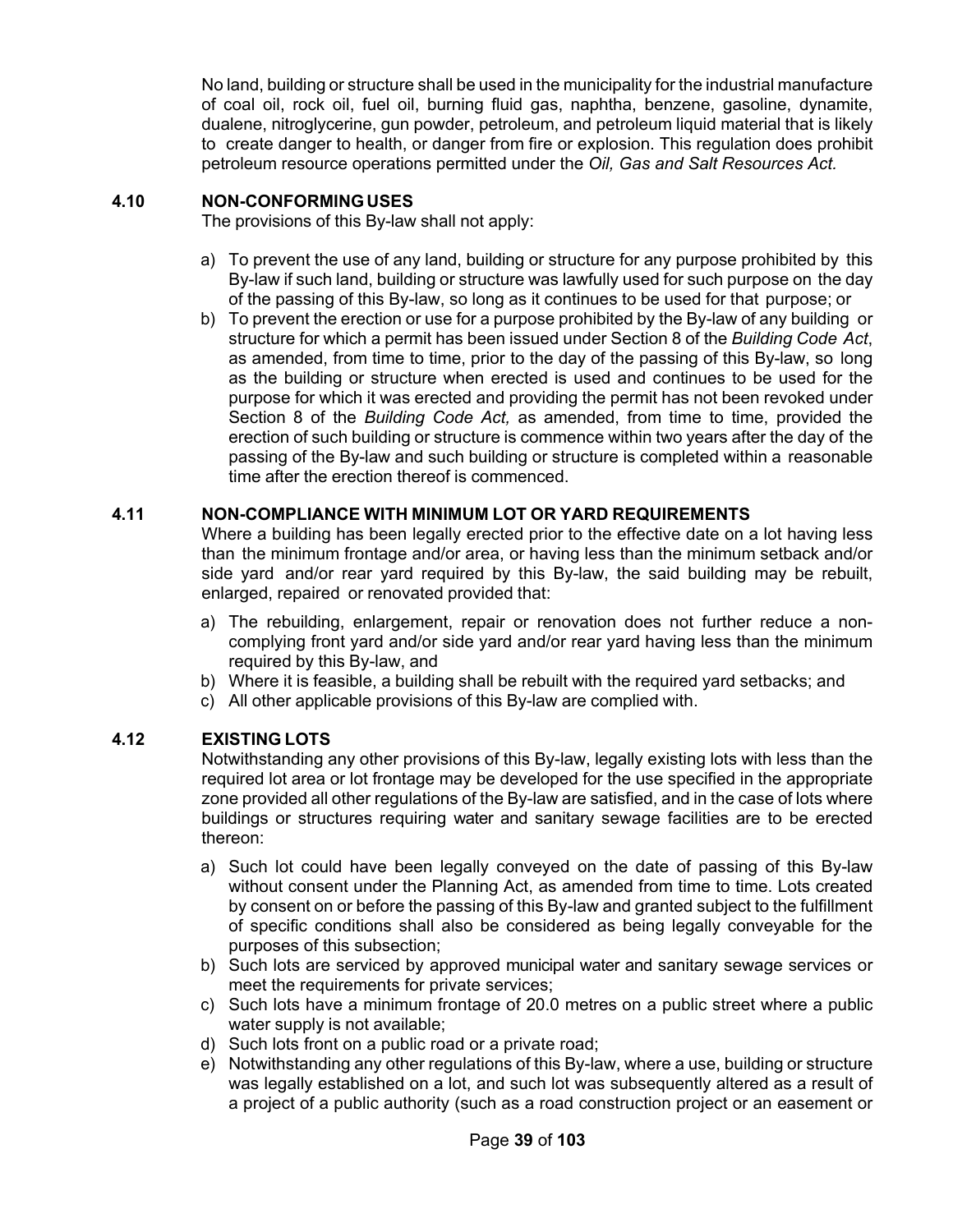No land, building or structure shall be used in the municipality for the industrial manufacture of coal oil, rock oil, fuel oil, burning fluid gas, naphtha, benzene, gasoline, dynamite, dualene, nitroglycerine, gun powder, petroleum, and petroleum liquid material that is likely to create danger to health, or danger from fire or explosion. This regulation does prohibit petroleum resource operations permitted under the *Oil, Gas and Salt Resources Act.*

### 4.10 NON-CONFORMING USES

The provisions of this By-law shall not apply:

a) To prevent the use of any land, building or structure for any purpose prohibited by this By-law if such land, building or structure was lawfully used for such purpose on the day of the passing of this By-law, so long as it continues to be used for that purpose; or
b) To prevent the erection or use for a purpose prohibited by the By-law of any building or structure for which a permit has been issued under Section 8 of the *Building Code Act*, as amended, from time to time, prior to the day of the passing of this By-law, so long as the building or structure when erected is used and continues to be used for the purpose for which it was erected and providing the permit has not been revoked under Section 8 of the *Building Code Act,* as amended, from time to time, provided the erection of such building or structure is commence within two years after the day of the passing of the By-law and such building or structure is completed within a reasonable time after the erection thereof is commenced.

### 4.11 NON-COMPLIANCE WITH MINIMUM LOT OR YARD REQUIREMENTS

Where a building has been legally erected prior to the effective date on a lot having less than the minimum frontage and/or area, or having less than the minimum setback and/or side yard and/or rear yard required by this By-law, the said building may be rebuilt, enlarged, repaired or renovated provided that:

a) The rebuilding, enlargement, repair or renovation does not further reduce a non-complying front yard and/or side yard and/or rear yard having less than the minimum required by this By-law, and
b) Where it is feasible, a building shall be rebuilt with the required yard setbacks; and
c) All other applicable provisions of this By-law are complied with.

### 4.12 EXISTING LOTS

Notwithstanding any other provisions of this By-law, legally existing lots with less than the required lot area or lot frontage may be developed for the use specified in the appropriate zone provided all other regulations of the By-law are satisfied, and in the case of lots where buildings or structures requiring water and sanitary sewage facilities are to be erected thereon:

a) Such lot could have been legally conveyed on the date of passing of this By-law without consent under the Planning Act, as amended from time to time. Lots created by consent on or before the passing of this By-law and granted subject to the fulfillment of specific conditions shall also be considered as being legally conveyable for the purposes of this subsection;
b) Such lots are serviced by approved municipal water and sanitary sewage services or meet the requirements for private services;
c) Such lots have a minimum frontage of 20.0 metres on a public street where a public water supply is not available;
d) Such lots front on a public road or a private road;
e) Notwithstanding any other regulations of this By-law, where a use, building or structure was legally established on a lot, and such lot was subsequently altered as a result of a project of a public authority (such as a road construction project or an easement or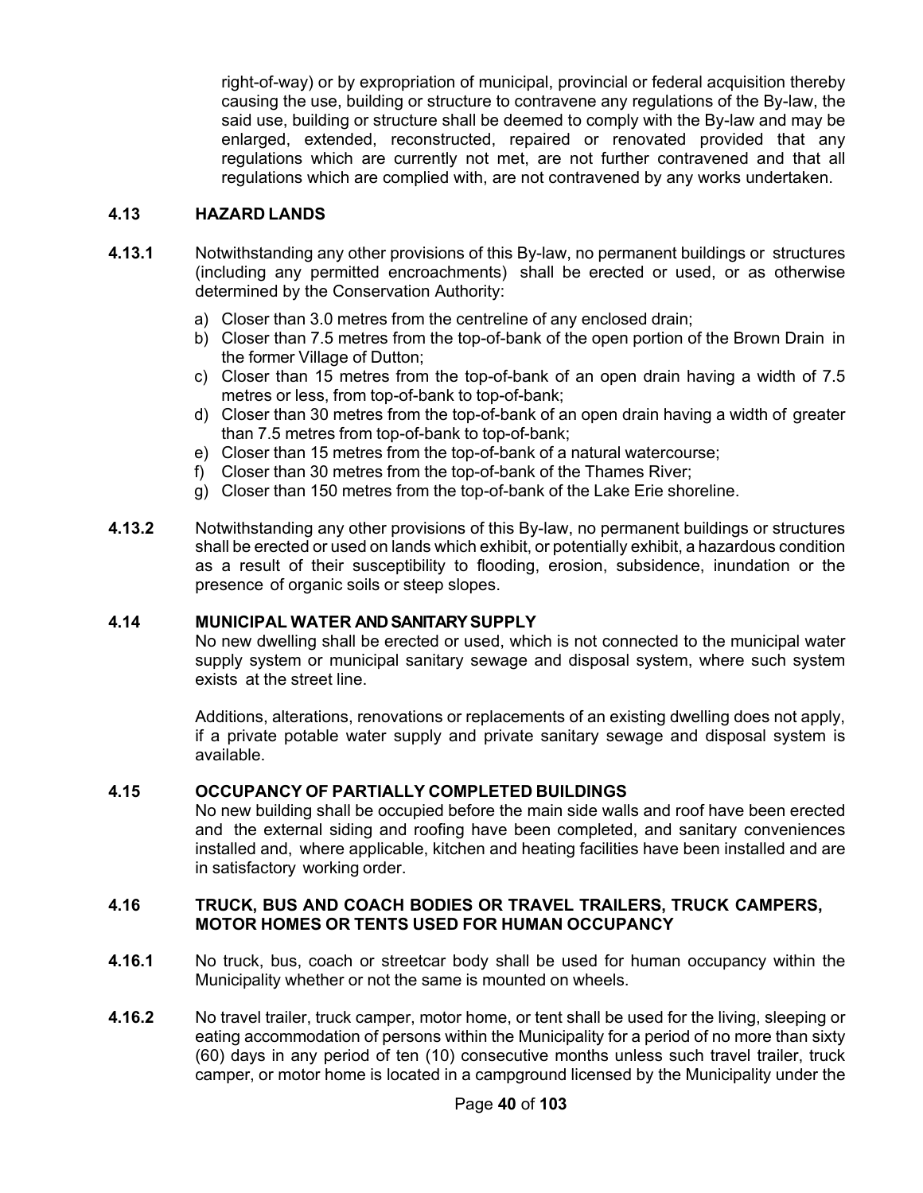right-of-way) or by expropriation of municipal, provincial or federal acquisition thereby causing the use, building or structure to contravene any regulations of the By-law, the said use, building or structure shall be deemed to comply with the By-law and may be enlarged, extended, reconstructed, repaired or renovated provided that any regulations which are currently not met, are not further contravened and that all regulations which are complied with, are not contravened by any works undertaken.

## 4.13 HAZARD LANDS

**4.13.1** Notwithstanding any other provisions of this By-law, no permanent buildings or structures (including any permitted encroachments) shall be erected or used, or as otherwise determined by the Conservation Authority:

a) Closer than 3.0 metres from the centreline of any enclosed drain;
b) Closer than 7.5 metres from the top-of-bank of the open portion of the Brown Drain in the former Village of Dutton;
c) Closer than 15 metres from the top-of-bank of an open drain having a width of 7.5 metres or less, from top-of-bank to top-of-bank;
d) Closer than 30 metres from the top-of-bank of an open drain having a width of greater than 7.5 metres from top-of-bank to top-of-bank;
e) Closer than 15 metres from the top-of-bank of a natural watercourse;
f) Closer than 30 metres from the top-of-bank of the Thames River;
g) Closer than 150 metres from the top-of-bank of the Lake Erie shoreline.

**4.13.2** Notwithstanding any other provisions of this By-law, no permanent buildings or structures shall be erected or used on lands which exhibit, or potentially exhibit, a hazardous condition as a result of their susceptibility to flooding, erosion, subsidence, inundation or the presence of organic soils or steep slopes.

## 4.14 MUNICIPAL WATER AND SANITARY SUPPLY

No new dwelling shall be erected or used, which is not connected to the municipal water supply system or municipal sanitary sewage and disposal system, where such system exists at the street line.

Additions, alterations, renovations or replacements of an existing dwelling does not apply, if a private potable water supply and private sanitary sewage and disposal system is available.

## 4.15 OCCUPANCY OF PARTIALLY COMPLETED BUILDINGS

No new building shall be occupied before the main side walls and roof have been erected and the external siding and roofing have been completed, and sanitary conveniences installed and, where applicable, kitchen and heating facilities have been installed and are in satisfactory working order.

## 4.16 TRUCK, BUS AND COACH BODIES OR TRAVEL TRAILERS, TRUCK CAMPERS, MOTOR HOMES OR TENTS USED FOR HUMAN OCCUPANCY

**4.16.1** No truck, bus, coach or streetcar body shall be used for human occupancy within the Municipality whether or not the same is mounted on wheels.

**4.16.2** No travel trailer, truck camper, motor home, or tent shall be used for the living, sleeping or eating accommodation of persons within the Municipality for a period of no more than sixty (60) days in any period of ten (10) consecutive months unless such travel trailer, truck camper, or motor home is located in a campground licensed by the Municipality under the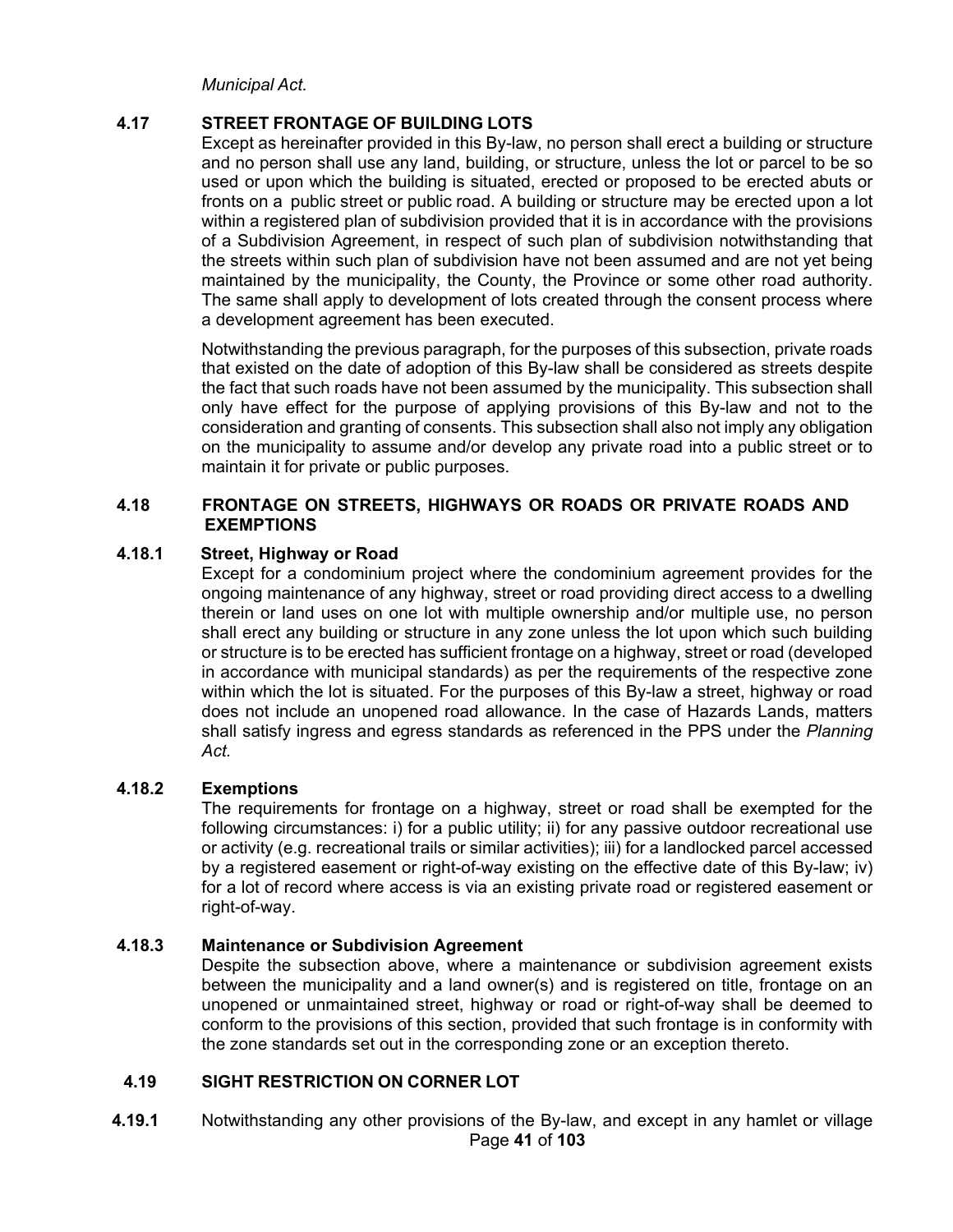*Municipal Act*.

## 4.17 STREET FRONTAGE OF BUILDING LOTS

Except as hereinafter provided in this By-law, no person shall erect a building or structure and no person shall use any land, building, or structure, unless the lot or parcel to be so used or upon which the building is situated, erected or proposed to be erected abuts or fronts on a public street or public road. A building or structure may be erected upon a lot within a registered plan of subdivision provided that it is in accordance with the provisions of a Subdivision Agreement, in respect of such plan of subdivision notwithstanding that the streets within such plan of subdivision have not been assumed and are not yet being maintained by the municipality, the County, the Province or some other road authority. The same shall apply to development of lots created through the consent process where a development agreement has been executed.

Notwithstanding the previous paragraph, for the purposes of this subsection, private roads that existed on the date of adoption of this By-law shall be considered as streets despite the fact that such roads have not been assumed by the municipality. This subsection shall only have effect for the purpose of applying provisions of this By-law and not to the consideration and granting of consents. This subsection shall also not imply any obligation on the municipality to assume and/or develop any private road into a public street or to maintain it for private or public purposes.

## 4.18 FRONTAGE ON STREETS, HIGHWAYS OR ROADS OR PRIVATE ROADS AND EXEMPTIONS

### 4.18.1 Street, Highway or Road

Except for a condominium project where the condominium agreement provides for the ongoing maintenance of any highway, street or road providing direct access to a dwelling therein or land uses on one lot with multiple ownership and/or multiple use, no person shall erect any building or structure in any zone unless the lot upon which such building or structure is to be erected has sufficient frontage on a highway, street or road (developed in accordance with municipal standards) as per the requirements of the respective zone within which the lot is situated. For the purposes of this By-law a street, highway or road does not include an unopened road allowance. In the case of Hazards Lands, matters shall satisfy ingress and egress standards as referenced in the PPS under the *Planning Act.*

### 4.18.2 Exemptions

The requirements for frontage on a highway, street or road shall be exempted for the following circumstances: i) for a public utility; ii) for any passive outdoor recreational use or activity (e.g. recreational trails or similar activities); iii) for a landlocked parcel accessed by a registered easement or right-of-way existing on the effective date of this By-law; iv) for a lot of record where access is via an existing private road or registered easement or right-of-way.

### 4.18.3 Maintenance or Subdivision Agreement

Despite the subsection above, where a maintenance or subdivision agreement exists between the municipality and a land owner(s) and is registered on title, frontage on an unopened or unmaintained street, highway or road or right-of-way shall be deemed to conform to the provisions of this section, provided that such frontage is in conformity with the zone standards set out in the corresponding zone or an exception thereto.

## 4.19 SIGHT RESTRICTION ON CORNER LOT

**4.19.1** Notwithstanding any other provisions of the By-law, and except in any hamlet or village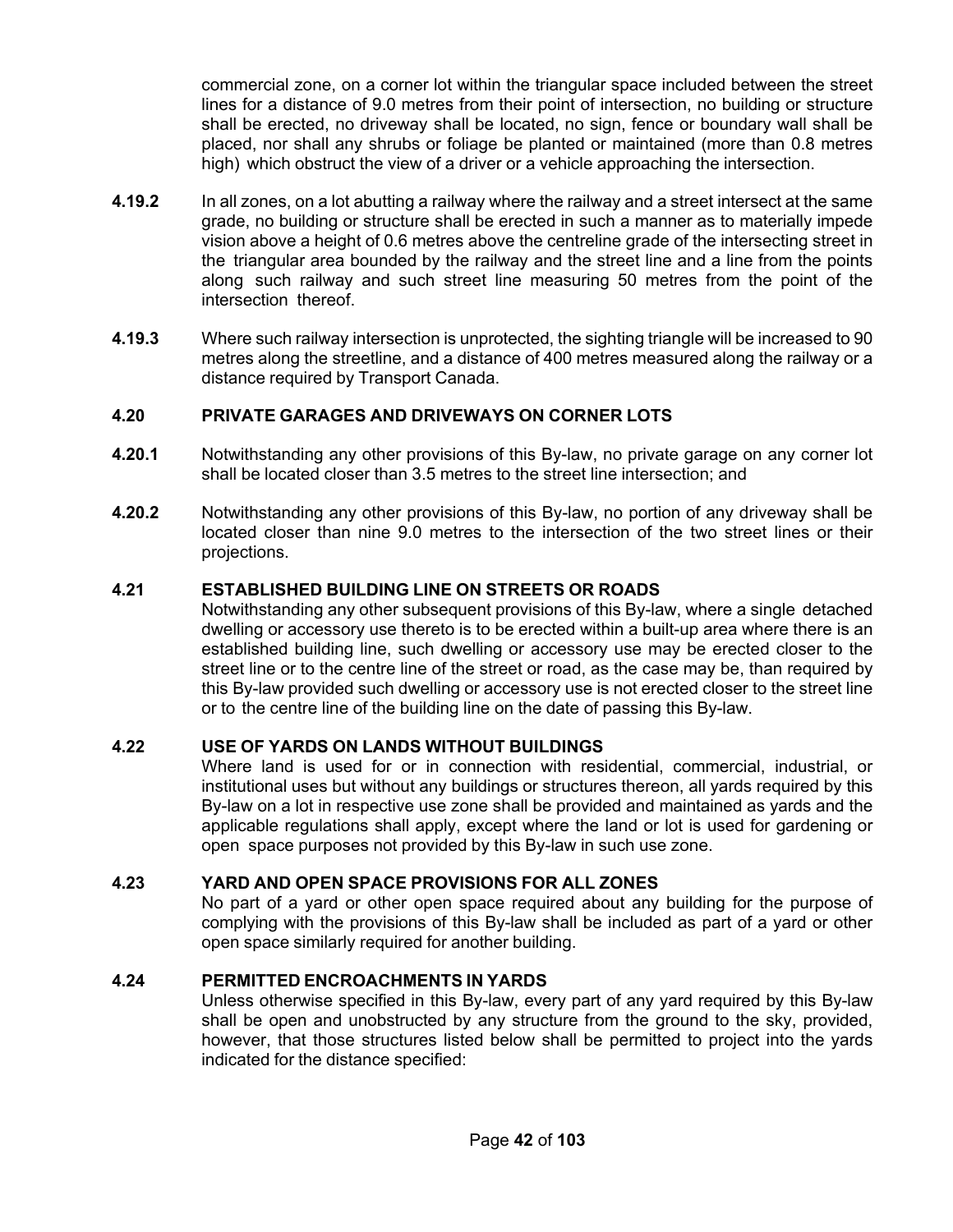commercial zone, on a corner lot within the triangular space included between the street lines for a distance of 9.0 metres from their point of intersection, no building or structure shall be erected, no driveway shall be located, no sign, fence or boundary wall shall be placed, nor shall any shrubs or foliage be planted or maintained (more than 0.8 metres high) which obstruct the view of a driver or a vehicle approaching the intersection.

**4.19.2** In all zones, on a lot abutting a railway where the railway and a street intersect at the same grade, no building or structure shall be erected in such a manner as to materially impede vision above a height of 0.6 metres above the centreline grade of the intersecting street in the triangular area bounded by the railway and the street line and a line from the points along such railway and such street line measuring 50 metres from the point of the intersection thereof.

**4.19.3** Where such railway intersection is unprotected, the sighting triangle will be increased to 90 metres along the streetline, and a distance of 400 metres measured along the railway or a distance required by Transport Canada.

### 4.20 PRIVATE GARAGES AND DRIVEWAYS ON CORNER LOTS

**4.20.1** Notwithstanding any other provisions of this By-law, no private garage on any corner lot shall be located closer than 3.5 metres to the street line intersection; and

**4.20.2** Notwithstanding any other provisions of this By-law, no portion of any driveway shall be located closer than nine 9.0 metres to the intersection of the two street lines or their projections.

### 4.21 ESTABLISHED BUILDING LINE ON STREETS OR ROADS

Notwithstanding any other subsequent provisions of this By-law, where a single detached dwelling or accessory use thereto is to be erected within a built-up area where there is an established building line, such dwelling or accessory use may be erected closer to the street line or to the centre line of the street or road, as the case may be, than required by this By-law provided such dwelling or accessory use is not erected closer to the street line or to the centre line of the building line on the date of passing this By-law.

### 4.22 USE OF YARDS ON LANDS WITHOUT BUILDINGS

Where land is used for or in connection with residential, commercial, industrial, or institutional uses but without any buildings or structures thereon, all yards required by this By-law on a lot in respective use zone shall be provided and maintained as yards and the applicable regulations shall apply, except where the land or lot is used for gardening or open space purposes not provided by this By-law in such use zone.

### 4.23 YARD AND OPEN SPACE PROVISIONS FOR ALL ZONES

No part of a yard or other open space required about any building for the purpose of complying with the provisions of this By-law shall be included as part of a yard or other open space similarly required for another building.

### 4.24 PERMITTED ENCROACHMENTS IN YARDS

Unless otherwise specified in this By-law, every part of any yard required by this By-law shall be open and unobstructed by any structure from the ground to the sky, provided, however, that those structures listed below shall be permitted to project into the yards indicated for the distance specified: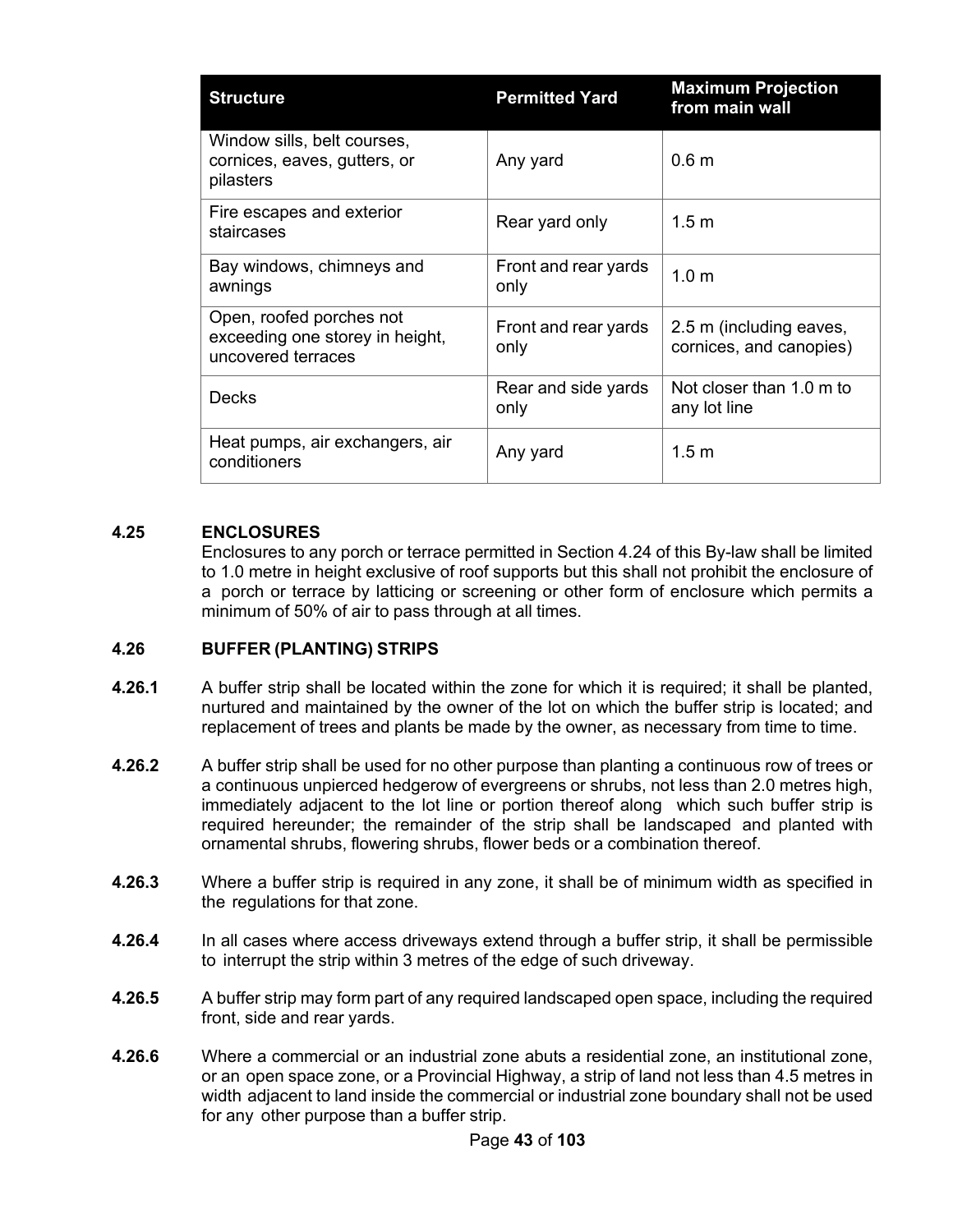| Structure | Permitted Yard | Maximum Projection from main wall |
|---|---|---|
| Window sills, belt courses, cornices, eaves, gutters, or pilasters | Any yard | 0.6 m |
| Fire escapes and exterior staircases | Rear yard only | 1.5 m |
| Bay windows, chimneys and awnings | Front and rear yards only | 1.0 m |
| Open, roofed porches not exceeding one storey in height, uncovered terraces | Front and rear yards only | 2.5 m (including eaves, cornices, and canopies) |
| Decks | Rear and side yards only | Not closer than 1.0 m to any lot line |
| Heat pumps, air exchangers, air conditioners | Any yard | 1.5 m |

### 4.25 ENCLOSURES

Enclosures to any porch or terrace permitted in Section 4.24 of this By-law shall be limited to 1.0 metre in height exclusive of roof supports but this shall not prohibit the enclosure of a porch or terrace by latticing or screening or other form of enclosure which permits a minimum of 50% of air to pass through at all times.

### 4.26 BUFFER (PLANTING) STRIPS

**4.26.1** A buffer strip shall be located within the zone for which it is required; it shall be planted, nurtured and maintained by the owner of the lot on which the buffer strip is located; and replacement of trees and plants be made by the owner, as necessary from time to time.

**4.26.2** A buffer strip shall be used for no other purpose than planting a continuous row of trees or a continuous unpierced hedgerow of evergreens or shrubs, not less than 2.0 metres high, immediately adjacent to the lot line or portion thereof along which such buffer strip is required hereunder; the remainder of the strip shall be landscaped and planted with ornamental shrubs, flowering shrubs, flower beds or a combination thereof.

**4.26.3** Where a buffer strip is required in any zone, it shall be of minimum width as specified in the regulations for that zone.

**4.26.4** In all cases where access driveways extend through a buffer strip, it shall be permissible to interrupt the strip within 3 metres of the edge of such driveway.

**4.26.5** A buffer strip may form part of any required landscaped open space, including the required front, side and rear yards.

**4.26.6** Where a commercial or an industrial zone abuts a residential zone, an institutional zone, or an open space zone, or a Provincial Highway, a strip of land not less than 4.5 metres in width adjacent to land inside the commercial or industrial zone boundary shall not be used for any other purpose than a buffer strip.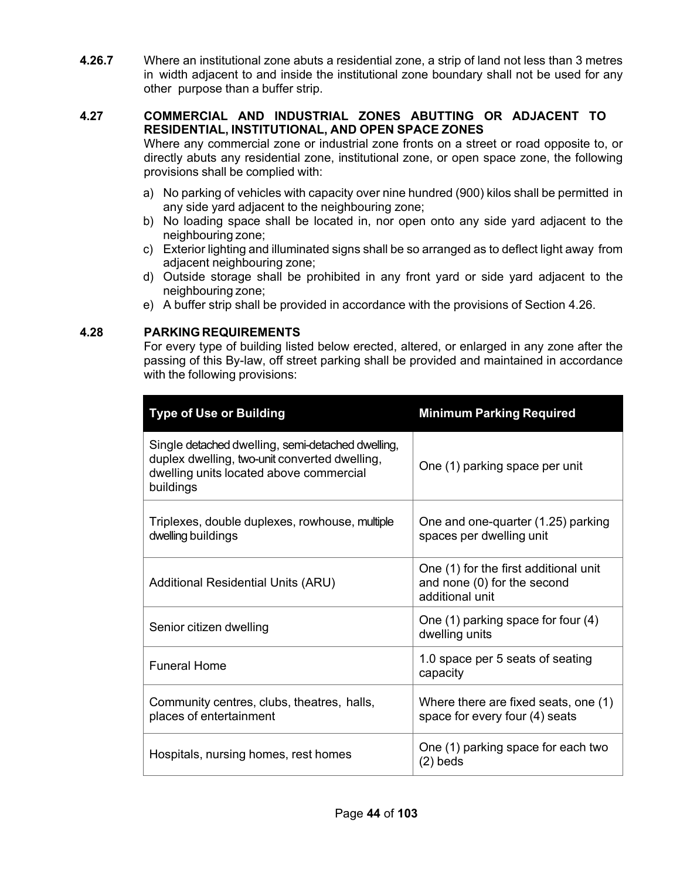**4.26.7** Where an institutional zone abuts a residential zone, a strip of land not less than 3 metres in width adjacent to and inside the institutional zone boundary shall not be used for any other purpose than a buffer strip.

## 4.27 COMMERCIAL AND INDUSTRIAL ZONES ABUTTING OR ADJACENT TO RESIDENTIAL, INSTITUTIONAL, AND OPEN SPACE ZONES

Where any commercial zone or industrial zone fronts on a street or road opposite to, or directly abuts any residential zone, institutional zone, or open space zone, the following provisions shall be complied with:

a) No parking of vehicles with capacity over nine hundred (900) kilos shall be permitted in any side yard adjacent to the neighbouring zone;
b) No loading space shall be located in, nor open onto any side yard adjacent to the neighbouring zone;
c) Exterior lighting and illuminated signs shall be so arranged as to deflect light away from adjacent neighbouring zone;
d) Outside storage shall be prohibited in any front yard or side yard adjacent to the neighbouring zone;
e) A buffer strip shall be provided in accordance with the provisions of Section 4.26.

## 4.28 PARKING REQUIREMENTS

For every type of building listed below erected, altered, or enlarged in any zone after the passing of this By-law, off street parking shall be provided and maintained in accordance with the following provisions:

| Type of Use or Building | Minimum Parking Required |
|---|---|
| Single detached dwelling, semi-detached dwelling, duplex dwelling, two-unit converted dwelling, dwelling units located above commercial buildings | One (1) parking space per unit |
| Triplexes, double duplexes, rowhouse, multiple dwelling buildings | One and one-quarter (1.25) parking spaces per dwelling unit |
| Additional Residential Units (ARU) | One (1) for the first additional unit and none (0) for the second additional unit |
| Senior citizen dwelling | One (1) parking space for four (4) dwelling units |
| Funeral Home | 1.0 space per 5 seats of seating capacity |
| Community centres, clubs, theatres, halls, places of entertainment | Where there are fixed seats, one (1) space for every four (4) seats |
| Hospitals, nursing homes, rest homes | One (1) parking space for each two (2) beds |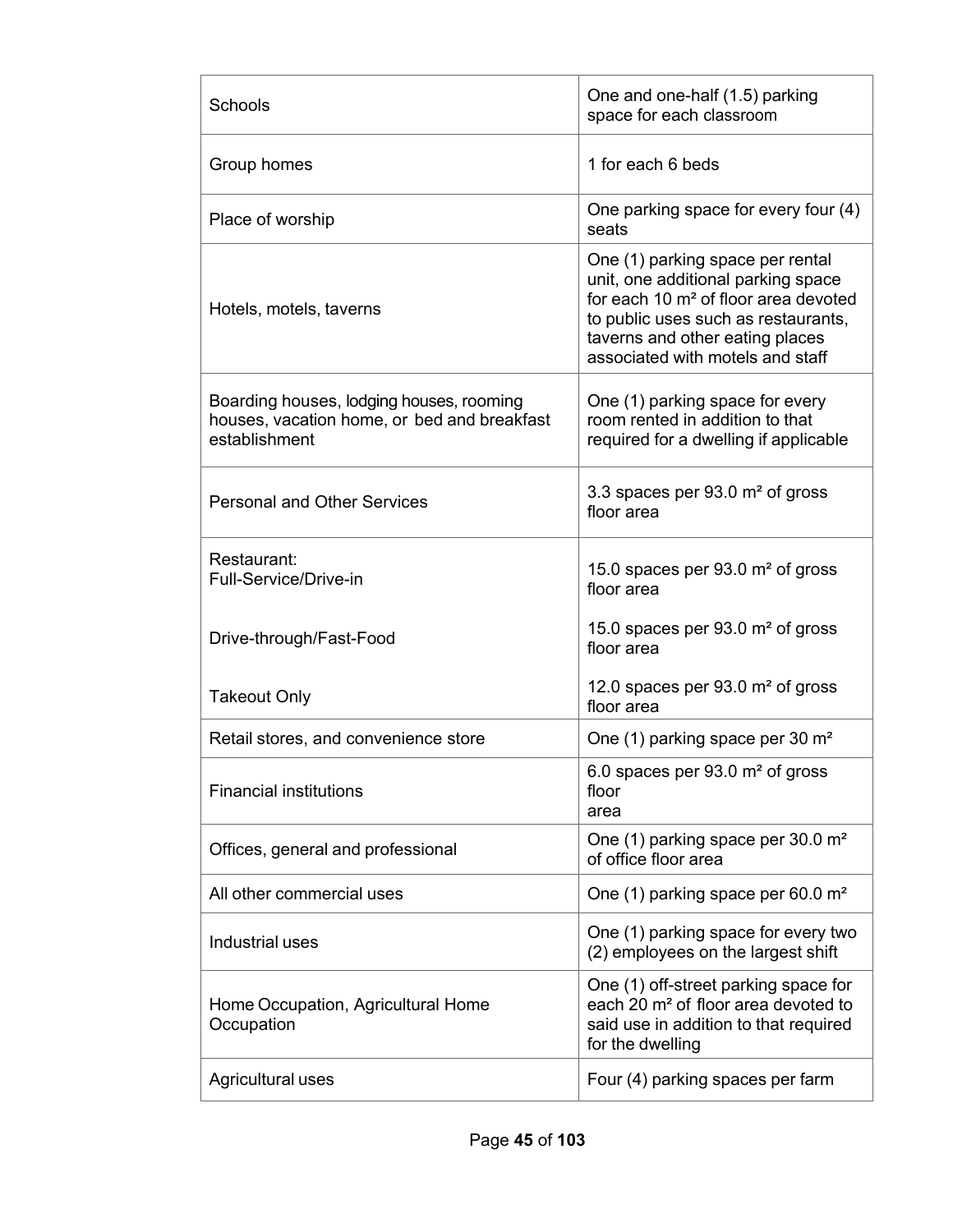| | |
|---|---|
| Schools | One and one-half (1.5) parking space for each classroom |
| Group homes | 1 for each 6 beds |
| Place of worship | One parking space for every four (4) seats |
| Hotels, motels, taverns | One (1) parking space per rental unit, one additional parking space for each 10 m² of floor area devoted to public uses such as restaurants, taverns and other eating places associated with motels and staff |
| Boarding houses, lodging houses, rooming houses, vacation home, or bed and breakfast establishment | One (1) parking space for every room rented in addition to that required for a dwelling if applicable |
| Personal and Other Services | 3.3 spaces per 93.0 m² of gross floor area |
| Restaurant:<br>Full-Service/Drive-in<br><br>Drive-through/Fast-Food<br><br>Takeout Only | 15.0 spaces per 93.0 m² of gross floor area<br><br>15.0 spaces per 93.0 m² of gross floor area<br><br>12.0 spaces per 93.0 m² of gross floor area |
| Retail stores, and convenience store | One (1) parking space per 30 m² |
| Financial institutions | 6.0 spaces per 93.0 m² of gross floor area |
| Offices, general and professional | One (1) parking space per 30.0 m² of office floor area |
| All other commercial uses | One (1) parking space per 60.0 m² |
| Industrial uses | One (1) parking space for every two (2) employees on the largest shift |
| Home Occupation, Agricultural Home Occupation | One (1) off-street parking space for each 20 m² of floor area devoted to said use in addition to that required for the dwelling |
| Agricultural uses | Four (4) parking spaces per farm |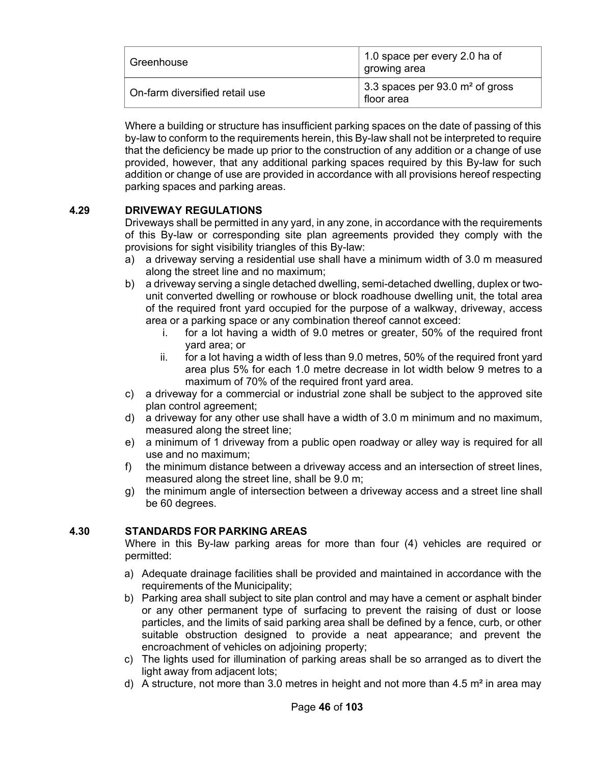| Greenhouse | 1.0 space per every 2.0 ha of growing area |
|---|---|
| On-farm diversified retail use | 3.3 spaces per 93.0 m² of gross floor area |

Where a building or structure has insufficient parking spaces on the date of passing of this by-law to conform to the requirements herein, this By-law shall not be interpreted to require that the deficiency be made up prior to the construction of any addition or a change of use provided, however, that any additional parking spaces required by this By-law for such addition or change of use are provided in accordance with all provisions hereof respecting parking spaces and parking areas.

### 4.29 DRIVEWAY REGULATIONS

Driveways shall be permitted in any yard, in any zone, in accordance with the requirements of this By-law or corresponding site plan agreements provided they comply with the provisions for sight visibility triangles of this By-law:

a) a driveway serving a residential use shall have a minimum width of 3.0 m measured along the street line and no maximum;
b) a driveway serving a single detached dwelling, semi-detached dwelling, duplex or two-unit converted dwelling or rowhouse or block roadhouse dwelling unit, the total area of the required front yard occupied for the purpose of a walkway, driveway, access area or a parking space or any combination thereof cannot exceed:
   i. for a lot having a width of 9.0 metres or greater, 50% of the required front yard area; or
   ii. for a lot having a width of less than 9.0 metres, 50% of the required front yard area plus 5% for each 1.0 metre decrease in lot width below 9 metres to a maximum of 70% of the required front yard area.
c) a driveway for a commercial or industrial zone shall be subject to the approved site plan control agreement;
d) a driveway for any other use shall have a width of 3.0 m minimum and no maximum, measured along the street line;
e) a minimum of 1 driveway from a public open roadway or alley way is required for all use and no maximum;
f) the minimum distance between a driveway access and an intersection of street lines, measured along the street line, shall be 9.0 m;
g) the minimum angle of intersection between a driveway access and a street line shall be 60 degrees.

### 4.30 STANDARDS FOR PARKING AREAS

Where in this By-law parking areas for more than four (4) vehicles are required or permitted:

a) Adequate drainage facilities shall be provided and maintained in accordance with the requirements of the Municipality;
b) Parking area shall subject to site plan control and may have a cement or asphalt binder or any other permanent type of surfacing to prevent the raising of dust or loose particles, and the limits of said parking area shall be defined by a fence, curb, or other suitable obstruction designed to provide a neat appearance; and prevent the encroachment of vehicles on adjoining property;
c) The lights used for illumination of parking areas shall be so arranged as to divert the light away from adjacent lots;
d) A structure, not more than 3.0 metres in height and not more than 4.5 m² in area may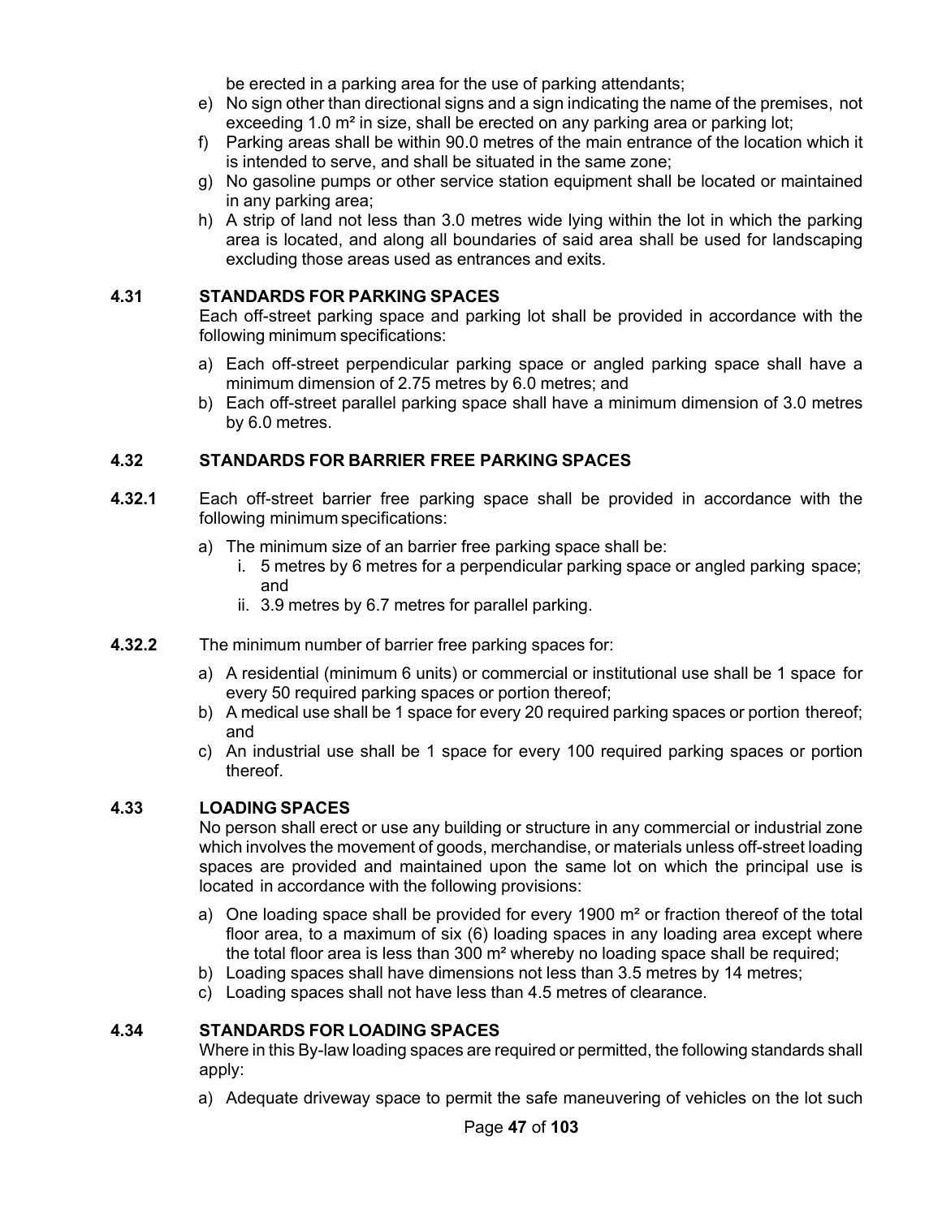be erected in a parking area for the use of parking attendants;

e) No sign other than directional signs and a sign indicating the name of the premises, not exceeding 1.0 m² in size, shall be erected on any parking area or parking lot;
f) Parking areas shall be within 90.0 metres of the main entrance of the location which it is intended to serve, and shall be situated in the same zone;
g) No gasoline pumps or other service station equipment shall be located or maintained in any parking area;
h) A strip of land not less than 3.0 metres wide lying within the lot in which the parking area is located, and along all boundaries of said area shall be used for landscaping excluding those areas used as entrances and exits.

### 4.31 STANDARDS FOR PARKING SPACES

Each off-street parking space and parking lot shall be provided in accordance with the following minimum specifications:

a) Each off-street perpendicular parking space or angled parking space shall have a minimum dimension of 2.75 metres by 6.0 metres; and
b) Each off-street parallel parking space shall have a minimum dimension of 3.0 metres by 6.0 metres.

### 4.32 STANDARDS FOR BARRIER FREE PARKING SPACES

**4.32.1** Each off-street barrier free parking space shall be provided in accordance with the following minimum specifications:

a) The minimum size of an barrier free parking space shall be:
   i. 5 metres by 6 metres for a perpendicular parking space or angled parking space; and
   ii. 3.9 metres by 6.7 metres for parallel parking.

**4.32.2** The minimum number of barrier free parking spaces for:

a) A residential (minimum 6 units) or commercial or institutional use shall be 1 space for every 50 required parking spaces or portion thereof;
b) A medical use shall be 1 space for every 20 required parking spaces or portion thereof; and
c) An industrial use shall be 1 space for every 100 required parking spaces or portion thereof.

### 4.33 LOADING SPACES

No person shall erect or use any building or structure in any commercial or industrial zone which involves the movement of goods, merchandise, or materials unless off-street loading spaces are provided and maintained upon the same lot on which the principal use is located in accordance with the following provisions:

a) One loading space shall be provided for every 1900 m² or fraction thereof of the total floor area, to a maximum of six (6) loading spaces in any loading area except where the total floor area is less than 300 m² whereby no loading space shall be required;
b) Loading spaces shall have dimensions not less than 3.5 metres by 14 metres;
c) Loading spaces shall not have less than 4.5 metres of clearance.

### 4.34 STANDARDS FOR LOADING SPACES

Where in this By-law loading spaces are required or permitted, the following standards shall apply:

a) Adequate driveway space to permit the safe maneuvering of vehicles on the lot such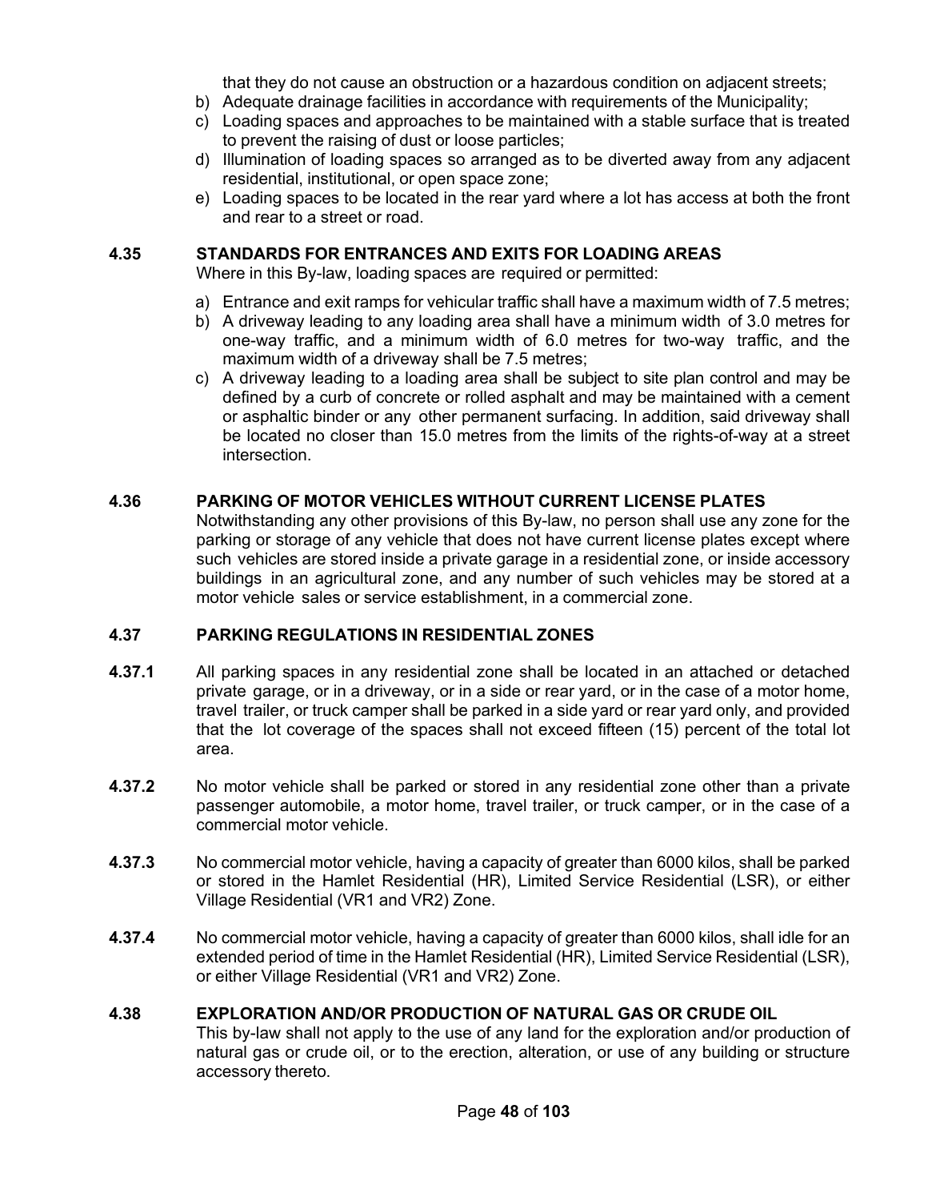that they do not cause an obstruction or a hazardous condition on adjacent streets;

b) Adequate drainage facilities in accordance with requirements of the Municipality;
c) Loading spaces and approaches to be maintained with a stable surface that is treated to prevent the raising of dust or loose particles;
d) Illumination of loading spaces so arranged as to be diverted away from any adjacent residential, institutional, or open space zone;
e) Loading spaces to be located in the rear yard where a lot has access at both the front and rear to a street or road.

### 4.35 STANDARDS FOR ENTRANCES AND EXITS FOR LOADING AREAS

Where in this By-law, loading spaces are required or permitted:

a) Entrance and exit ramps for vehicular traffic shall have a maximum width of 7.5 metres;
b) A driveway leading to any loading area shall have a minimum width of 3.0 metres for one-way traffic, and a minimum width of 6.0 metres for two-way traffic, and the maximum width of a driveway shall be 7.5 metres;
c) A driveway leading to a loading area shall be subject to site plan control and may be defined by a curb of concrete or rolled asphalt and may be maintained with a cement or asphaltic binder or any other permanent surfacing. In addition, said driveway shall be located no closer than 15.0 metres from the limits of the rights-of-way at a street intersection.

### 4.36 PARKING OF MOTOR VEHICLES WITHOUT CURRENT LICENSE PLATES

Notwithstanding any other provisions of this By-law, no person shall use any zone for the parking or storage of any vehicle that does not have current license plates except where such vehicles are stored inside a private garage in a residential zone, or inside accessory buildings in an agricultural zone, and any number of such vehicles may be stored at a motor vehicle sales or service establishment, in a commercial zone.

### 4.37 PARKING REGULATIONS IN RESIDENTIAL ZONES

**4.37.1** All parking spaces in any residential zone shall be located in an attached or detached private garage, or in a driveway, or in a side or rear yard, or in the case of a motor home, travel trailer, or truck camper shall be parked in a side yard or rear yard only, and provided that the lot coverage of the spaces shall not exceed fifteen (15) percent of the total lot area.

**4.37.2** No motor vehicle shall be parked or stored in any residential zone other than a private passenger automobile, a motor home, travel trailer, or truck camper, or in the case of a commercial motor vehicle.

**4.37.3** No commercial motor vehicle, having a capacity of greater than 6000 kilos, shall be parked or stored in the Hamlet Residential (HR), Limited Service Residential (LSR), or either Village Residential (VR1 and VR2) Zone.

**4.37.4** No commercial motor vehicle, having a capacity of greater than 6000 kilos, shall idle for an extended period of time in the Hamlet Residential (HR), Limited Service Residential (LSR), or either Village Residential (VR1 and VR2) Zone.

### 4.38 EXPLORATION AND/OR PRODUCTION OF NATURAL GAS OR CRUDE OIL

This by-law shall not apply to the use of any land for the exploration and/or production of natural gas or crude oil, or to the erection, alteration, or use of any building or structure accessory thereto.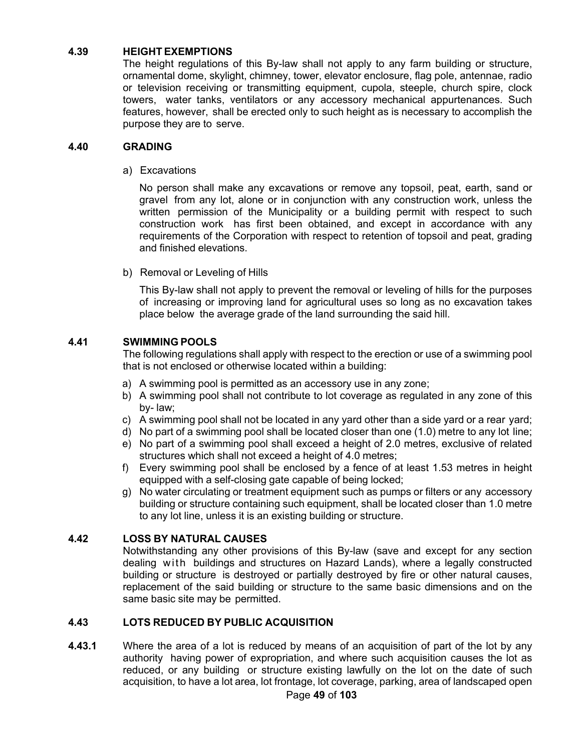### 4.39 HEIGHT EXEMPTIONS

The height regulations of this By-law shall not apply to any farm building or structure, ornamental dome, skylight, chimney, tower, elevator enclosure, flag pole, antennae, radio or television receiving or transmitting equipment, cupola, steeple, church spire, clock towers, water tanks, ventilators or any accessory mechanical appurtenances. Such features, however, shall be erected only to such height as is necessary to accomplish the purpose they are to serve.

### 4.40 GRADING

a) Excavations

No person shall make any excavations or remove any topsoil, peat, earth, sand or gravel from any lot, alone or in conjunction with any construction work, unless the written permission of the Municipality or a building permit with respect to such construction work has first been obtained, and except in accordance with any requirements of the Corporation with respect to retention of topsoil and peat, grading and finished elevations.

b) Removal or Leveling of Hills

This By-law shall not apply to prevent the removal or leveling of hills for the purposes of increasing or improving land for agricultural uses so long as no excavation takes place below the average grade of the land surrounding the said hill.

### 4.41 SWIMMING POOLS

The following regulations shall apply with respect to the erection or use of a swimming pool that is not enclosed or otherwise located within a building:

a) A swimming pool is permitted as an accessory use in any zone;
b) A swimming pool shall not contribute to lot coverage as regulated in any zone of this by- law;
c) A swimming pool shall not be located in any yard other than a side yard or a rear yard;
d) No part of a swimming pool shall be located closer than one (1.0) metre to any lot line;
e) No part of a swimming pool shall exceed a height of 2.0 metres, exclusive of related structures which shall not exceed a height of 4.0 metres;
f) Every swimming pool shall be enclosed by a fence of at least 1.53 metres in height equipped with a self-closing gate capable of being locked;
g) No water circulating or treatment equipment such as pumps or filters or any accessory building or structure containing such equipment, shall be located closer than 1.0 metre to any lot line, unless it is an existing building or structure.

### 4.42 LOSS BY NATURAL CAUSES

Notwithstanding any other provisions of this By-law (save and except for any section dealing with buildings and structures on Hazard Lands), where a legally constructed building or structure is destroyed or partially destroyed by fire or other natural causes, replacement of the said building or structure to the same basic dimensions and on the same basic site may be permitted.

### 4.43 LOTS REDUCED BY PUBLIC ACQUISITION

**4.43.1** Where the area of a lot is reduced by means of an acquisition of part of the lot by any authority having power of expropriation, and where such acquisition causes the lot as reduced, or any building or structure existing lawfully on the lot on the date of such acquisition, to have a lot area, lot frontage, lot coverage, parking, area of landscaped open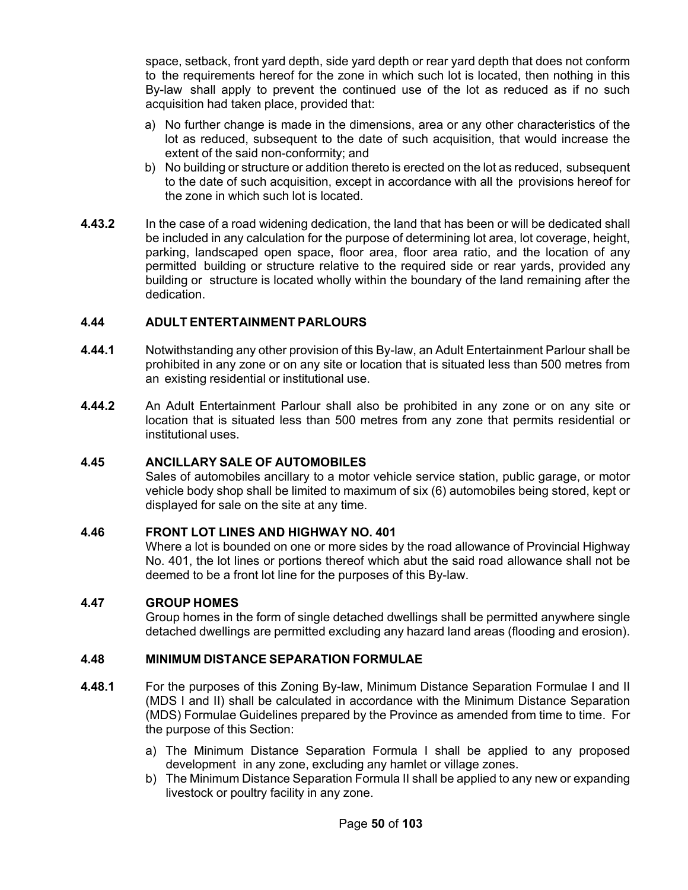space, setback, front yard depth, side yard depth or rear yard depth that does not conform to the requirements hereof for the zone in which such lot is located, then nothing in this By-law shall apply to prevent the continued use of the lot as reduced as if no such acquisition had taken place, provided that:

a) No further change is made in the dimensions, area or any other characteristics of the lot as reduced, subsequent to the date of such acquisition, that would increase the extent of the said non-conformity; and
b) No building or structure or addition thereto is erected on the lot as reduced, subsequent to the date of such acquisition, except in accordance with all the provisions hereof for the zone in which such lot is located.

**4.43.2** In the case of a road widening dedication, the land that has been or will be dedicated shall be included in any calculation for the purpose of determining lot area, lot coverage, height, parking, landscaped open space, floor area, floor area ratio, and the location of any permitted building or structure relative to the required side or rear yards, provided any building or structure is located wholly within the boundary of the land remaining after the dedication.

### 4.44 ADULT ENTERTAINMENT PARLOURS

**4.44.1** Notwithstanding any other provision of this By-law, an Adult Entertainment Parlour shall be prohibited in any zone or on any site or location that is situated less than 500 metres from an existing residential or institutional use.

**4.44.2** An Adult Entertainment Parlour shall also be prohibited in any zone or on any site or location that is situated less than 500 metres from any zone that permits residential or institutional uses.

### 4.45 ANCILLARY SALE OF AUTOMOBILES

Sales of automobiles ancillary to a motor vehicle service station, public garage, or motor vehicle body shop shall be limited to maximum of six (6) automobiles being stored, kept or displayed for sale on the site at any time.

### 4.46 FRONT LOT LINES AND HIGHWAY NO. 401

Where a lot is bounded on one or more sides by the road allowance of Provincial Highway No. 401, the lot lines or portions thereof which abut the said road allowance shall not be deemed to be a front lot line for the purposes of this By-law.

### 4.47 GROUP HOMES

Group homes in the form of single detached dwellings shall be permitted anywhere single detached dwellings are permitted excluding any hazard land areas (flooding and erosion).

### 4.48 MINIMUM DISTANCE SEPARATION FORMULAE

**4.48.1** For the purposes of this Zoning By-law, Minimum Distance Separation Formulae I and II (MDS I and II) shall be calculated in accordance with the Minimum Distance Separation (MDS) Formulae Guidelines prepared by the Province as amended from time to time. For the purpose of this Section:

a) The Minimum Distance Separation Formula I shall be applied to any proposed development in any zone, excluding any hamlet or village zones.
b) The Minimum Distance Separation Formula II shall be applied to any new or expanding livestock or poultry facility in any zone.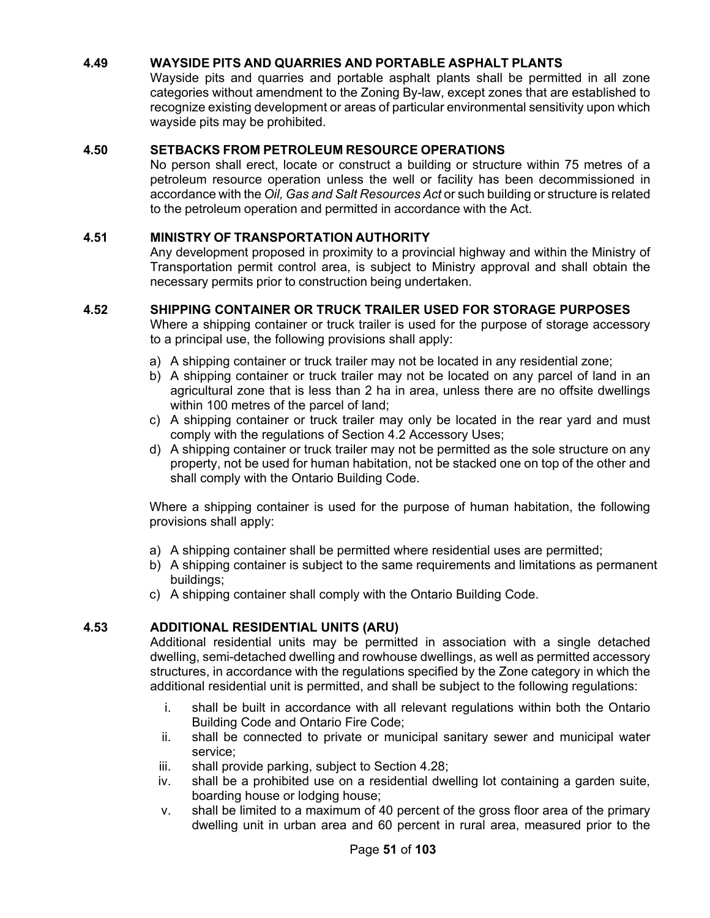### 4.49 WAYSIDE PITS AND QUARRIES AND PORTABLE ASPHALT PLANTS

Wayside pits and quarries and portable asphalt plants shall be permitted in all zone categories without amendment to the Zoning By-law, except zones that are established to recognize existing development or areas of particular environmental sensitivity upon which wayside pits may be prohibited.

### 4.50 SETBACKS FROM PETROLEUM RESOURCE OPERATIONS

No person shall erect, locate or construct a building or structure within 75 metres of a petroleum resource operation unless the well or facility has been decommissioned in accordance with the *Oil, Gas and Salt Resources Act* or such building or structure is related to the petroleum operation and permitted in accordance with the Act.

### 4.51 MINISTRY OF TRANSPORTATION AUTHORITY

Any development proposed in proximity to a provincial highway and within the Ministry of Transportation permit control area, is subject to Ministry approval and shall obtain the necessary permits prior to construction being undertaken.

### 4.52 SHIPPING CONTAINER OR TRUCK TRAILER USED FOR STORAGE PURPOSES

Where a shipping container or truck trailer is used for the purpose of storage accessory to a principal use, the following provisions shall apply:

a) A shipping container or truck trailer may not be located in any residential zone;
b) A shipping container or truck trailer may not be located on any parcel of land in an agricultural zone that is less than 2 ha in area, unless there are no offsite dwellings within 100 metres of the parcel of land;
c) A shipping container or truck trailer may only be located in the rear yard and must comply with the regulations of Section 4.2 Accessory Uses;
d) A shipping container or truck trailer may not be permitted as the sole structure on any property, not be used for human habitation, not be stacked one on top of the other and shall comply with the Ontario Building Code.

Where a shipping container is used for the purpose of human habitation, the following provisions shall apply:

a) A shipping container shall be permitted where residential uses are permitted;
b) A shipping container is subject to the same requirements and limitations as permanent buildings;
c) A shipping container shall comply with the Ontario Building Code.

### 4.53 ADDITIONAL RESIDENTIAL UNITS (ARU)

Additional residential units may be permitted in association with a single detached dwelling, semi-detached dwelling and rowhouse dwellings, as well as permitted accessory structures, in accordance with the regulations specified by the Zone category in which the additional residential unit is permitted, and shall be subject to the following regulations:

i. shall be built in accordance with all relevant regulations within both the Ontario Building Code and Ontario Fire Code;
ii. shall be connected to private or municipal sanitary sewer and municipal water service;
iii. shall provide parking, subject to Section 4.28;
iv. shall be a prohibited use on a residential dwelling lot containing a garden suite, boarding house or lodging house;
v. shall be limited to a maximum of 40 percent of the gross floor area of the primary dwelling unit in urban area and 60 percent in rural area, measured prior to the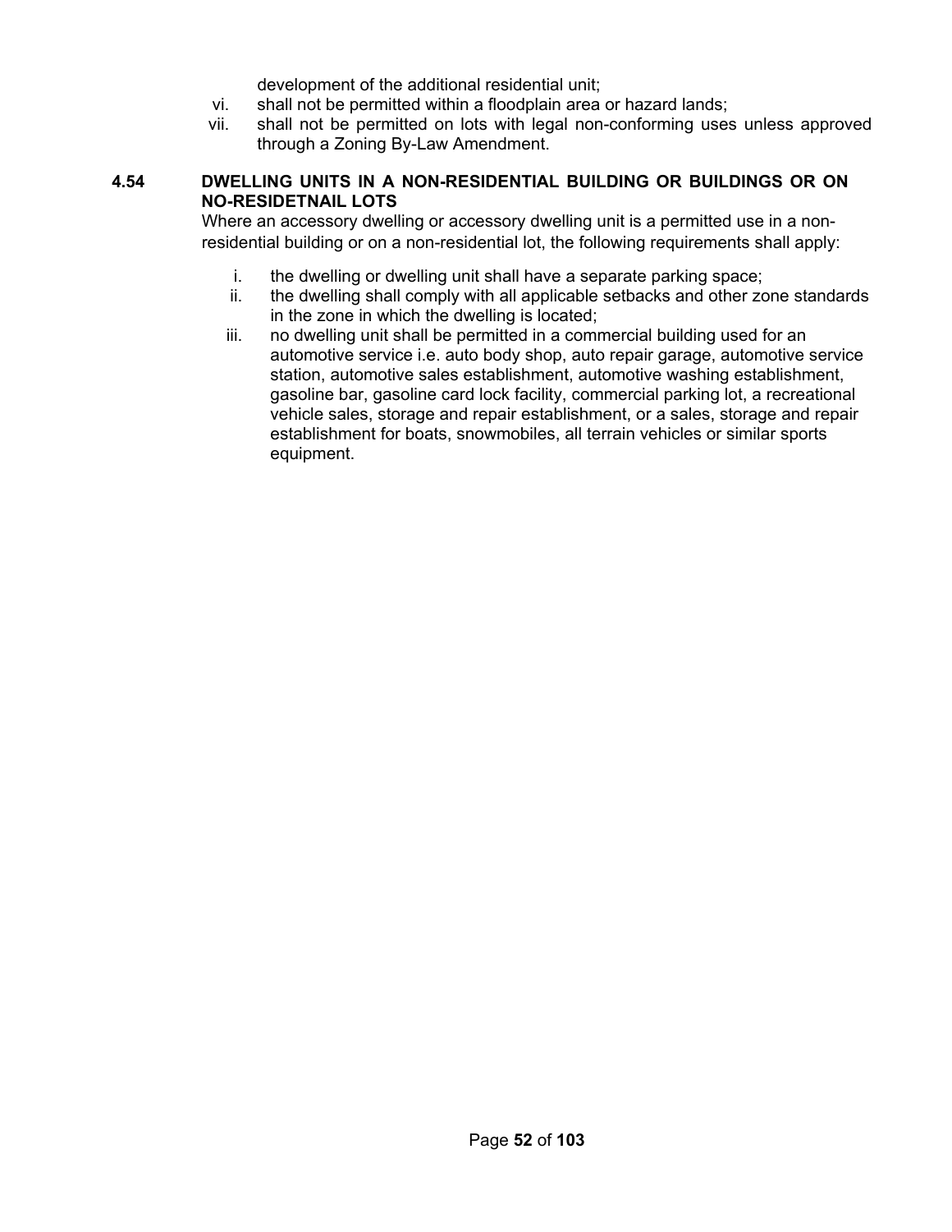development of the additional residential unit;

vi. shall not be permitted within a floodplain area or hazard lands;

vii. shall not be permitted on lots with legal non-conforming uses unless approved through a Zoning By-Law Amendment.

### 4.54 DWELLING UNITS IN A NON-RESIDENTIAL BUILDING OR BUILDINGS OR ON NO-RESIDETNAIL LOTS

Where an accessory dwelling or accessory dwelling unit is a permitted use in a non-residential building or on a non-residential lot, the following requirements shall apply:

i. the dwelling or dwelling unit shall have a separate parking space;

ii. the dwelling shall comply with all applicable setbacks and other zone standards in the zone in which the dwelling is located;

iii. no dwelling unit shall be permitted in a commercial building used for an automotive service i.e. auto body shop, auto repair garage, automotive service station, automotive sales establishment, automotive washing establishment, gasoline bar, gasoline card lock facility, commercial parking lot, a recreational vehicle sales, storage and repair establishment, or a sales, storage and repair establishment for boats, snowmobiles, all terrain vehicles or similar sports equipment.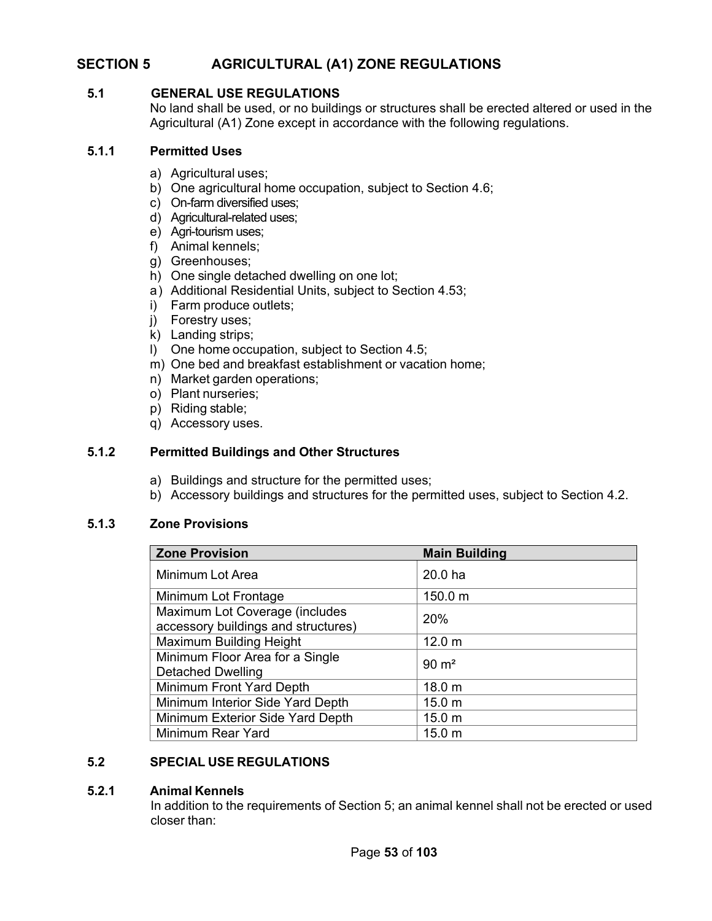## SECTION 5 AGRICULTURAL (A1) ZONE REGULATIONS

### 5.1 GENERAL USE REGULATIONS

No land shall be used, or no buildings or structures shall be erected altered or used in the Agricultural (A1) Zone except in accordance with the following regulations.

#### 5.1.1 Permitted Uses

a) Agricultural uses;
b) One agricultural home occupation, subject to Section 4.6;
c) On-farm diversified uses;
d) Agricultural-related uses;
e) Agri-tourism uses;
f) Animal kennels;
g) Greenhouses;
h) One single detached dwelling on one lot;
a) Additional Residential Units, subject to Section 4.53;
i) Farm produce outlets;
j) Forestry uses;
k) Landing strips;
l) One home occupation, subject to Section 4.5;
m) One bed and breakfast establishment or vacation home;
n) Market garden operations;
o) Plant nurseries;
p) Riding stable;
q) Accessory uses.

#### 5.1.2 Permitted Buildings and Other Structures

a) Buildings and structure for the permitted uses;
b) Accessory buildings and structures for the permitted uses, subject to Section 4.2.

#### 5.1.3 Zone Provisions

| Zone Provision | Main Building |
|---|---|
| Minimum Lot Area | 20.0 ha |
| Minimum Lot Frontage | 150.0 m |
| Maximum Lot Coverage (includes accessory buildings and structures) | 20% |
| Maximum Building Height | 12.0 m |
| Minimum Floor Area for a Single Detached Dwelling | 90 m² |
| Minimum Front Yard Depth | 18.0 m |
| Minimum Interior Side Yard Depth | 15.0 m |
| Minimum Exterior Side Yard Depth | 15.0 m |
| Minimum Rear Yard | 15.0 m |

### 5.2 SPECIAL USE REGULATIONS

#### 5.2.1 Animal Kennels

In addition to the requirements of Section 5; an animal kennel shall not be erected or used closer than: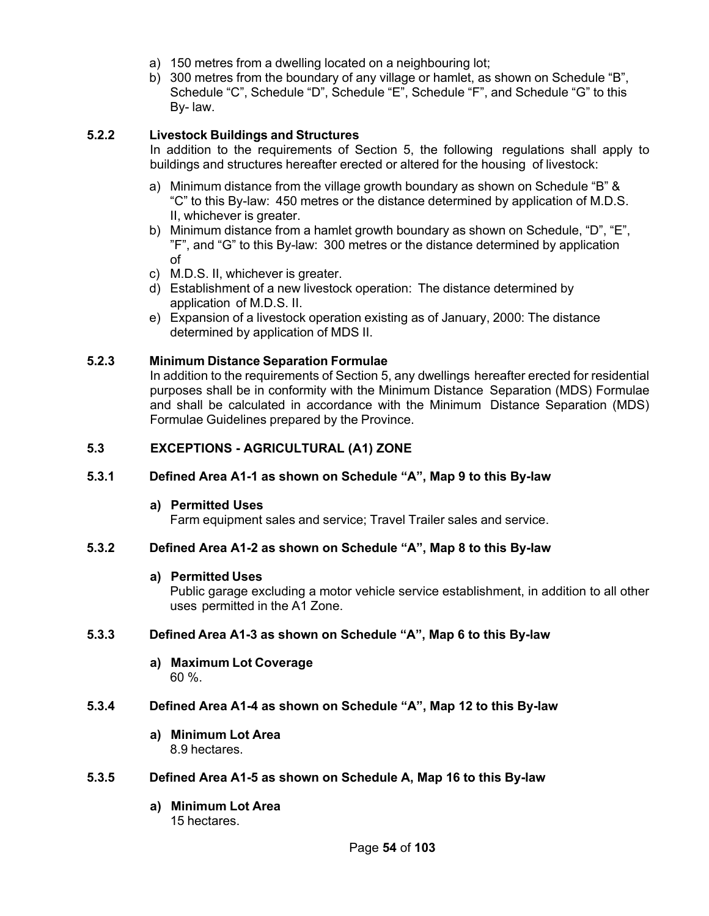a) 150 metres from a dwelling located on a neighbouring lot;
b) 300 metres from the boundary of any village or hamlet, as shown on Schedule "B", Schedule "C", Schedule "D", Schedule "E", Schedule "F", and Schedule "G" to this By- law.

**5.2.2 Livestock Buildings and Structures**

In addition to the requirements of Section 5, the following regulations shall apply to buildings and structures hereafter erected or altered for the housing of livestock:

a) Minimum distance from the village growth boundary as shown on Schedule "B" & "C" to this By-law: 450 metres or the distance determined by application of M.D.S. II, whichever is greater.
b) Minimum distance from a hamlet growth boundary as shown on Schedule, "D", "E", "F", and "G" to this By-law: 300 metres or the distance determined by application of
c) M.D.S. II, whichever is greater.
d) Establishment of a new livestock operation: The distance determined by application of M.D.S. II.
e) Expansion of a livestock operation existing as of January, 2000: The distance determined by application of MDS II.

**5.2.3 Minimum Distance Separation Formulae**

In addition to the requirements of Section 5, any dwellings hereafter erected for residential purposes shall be in conformity with the Minimum Distance Separation (MDS) Formulae and shall be calculated in accordance with the Minimum Distance Separation (MDS) Formulae Guidelines prepared by the Province.

**5.3 EXCEPTIONS - AGRICULTURAL (A1) ZONE**

**5.3.1 Defined Area A1-1 as shown on Schedule "A", Map 9 to this By-law**

**a) Permitted Uses**
Farm equipment sales and service; Travel Trailer sales and service.

**5.3.2 Defined Area A1-2 as shown on Schedule "A", Map 8 to this By-law**

**a) Permitted Uses**
Public garage excluding a motor vehicle service establishment, in addition to all other uses permitted in the A1 Zone.

**5.3.3 Defined Area A1-3 as shown on Schedule "A", Map 6 to this By-law**

**a) Maximum Lot Coverage**
60 %.

**5.3.4 Defined Area A1-4 as shown on Schedule "A", Map 12 to this By-law**

**a) Minimum Lot Area**
8.9 hectares.

**5.3.5 Defined Area A1-5 as shown on Schedule A, Map 16 to this By-law**

**a) Minimum Lot Area**
15 hectares.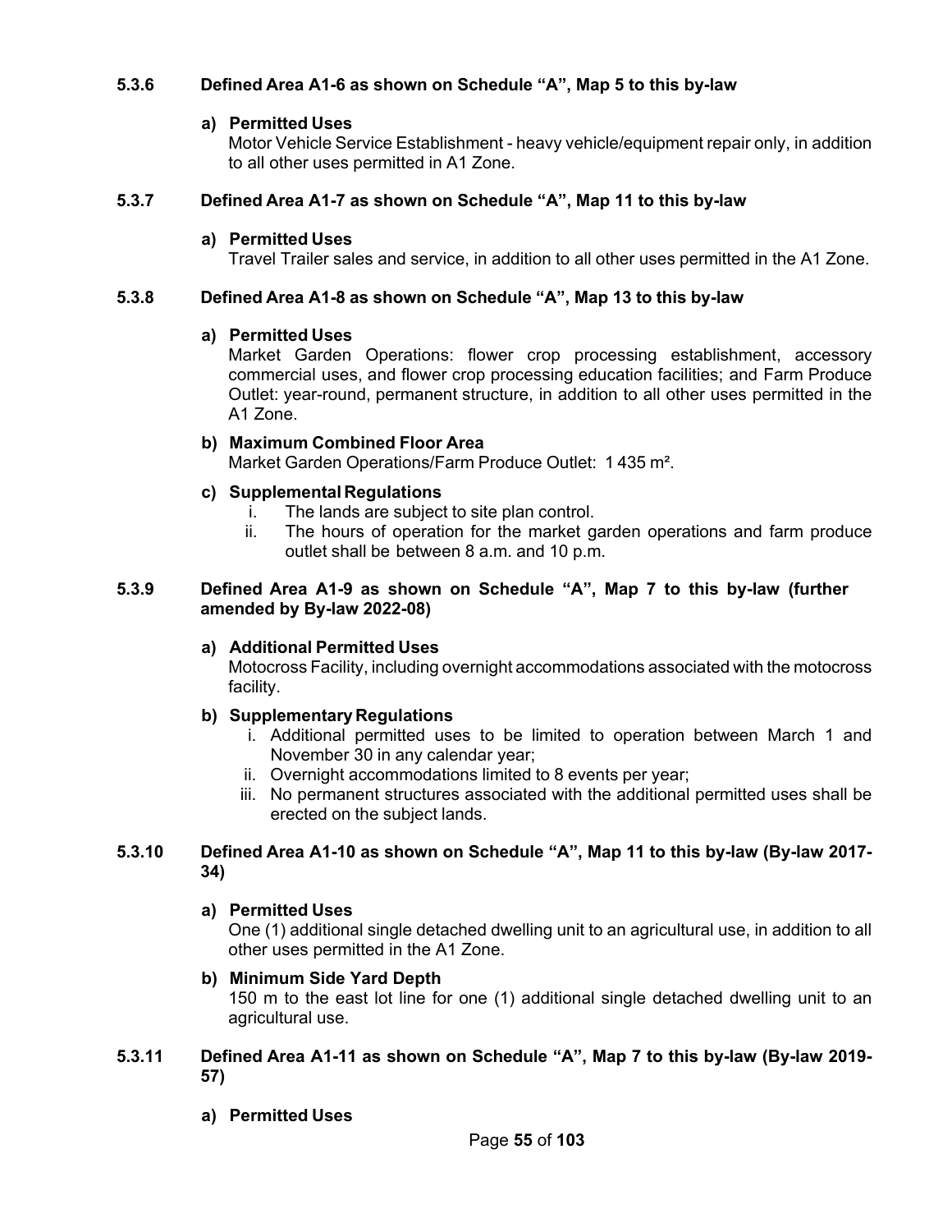### 5.3.6 Defined Area A1-6 as shown on Schedule "A", Map 5 to this by-law

**a) Permitted Uses**

Motor Vehicle Service Establishment - heavy vehicle/equipment repair only, in addition to all other uses permitted in A1 Zone.

### 5.3.7 Defined Area A1-7 as shown on Schedule "A", Map 11 to this by-law

**a) Permitted Uses**

Travel Trailer sales and service, in addition to all other uses permitted in the A1 Zone.

### 5.3.8 Defined Area A1-8 as shown on Schedule "A", Map 13 to this by-law

**a) Permitted Uses**

Market Garden Operations: flower crop processing establishment, accessory commercial uses, and flower crop processing education facilities; and Farm Produce Outlet: year-round, permanent structure, in addition to all other uses permitted in the A1 Zone.

**b) Maximum Combined Floor Area**

Market Garden Operations/Farm Produce Outlet: 1 435 m².

**c) Supplemental Regulations**

i. The lands are subject to site plan control.

ii. The hours of operation for the market garden operations and farm produce outlet shall be between 8 a.m. and 10 p.m.

### 5.3.9 Defined Area A1-9 as shown on Schedule "A", Map 7 to this by-law (further amended by By-law 2022-08)

**a) Additional Permitted Uses**

Motocross Facility, including overnight accommodations associated with the motocross facility.

**b) Supplementary Regulations**

i. Additional permitted uses to be limited to operation between March 1 and November 30 in any calendar year;

ii. Overnight accommodations limited to 8 events per year;

iii. No permanent structures associated with the additional permitted uses shall be erected on the subject lands.

### 5.3.10 Defined Area A1-10 as shown on Schedule "A", Map 11 to this by-law (By-law 2017-34)

**a) Permitted Uses**

One (1) additional single detached dwelling unit to an agricultural use, in addition to all other uses permitted in the A1 Zone.

**b) Minimum Side Yard Depth**

150 m to the east lot line for one (1) additional single detached dwelling unit to an agricultural use.

### 5.3.11 Defined Area A1-11 as shown on Schedule "A", Map 7 to this by-law (By-law 2019-57)

**a) Permitted Uses**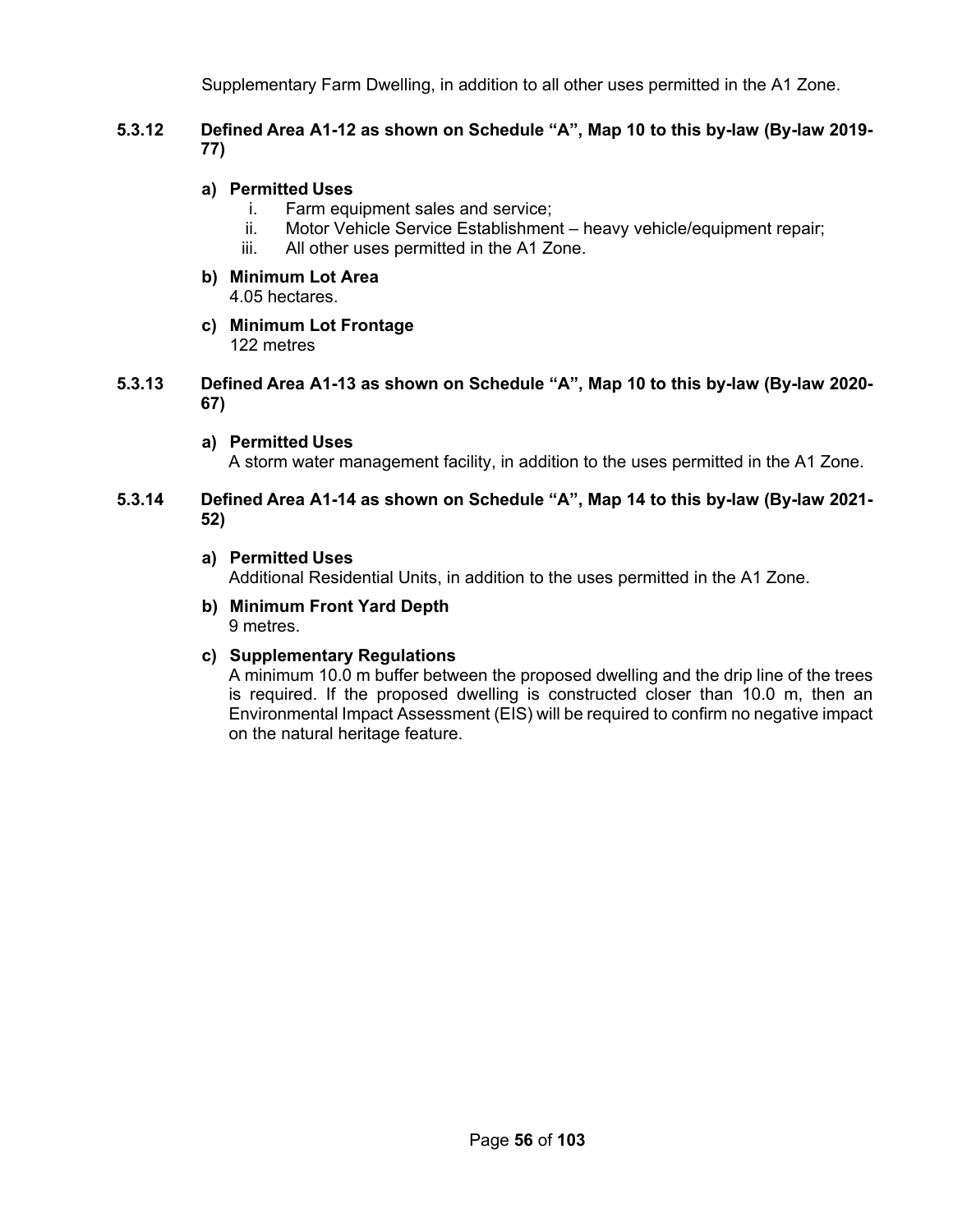Supplementary Farm Dwelling, in addition to all other uses permitted in the A1 Zone.

### 5.3.12 Defined Area A1-12 as shown on Schedule "A", Map 10 to this by-law (By-law 2019-77)

**a) Permitted Uses**

i. Farm equipment sales and service;
ii. Motor Vehicle Service Establishment – heavy vehicle/equipment repair;
iii. All other uses permitted in the A1 Zone.

**b) Minimum Lot Area**

4.05 hectares.

**c) Minimum Lot Frontage**

122 metres

### 5.3.13 Defined Area A1-13 as shown on Schedule "A", Map 10 to this by-law (By-law 2020-67)

**a) Permitted Uses**

A storm water management facility, in addition to the uses permitted in the A1 Zone.

### 5.3.14 Defined Area A1-14 as shown on Schedule "A", Map 14 to this by-law (By-law 2021-52)

**a) Permitted Uses**

Additional Residential Units, in addition to the uses permitted in the A1 Zone.

**b) Minimum Front Yard Depth**

9 metres.

**c) Supplementary Regulations**

A minimum 10.0 m buffer between the proposed dwelling and the drip line of the trees is required. If the proposed dwelling is constructed closer than 10.0 m, then an Environmental Impact Assessment (EIS) will be required to confirm no negative impact on the natural heritage feature.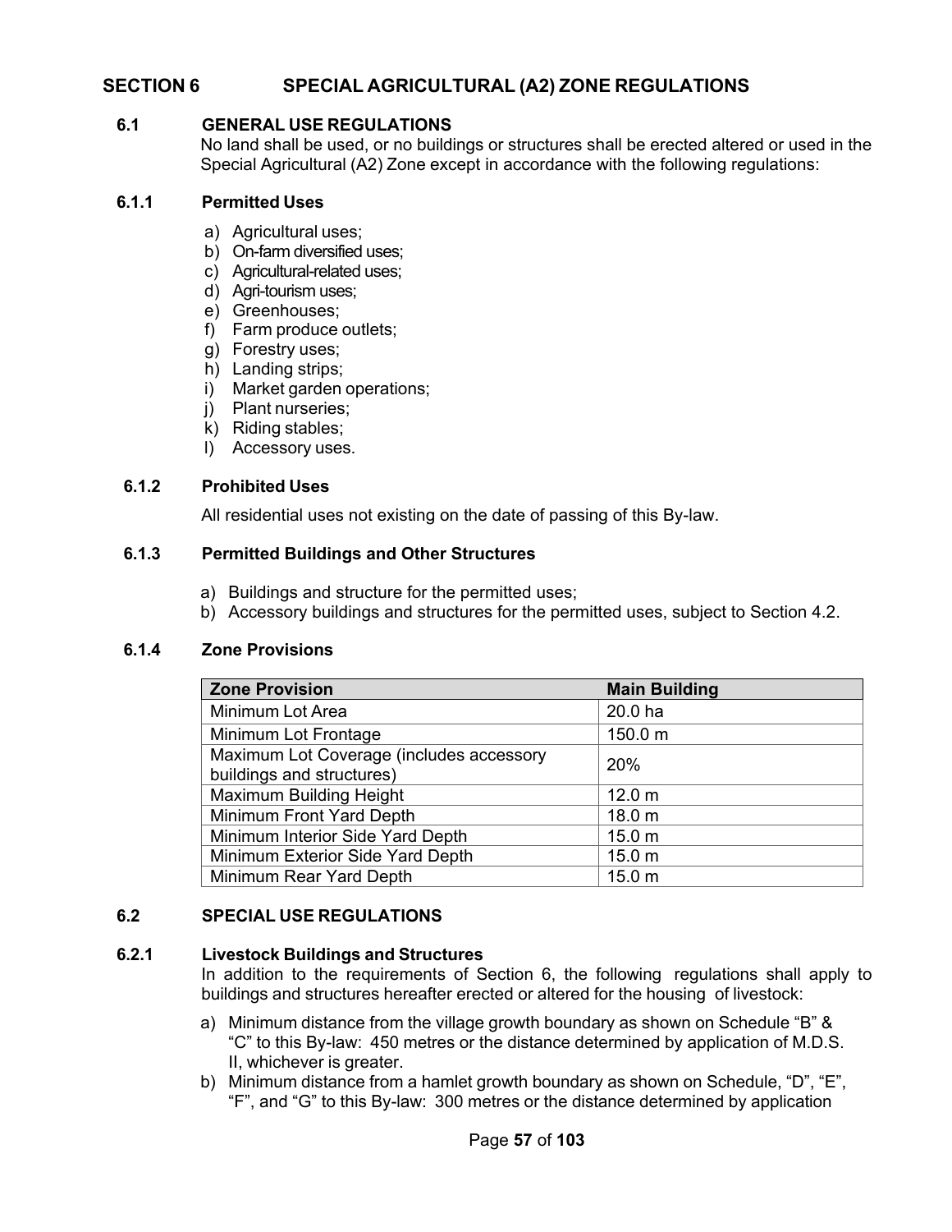# SECTION 6 SPECIAL AGRICULTURAL (A2) ZONE REGULATIONS

## 6.1 GENERAL USE REGULATIONS

No land shall be used, or no buildings or structures shall be erected altered or used in the Special Agricultural (A2) Zone except in accordance with the following regulations:

### 6.1.1 Permitted Uses

a) Agricultural uses;
b) On-farm diversified uses;
c) Agricultural-related uses;
d) Agri-tourism uses;
e) Greenhouses;
f) Farm produce outlets;
g) Forestry uses;
h) Landing strips;
i) Market garden operations;
j) Plant nurseries;
k) Riding stables;
l) Accessory uses.

### 6.1.2 Prohibited Uses

All residential uses not existing on the date of passing of this By-law.

### 6.1.3 Permitted Buildings and Other Structures

a) Buildings and structure for the permitted uses;
b) Accessory buildings and structures for the permitted uses, subject to Section 4.2.

### 6.1.4 Zone Provisions

| Zone Provision | Main Building |
|---|---|
| Minimum Lot Area | 20.0 ha |
| Minimum Lot Frontage | 150.0 m |
| Maximum Lot Coverage (includes accessory buildings and structures) | 20% |
| Maximum Building Height | 12.0 m |
| Minimum Front Yard Depth | 18.0 m |
| Minimum Interior Side Yard Depth | 15.0 m |
| Minimum Exterior Side Yard Depth | 15.0 m |
| Minimum Rear Yard Depth | 15.0 m |

## 6.2 SPECIAL USE REGULATIONS

### 6.2.1 Livestock Buildings and Structures

In addition to the requirements of Section 6, the following regulations shall apply to buildings and structures hereafter erected or altered for the housing of livestock:

a) Minimum distance from the village growth boundary as shown on Schedule “B” & “C” to this By-law: 450 metres or the distance determined by application of M.D.S. II, whichever is greater.
b) Minimum distance from a hamlet growth boundary as shown on Schedule, “D”, “E”, “F”, and “G” to this By-law: 300 metres or the distance determined by application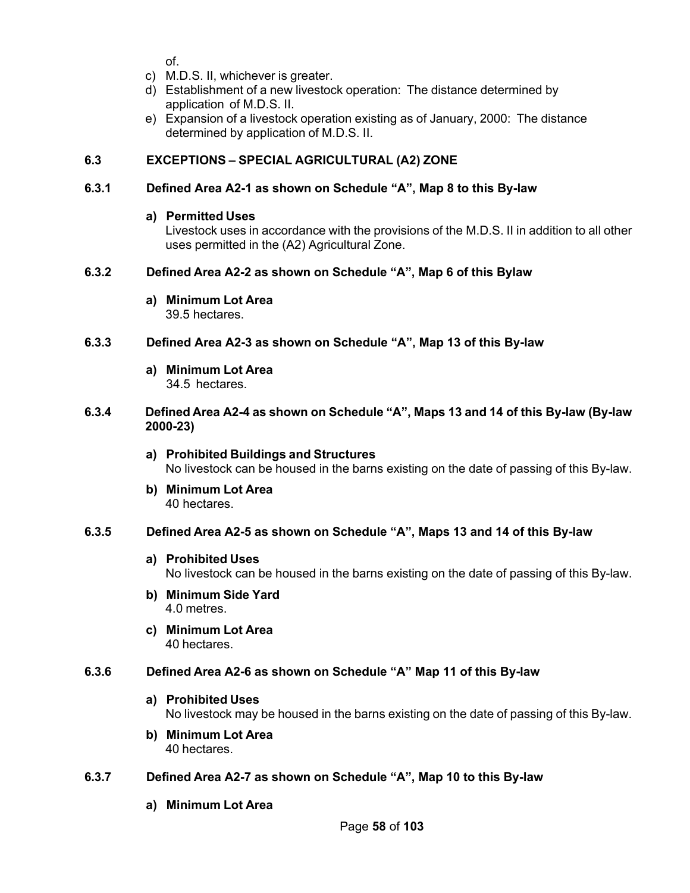of.

c) M.D.S. II, whichever is greater.
d) Establishment of a new livestock operation: The distance determined by application of M.D.S. II.
e) Expansion of a livestock operation existing as of January, 2000: The distance determined by application of M.D.S. II.

### 6.3 EXCEPTIONS – SPECIAL AGRICULTURAL (A2) ZONE

#### 6.3.1 Defined Area A2-1 as shown on Schedule "A", Map 8 to this By-law

**a) Permitted Uses**
Livestock uses in accordance with the provisions of the M.D.S. II in addition to all other uses permitted in the (A2) Agricultural Zone.

#### 6.3.2 Defined Area A2-2 as shown on Schedule "A", Map 6 of this Bylaw

**a) Minimum Lot Area**
39.5 hectares.

#### 6.3.3 Defined Area A2-3 as shown on Schedule "A", Map 13 of this By-law

**a) Minimum Lot Area**
34.5 hectares.

#### 6.3.4 Defined Area A2-4 as shown on Schedule "A", Maps 13 and 14 of this By-law (By-law 2000-23)

**a) Prohibited Buildings and Structures**
No livestock can be housed in the barns existing on the date of passing of this By-law.

**b) Minimum Lot Area**
40 hectares.

#### 6.3.5 Defined Area A2-5 as shown on Schedule "A", Maps 13 and 14 of this By-law

**a) Prohibited Uses**
No livestock can be housed in the barns existing on the date of passing of this By-law.

**b) Minimum Side Yard**
4.0 metres.

**c) Minimum Lot Area**
40 hectares.

#### 6.3.6 Defined Area A2-6 as shown on Schedule "A" Map 11 of this By-law

**a) Prohibited Uses**
No livestock may be housed in the barns existing on the date of passing of this By-law.

**b) Minimum Lot Area**
40 hectares.

#### 6.3.7 Defined Area A2-7 as shown on Schedule "A", Map 10 to this By-law

**a) Minimum Lot Area**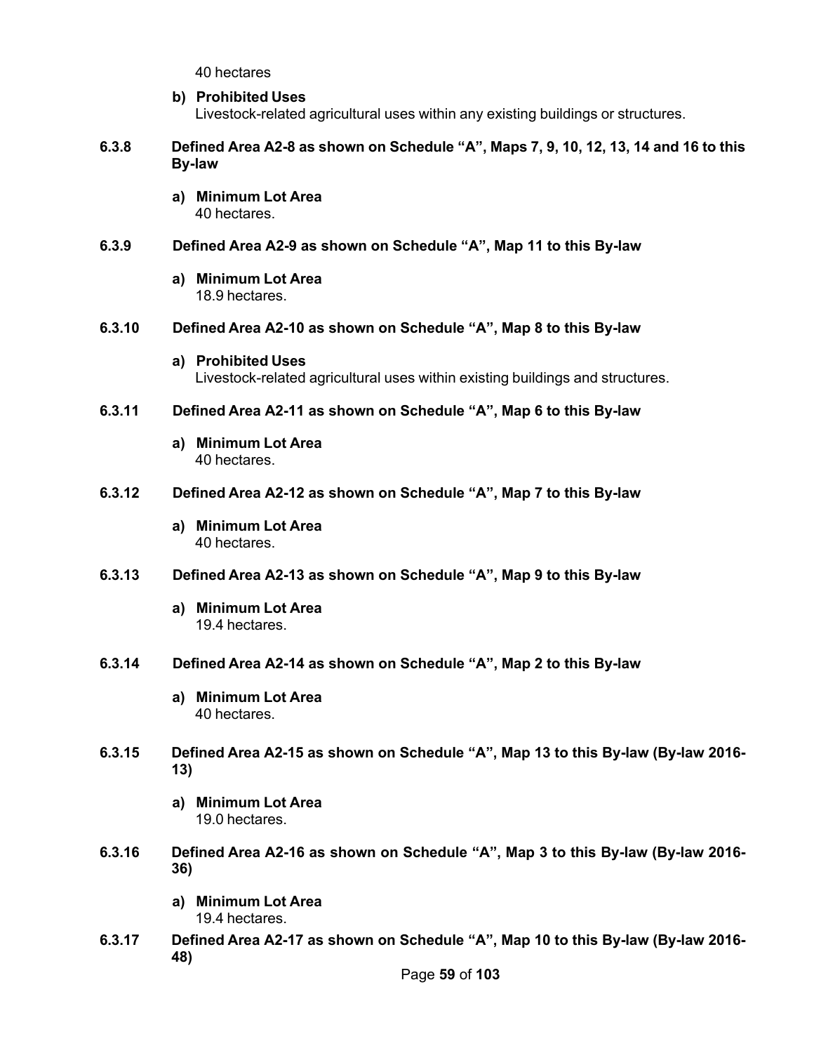40 hectares

**b) Prohibited Uses**
Livestock-related agricultural uses within any existing buildings or structures.

### 6.3.8 Defined Area A2-8 as shown on Schedule "A", Maps 7, 9, 10, 12, 13, 14 and 16 to this By-law

**a) Minimum Lot Area**
40 hectares.

### 6.3.9 Defined Area A2-9 as shown on Schedule "A", Map 11 to this By-law

**a) Minimum Lot Area**
18.9 hectares.

### 6.3.10 Defined Area A2-10 as shown on Schedule "A", Map 8 to this By-law

**a) Prohibited Uses**
Livestock-related agricultural uses within existing buildings and structures.

### 6.3.11 Defined Area A2-11 as shown on Schedule "A", Map 6 to this By-law

**a) Minimum Lot Area**
40 hectares.

### 6.3.12 Defined Area A2-12 as shown on Schedule "A", Map 7 to this By-law

**a) Minimum Lot Area**
40 hectares.

### 6.3.13 Defined Area A2-13 as shown on Schedule "A", Map 9 to this By-law

**a) Minimum Lot Area**
19.4 hectares.

### 6.3.14 Defined Area A2-14 as shown on Schedule "A", Map 2 to this By-law

**a) Minimum Lot Area**
40 hectares.

### 6.3.15 Defined Area A2-15 as shown on Schedule "A", Map 13 to this By-law (By-law 2016-13)

**a) Minimum Lot Area**
19.0 hectares.

### 6.3.16 Defined Area A2-16 as shown on Schedule "A", Map 3 to this By-law (By-law 2016-36)

**a) Minimum Lot Area**
19.4 hectares.

### 6.3.17 Defined Area A2-17 as shown on Schedule "A", Map 10 to this By-law (By-law 2016-48)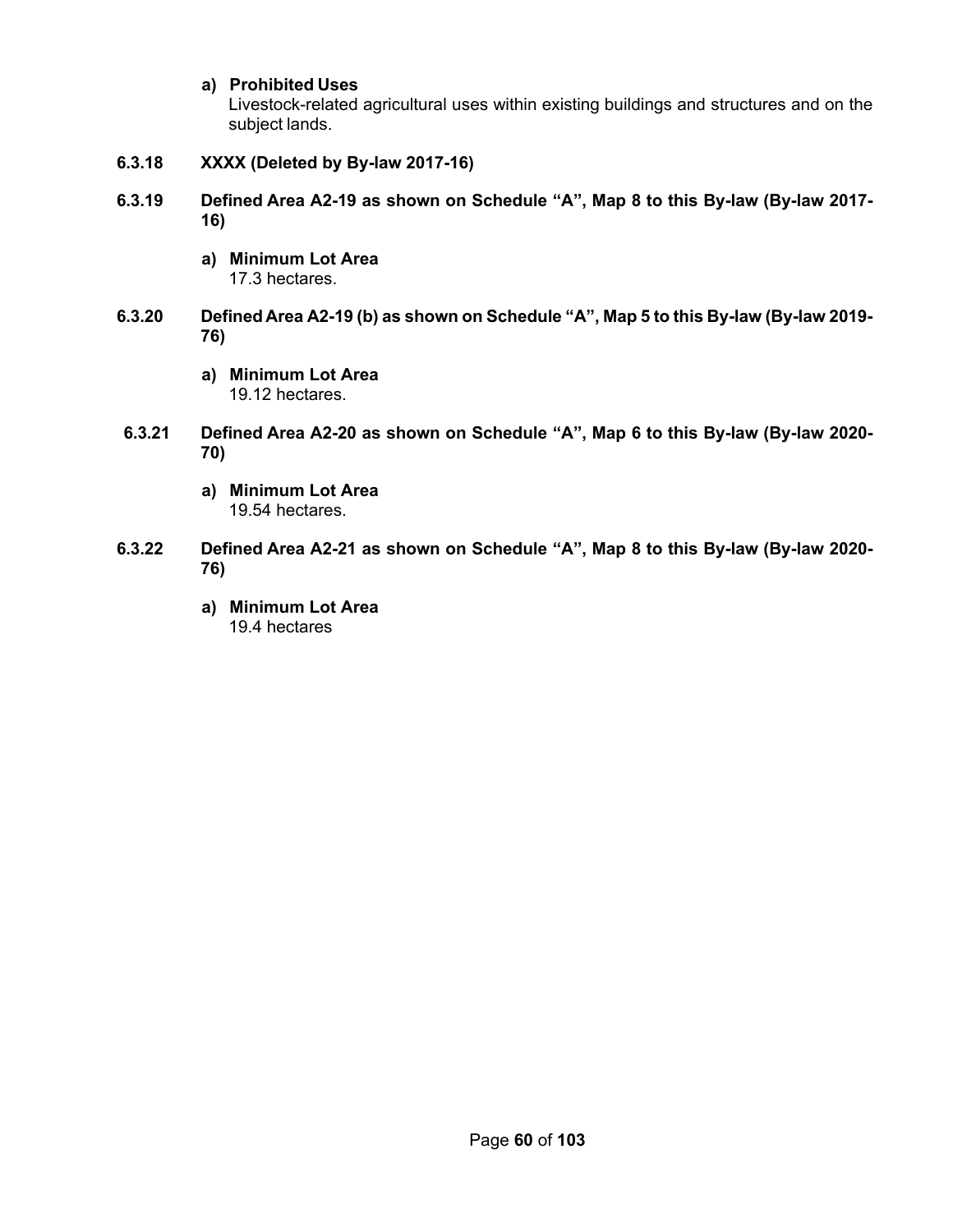**a) Prohibited Uses**

Livestock-related agricultural uses within existing buildings and structures and on the subject lands.

**6.3.18 XXXX (Deleted by By-law 2017-16)**

**6.3.19 Defined Area A2-19 as shown on Schedule "A", Map 8 to this By-law (By-law 2017-16)**

**a) Minimum Lot Area**

17.3 hectares.

**6.3.20 Defined Area A2-19 (b) as shown on Schedule "A", Map 5 to this By-law (By-law 2019-76)**

**a) Minimum Lot Area**

19.12 hectares.

**6.3.21 Defined Area A2-20 as shown on Schedule "A", Map 6 to this By-law (By-law 2020-70)**

**a) Minimum Lot Area**

19.54 hectares.

**6.3.22 Defined Area A2-21 as shown on Schedule "A", Map 8 to this By-law (By-law 2020-76)**

**a) Minimum Lot Area**

19.4 hectares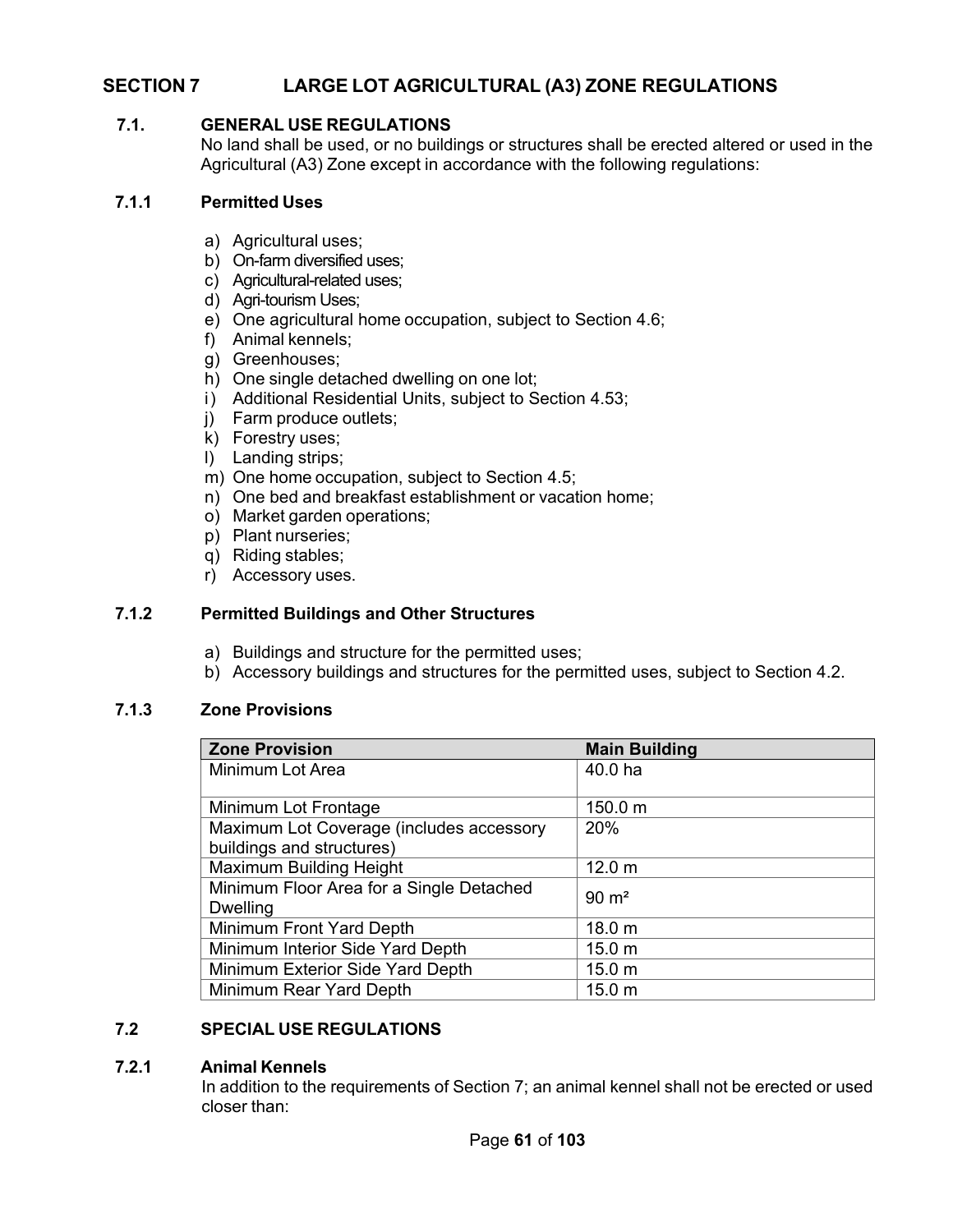# SECTION 7 LARGE LOT AGRICULTURAL (A3) ZONE REGULATIONS

## 7.1. GENERAL USE REGULATIONS

No land shall be used, or no buildings or structures shall be erected altered or used in the Agricultural (A3) Zone except in accordance with the following regulations:

### 7.1.1 Permitted Uses

a) Agricultural uses;
b) On-farm diversified uses;
c) Agricultural-related uses;
d) Agri-tourism Uses;
e) One agricultural home occupation, subject to Section 4.6;
f) Animal kennels;
g) Greenhouses;
h) One single detached dwelling on one lot;
i) Additional Residential Units, subject to Section 4.53;
j) Farm produce outlets;
k) Forestry uses;
l) Landing strips;
m) One home occupation, subject to Section 4.5;
n) One bed and breakfast establishment or vacation home;
o) Market garden operations;
p) Plant nurseries;
q) Riding stables;
r) Accessory uses.

### 7.1.2 Permitted Buildings and Other Structures

a) Buildings and structure for the permitted uses;
b) Accessory buildings and structures for the permitted uses, subject to Section 4.2.

### 7.1.3 Zone Provisions

| Zone Provision | Main Building |
|---|---|
| Minimum Lot Area | 40.0 ha |
| Minimum Lot Frontage | 150.0 m |
| Maximum Lot Coverage (includes accessory buildings and structures) | 20% |
| Maximum Building Height | 12.0 m |
| Minimum Floor Area for a Single Detached Dwelling | 90 m² |
| Minimum Front Yard Depth | 18.0 m |
| Minimum Interior Side Yard Depth | 15.0 m |
| Minimum Exterior Side Yard Depth | 15.0 m |
| Minimum Rear Yard Depth | 15.0 m |

## 7.2 SPECIAL USE REGULATIONS

### 7.2.1 Animal Kennels

In addition to the requirements of Section 7; an animal kennel shall not be erected or used closer than: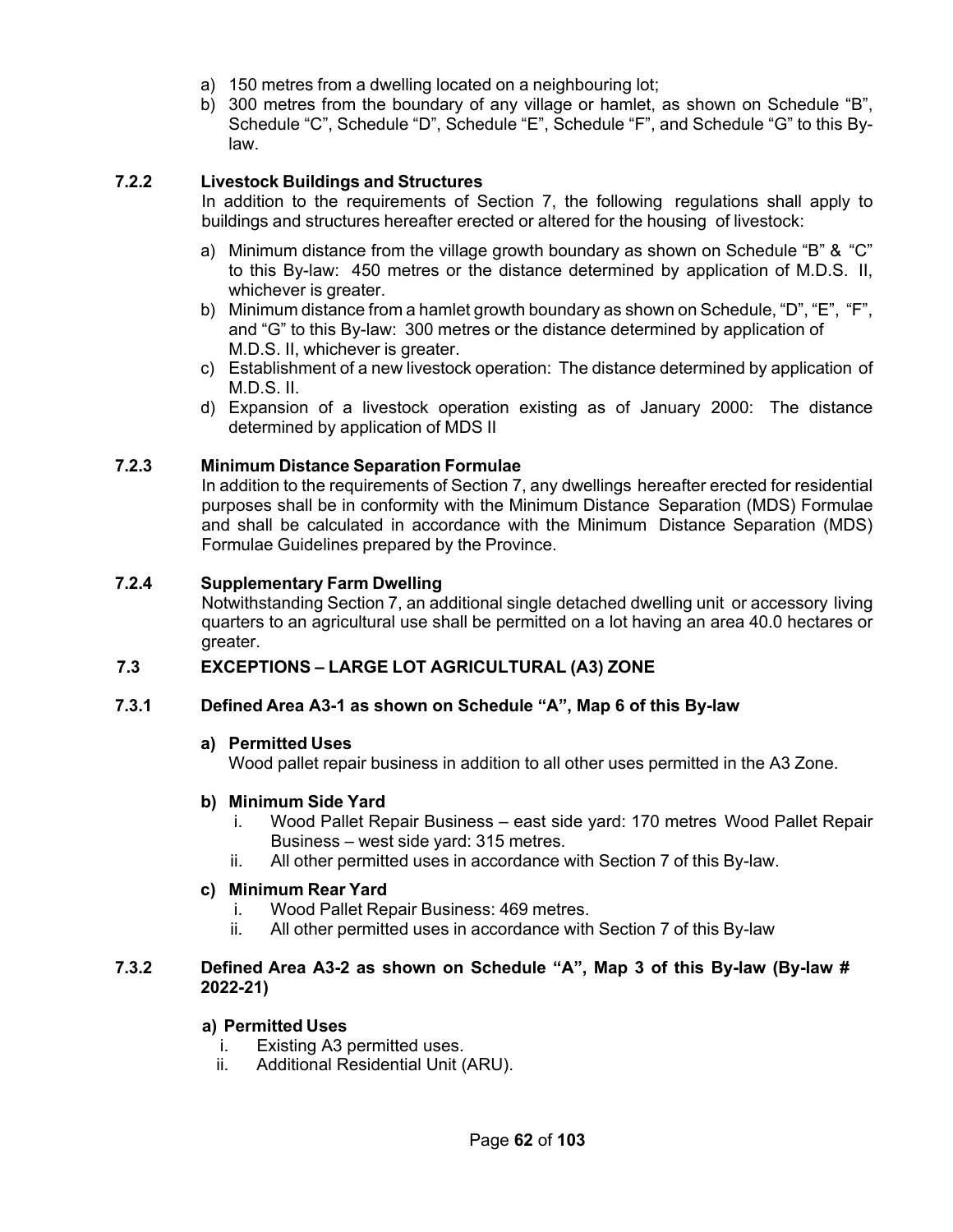a) 150 metres from a dwelling located on a neighbouring lot;
b) 300 metres from the boundary of any village or hamlet, as shown on Schedule "B", Schedule "C", Schedule "D", Schedule "E", Schedule "F", and Schedule "G" to this By-law.

### 7.2.2 Livestock Buildings and Structures

In addition to the requirements of Section 7, the following regulations shall apply to buildings and structures hereafter erected or altered for the housing of livestock:

a) Minimum distance from the village growth boundary as shown on Schedule "B" & "C" to this By-law: 450 metres or the distance determined by application of M.D.S. II, whichever is greater.
b) Minimum distance from a hamlet growth boundary as shown on Schedule, "D", "E", "F", and "G" to this By-law: 300 metres or the distance determined by application of M.D.S. II, whichever is greater.
c) Establishment of a new livestock operation: The distance determined by application of M.D.S. II.
d) Expansion of a livestock operation existing as of January 2000: The distance determined by application of MDS II

### 7.2.3 Minimum Distance Separation Formulae

In addition to the requirements of Section 7, any dwellings hereafter erected for residential purposes shall be in conformity with the Minimum Distance Separation (MDS) Formulae and shall be calculated in accordance with the Minimum Distance Separation (MDS) Formulae Guidelines prepared by the Province.

### 7.2.4 Supplementary Farm Dwelling

Notwithstanding Section 7, an additional single detached dwelling unit or accessory living quarters to an agricultural use shall be permitted on a lot having an area 40.0 hectares or greater.

## 7.3 EXCEPTIONS – LARGE LOT AGRICULTURAL (A3) ZONE

### 7.3.1 Defined Area A3-1 as shown on Schedule "A", Map 6 of this By-law

**a) Permitted Uses**

Wood pallet repair business in addition to all other uses permitted in the A3 Zone.

**b) Minimum Side Yard**

i. Wood Pallet Repair Business – east side yard: 170 metres Wood Pallet Repair Business – west side yard: 315 metres.
ii. All other permitted uses in accordance with Section 7 of this By-law.

**c) Minimum Rear Yard**

i. Wood Pallet Repair Business: 469 metres.
ii. All other permitted uses in accordance with Section 7 of this By-law

### 7.3.2 Defined Area A3-2 as shown on Schedule "A", Map 3 of this By-law (By-law # 2022-21)

**a) Permitted Uses**

i. Existing A3 permitted uses.
ii. Additional Residential Unit (ARU).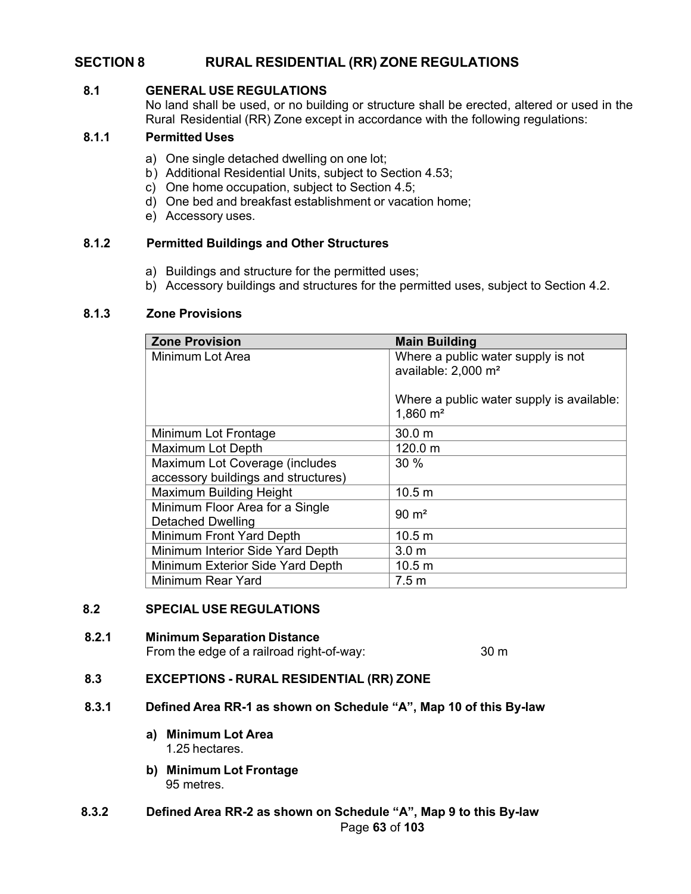## SECTION 8 RURAL RESIDENTIAL (RR) ZONE REGULATIONS

### 8.1 GENERAL USE REGULATIONS

No land shall be used, or no building or structure shall be erected, altered or used in the Rural Residential (RR) Zone except in accordance with the following regulations:

### 8.1.1 Permitted Uses

a) One single detached dwelling on one lot;
b) Additional Residential Units, subject to Section 4.53;
c) One home occupation, subject to Section 4.5;
d) One bed and breakfast establishment or vacation home;
e) Accessory uses.

### 8.1.2 Permitted Buildings and Other Structures

a) Buildings and structure for the permitted uses;
b) Accessory buildings and structures for the permitted uses, subject to Section 4.2.

### 8.1.3 Zone Provisions

| Zone Provision | Main Building |
|---|---|
| Minimum Lot Area | Where a public water supply is not available: 2,000 m²<br><br>Where a public water supply is available: 1,860 m² |
| Minimum Lot Frontage | 30.0 m |
| Maximum Lot Depth | 120.0 m |
| Maximum Lot Coverage (includes accessory buildings and structures) | 30 % |
| Maximum Building Height | 10.5 m |
| Minimum Floor Area for a Single Detached Dwelling | 90 m² |
| Minimum Front Yard Depth | 10.5 m |
| Minimum Interior Side Yard Depth | 3.0 m |
| Minimum Exterior Side Yard Depth | 10.5 m |
| Minimum Rear Yard | 7.5 m |

### 8.2 SPECIAL USE REGULATIONS

### 8.2.1 Minimum Separation Distance

From the edge of a railroad right-of-way: 30 m

### 8.3 EXCEPTIONS - RURAL RESIDENTIAL (RR) ZONE

### 8.3.1 Defined Area RR-1 as shown on Schedule "A", Map 10 of this By-law

**a) Minimum Lot Area**
1.25 hectares.

**b) Minimum Lot Frontage**
95 metres.

### 8.3.2 Defined Area RR-2 as shown on Schedule "A", Map 9 to this By-law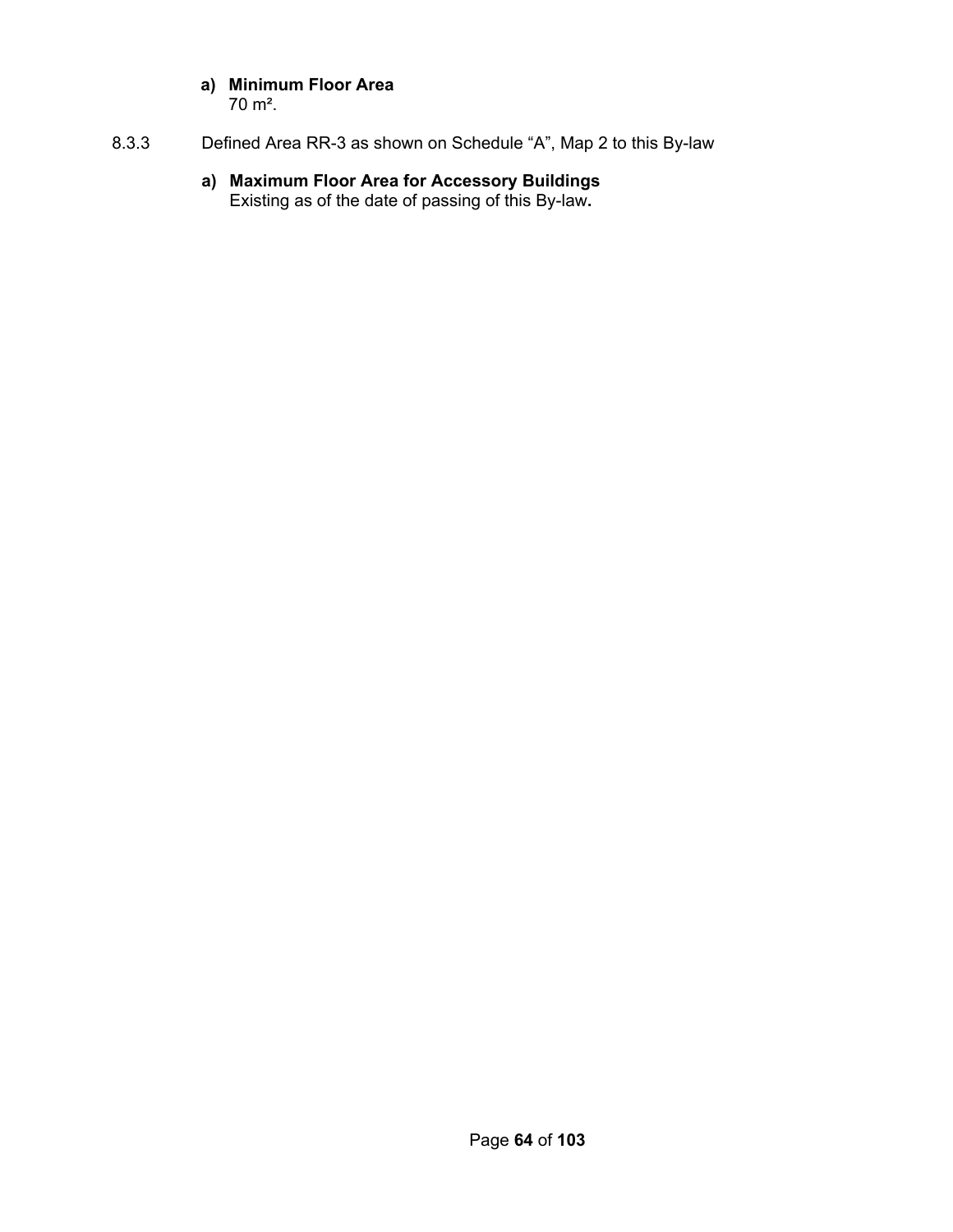**a) Minimum Floor Area**
70 m².

8.3.3 Defined Area RR-3 as shown on Schedule "A", Map 2 to this By-law

**a) Maximum Floor Area for Accessory Buildings**
Existing as of the date of passing of this By-law.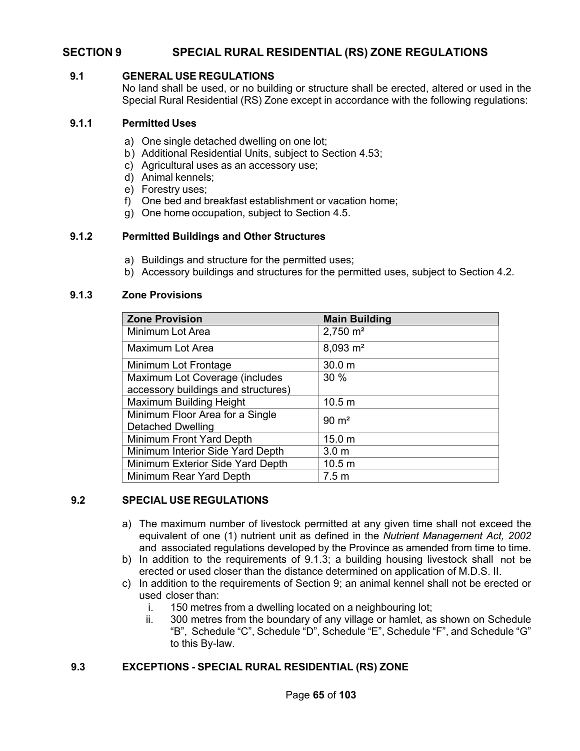# SECTION 9 SPECIAL RURAL RESIDENTIAL (RS) ZONE REGULATIONS

## 9.1 GENERAL USE REGULATIONS

No land shall be used, or no building or structure shall be erected, altered or used in the Special Rural Residential (RS) Zone except in accordance with the following regulations:

### 9.1.1 Permitted Uses

a) One single detached dwelling on one lot;
b) Additional Residential Units, subject to Section 4.53;
c) Agricultural uses as an accessory use;
d) Animal kennels;
e) Forestry uses;
f) One bed and breakfast establishment or vacation home;
g) One home occupation, subject to Section 4.5.

### 9.1.2 Permitted Buildings and Other Structures

a) Buildings and structure for the permitted uses;
b) Accessory buildings and structures for the permitted uses, subject to Section 4.2.

### 9.1.3 Zone Provisions

| Zone Provision | Main Building |
|---|---|
| Minimum Lot Area | 2,750 m² |
| Maximum Lot Area | 8,093 m² |
| Minimum Lot Frontage | 30.0 m |
| Maximum Lot Coverage (includes accessory buildings and structures) | 30 % |
| Maximum Building Height | 10.5 m |
| Minimum Floor Area for a Single Detached Dwelling | 90 m² |
| Minimum Front Yard Depth | 15.0 m |
| Minimum Interior Side Yard Depth | 3.0 m |
| Minimum Exterior Side Yard Depth | 10.5 m |
| Minimum Rear Yard Depth | 7.5 m |

## 9.2 SPECIAL USE REGULATIONS

a) The maximum number of livestock permitted at any given time shall not exceed the equivalent of one (1) nutrient unit as defined in the *Nutrient Management Act, 2002* and associated regulations developed by the Province as amended from time to time.
b) In addition to the requirements of 9.1.3; a building housing livestock shall not be erected or used closer than the distance determined on application of M.D.S. II.
c) In addition to the requirements of Section 9; an animal kennel shall not be erected or used closer than:
   i. 150 metres from a dwelling located on a neighbouring lot;
   ii. 300 metres from the boundary of any village or hamlet, as shown on Schedule "B", Schedule "C", Schedule "D", Schedule "E", Schedule "F", and Schedule "G" to this By-law.

## 9.3 EXCEPTIONS - SPECIAL RURAL RESIDENTIAL (RS) ZONE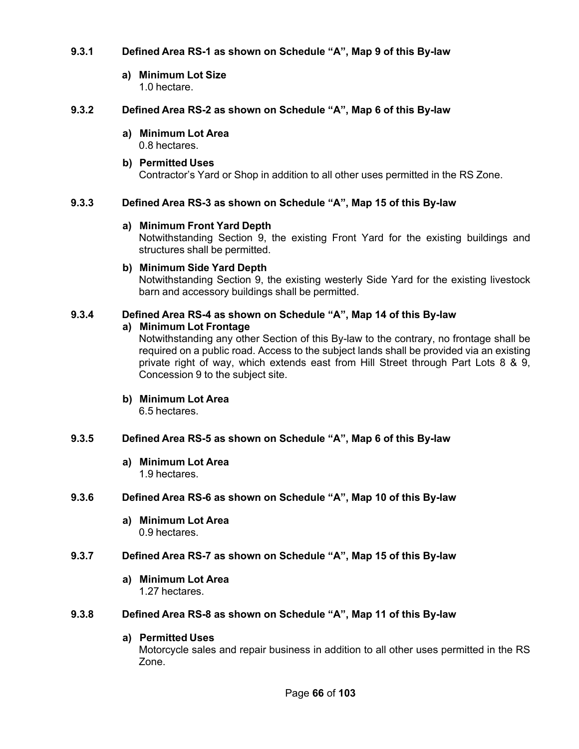### 9.3.1 Defined Area RS-1 as shown on Schedule "A", Map 9 of this By-law

a) **Minimum Lot Size**
1.0 hectare.

### 9.3.2 Defined Area RS-2 as shown on Schedule "A", Map 6 of this By-law

a) **Minimum Lot Area**
0.8 hectares.

b) **Permitted Uses**
Contractor's Yard or Shop in addition to all other uses permitted in the RS Zone.

### 9.3.3 Defined Area RS-3 as shown on Schedule "A", Map 15 of this By-law

a) **Minimum Front Yard Depth**
Notwithstanding Section 9, the existing Front Yard for the existing buildings and structures shall be permitted.

b) **Minimum Side Yard Depth**
Notwithstanding Section 9, the existing westerly Side Yard for the existing livestock barn and accessory buildings shall be permitted.

### 9.3.4 Defined Area RS-4 as shown on Schedule "A", Map 14 of this By-law

a) **Minimum Lot Frontage**
Notwithstanding any other Section of this By-law to the contrary, no frontage shall be required on a public road. Access to the subject lands shall be provided via an existing private right of way, which extends east from Hill Street through Part Lots 8 & 9, Concession 9 to the subject site.

b) **Minimum Lot Area**
6.5 hectares.

### 9.3.5 Defined Area RS-5 as shown on Schedule "A", Map 6 of this By-law

a) **Minimum Lot Area**
1.9 hectares.

### 9.3.6 Defined Area RS-6 as shown on Schedule "A", Map 10 of this By-law

a) **Minimum Lot Area**
0.9 hectares.

### 9.3.7 Defined Area RS-7 as shown on Schedule "A", Map 15 of this By-law

a) **Minimum Lot Area**
1.27 hectares.

### 9.3.8 Defined Area RS-8 as shown on Schedule "A", Map 11 of this By-law

a) **Permitted Uses**
Motorcycle sales and repair business in addition to all other uses permitted in the RS Zone.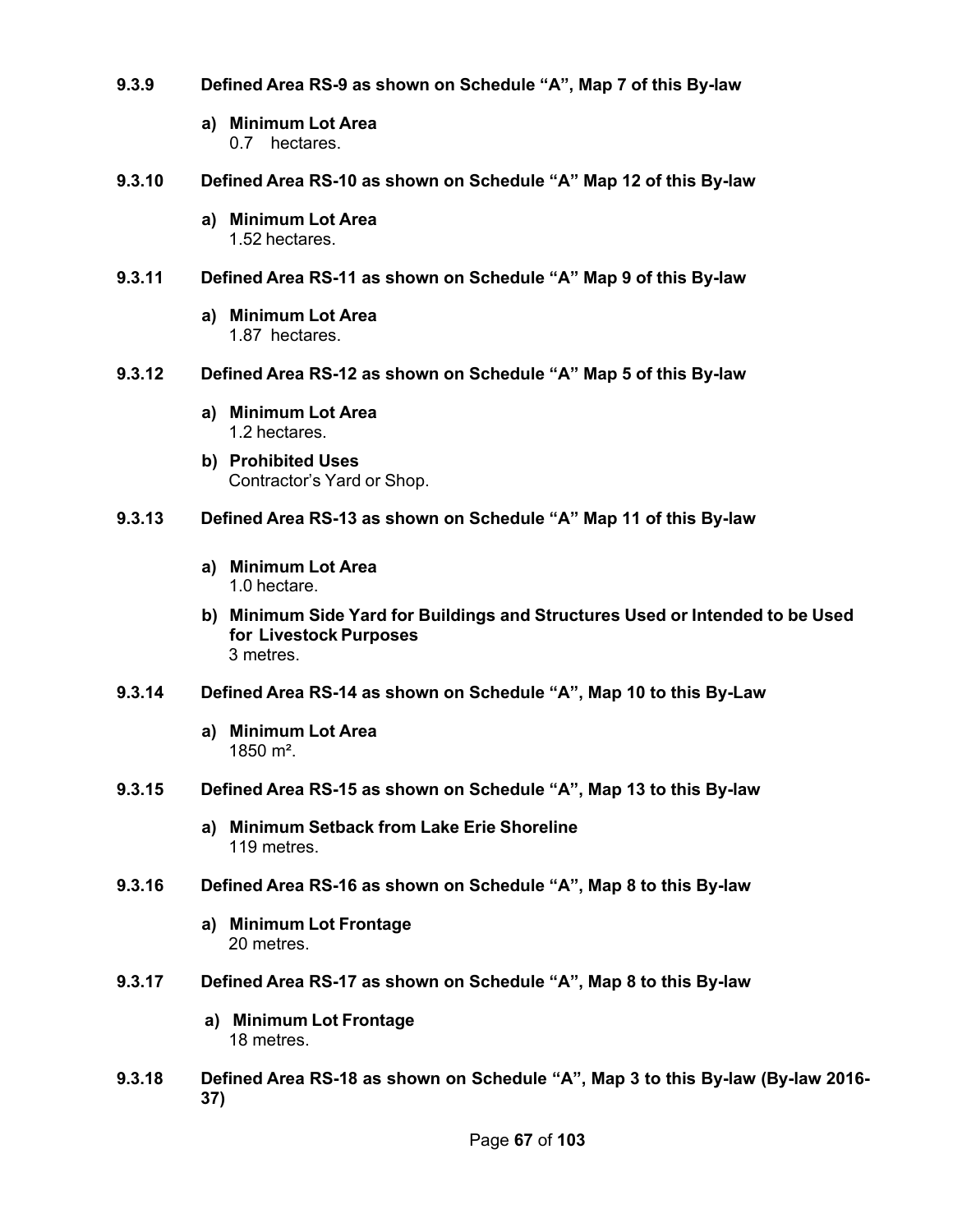**9.3.9 Defined Area RS-9 as shown on Schedule "A", Map 7 of this By-law**

a) **Minimum Lot Area**
   0.7 hectares.

**9.3.10 Defined Area RS-10 as shown on Schedule "A" Map 12 of this By-law**

a) **Minimum Lot Area**
   1.52 hectares.

**9.3.11 Defined Area RS-11 as shown on Schedule "A" Map 9 of this By-law**

a) **Minimum Lot Area**
   1.87 hectares.

**9.3.12 Defined Area RS-12 as shown on Schedule "A" Map 5 of this By-law**

a) **Minimum Lot Area**
   1.2 hectares.

b) **Prohibited Uses**
   Contractor's Yard or Shop.

**9.3.13 Defined Area RS-13 as shown on Schedule "A" Map 11 of this By-law**

a) **Minimum Lot Area**
   1.0 hectare.

b) **Minimum Side Yard for Buildings and Structures Used or Intended to be Used for Livestock Purposes**
   3 metres.

**9.3.14 Defined Area RS-14 as shown on Schedule "A", Map 10 to this By-Law**

a) **Minimum Lot Area**
   1850 m².

**9.3.15 Defined Area RS-15 as shown on Schedule "A", Map 13 to this By-law**

a) **Minimum Setback from Lake Erie Shoreline**
   119 metres.

**9.3.16 Defined Area RS-16 as shown on Schedule "A", Map 8 to this By-law**

a) **Minimum Lot Frontage**
   20 metres.

**9.3.17 Defined Area RS-17 as shown on Schedule "A", Map 8 to this By-law**

a) **Minimum Lot Frontage**
   18 metres.

**9.3.18 Defined Area RS-18 as shown on Schedule "A", Map 3 to this By-law (By-law 2016-37)**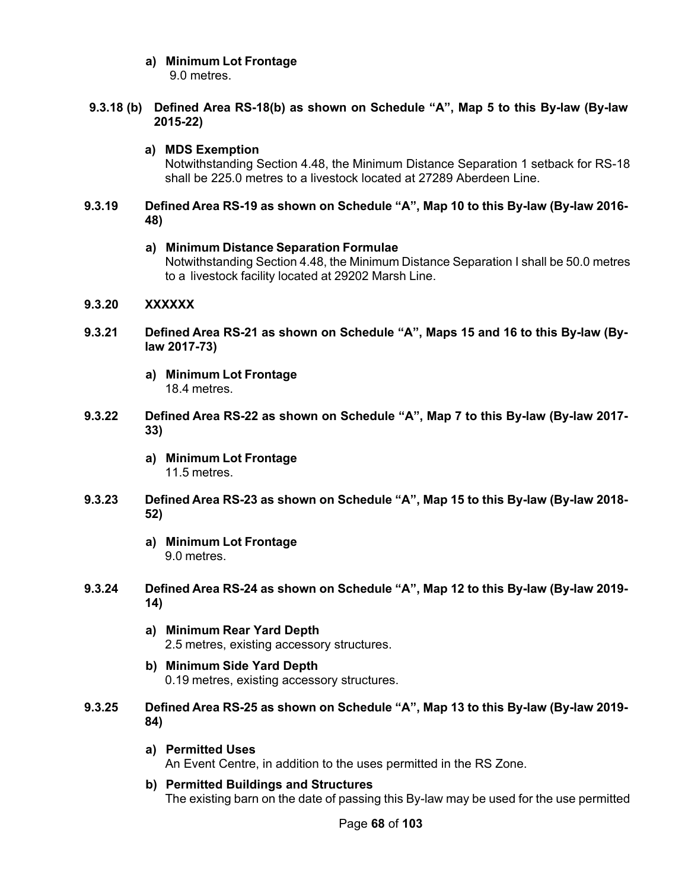**a) Minimum Lot Frontage**
9.0 metres.

**9.3.18 (b) Defined Area RS-18(b) as shown on Schedule "A", Map 5 to this By-law (By-law 2015-22)**

**a) MDS Exemption**
Notwithstanding Section 4.48, the Minimum Distance Separation 1 setback for RS-18 shall be 225.0 metres to a livestock located at 27289 Aberdeen Line.

**9.3.19 Defined Area RS-19 as shown on Schedule "A", Map 10 to this By-law (By-law 2016-48)**

**a) Minimum Distance Separation Formulae**
Notwithstanding Section 4.48, the Minimum Distance Separation I shall be 50.0 metres to a livestock facility located at 29202 Marsh Line.

**9.3.20 XXXXXX**

**9.3.21 Defined Area RS-21 as shown on Schedule "A", Maps 15 and 16 to this By-law (By-law 2017-73)**

**a) Minimum Lot Frontage**
18.4 metres.

**9.3.22 Defined Area RS-22 as shown on Schedule "A", Map 7 to this By-law (By-law 2017-33)**

**a) Minimum Lot Frontage**
11.5 metres.

**9.3.23 Defined Area RS-23 as shown on Schedule "A", Map 15 to this By-law (By-law 2018-52)**

**a) Minimum Lot Frontage**
9.0 metres.

**9.3.24 Defined Area RS-24 as shown on Schedule "A", Map 12 to this By-law (By-law 2019-14)**

**a) Minimum Rear Yard Depth**
2.5 metres, existing accessory structures.

**b) Minimum Side Yard Depth**
0.19 metres, existing accessory structures.

**9.3.25 Defined Area RS-25 as shown on Schedule "A", Map 13 to this By-law (By-law 2019-84)**

**a) Permitted Uses**
An Event Centre, in addition to the uses permitted in the RS Zone.

**b) Permitted Buildings and Structures**
The existing barn on the date of passing this By-law may be used for the use permitted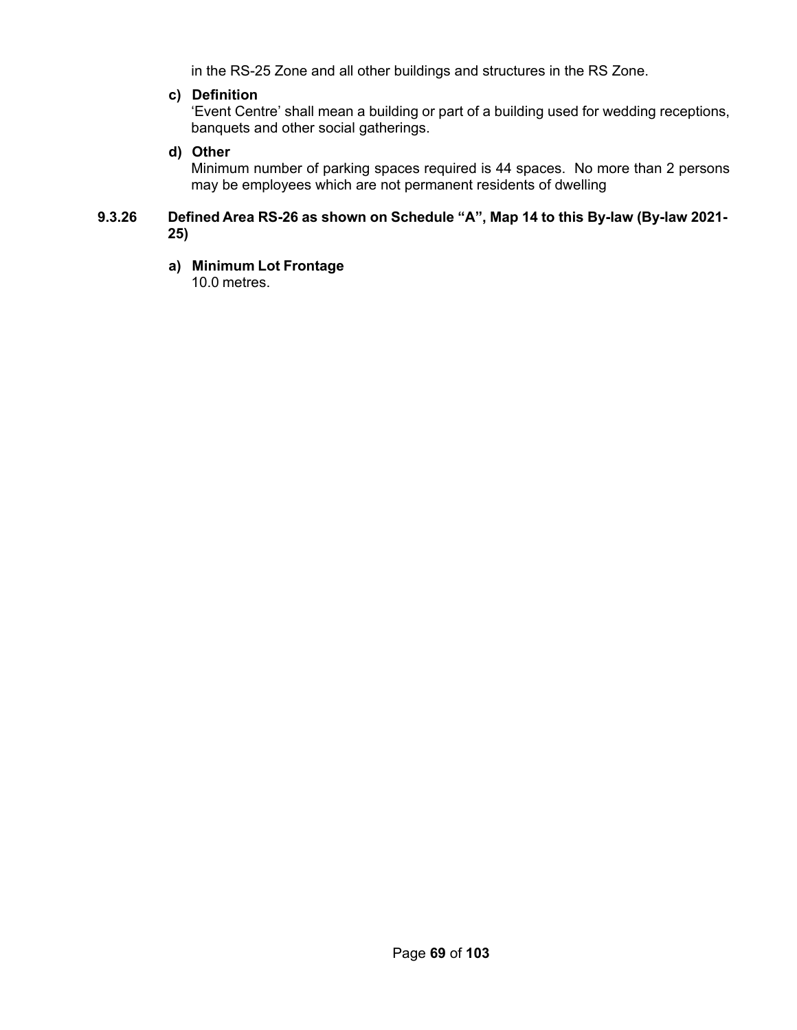in the RS-25 Zone and all other buildings and structures in the RS Zone.

**c) Definition**
'Event Centre' shall mean a building or part of a building used for wedding receptions, banquets and other social gatherings.

**d) Other**
Minimum number of parking spaces required is 44 spaces. No more than 2 persons may be employees which are not permanent residents of dwelling

### 9.3.26 Defined Area RS-26 as shown on Schedule "A", Map 14 to this By-law (By-law 2021-25)

**a) Minimum Lot Frontage**
10.0 metres.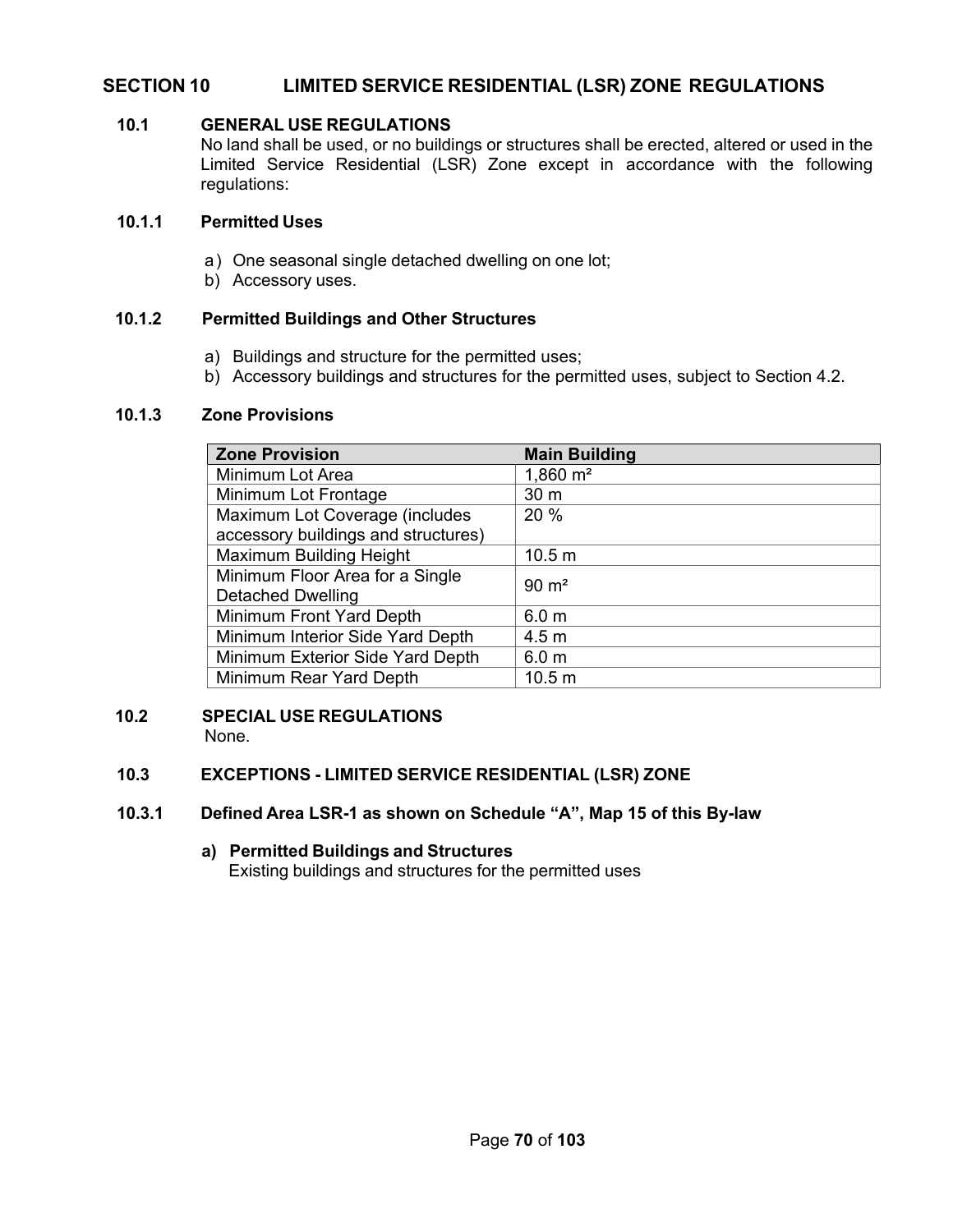# SECTION 10 LIMITED SERVICE RESIDENTIAL (LSR) ZONE REGULATIONS

## 10.1 GENERAL USE REGULATIONS

No land shall be used, or no buildings or structures shall be erected, altered or used in the Limited Service Residential (LSR) Zone except in accordance with the following regulations:

### 10.1.1 Permitted Uses

a) One seasonal single detached dwelling on one lot;
b) Accessory uses.

### 10.1.2 Permitted Buildings and Other Structures

a) Buildings and structure for the permitted uses;
b) Accessory buildings and structures for the permitted uses, subject to Section 4.2.

### 10.1.3 Zone Provisions

| Zone Provision | Main Building |
|---|---|
| Minimum Lot Area | 1,860 m² |
| Minimum Lot Frontage | 30 m |
| Maximum Lot Coverage (includes accessory buildings and structures) | 20 % |
| Maximum Building Height | 10.5 m |
| Minimum Floor Area for a Single Detached Dwelling | 90 m² |
| Minimum Front Yard Depth | 6.0 m |
| Minimum Interior Side Yard Depth | 4.5 m |
| Minimum Exterior Side Yard Depth | 6.0 m |
| Minimum Rear Yard Depth | 10.5 m |

## 10.2 SPECIAL USE REGULATIONS

None.

## 10.3 EXCEPTIONS - LIMITED SERVICE RESIDENTIAL (LSR) ZONE

### 10.3.1 Defined Area LSR-1 as shown on Schedule "A", Map 15 of this By-law

**a) Permitted Buildings and Structures**
Existing buildings and structures for the permitted uses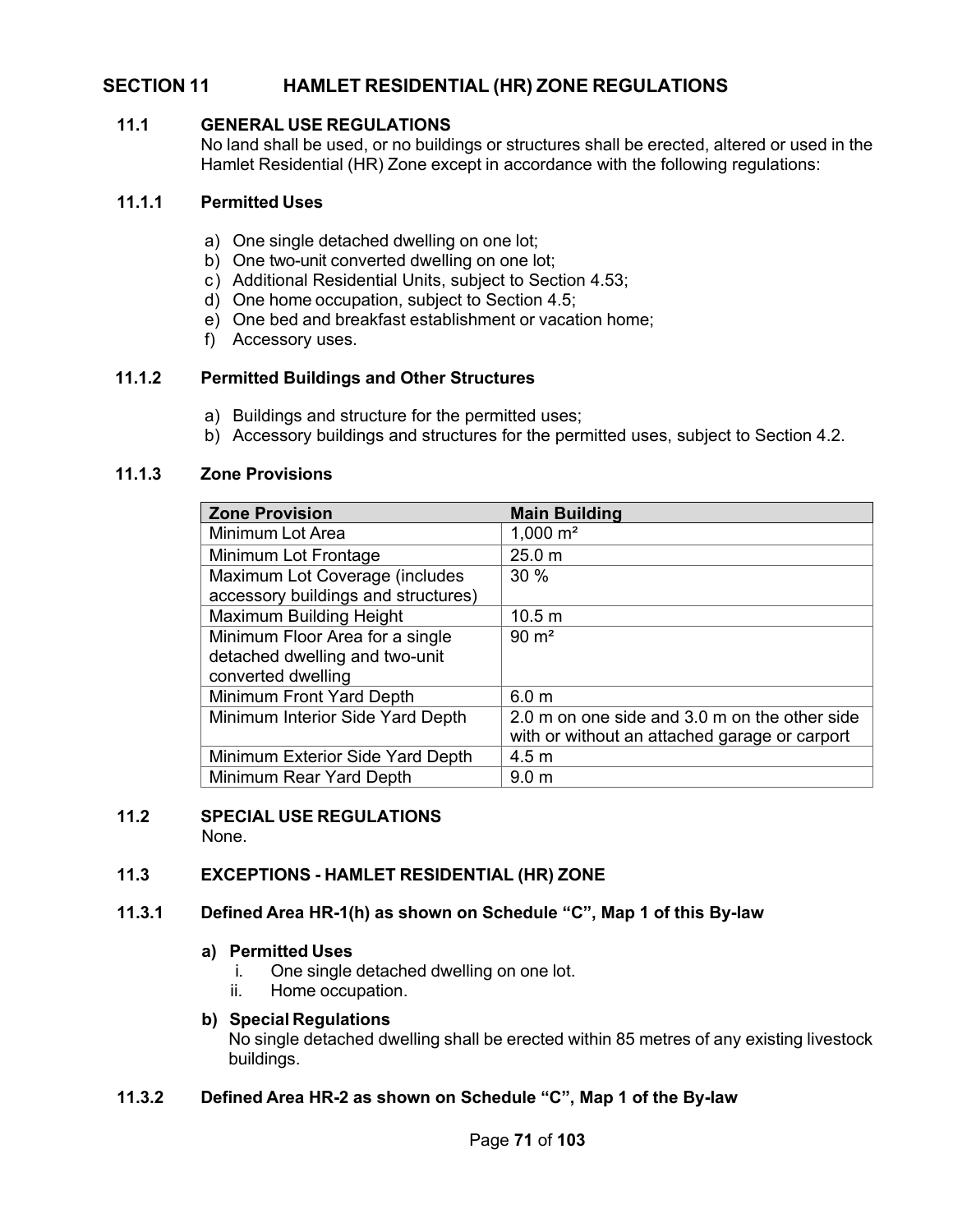# SECTION 11 HAMLET RESIDENTIAL (HR) ZONE REGULATIONS

## 11.1 GENERAL USE REGULATIONS

No land shall be used, or no buildings or structures shall be erected, altered or used in the Hamlet Residential (HR) Zone except in accordance with the following regulations:

### 11.1.1 Permitted Uses

a) One single detached dwelling on one lot;
b) One two-unit converted dwelling on one lot;
c) Additional Residential Units, subject to Section 4.53;
d) One home occupation, subject to Section 4.5;
e) One bed and breakfast establishment or vacation home;
f) Accessory uses.

### 11.1.2 Permitted Buildings and Other Structures

a) Buildings and structure for the permitted uses;
b) Accessory buildings and structures for the permitted uses, subject to Section 4.2.

### 11.1.3 Zone Provisions

| Zone Provision | Main Building |
|---|---|
| Minimum Lot Area | 1,000 m² |
| Minimum Lot Frontage | 25.0 m |
| Maximum Lot Coverage (includes accessory buildings and structures) | 30 % |
| Maximum Building Height | 10.5 m |
| Minimum Floor Area for a single detached dwelling and two-unit converted dwelling | 90 m² |
| Minimum Front Yard Depth | 6.0 m |
| Minimum Interior Side Yard Depth | 2.0 m on one side and 3.0 m on the other side with or without an attached garage or carport |
| Minimum Exterior Side Yard Depth | 4.5 m |
| Minimum Rear Yard Depth | 9.0 m |

## 11.2 SPECIAL USE REGULATIONS

None.

## 11.3 EXCEPTIONS - HAMLET RESIDENTIAL (HR) ZONE

### 11.3.1 Defined Area HR-1(h) as shown on Schedule "C", Map 1 of this By-law

**a) Permitted Uses**

i. One single detached dwelling on one lot.
ii. Home occupation.

**b) Special Regulations**

No single detached dwelling shall be erected within 85 metres of any existing livestock buildings.

### 11.3.2 Defined Area HR-2 as shown on Schedule "C", Map 1 of the By-law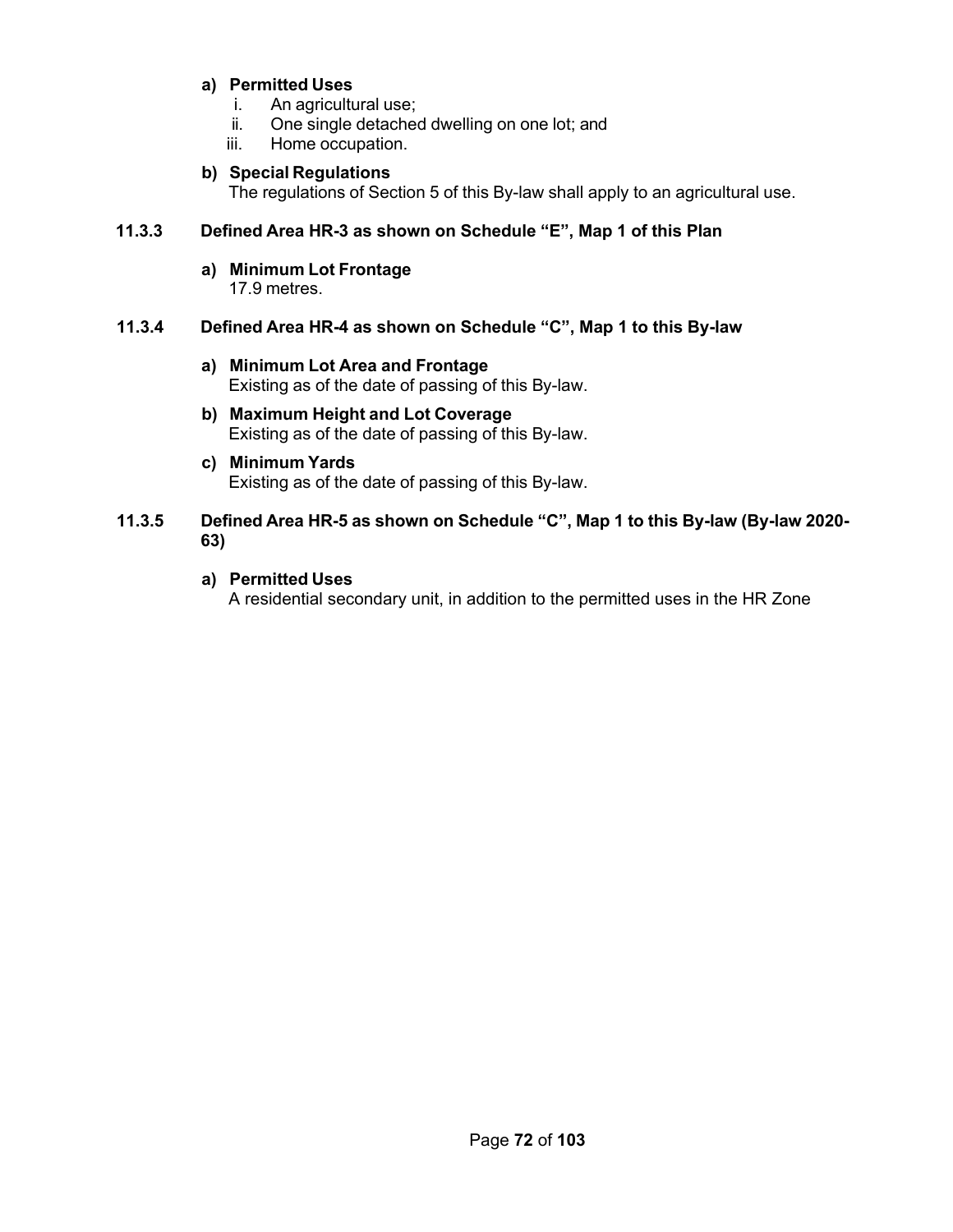**a) Permitted Uses**

i. An agricultural use;
ii. One single detached dwelling on one lot; and
iii. Home occupation.

**b) Special Regulations**

The regulations of Section 5 of this By-law shall apply to an agricultural use.

### 11.3.3 Defined Area HR-3 as shown on Schedule "E", Map 1 of this Plan

**a) Minimum Lot Frontage**

17.9 metres.

### 11.3.4 Defined Area HR-4 as shown on Schedule "C", Map 1 to this By-law

**a) Minimum Lot Area and Frontage**

Existing as of the date of passing of this By-law.

**b) Maximum Height and Lot Coverage**

Existing as of the date of passing of this By-law.

**c) Minimum Yards**

Existing as of the date of passing of this By-law.

### 11.3.5 Defined Area HR-5 as shown on Schedule "C", Map 1 to this By-law (By-law 2020-63)

**a) Permitted Uses**

A residential secondary unit, in addition to the permitted uses in the HR Zone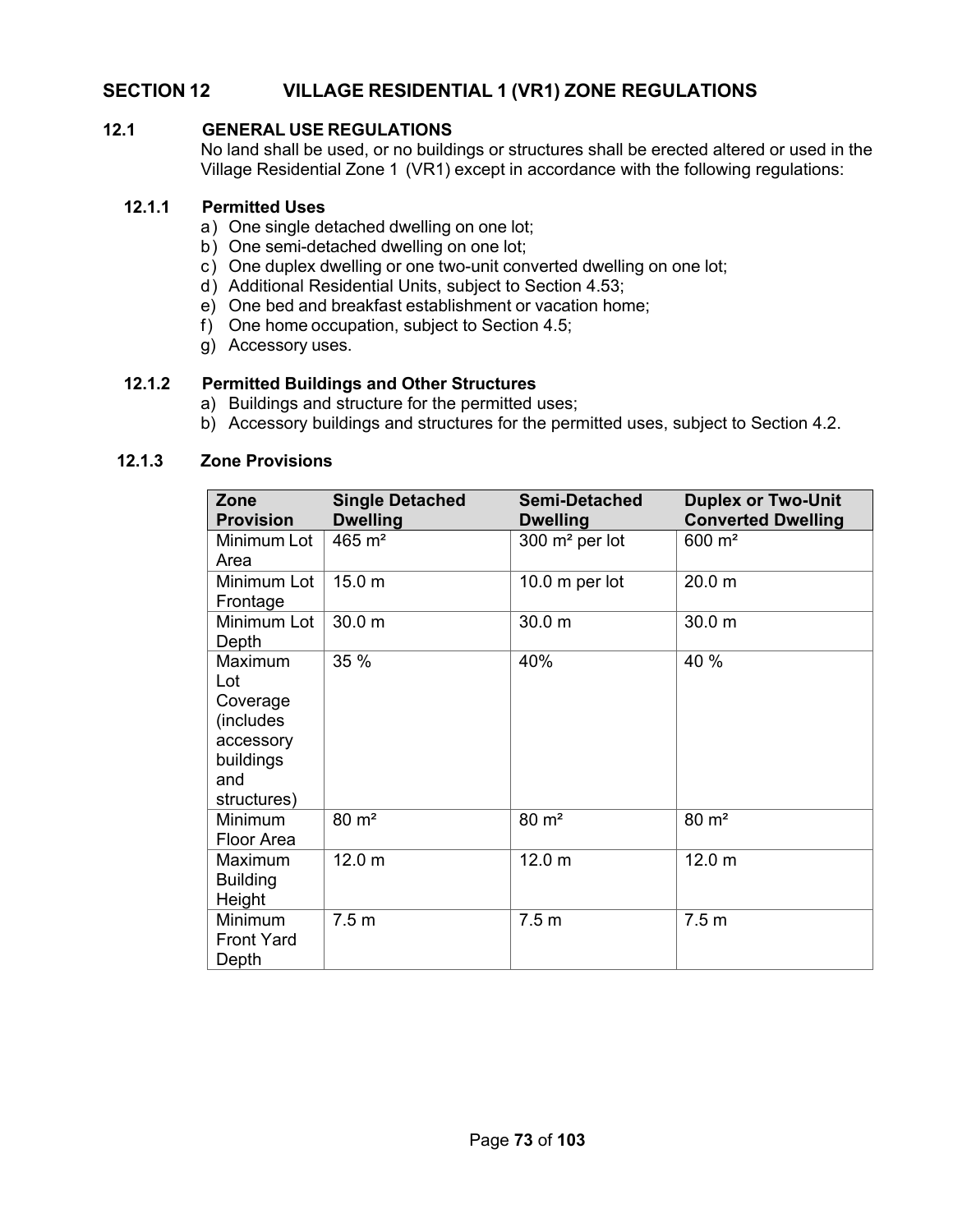# SECTION 12 VILLAGE RESIDENTIAL 1 (VR1) ZONE REGULATIONS

## 12.1 GENERAL USE REGULATIONS

No land shall be used, or no buildings or structures shall be erected altered or used in the Village Residential Zone 1 (VR1) except in accordance with the following regulations:

### 12.1.1 Permitted Uses

a) One single detached dwelling on one lot;
b) One semi-detached dwelling on one lot;
c) One duplex dwelling or one two-unit converted dwelling on one lot;
d) Additional Residential Units, subject to Section 4.53;
e) One bed and breakfast establishment or vacation home;
f) One home occupation, subject to Section 4.5;
g) Accessory uses.

### 12.1.2 Permitted Buildings and Other Structures

a) Buildings and structure for the permitted uses;
b) Accessory buildings and structures for the permitted uses, subject to Section 4.2.

### 12.1.3 Zone Provisions

| Zone Provision | Single Detached Dwelling | Semi-Detached Dwelling | Duplex or Two-Unit Converted Dwelling |
|---|---|---|---|
| Minimum Lot Area | 465 m² | 300 m² per lot | 600 m² |
| Minimum Lot Frontage | 15.0 m | 10.0 m per lot | 20.0 m |
| Minimum Lot Depth | 30.0 m | 30.0 m | 30.0 m |
| Maximum Lot Coverage (includes accessory buildings and structures) | 35 % | 40% | 40 % |
| Minimum Floor Area | 80 m² | 80 m² | 80 m² |
| Maximum Building Height | 12.0 m | 12.0 m | 12.0 m |
| Minimum Front Yard Depth | 7.5 m | 7.5 m | 7.5 m |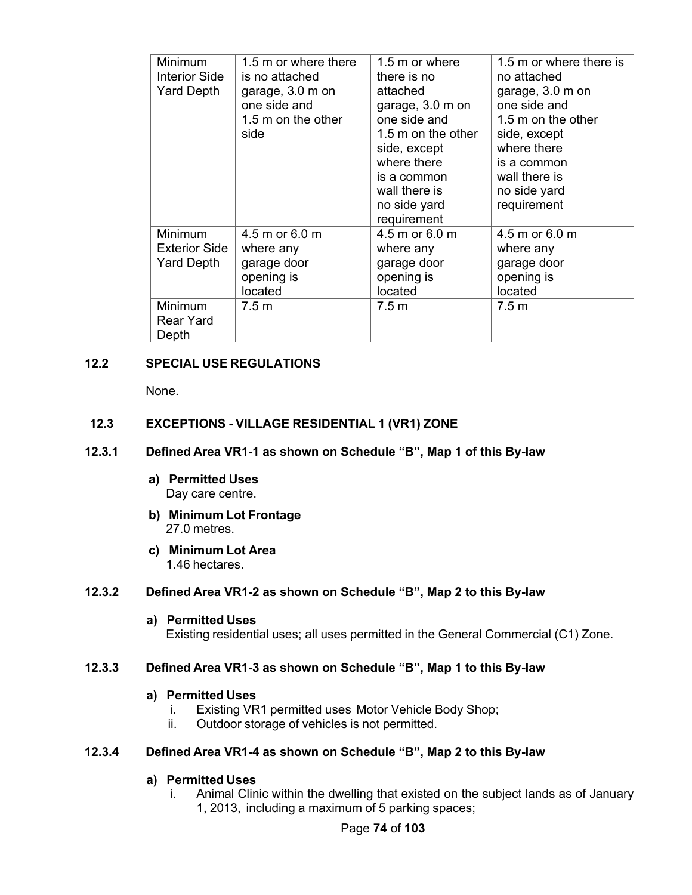| Minimum Interior Side Yard Depth | 1.5 m or where there is no attached garage, 3.0 m on one side and 1.5 m on the other side | 1.5 m or where there is no attached garage, 3.0 m on one side and 1.5 m on the other side, except where there is a common wall there is no side yard requirement | 1.5 m or where there is no attached garage, 3.0 m on one side and 1.5 m on the other side, except where there is a common wall there is no side yard requirement |
|---|---|---|---|
| Minimum Exterior Side Yard Depth | 4.5 m or 6.0 m where any garage door opening is located | 4.5 m or 6.0 m where any garage door opening is located | 4.5 m or 6.0 m where any garage door opening is located |
| Minimum Rear Yard Depth | 7.5 m | 7.5 m | 7.5 m |

## 12.2 SPECIAL USE REGULATIONS

None.

## 12.3 EXCEPTIONS - VILLAGE RESIDENTIAL 1 (VR1) ZONE

### 12.3.1 Defined Area VR1-1 as shown on Schedule "B", Map 1 of this By-law

**a) Permitted Uses**
Day care centre.

**b) Minimum Lot Frontage**
27.0 metres.

**c) Minimum Lot Area**
1.46 hectares.

### 12.3.2 Defined Area VR1-2 as shown on Schedule "B", Map 2 to this By-law

**a) Permitted Uses**
Existing residential uses; all uses permitted in the General Commercial (C1) Zone.

### 12.3.3 Defined Area VR1-3 as shown on Schedule "B", Map 1 to this By-law

**a) Permitted Uses**

i. Existing VR1 permitted uses Motor Vehicle Body Shop;
ii. Outdoor storage of vehicles is not permitted.

### 12.3.4 Defined Area VR1-4 as shown on Schedule "B", Map 2 to this By-law

**a) Permitted Uses**

i. Animal Clinic within the dwelling that existed on the subject lands as of January 1, 2013, including a maximum of 5 parking spaces;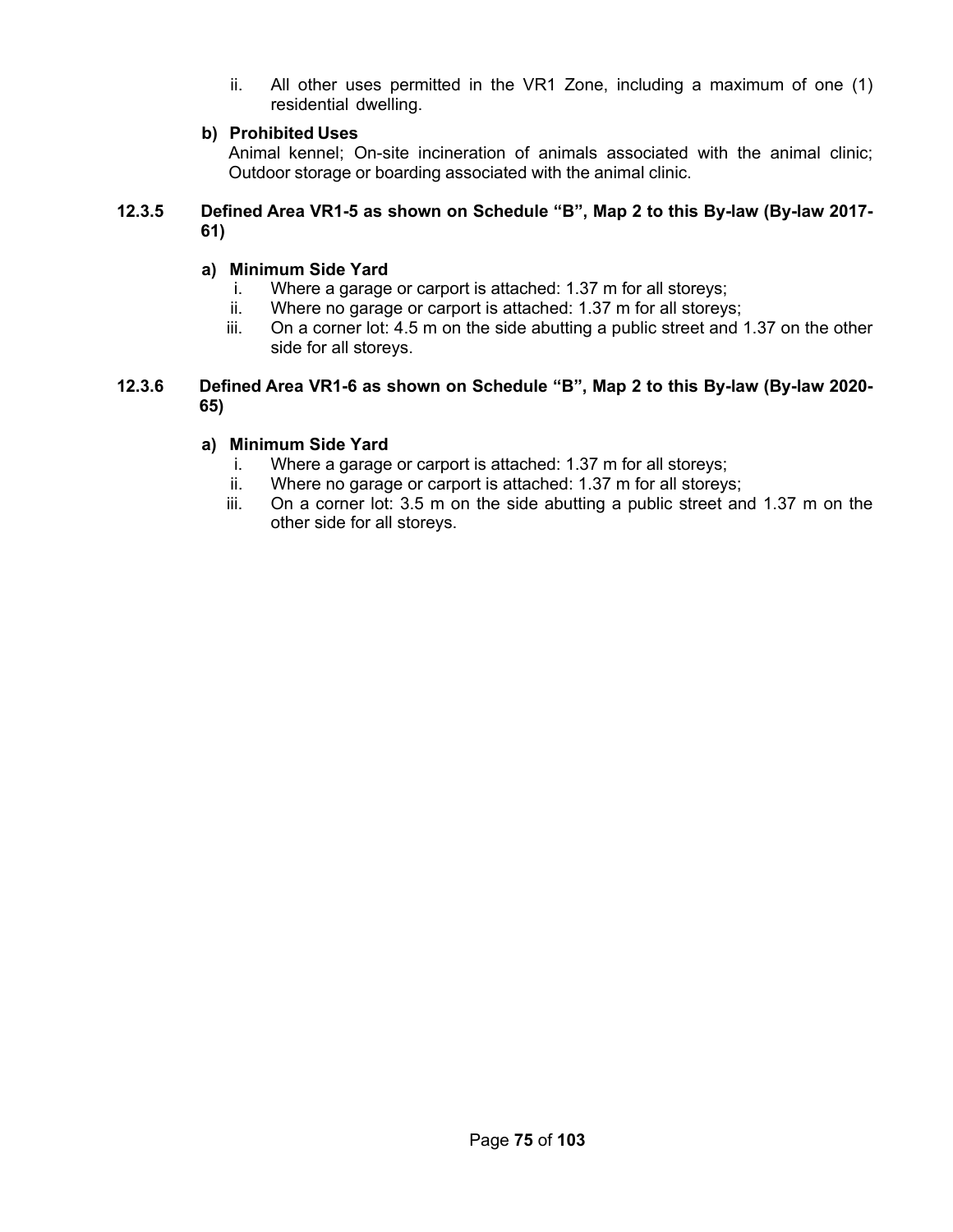ii. All other uses permitted in the VR1 Zone, including a maximum of one (1) residential dwelling.

**b) Prohibited Uses**

Animal kennel; On-site incineration of animals associated with the animal clinic; Outdoor storage or boarding associated with the animal clinic.

### 12.3.5 Defined Area VR1-5 as shown on Schedule "B", Map 2 to this By-law (By-law 2017-61)

**a) Minimum Side Yard**

i. Where a garage or carport is attached: 1.37 m for all storeys;

ii. Where no garage or carport is attached: 1.37 m for all storeys;

iii. On a corner lot: 4.5 m on the side abutting a public street and 1.37 on the other side for all storeys.

### 12.3.6 Defined Area VR1-6 as shown on Schedule "B", Map 2 to this By-law (By-law 2020-65)

**a) Minimum Side Yard**

i. Where a garage or carport is attached: 1.37 m for all storeys;

ii. Where no garage or carport is attached: 1.37 m for all storeys;

iii. On a corner lot: 3.5 m on the side abutting a public street and 1.37 m on the other side for all storeys.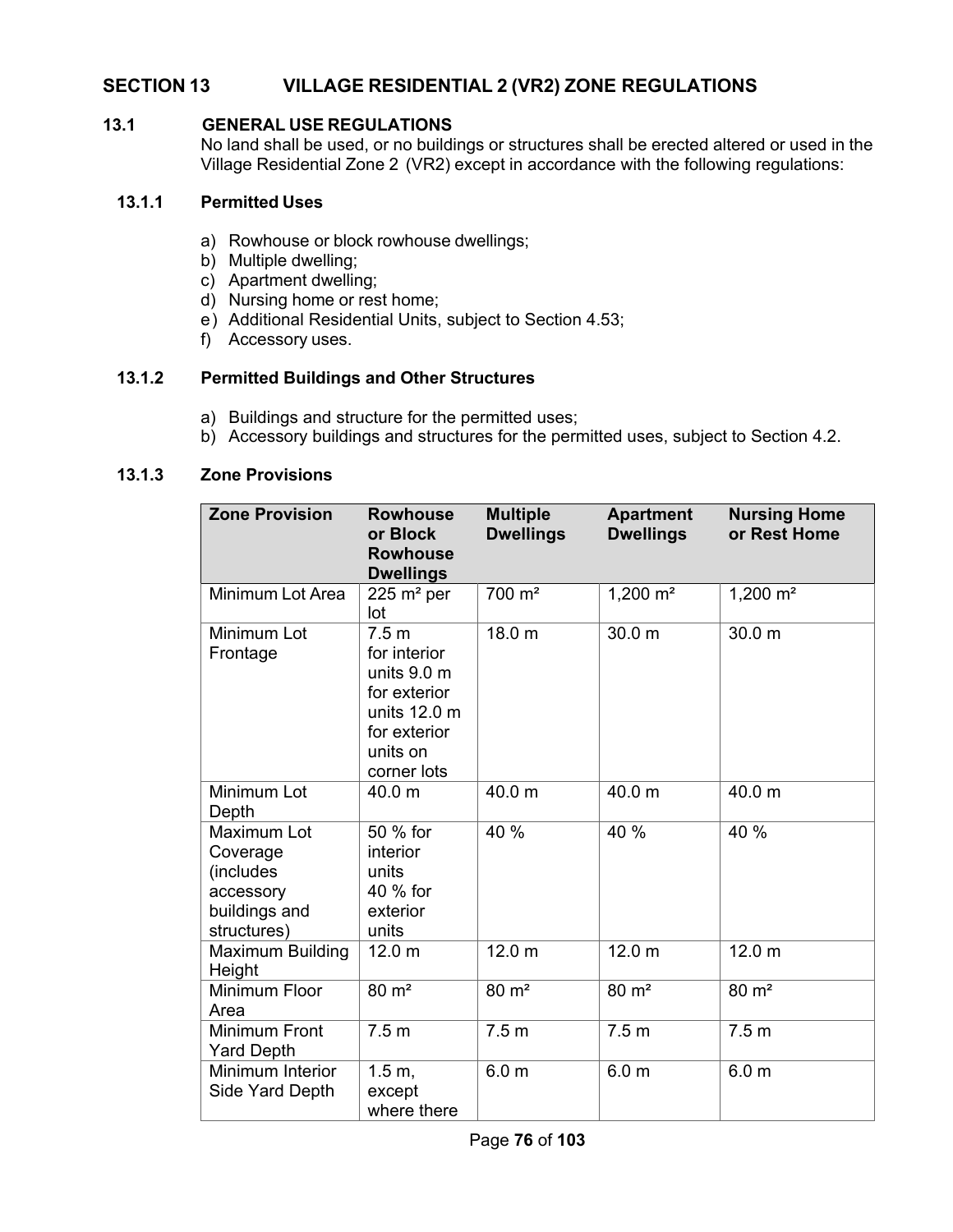# SECTION 13 VILLAGE RESIDENTIAL 2 (VR2) ZONE REGULATIONS

## 13.1 GENERAL USE REGULATIONS

No land shall be used, or no buildings or structures shall be erected altered or used in the Village Residential Zone 2 (VR2) except in accordance with the following regulations:

### 13.1.1 Permitted Uses

a) Rowhouse or block rowhouse dwellings;
b) Multiple dwelling;
c) Apartment dwelling;
d) Nursing home or rest home;
e) Additional Residential Units, subject to Section 4.53;
f) Accessory uses.

### 13.1.2 Permitted Buildings and Other Structures

a) Buildings and structure for the permitted uses;
b) Accessory buildings and structures for the permitted uses, subject to Section 4.2.

### 13.1.3 Zone Provisions

| Zone Provision | Rowhouse or Block Rowhouse Dwellings | Multiple Dwellings | Apartment Dwellings | Nursing Home or Rest Home |
|---|---|---|---|---|
| Minimum Lot Area | 225 m² per lot | 700 m² | 1,200 m² | 1,200 m² |
| Minimum Lot Frontage | 7.5 m for interior units 9.0 m for exterior units 12.0 m for exterior units on corner lots | 18.0 m | 30.0 m | 30.0 m |
| Minimum Lot Depth | 40.0 m | 40.0 m | 40.0 m | 40.0 m |
| Maximum Lot Coverage (includes accessory buildings and structures) | 50 % for interior units 40 % for exterior units | 40 % | 40 % | 40 % |
| Maximum Building Height | 12.0 m | 12.0 m | 12.0 m | 12.0 m |
| Minimum Floor Area | 80 m² | 80 m² | 80 m² | 80 m² |
| Minimum Front Yard Depth | 7.5 m | 7.5 m | 7.5 m | 7.5 m |
| Minimum Interior Side Yard Depth | 1.5 m, except where there | 6.0 m | 6.0 m | 6.0 m |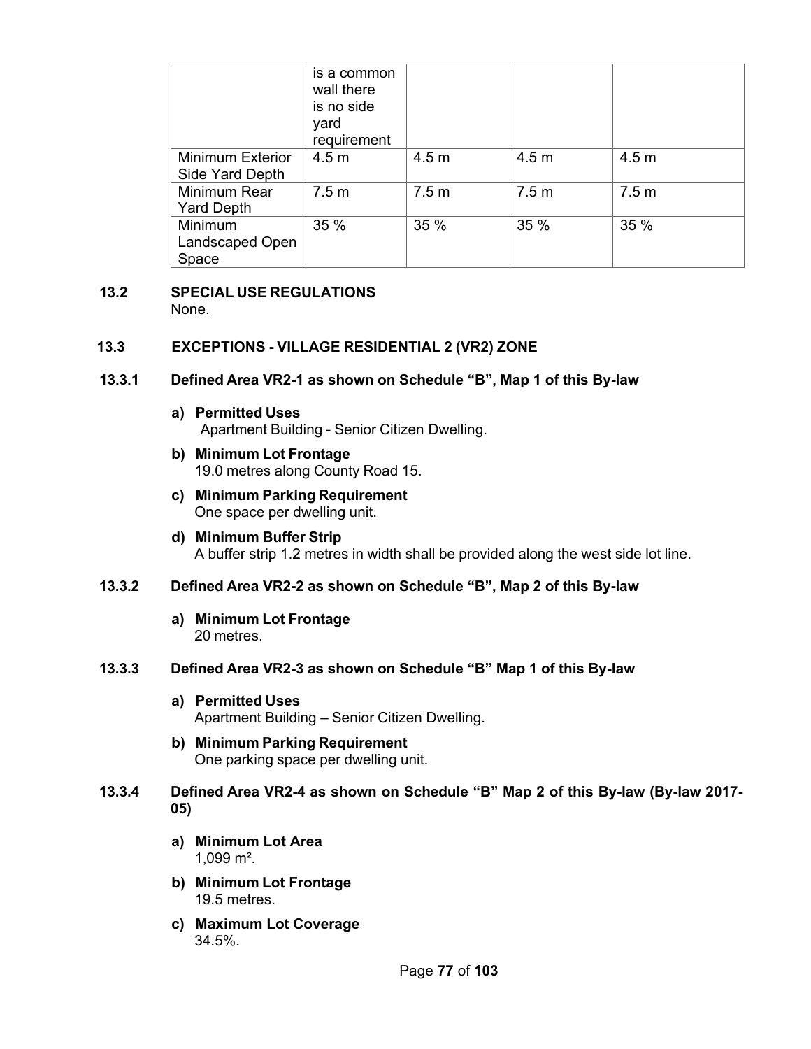| | is a common wall there is no side yard requirement | | | |
|---|---|---|---|---|
| Minimum Exterior Side Yard Depth | 4.5 m | 4.5 m | 4.5 m | 4.5 m |
| Minimum Rear Yard Depth | 7.5 m | 7.5 m | 7.5 m | 7.5 m |
| Minimum Landscaped Open Space | 35 % | 35 % | 35 % | 35 % |

### 13.2 SPECIAL USE REGULATIONS

None.

### 13.3 EXCEPTIONS - VILLAGE RESIDENTIAL 2 (VR2) ZONE

#### 13.3.1 Defined Area VR2-1 as shown on Schedule "B", Map 1 of this By-law

**a) Permitted Uses**
Apartment Building - Senior Citizen Dwelling.

**b) Minimum Lot Frontage**
19.0 metres along County Road 15.

**c) Minimum Parking Requirement**
One space per dwelling unit.

**d) Minimum Buffer Strip**
A buffer strip 1.2 metres in width shall be provided along the west side lot line.

#### 13.3.2 Defined Area VR2-2 as shown on Schedule "B", Map 2 of this By-law

**a) Minimum Lot Frontage**
20 metres.

#### 13.3.3 Defined Area VR2-3 as shown on Schedule "B" Map 1 of this By-law

**a) Permitted Uses**
Apartment Building – Senior Citizen Dwelling.

**b) Minimum Parking Requirement**
One parking space per dwelling unit.

#### 13.3.4 Defined Area VR2-4 as shown on Schedule "B" Map 2 of this By-law (By-law 2017-05)

**a) Minimum Lot Area**
1,099 m².

**b) Minimum Lot Frontage**
19.5 metres.

**c) Maximum Lot Coverage**
34.5%.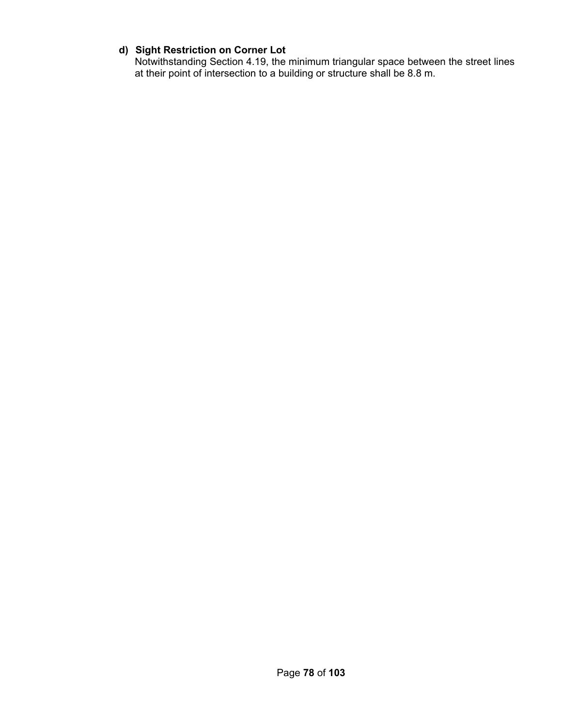**d) Sight Restriction on Corner Lot**

Notwithstanding Section 4.19, the minimum triangular space between the street lines at their point of intersection to a building or structure shall be 8.8 m.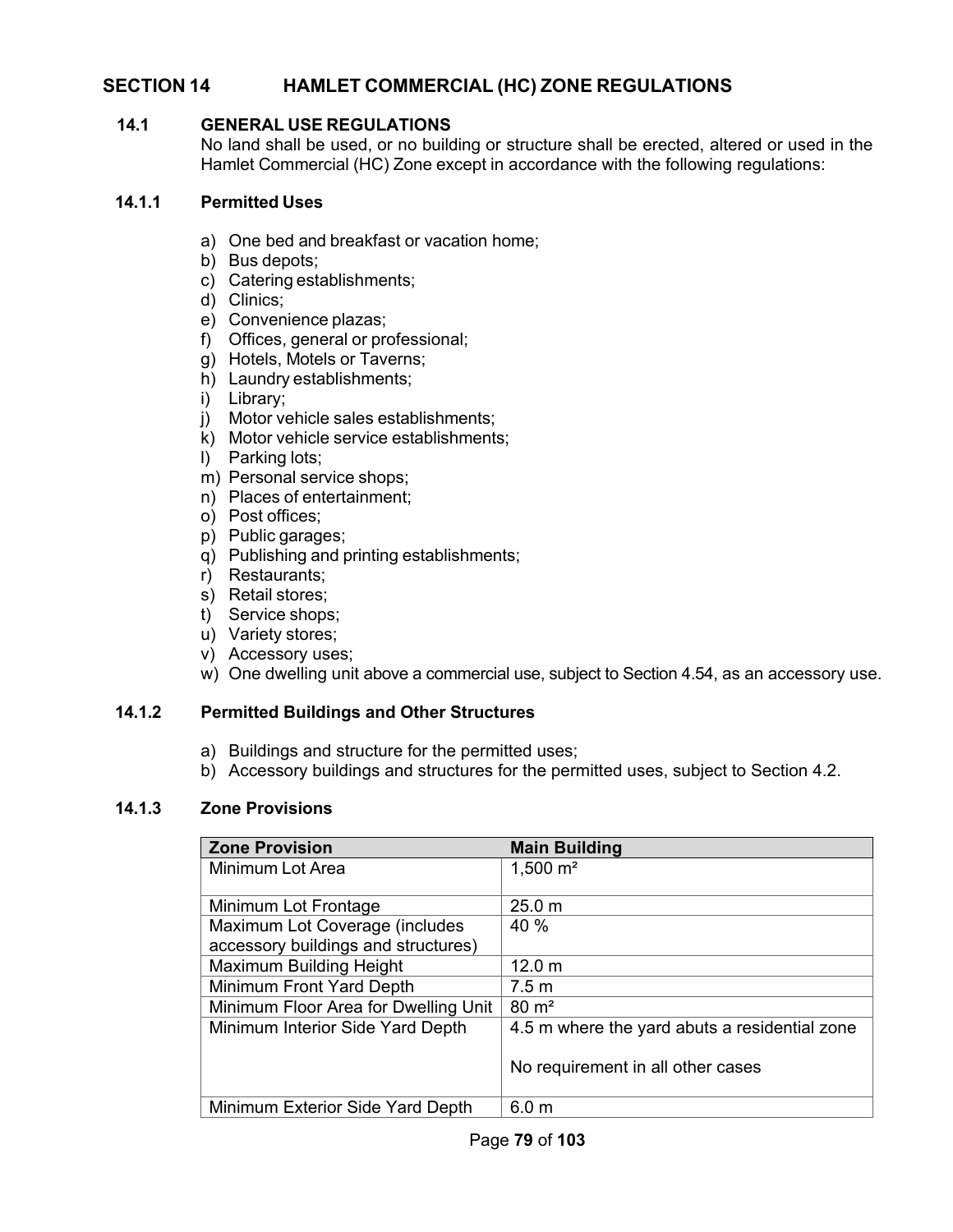# SECTION 14 HAMLET COMMERCIAL (HC) ZONE REGULATIONS

## 14.1 GENERAL USE REGULATIONS

No land shall be used, or no building or structure shall be erected, altered or used in the Hamlet Commercial (HC) Zone except in accordance with the following regulations:

### 14.1.1 Permitted Uses

a) One bed and breakfast or vacation home;
b) Bus depots;
c) Catering establishments;
d) Clinics;
e) Convenience plazas;
f) Offices, general or professional;
g) Hotels, Motels or Taverns;
h) Laundry establishments;
i) Library;
j) Motor vehicle sales establishments;
k) Motor vehicle service establishments;
l) Parking lots;
m) Personal service shops;
n) Places of entertainment;
o) Post offices;
p) Public garages;
q) Publishing and printing establishments;
r) Restaurants;
s) Retail stores;
t) Service shops;
u) Variety stores;
v) Accessory uses;
w) One dwelling unit above a commercial use, subject to Section 4.54, as an accessory use.

### 14.1.2 Permitted Buildings and Other Structures

a) Buildings and structure for the permitted uses;
b) Accessory buildings and structures for the permitted uses, subject to Section 4.2.

### 14.1.3 Zone Provisions

| Zone Provision | Main Building |
|---|---|
| Minimum Lot Area | 1,500 m² |
| Minimum Lot Frontage | 25.0 m |
| Maximum Lot Coverage (includes accessory buildings and structures) | 40 % |
| Maximum Building Height | 12.0 m |
| Minimum Front Yard Depth | 7.5 m |
| Minimum Floor Area for Dwelling Unit | 80 m² |
| Minimum Interior Side Yard Depth | 4.5 m where the yard abuts a residential zone<br><br>No requirement in all other cases |
| Minimum Exterior Side Yard Depth | 6.0 m |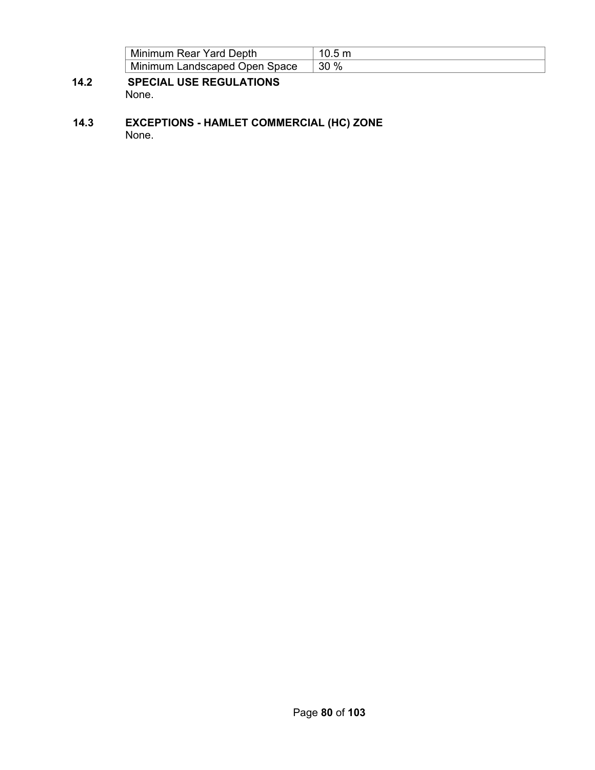| Minimum Rear Yard Depth | 10.5 m |
|---|---|
| Minimum Landscaped Open Space | 30 % |

### 14.2 SPECIAL USE REGULATIONS

None.

### 14.3 EXCEPTIONS - HAMLET COMMERCIAL (HC) ZONE

None.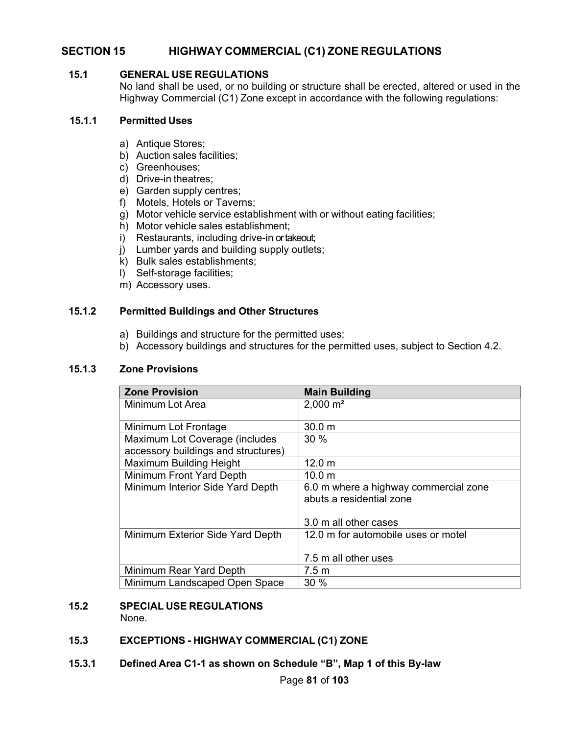## SECTION 15 HIGHWAY COMMERCIAL (C1) ZONE REGULATIONS

### 15.1 GENERAL USE REGULATIONS

No land shall be used, or no building or structure shall be erected, altered or used in the Highway Commercial (C1) Zone except in accordance with the following regulations:

#### 15.1.1 Permitted Uses

a) Antique Stores;
b) Auction sales facilities;
c) Greenhouses;
d) Drive-in theatres;
e) Garden supply centres;
f) Motels, Hotels or Taverns;
g) Motor vehicle service establishment with or without eating facilities;
h) Motor vehicle sales establishment;
i) Restaurants, including drive-in or takeout;
j) Lumber yards and building supply outlets;
k) Bulk sales establishments;
l) Self-storage facilities;
m) Accessory uses.

#### 15.1.2 Permitted Buildings and Other Structures

a) Buildings and structure for the permitted uses;
b) Accessory buildings and structures for the permitted uses, subject to Section 4.2.

#### 15.1.3 Zone Provisions

| Zone Provision | Main Building |
|---|---|
| Minimum Lot Area | 2,000 m² |
| Minimum Lot Frontage | 30.0 m |
| Maximum Lot Coverage (includes accessory buildings and structures) | 30 % |
| Maximum Building Height | 12.0 m |
| Minimum Front Yard Depth | 10.0 m |
| Minimum Interior Side Yard Depth | 6.0 m where a highway commercial zone abuts a residential zone<br><br>3.0 m all other cases |
| Minimum Exterior Side Yard Depth | 12.0 m for automobile uses or motel<br><br>7.5 m all other uses |
| Minimum Rear Yard Depth | 7.5 m |
| Minimum Landscaped Open Space | 30 % |

### 15.2 SPECIAL USE REGULATIONS

None.

### 15.3 EXCEPTIONS - HIGHWAY COMMERCIAL (C1) ZONE

#### 15.3.1 Defined Area C1-1 as shown on Schedule "B", Map 1 of this By-law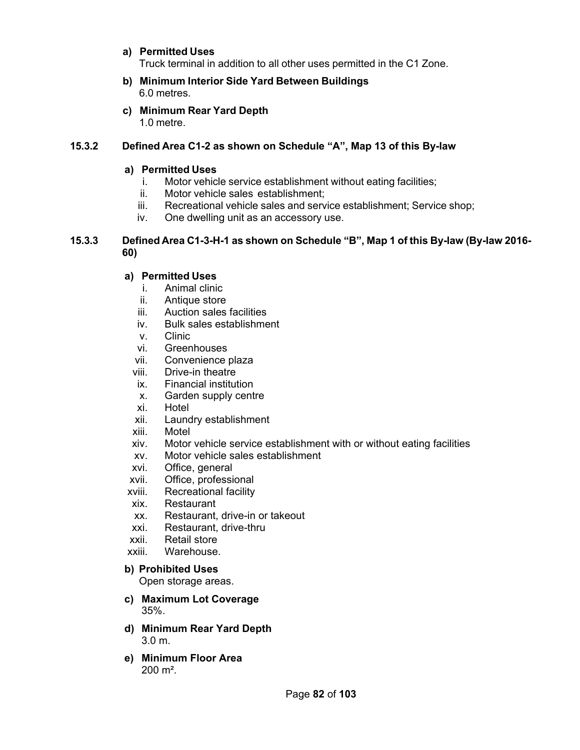**a) Permitted Uses**
Truck terminal in addition to all other uses permitted in the C1 Zone.

**b) Minimum Interior Side Yard Between Buildings**
6.0 metres.

**c) Minimum Rear Yard Depth**
1.0 metre.

### 15.3.2 Defined Area C1-2 as shown on Schedule "A", Map 13 of this By-law

**a) Permitted Uses**

i. Motor vehicle service establishment without eating facilities;
ii. Motor vehicle sales establishment;
iii. Recreational vehicle sales and service establishment; Service shop;
iv. One dwelling unit as an accessory use.

### 15.3.3 Defined Area C1-3-H-1 as shown on Schedule "B", Map 1 of this By-law (By-law 2016-60)

**a) Permitted Uses**

i. Animal clinic
ii. Antique store
iii. Auction sales facilities
iv. Bulk sales establishment
v. Clinic
vi. Greenhouses
vii. Convenience plaza
viii. Drive-in theatre
ix. Financial institution
x. Garden supply centre
xi. Hotel
xii. Laundry establishment
xiii. Motel
xiv. Motor vehicle service establishment with or without eating facilities
xv. Motor vehicle sales establishment
xvi. Office, general
xvii. Office, professional
xviii. Recreational facility
xix. Restaurant
xx. Restaurant, drive-in or takeout
xxi. Restaurant, drive-thru
xxii. Retail store
xxiii. Warehouse.

**b) Prohibited Uses**
Open storage areas.

**c) Maximum Lot Coverage**
35%.

**d) Minimum Rear Yard Depth**
3.0 m.

**e) Minimum Floor Area**
200 m².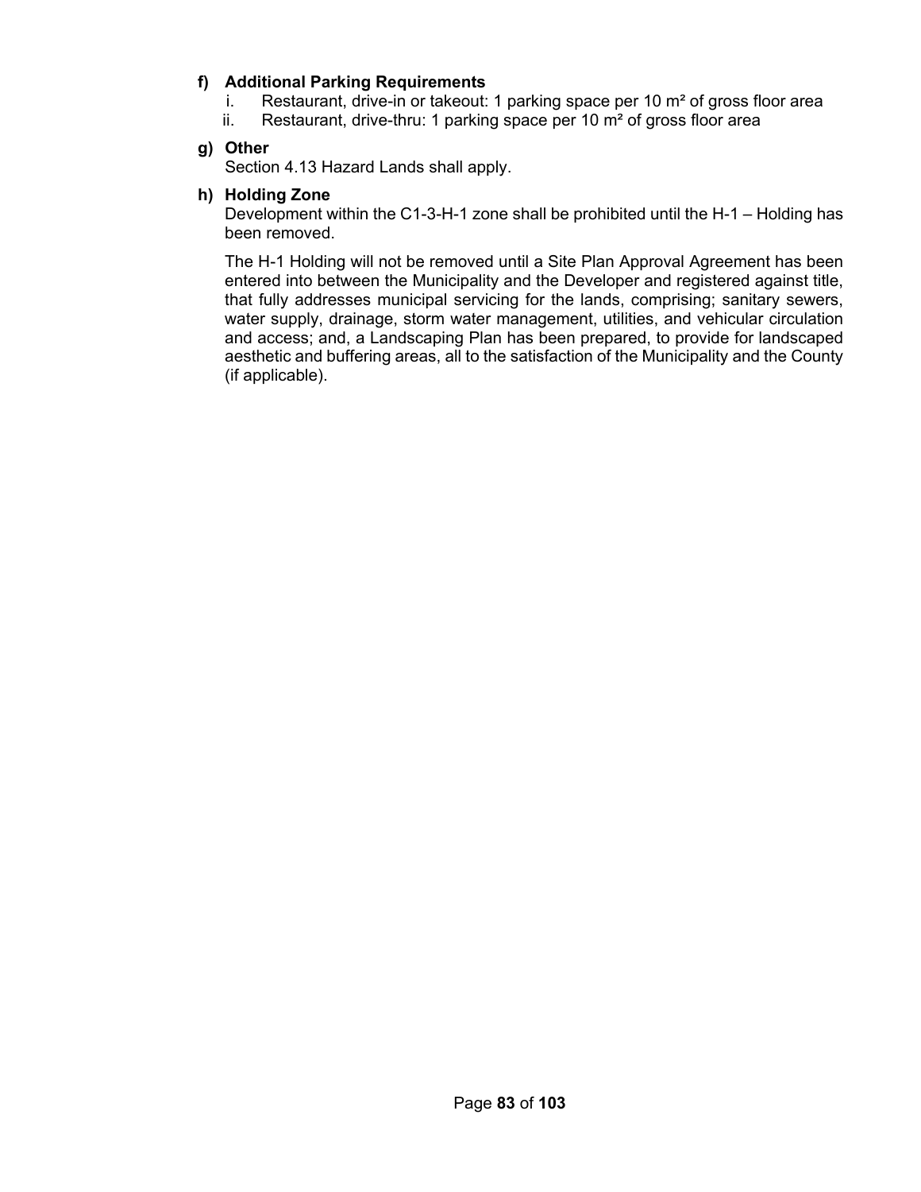**f) Additional Parking Requirements**

i. Restaurant, drive-in or takeout: 1 parking space per 10 m² of gross floor area

ii. Restaurant, drive-thru: 1 parking space per 10 m² of gross floor area

**g) Other**

Section 4.13 Hazard Lands shall apply.

**h) Holding Zone**

Development within the C1-3-H-1 zone shall be prohibited until the H-1 – Holding has been removed.

The H-1 Holding will not be removed until a Site Plan Approval Agreement has been entered into between the Municipality and the Developer and registered against title, that fully addresses municipal servicing for the lands, comprising; sanitary sewers, water supply, drainage, storm water management, utilities, and vehicular circulation and access; and, a Landscaping Plan has been prepared, to provide for landscaped aesthetic and buffering areas, all to the satisfaction of the Municipality and the County (if applicable).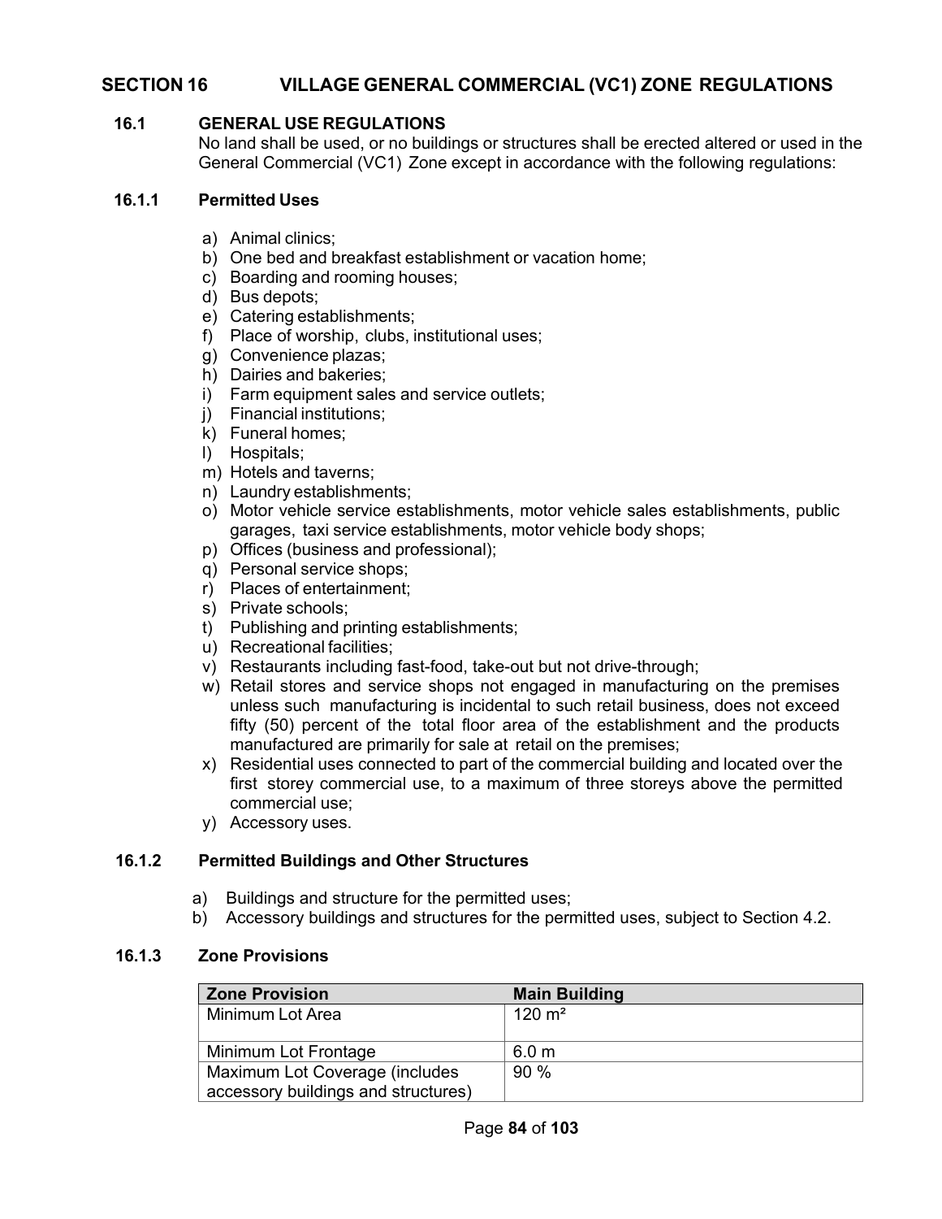## SECTION 16 VILLAGE GENERAL COMMERCIAL (VC1) ZONE REGULATIONS

### 16.1 GENERAL USE REGULATIONS

No land shall be used, or no buildings or structures shall be erected altered or used in the General Commercial (VC1) Zone except in accordance with the following regulations:

#### 16.1.1 Permitted Uses

a) Animal clinics;
b) One bed and breakfast establishment or vacation home;
c) Boarding and rooming houses;
d) Bus depots;
e) Catering establishments;
f) Place of worship, clubs, institutional uses;
g) Convenience plazas;
h) Dairies and bakeries;
i) Farm equipment sales and service outlets;
j) Financial institutions;
k) Funeral homes;
l) Hospitals;
m) Hotels and taverns;
n) Laundry establishments;
o) Motor vehicle service establishments, motor vehicle sales establishments, public garages, taxi service establishments, motor vehicle body shops;
p) Offices (business and professional);
q) Personal service shops;
r) Places of entertainment;
s) Private schools;
t) Publishing and printing establishments;
u) Recreational facilities;
v) Restaurants including fast-food, take-out but not drive-through;
w) Retail stores and service shops not engaged in manufacturing on the premises unless such manufacturing is incidental to such retail business, does not exceed fifty (50) percent of the total floor area of the establishment and the products manufactured are primarily for sale at retail on the premises;
x) Residential uses connected to part of the commercial building and located over the first storey commercial use, to a maximum of three storeys above the permitted commercial use;
y) Accessory uses.

#### 16.1.2 Permitted Buildings and Other Structures

a) Buildings and structure for the permitted uses;
b) Accessory buildings and structures for the permitted uses, subject to Section 4.2.

#### 16.1.3 Zone Provisions

| Zone Provision | Main Building |
|---|---|
| Minimum Lot Area | 120 m² |
| Minimum Lot Frontage | 6.0 m |
| Maximum Lot Coverage (includes accessory buildings and structures) | 90 % |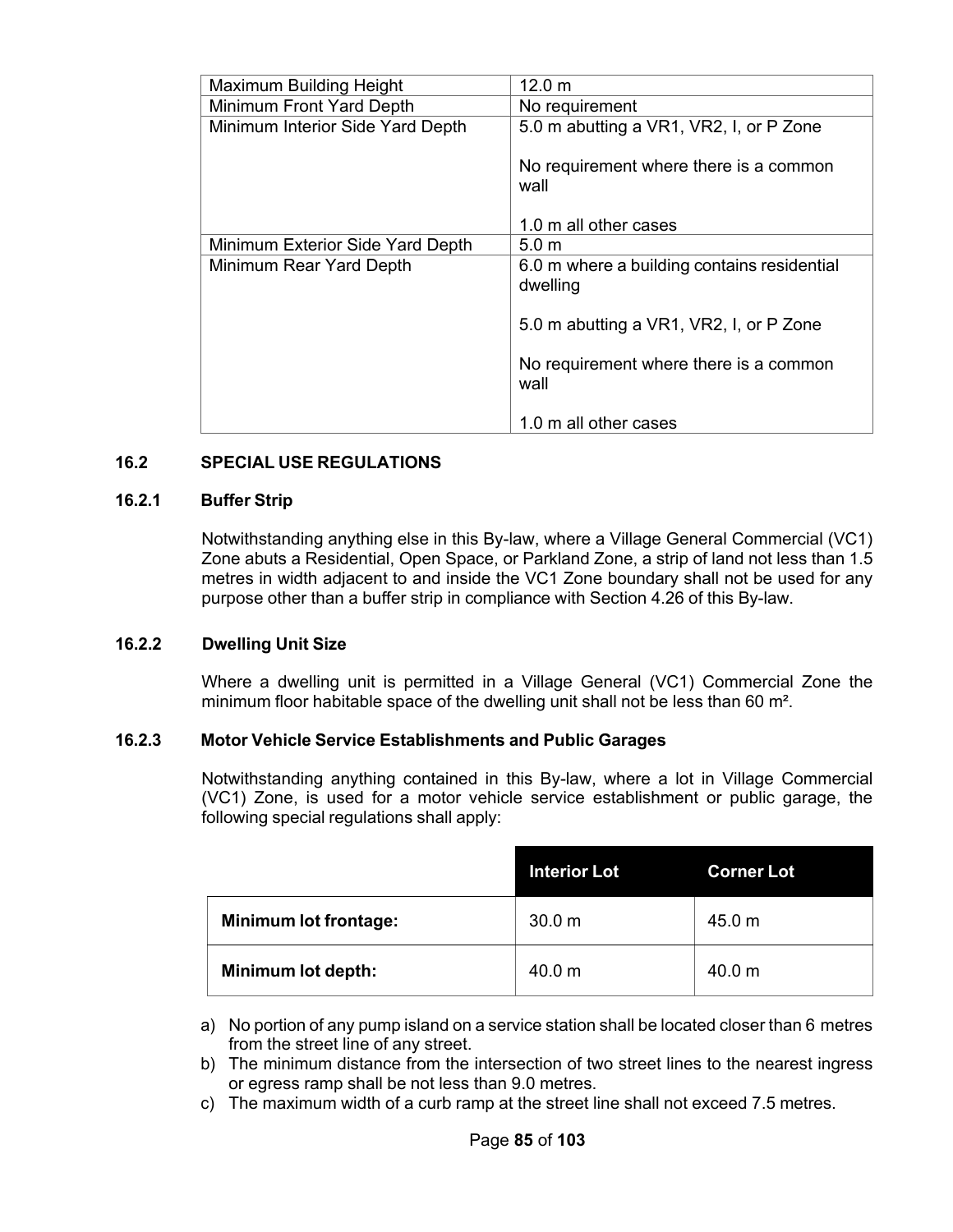| Maximum Building Height | 12.0 m |
|---|---|
| Minimum Front Yard Depth | No requirement |
| Minimum Interior Side Yard Depth | 5.0 m abutting a VR1, VR2, I, or P Zone<br><br>No requirement where there is a common wall<br><br>1.0 m all other cases |
| Minimum Exterior Side Yard Depth | 5.0 m |
| Minimum Rear Yard Depth | 6.0 m where a building contains residential dwelling<br><br>5.0 m abutting a VR1, VR2, I, or P Zone<br><br>No requirement where there is a common wall<br><br>1.0 m all other cases |

### 16.2 SPECIAL USE REGULATIONS

#### 16.2.1 Buffer Strip

Notwithstanding anything else in this By-law, where a Village General Commercial (VC1) Zone abuts a Residential, Open Space, or Parkland Zone, a strip of land not less than 1.5 metres in width adjacent to and inside the VC1 Zone boundary shall not be used for any purpose other than a buffer strip in compliance with Section 4.26 of this By-law.

#### 16.2.2 Dwelling Unit Size

Where a dwelling unit is permitted in a Village General (VC1) Commercial Zone the minimum floor habitable space of the dwelling unit shall not be less than 60 m².

#### 16.2.3 Motor Vehicle Service Establishments and Public Garages

Notwithstanding anything contained in this By-law, where a lot in Village Commercial (VC1) Zone, is used for a motor vehicle service establishment or public garage, the following special regulations shall apply:

| | Interior Lot | Corner Lot |
|---|---|---|
| **Minimum lot frontage:** | 30.0 m | 45.0 m |
| **Minimum lot depth:** | 40.0 m | 40.0 m |

a) No portion of any pump island on a service station shall be located closer than 6 metres from the street line of any street.
b) The minimum distance from the intersection of two street lines to the nearest ingress or egress ramp shall be not less than 9.0 metres.
c) The maximum width of a curb ramp at the street line shall not exceed 7.5 metres.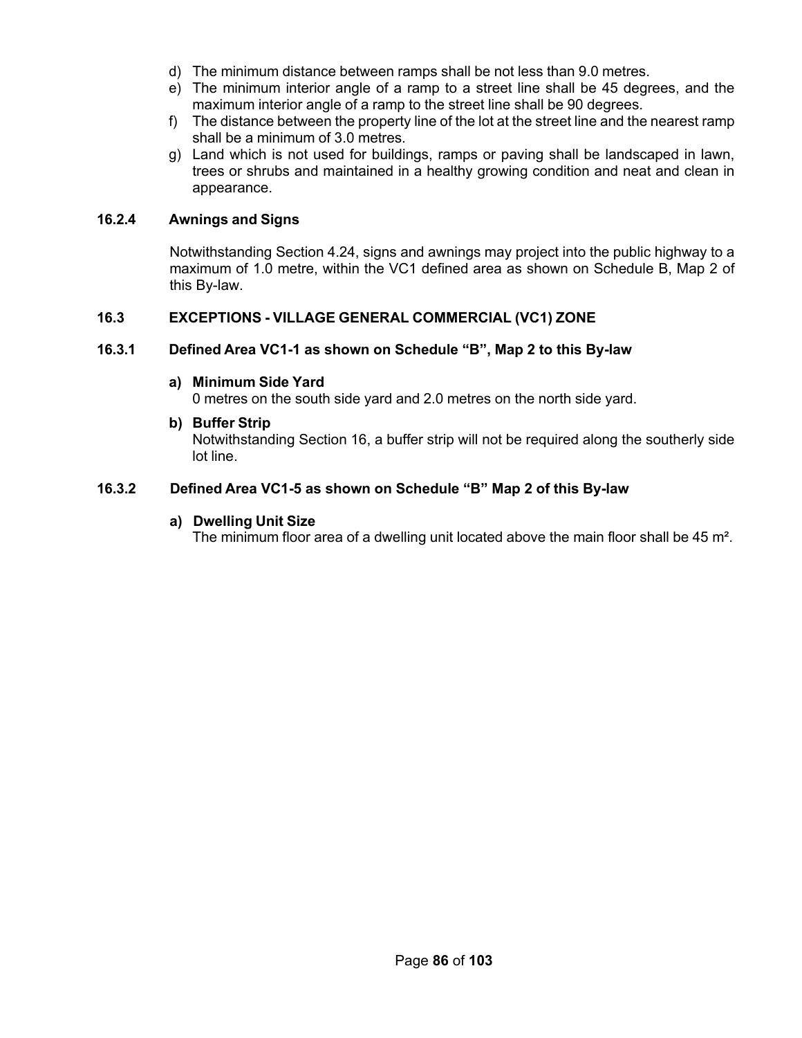d) The minimum distance between ramps shall be not less than 9.0 metres.
e) The minimum interior angle of a ramp to a street line shall be 45 degrees, and the maximum interior angle of a ramp to the street line shall be 90 degrees.
f) The distance between the property line of the lot at the street line and the nearest ramp shall be a minimum of 3.0 metres.
g) Land which is not used for buildings, ramps or paving shall be landscaped in lawn, trees or shrubs and maintained in a healthy growing condition and neat and clean in appearance.

### 16.2.4 Awnings and Signs

Notwithstanding Section 4.24, signs and awnings may project into the public highway to a maximum of 1.0 metre, within the VC1 defined area as shown on Schedule B, Map 2 of this By-law.

## 16.3 EXCEPTIONS - VILLAGE GENERAL COMMERCIAL (VC1) ZONE

### 16.3.1 Defined Area VC1-1 as shown on Schedule “B”, Map 2 to this By-law

**a) Minimum Side Yard**
0 metres on the south side yard and 2.0 metres on the north side yard.

**b) Buffer Strip**
Notwithstanding Section 16, a buffer strip will not be required along the southerly side lot line.

### 16.3.2 Defined Area VC1-5 as shown on Schedule “B” Map 2 of this By-law

**a) Dwelling Unit Size**
The minimum floor area of a dwelling unit located above the main floor shall be 45 $m^2$.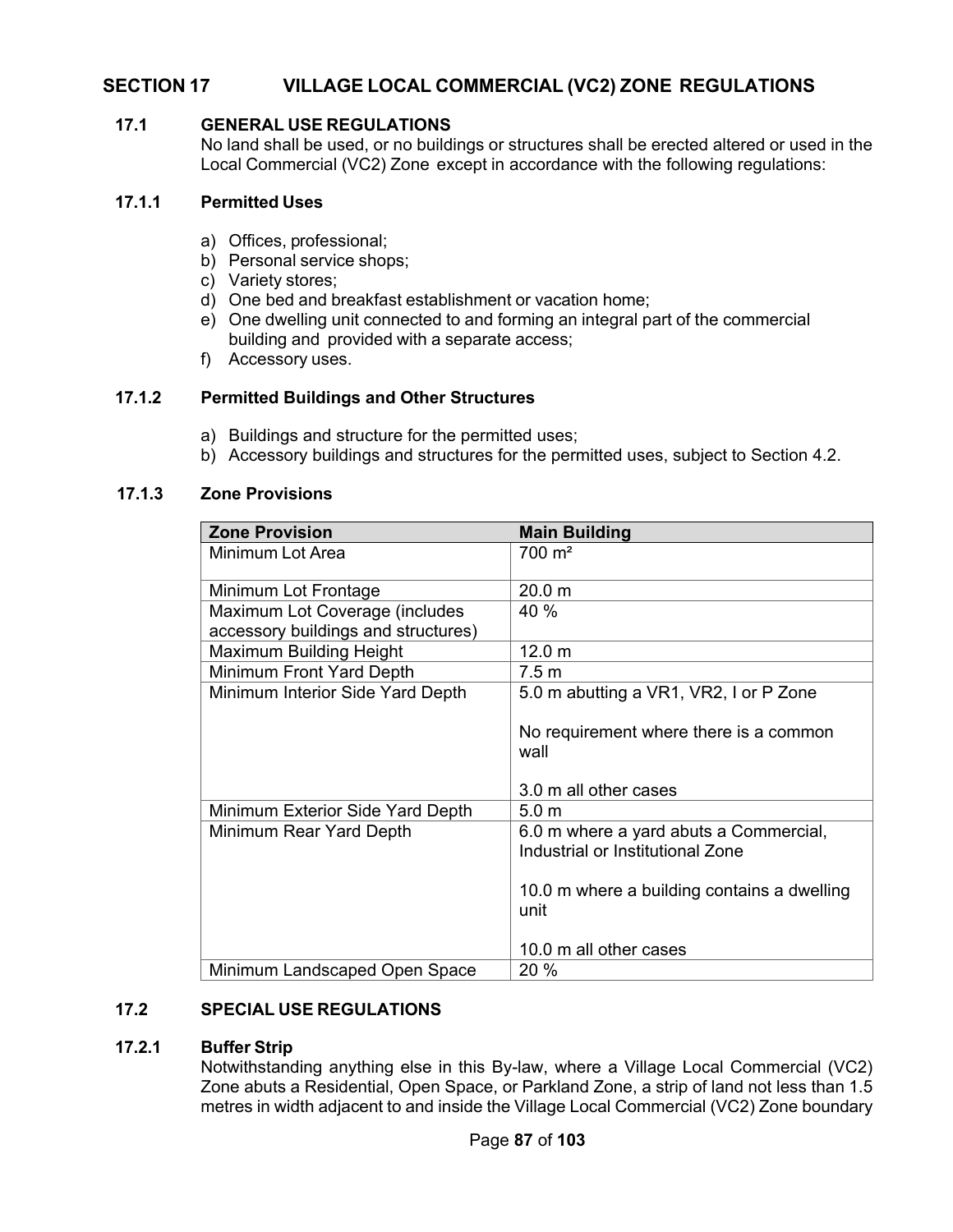## SECTION 17 VILLAGE LOCAL COMMERCIAL (VC2) ZONE REGULATIONS

### 17.1 GENERAL USE REGULATIONS

No land shall be used, or no buildings or structures shall be erected altered or used in the Local Commercial (VC2) Zone except in accordance with the following regulations:

#### 17.1.1 Permitted Uses

a) Offices, professional;
b) Personal service shops;
c) Variety stores;
d) One bed and breakfast establishment or vacation home;
e) One dwelling unit connected to and forming an integral part of the commercial building and provided with a separate access;
f) Accessory uses.

#### 17.1.2 Permitted Buildings and Other Structures

a) Buildings and structure for the permitted uses;
b) Accessory buildings and structures for the permitted uses, subject to Section 4.2.

#### 17.1.3 Zone Provisions

| Zone Provision | Main Building |
|---|---|
| Minimum Lot Area | 700 m² |
| Minimum Lot Frontage | 20.0 m |
| Maximum Lot Coverage (includes accessory buildings and structures) | 40 % |
| Maximum Building Height | 12.0 m |
| Minimum Front Yard Depth | 7.5 m |
| Minimum Interior Side Yard Depth | 5.0 m abutting a VR1, VR2, I or P Zone<br><br>No requirement where there is a common wall<br><br>3.0 m all other cases |
| Minimum Exterior Side Yard Depth | 5.0 m |
| Minimum Rear Yard Depth | 6.0 m where a yard abuts a Commercial, Industrial or Institutional Zone<br><br>10.0 m where a building contains a dwelling unit<br><br>10.0 m all other cases |
| Minimum Landscaped Open Space | 20 % |

### 17.2 SPECIAL USE REGULATIONS

#### 17.2.1 Buffer Strip

Notwithstanding anything else in this By-law, where a Village Local Commercial (VC2) Zone abuts a Residential, Open Space, or Parkland Zone, a strip of land not less than 1.5 metres in width adjacent to and inside the Village Local Commercial (VC2) Zone boundary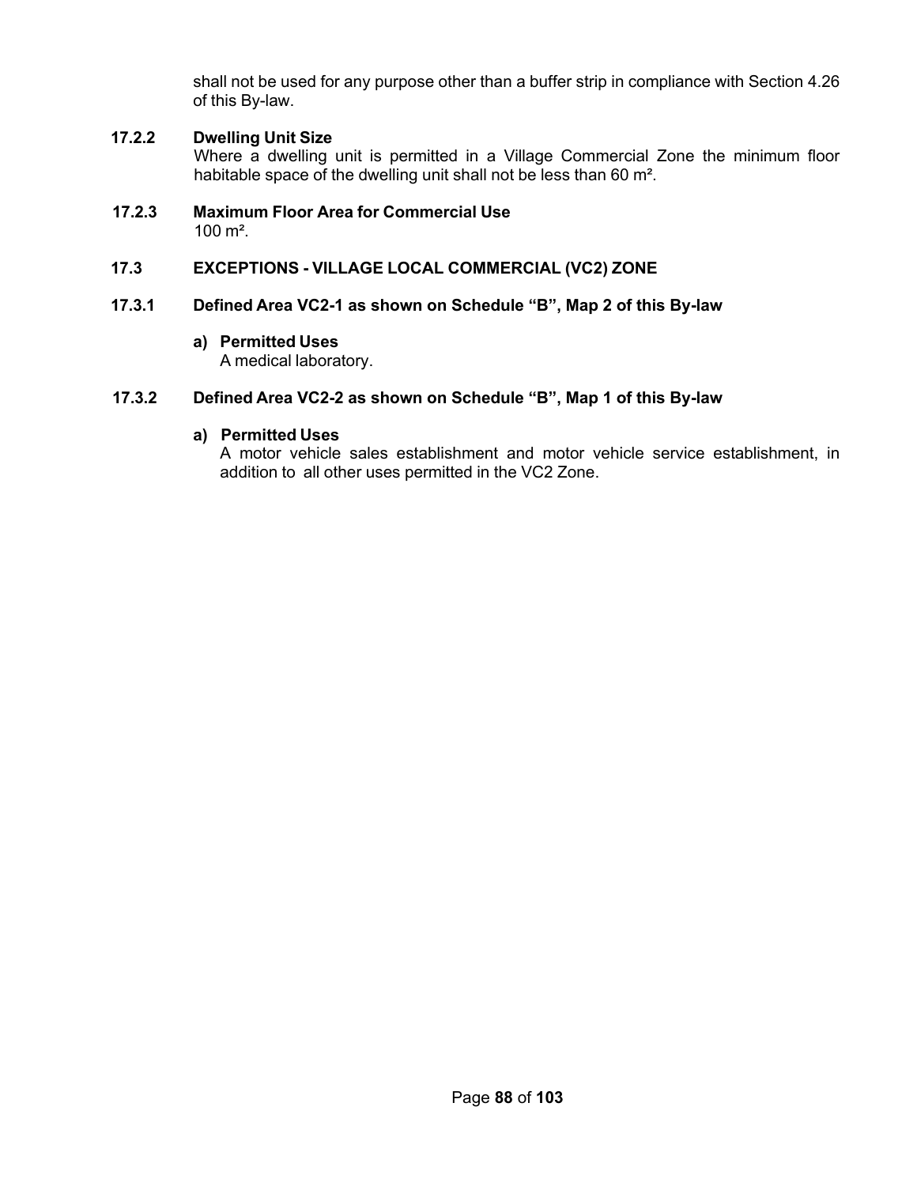shall not be used for any purpose other than a buffer strip in compliance with Section 4.26 of this By-law.

**17.2.2 Dwelling Unit Size**

Where a dwelling unit is permitted in a Village Commercial Zone the minimum floor habitable space of the dwelling unit shall not be less than 60 m².

**17.2.3 Maximum Floor Area for Commercial Use**

100 m².

## 17.3 EXCEPTIONS - VILLAGE LOCAL COMMERCIAL (VC2) ZONE

### 17.3.1 Defined Area VC2-1 as shown on Schedule "B", Map 2 of this By-law

**a) Permitted Uses**

A medical laboratory.

### 17.3.2 Defined Area VC2-2 as shown on Schedule "B", Map 1 of this By-law

**a) Permitted Uses**

A motor vehicle sales establishment and motor vehicle service establishment, in addition to all other uses permitted in the VC2 Zone.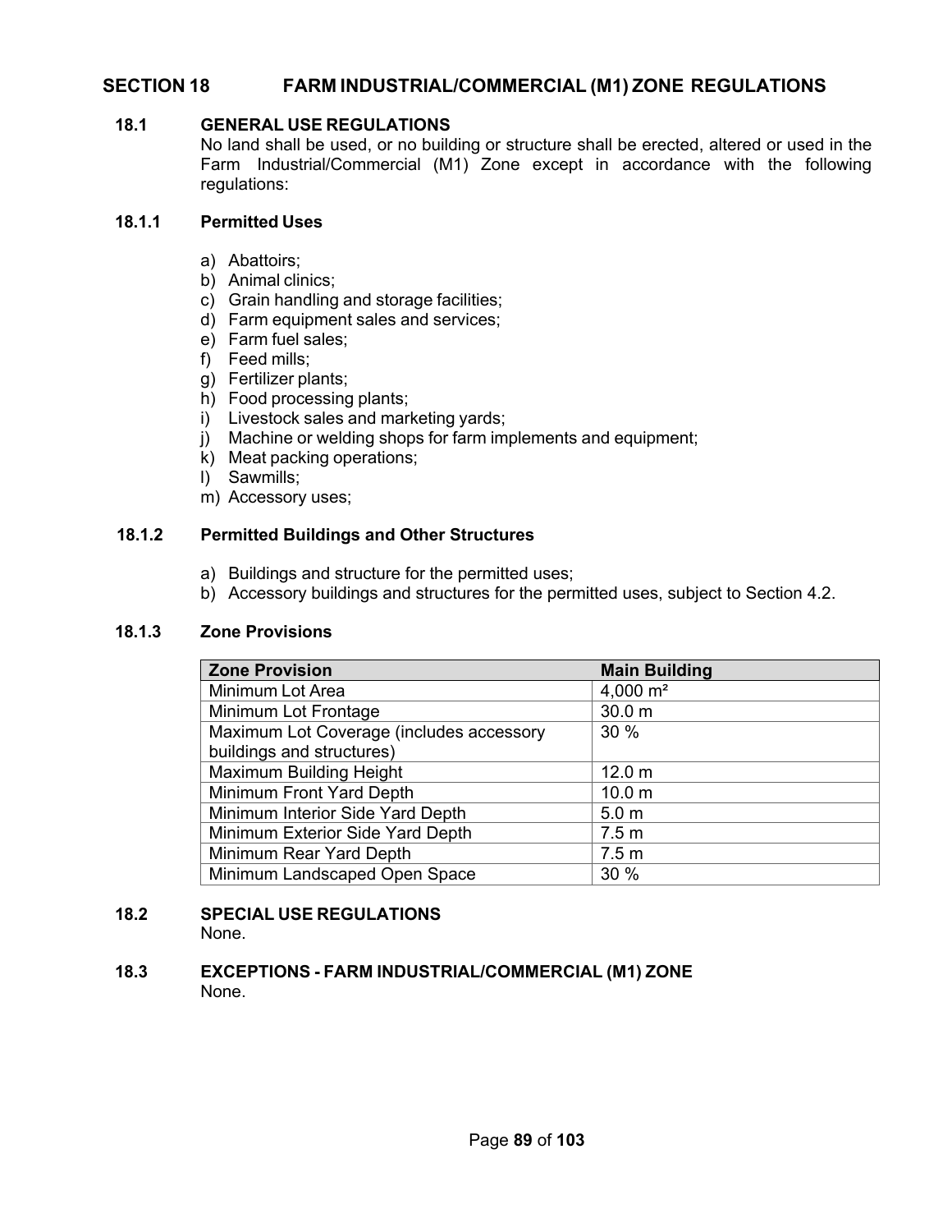# SECTION 18 FARM INDUSTRIAL/COMMERCIAL (M1) ZONE REGULATIONS

## 18.1 GENERAL USE REGULATIONS

No land shall be used, or no building or structure shall be erected, altered or used in the Farm Industrial/Commercial (M1) Zone except in accordance with the following regulations:

### 18.1.1 Permitted Uses

a) Abattoirs;
b) Animal clinics;
c) Grain handling and storage facilities;
d) Farm equipment sales and services;
e) Farm fuel sales;
f) Feed mills;
g) Fertilizer plants;
h) Food processing plants;
i) Livestock sales and marketing yards;
j) Machine or welding shops for farm implements and equipment;
k) Meat packing operations;
l) Sawmills;
m) Accessory uses;

### 18.1.2 Permitted Buildings and Other Structures

a) Buildings and structure for the permitted uses;
b) Accessory buildings and structures for the permitted uses, subject to Section 4.2.

### 18.1.3 Zone Provisions

| Zone Provision | Main Building |
|---|---|
| Minimum Lot Area | 4,000 m² |
| Minimum Lot Frontage | 30.0 m |
| Maximum Lot Coverage (includes accessory buildings and structures) | 30 % |
| Maximum Building Height | 12.0 m |
| Minimum Front Yard Depth | 10.0 m |
| Minimum Interior Side Yard Depth | 5.0 m |
| Minimum Exterior Side Yard Depth | 7.5 m |
| Minimum Rear Yard Depth | 7.5 m |
| Minimum Landscaped Open Space | 30 % |

## 18.2 SPECIAL USE REGULATIONS

None.

## 18.3 EXCEPTIONS - FARM INDUSTRIAL/COMMERCIAL (M1) ZONE

None.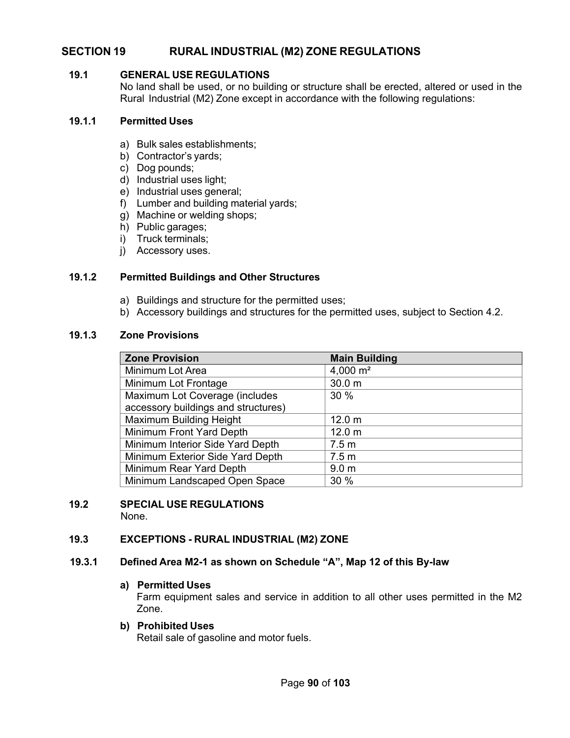# SECTION 19 RURAL INDUSTRIAL (M2) ZONE REGULATIONS

## 19.1 GENERAL USE REGULATIONS

No land shall be used, or no building or structure shall be erected, altered or used in the Rural Industrial (M2) Zone except in accordance with the following regulations:

### 19.1.1 Permitted Uses

a) Bulk sales establishments;
b) Contractor's yards;
c) Dog pounds;
d) Industrial uses light;
e) Industrial uses general;
f) Lumber and building material yards;
g) Machine or welding shops;
h) Public garages;
i) Truck terminals;
j) Accessory uses.

### 19.1.2 Permitted Buildings and Other Structures

a) Buildings and structure for the permitted uses;
b) Accessory buildings and structures for the permitted uses, subject to Section 4.2.

### 19.1.3 Zone Provisions

| Zone Provision | Main Building |
|---|---|
| Minimum Lot Area | 4,000 m² |
| Minimum Lot Frontage | 30.0 m |
| Maximum Lot Coverage (includes accessory buildings and structures) | 30 % |
| Maximum Building Height | 12.0 m |
| Minimum Front Yard Depth | 12.0 m |
| Minimum Interior Side Yard Depth | 7.5 m |
| Minimum Exterior Side Yard Depth | 7.5 m |
| Minimum Rear Yard Depth | 9.0 m |
| Minimum Landscaped Open Space | 30 % |

## 19.2 SPECIAL USE REGULATIONS

None.

## 19.3 EXCEPTIONS - RURAL INDUSTRIAL (M2) ZONE

### 19.3.1 Defined Area M2-1 as shown on Schedule "A", Map 12 of this By-law

**a) Permitted Uses**

Farm equipment sales and service in addition to all other uses permitted in the M2 Zone.

**b) Prohibited Uses**

Retail sale of gasoline and motor fuels.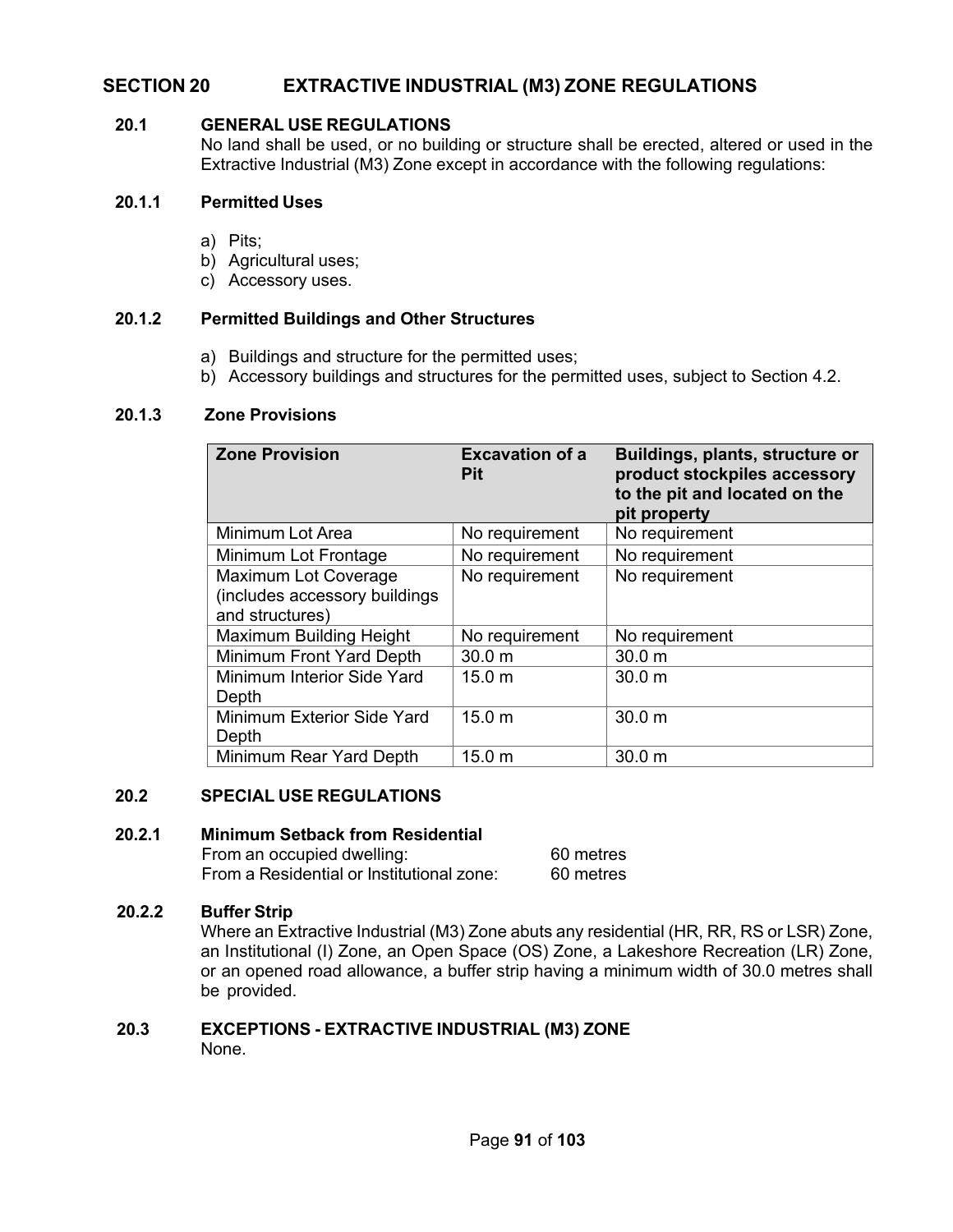# SECTION 20 EXTRACTIVE INDUSTRIAL (M3) ZONE REGULATIONS

## 20.1 GENERAL USE REGULATIONS

No land shall be used, or no building or structure shall be erected, altered or used in the Extractive Industrial (M3) Zone except in accordance with the following regulations:

### 20.1.1 Permitted Uses

a) Pits;
b) Agricultural uses;
c) Accessory uses.

### 20.1.2 Permitted Buildings and Other Structures

a) Buildings and structure for the permitted uses;
b) Accessory buildings and structures for the permitted uses, subject to Section 4.2.

### 20.1.3 Zone Provisions

| Zone Provision | Excavation of a Pit | Buildings, plants, structure or product stockpiles accessory to the pit and located on the pit property |
|---|---|---|
| Minimum Lot Area | No requirement | No requirement |
| Minimum Lot Frontage | No requirement | No requirement |
| Maximum Lot Coverage (includes accessory buildings and structures) | No requirement | No requirement |
| Maximum Building Height | No requirement | No requirement |
| Minimum Front Yard Depth | 30.0 m | 30.0 m |
| Minimum Interior Side Yard Depth | 15.0 m | 30.0 m |
| Minimum Exterior Side Yard Depth | 15.0 m | 30.0 m |
| Minimum Rear Yard Depth | 15.0 m | 30.0 m |

## 20.2 SPECIAL USE REGULATIONS

### 20.2.1 Minimum Setback from Residential

From an occupied dwelling: 60 metres
From a Residential or Institutional zone: 60 metres

### 20.2.2 Buffer Strip

Where an Extractive Industrial (M3) Zone abuts any residential (HR, RR, RS or LSR) Zone, an Institutional (I) Zone, an Open Space (OS) Zone, a Lakeshore Recreation (LR) Zone, or an opened road allowance, a buffer strip having a minimum width of 30.0 metres shall be provided.

## 20.3 EXCEPTIONS - EXTRACTIVE INDUSTRIAL (M3) ZONE

None.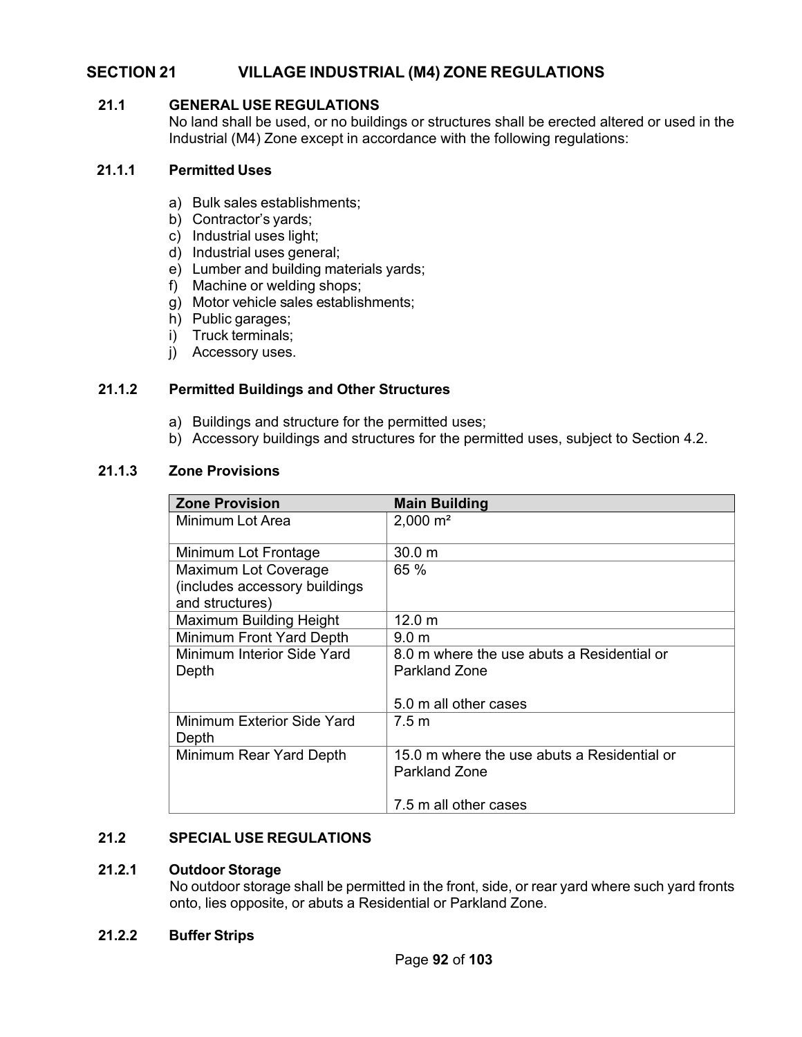# SECTION 21 VILLAGE INDUSTRIAL (M4) ZONE REGULATIONS

## 21.1 GENERAL USE REGULATIONS

No land shall be used, or no buildings or structures shall be erected altered or used in the Industrial (M4) Zone except in accordance with the following regulations:

### 21.1.1 Permitted Uses

a) Bulk sales establishments;
b) Contractor's yards;
c) Industrial uses light;
d) Industrial uses general;
e) Lumber and building materials yards;
f) Machine or welding shops;
g) Motor vehicle sales establishments;
h) Public garages;
i) Truck terminals;
j) Accessory uses.

### 21.1.2 Permitted Buildings and Other Structures

a) Buildings and structure for the permitted uses;
b) Accessory buildings and structures for the permitted uses, subject to Section 4.2.

### 21.1.3 Zone Provisions

| Zone Provision | Main Building |
|---|---|
| Minimum Lot Area | 2,000 m² |
| Minimum Lot Frontage | 30.0 m |
| Maximum Lot Coverage (includes accessory buildings and structures) | 65 % |
| Maximum Building Height | 12.0 m |
| Minimum Front Yard Depth | 9.0 m |
| Minimum Interior Side Yard Depth | 8.0 m where the use abuts a Residential or Parkland Zone<br><br>5.0 m all other cases |
| Minimum Exterior Side Yard Depth | 7.5 m |
| Minimum Rear Yard Depth | 15.0 m where the use abuts a Residential or Parkland Zone<br><br>7.5 m all other cases |

## 21.2 SPECIAL USE REGULATIONS

### 21.2.1 Outdoor Storage

No outdoor storage shall be permitted in the front, side, or rear yard where such yard fronts onto, lies opposite, or abuts a Residential or Parkland Zone.

### 21.2.2 Buffer Strips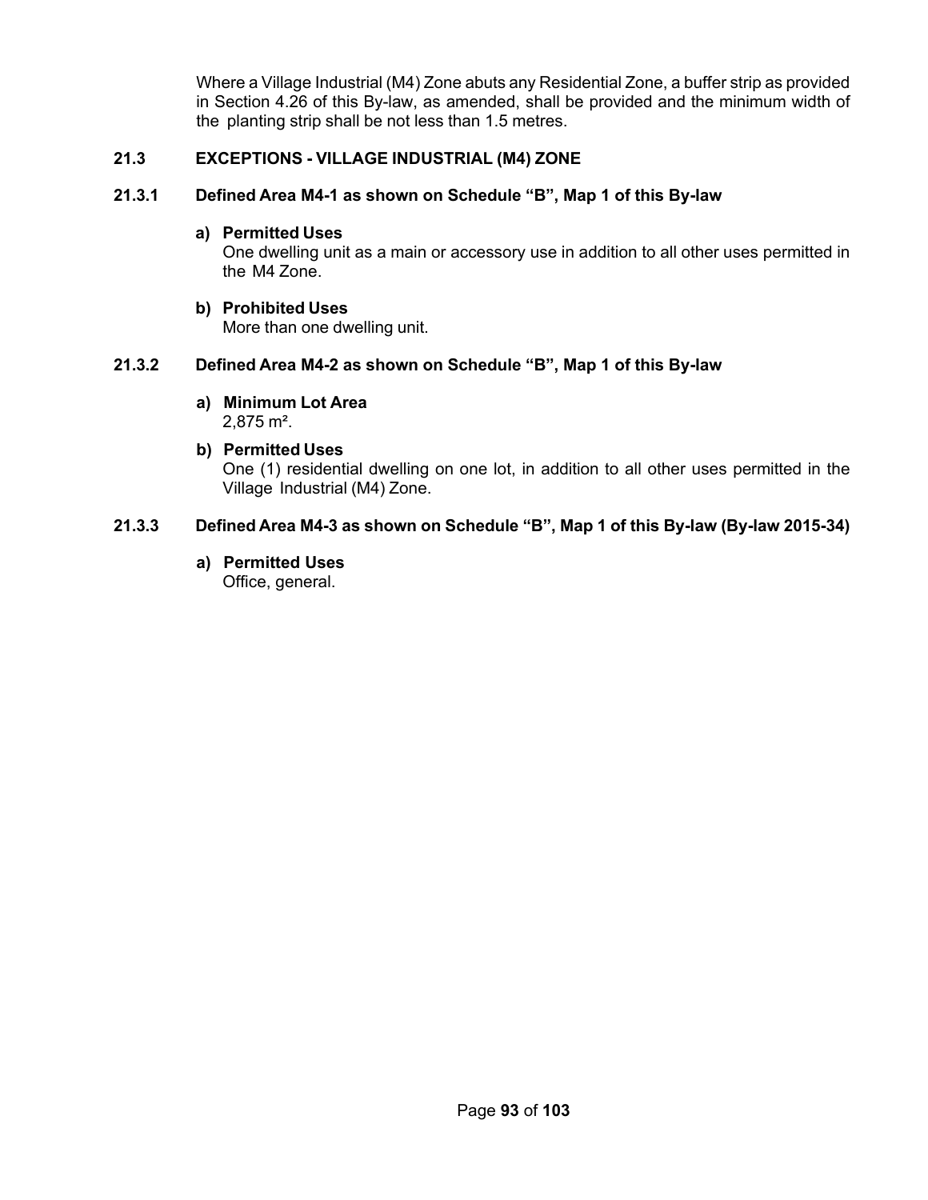Where a Village Industrial (M4) Zone abuts any Residential Zone, a buffer strip as provided in Section 4.26 of this By-law, as amended, shall be provided and the minimum width of the planting strip shall be not less than 1.5 metres.

## 21.3 EXCEPTIONS - VILLAGE INDUSTRIAL (M4) ZONE

### 21.3.1 Defined Area M4-1 as shown on Schedule “B”, Map 1 of this By-law

**a) Permitted Uses**
One dwelling unit as a main or accessory use in addition to all other uses permitted in the M4 Zone.

**b) Prohibited Uses**
More than one dwelling unit.

### 21.3.2 Defined Area M4-2 as shown on Schedule “B”, Map 1 of this By-law

**a) Minimum Lot Area**
2,875 m².

**b) Permitted Uses**
One (1) residential dwelling on one lot, in addition to all other uses permitted in the Village Industrial (M4) Zone.

### 21.3.3 Defined Area M4-3 as shown on Schedule “B”, Map 1 of this By-law (By-law 2015-34)

**a) Permitted Uses**
Office, general.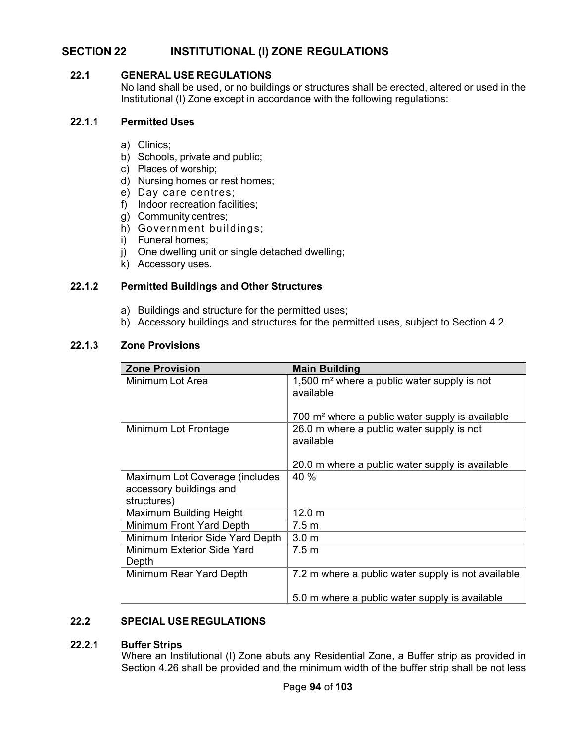# SECTION 22 INSTITUTIONAL (I) ZONE REGULATIONS

## 22.1 GENERAL USE REGULATIONS

No land shall be used, or no buildings or structures shall be erected, altered or used in the Institutional (I) Zone except in accordance with the following regulations:

### 22.1.1 Permitted Uses

a) Clinics;
b) Schools, private and public;
c) Places of worship;
d) Nursing homes or rest homes;
e) Day care centres;
f) Indoor recreation facilities;
g) Community centres;
h) Government buildings;
i) Funeral homes;
j) One dwelling unit or single detached dwelling;
k) Accessory uses.

### 22.1.2 Permitted Buildings and Other Structures

a) Buildings and structure for the permitted uses;
b) Accessory buildings and structures for the permitted uses, subject to Section 4.2.

### 22.1.3 Zone Provisions

| Zone Provision | Main Building |
|---|---|
| Minimum Lot Area | 1,500 m² where a public water supply is not available<br><br>700 m² where a public water supply is available |
| Minimum Lot Frontage | 26.0 m where a public water supply is not available<br><br>20.0 m where a public water supply is available |
| Maximum Lot Coverage (includes accessory buildings and structures) | 40 % |
| Maximum Building Height | 12.0 m |
| Minimum Front Yard Depth | 7.5 m |
| Minimum Interior Side Yard Depth | 3.0 m |
| Minimum Exterior Side Yard Depth | 7.5 m |
| Minimum Rear Yard Depth | 7.2 m where a public water supply is not available<br><br>5.0 m where a public water supply is available |

## 22.2 SPECIAL USE REGULATIONS

### 22.2.1 Buffer Strips

Where an Institutional (I) Zone abuts any Residential Zone, a Buffer strip as provided in Section 4.26 shall be provided and the minimum width of the buffer strip shall be not less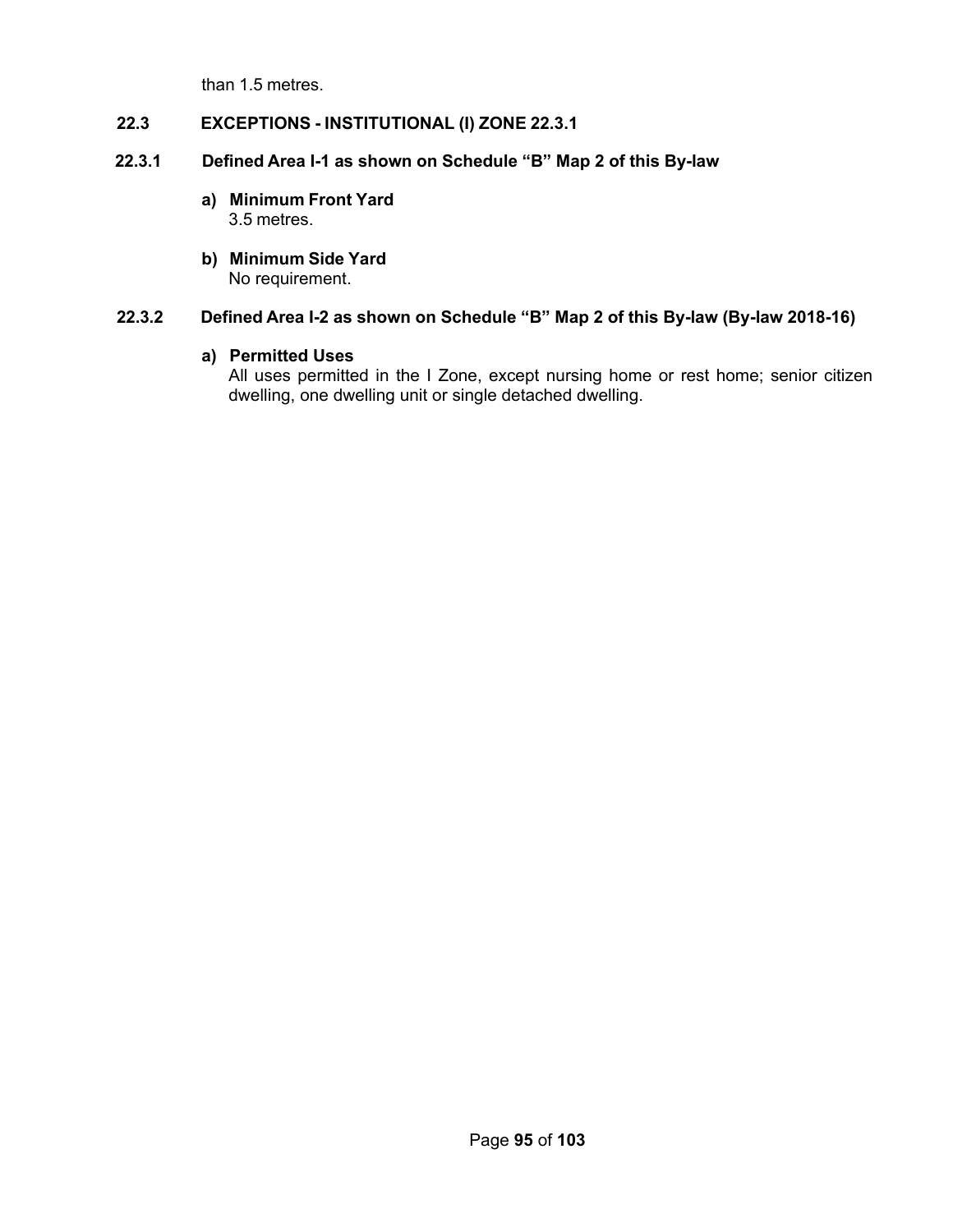than 1.5 metres.

## 22.3 EXCEPTIONS - INSTITUTIONAL (I) ZONE 22.3.1

### 22.3.1 Defined Area I-1 as shown on Schedule "B" Map 2 of this By-law

**a) Minimum Front Yard**
3.5 metres.

**b) Minimum Side Yard**
No requirement.

### 22.3.2 Defined Area I-2 as shown on Schedule "B" Map 2 of this By-law (By-law 2018-16)

**a) Permitted Uses**
All uses permitted in the I Zone, except nursing home or rest home; senior citizen dwelling, one dwelling unit or single detached dwelling.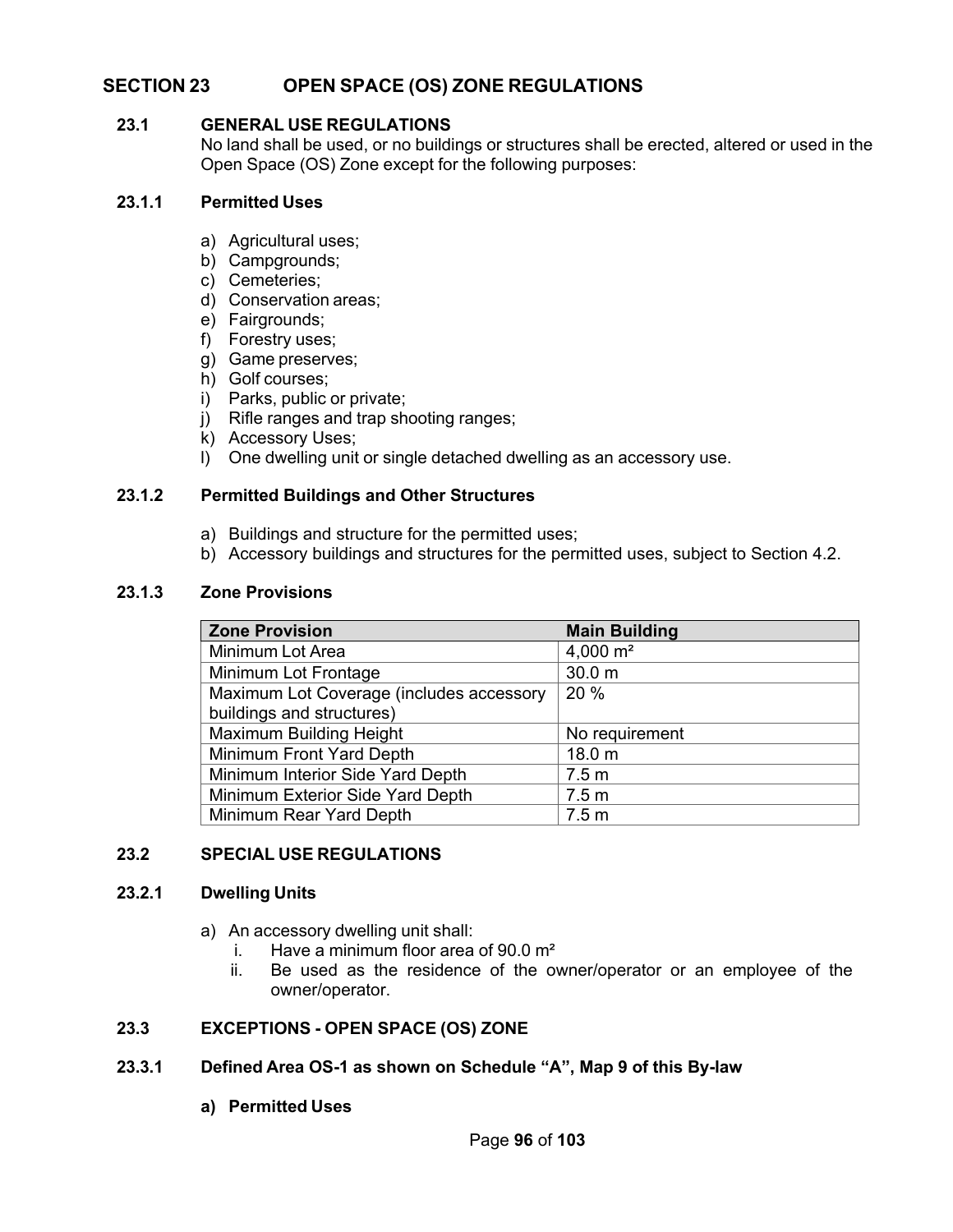## SECTION 23 OPEN SPACE (OS) ZONE REGULATIONS

### 23.1 GENERAL USE REGULATIONS

No land shall be used, or no buildings or structures shall be erected, altered or used in the Open Space (OS) Zone except for the following purposes:

#### 23.1.1 Permitted Uses

a) Agricultural uses;
b) Campgrounds;
c) Cemeteries;
d) Conservation areas;
e) Fairgrounds;
f) Forestry uses;
g) Game preserves;
h) Golf courses;
i) Parks, public or private;
j) Rifle ranges and trap shooting ranges;
k) Accessory Uses;
l) One dwelling unit or single detached dwelling as an accessory use.

#### 23.1.2 Permitted Buildings and Other Structures

a) Buildings and structure for the permitted uses;
b) Accessory buildings and structures for the permitted uses, subject to Section 4.2.

#### 23.1.3 Zone Provisions

| Zone Provision | Main Building |
|---|---|
| Minimum Lot Area | 4,000 m² |
| Minimum Lot Frontage | 30.0 m |
| Maximum Lot Coverage (includes accessory buildings and structures) | 20 % |
| Maximum Building Height | No requirement |
| Minimum Front Yard Depth | 18.0 m |
| Minimum Interior Side Yard Depth | 7.5 m |
| Minimum Exterior Side Yard Depth | 7.5 m |
| Minimum Rear Yard Depth | 7.5 m |

### 23.2 SPECIAL USE REGULATIONS

#### 23.2.1 Dwelling Units

a) An accessory dwelling unit shall:
   i. Have a minimum floor area of 90.0 m²
   ii. Be used as the residence of the owner/operator or an employee of the owner/operator.

### 23.3 EXCEPTIONS - OPEN SPACE (OS) ZONE

#### 23.3.1 Defined Area OS-1 as shown on Schedule "A", Map 9 of this By-law

**a) Permitted Uses**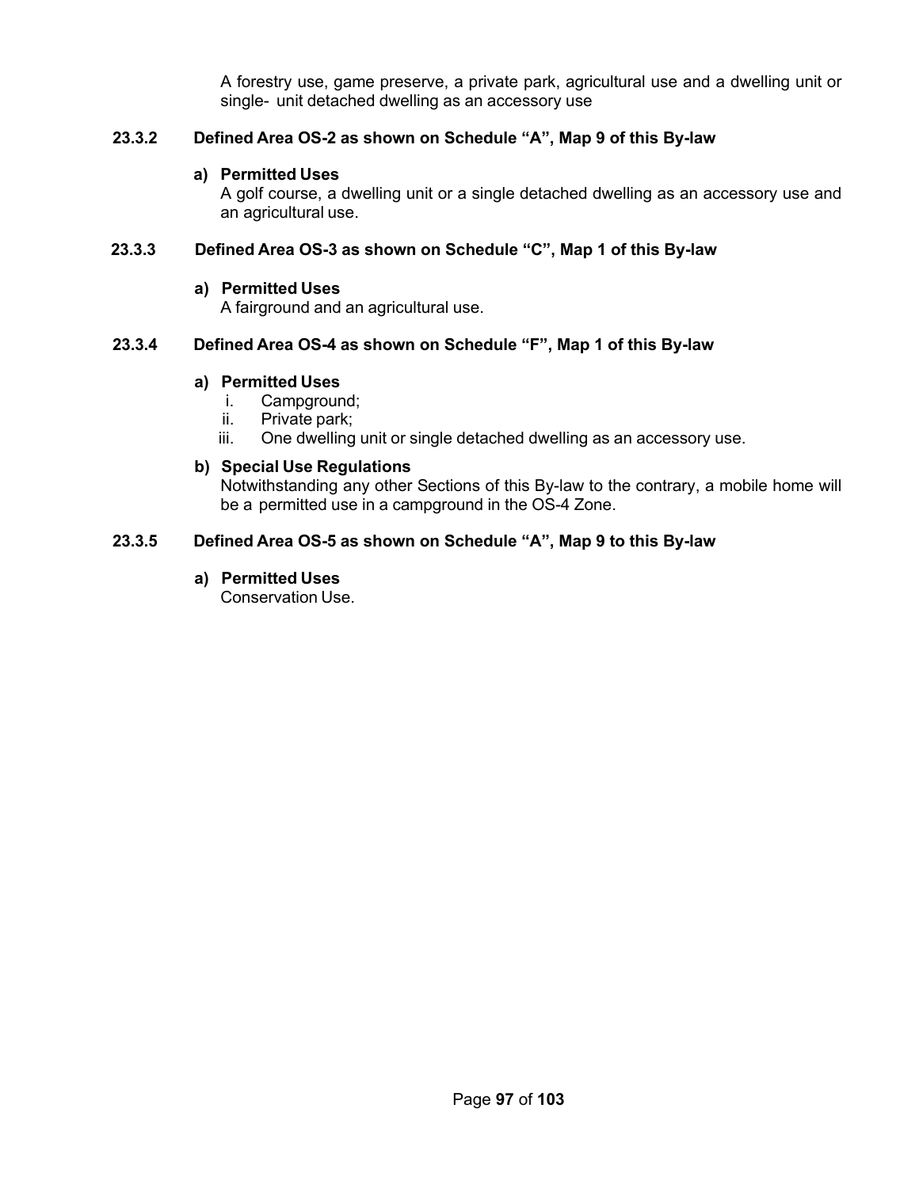A forestry use, game preserve, a private park, agricultural use and a dwelling unit or single- unit detached dwelling as an accessory use

#### 23.3.2 Defined Area OS-2 as shown on Schedule "A", Map 9 of this By-law

**a) Permitted Uses**

A golf course, a dwelling unit or a single detached dwelling as an accessory use and an agricultural use.

#### 23.3.3 Defined Area OS-3 as shown on Schedule "C", Map 1 of this By-law

**a) Permitted Uses**

A fairground and an agricultural use.

#### 23.3.4 Defined Area OS-4 as shown on Schedule "F", Map 1 of this By-law

**a) Permitted Uses**

i. Campground;
ii. Private park;
iii. One dwelling unit or single detached dwelling as an accessory use.

**b) Special Use Regulations**

Notwithstanding any other Sections of this By-law to the contrary, a mobile home will be a permitted use in a campground in the OS-4 Zone.

#### 23.3.5 Defined Area OS-5 as shown on Schedule "A", Map 9 to this By-law

**a) Permitted Uses**

Conservation Use.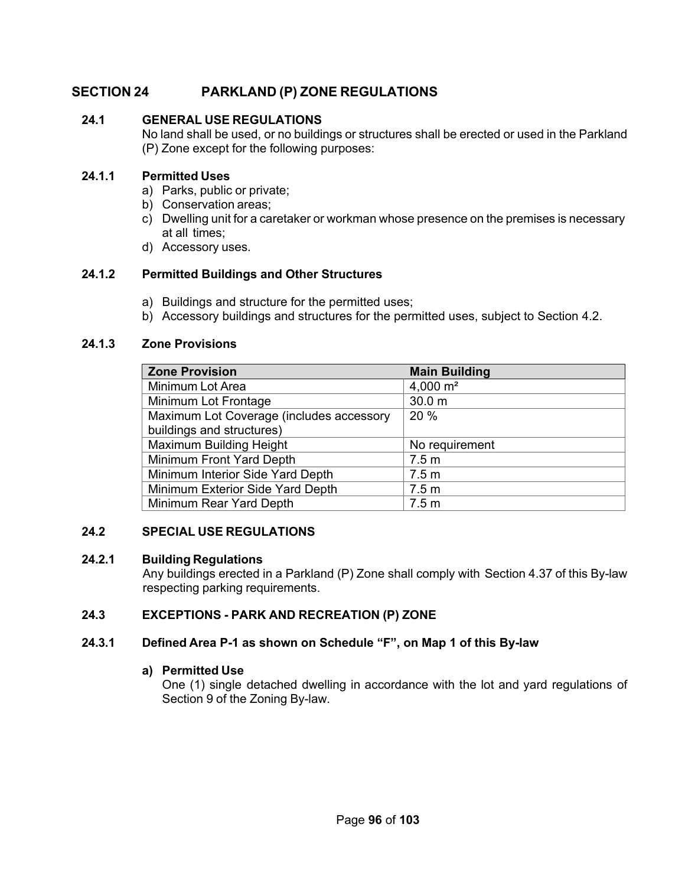## SECTION 24 PARKLAND (P) ZONE REGULATIONS

### 24.1 GENERAL USE REGULATIONS

No land shall be used, or no buildings or structures shall be erected or used in the Parkland (P) Zone except for the following purposes:

#### 24.1.1 Permitted Uses

a) Parks, public or private;
b) Conservation areas;
c) Dwelling unit for a caretaker or workman whose presence on the premises is necessary at all times;
d) Accessory uses.

#### 24.1.2 Permitted Buildings and Other Structures

a) Buildings and structure for the permitted uses;
b) Accessory buildings and structures for the permitted uses, subject to Section 4.2.

#### 24.1.3 Zone Provisions

| Zone Provision | Main Building |
|---|---|
| Minimum Lot Area | 4,000 m² |
| Minimum Lot Frontage | 30.0 m |
| Maximum Lot Coverage (includes accessory buildings and structures) | 20 % |
| Maximum Building Height | No requirement |
| Minimum Front Yard Depth | 7.5 m |
| Minimum Interior Side Yard Depth | 7.5 m |
| Minimum Exterior Side Yard Depth | 7.5 m |
| Minimum Rear Yard Depth | 7.5 m |

### 24.2 SPECIAL USE REGULATIONS

#### 24.2.1 Building Regulations

Any buildings erected in a Parkland (P) Zone shall comply with Section 4.37 of this By-law respecting parking requirements.

### 24.3 EXCEPTIONS - PARK AND RECREATION (P) ZONE

#### 24.3.1 Defined Area P-1 as shown on Schedule "F", on Map 1 of this By-law

**a) Permitted Use**

One (1) single detached dwelling in accordance with the lot and yard regulations of Section 9 of the Zoning By-law.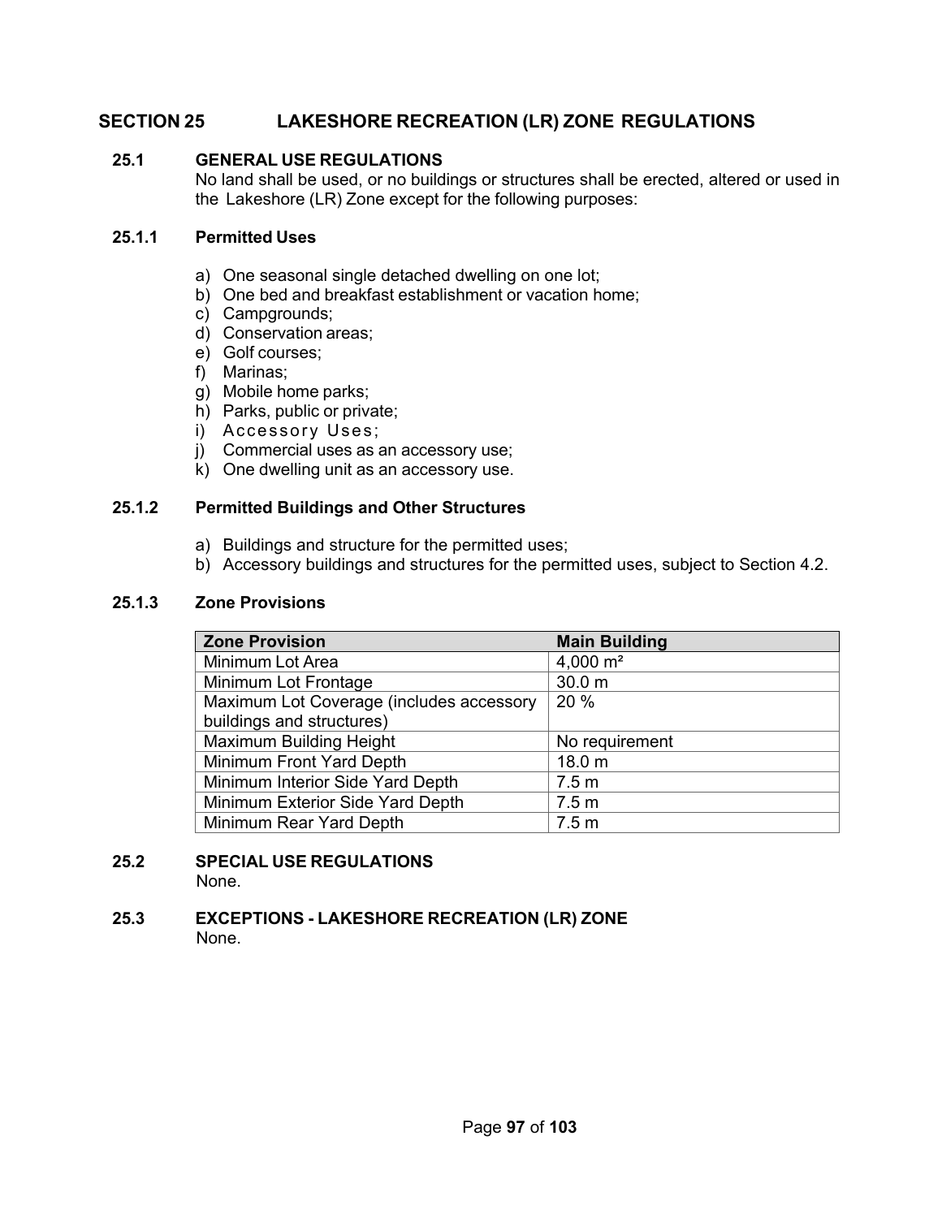# SECTION 25 LAKESHORE RECREATION (LR) ZONE REGULATIONS

## 25.1 GENERAL USE REGULATIONS

No land shall be used, or no buildings or structures shall be erected, altered or used in the Lakeshore (LR) Zone except for the following purposes:

### 25.1.1 Permitted Uses

a) One seasonal single detached dwelling on one lot;
b) One bed and breakfast establishment or vacation home;
c) Campgrounds;
d) Conservation areas;
e) Golf courses;
f) Marinas;
g) Mobile home parks;
h) Parks, public or private;
i) Accessory Uses;
j) Commercial uses as an accessory use;
k) One dwelling unit as an accessory use.

### 25.1.2 Permitted Buildings and Other Structures

a) Buildings and structure for the permitted uses;
b) Accessory buildings and structures for the permitted uses, subject to Section 4.2.

### 25.1.3 Zone Provisions

| Zone Provision | Main Building |
|---|---|
| Minimum Lot Area | 4,000 m² |
| Minimum Lot Frontage | 30.0 m |
| Maximum Lot Coverage (includes accessory buildings and structures) | 20 % |
| Maximum Building Height | No requirement |
| Minimum Front Yard Depth | 18.0 m |
| Minimum Interior Side Yard Depth | 7.5 m |
| Minimum Exterior Side Yard Depth | 7.5 m |
| Minimum Rear Yard Depth | 7.5 m |

## 25.2 SPECIAL USE REGULATIONS

None.

## 25.3 EXCEPTIONS - LAKESHORE RECREATION (LR) ZONE

None.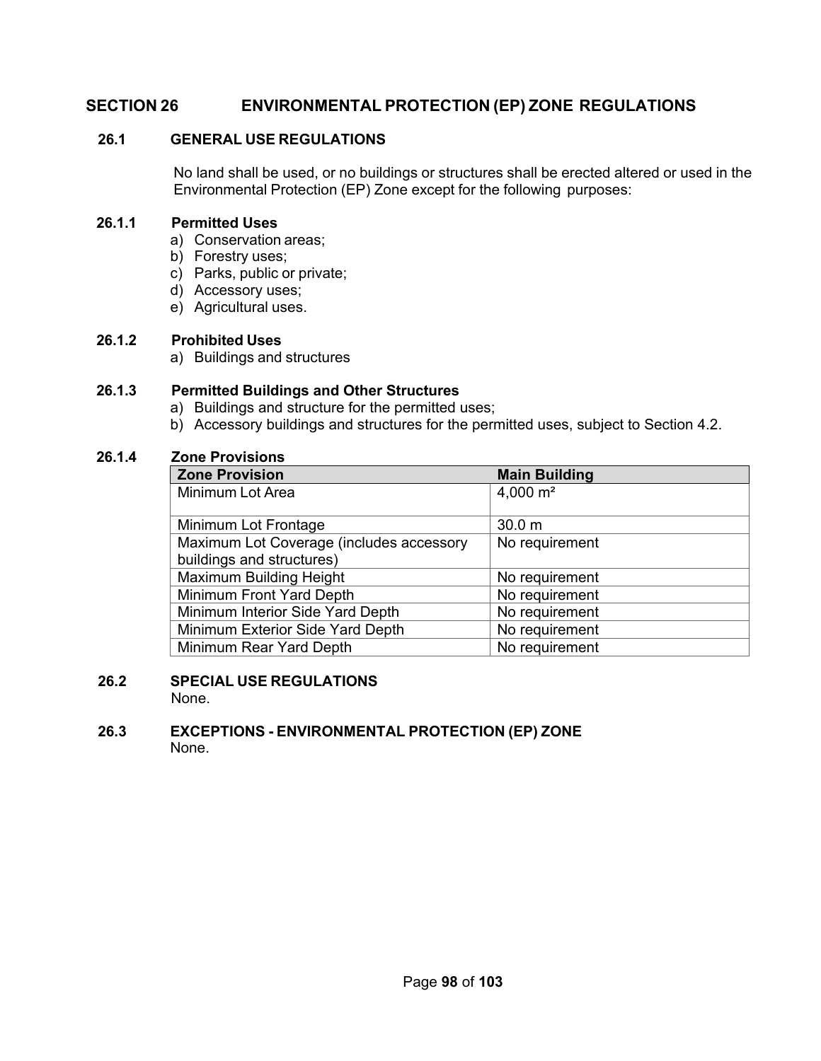# SECTION 26 ENVIRONMENTAL PROTECTION (EP) ZONE REGULATIONS

## 26.1 GENERAL USE REGULATIONS

No land shall be used, or no buildings or structures shall be erected altered or used in the Environmental Protection (EP) Zone except for the following purposes:

### 26.1.1 Permitted Uses

a) Conservation areas;
b) Forestry uses;
c) Parks, public or private;
d) Accessory uses;
e) Agricultural uses.

### 26.1.2 Prohibited Uses

a) Buildings and structures

### 26.1.3 Permitted Buildings and Other Structures

a) Buildings and structure for the permitted uses;
b) Accessory buildings and structures for the permitted uses, subject to Section 4.2.

### 26.1.4 Zone Provisions

| Zone Provision | Main Building |
|---|---|
| Minimum Lot Area | 4,000 m² |
| Minimum Lot Frontage | 30.0 m |
| Maximum Lot Coverage (includes accessory buildings and structures) | No requirement |
| Maximum Building Height | No requirement |
| Minimum Front Yard Depth | No requirement |
| Minimum Interior Side Yard Depth | No requirement |
| Minimum Exterior Side Yard Depth | No requirement |
| Minimum Rear Yard Depth | No requirement |

## 26.2 SPECIAL USE REGULATIONS

None.

## 26.3 EXCEPTIONS - ENVIRONMENTAL PROTECTION (EP) ZONE

None.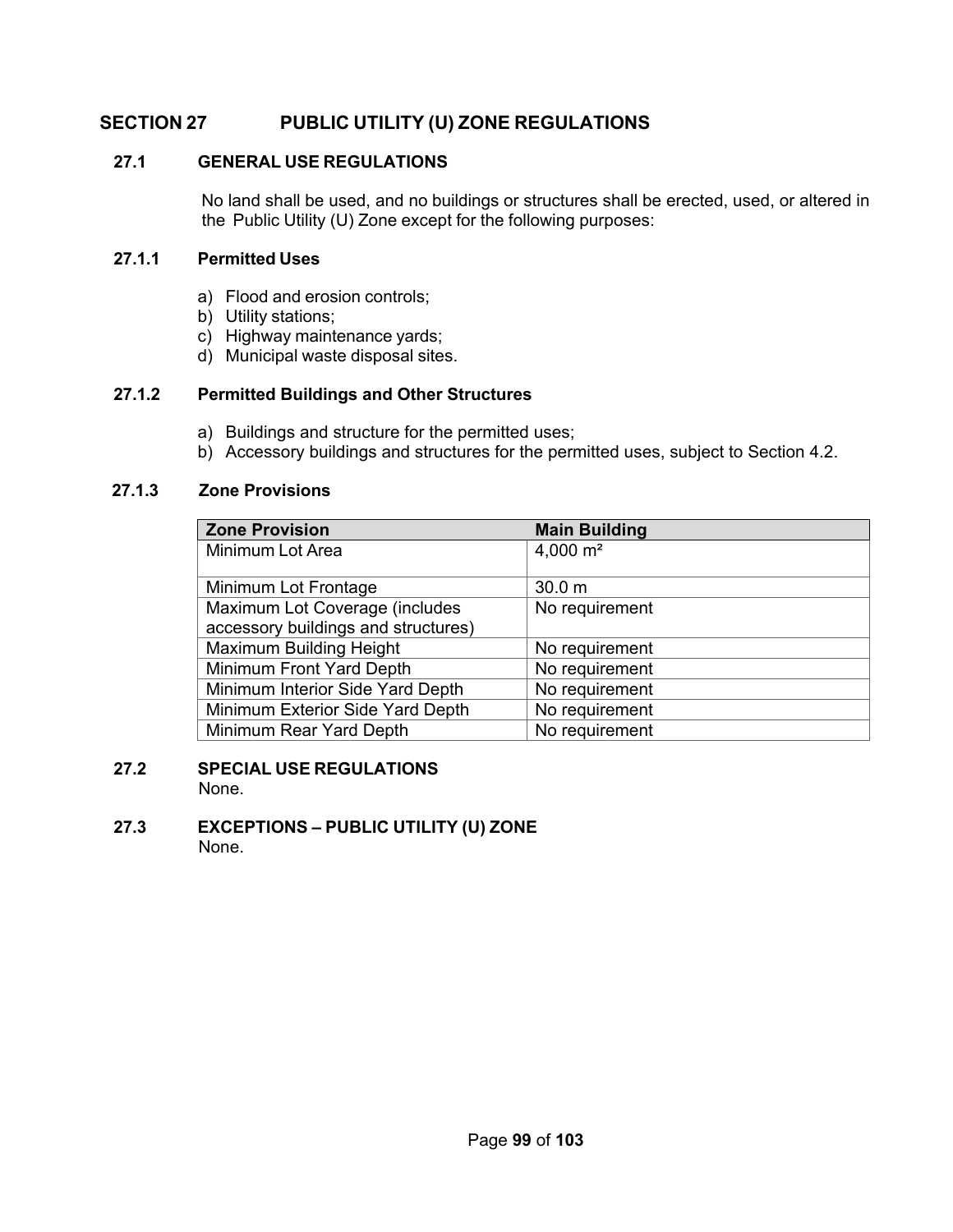# SECTION 27 PUBLIC UTILITY (U) ZONE REGULATIONS

## 27.1 GENERAL USE REGULATIONS

No land shall be used, and no buildings or structures shall be erected, used, or altered in the Public Utility (U) Zone except for the following purposes:

### 27.1.1 Permitted Uses

a) Flood and erosion controls;
b) Utility stations;
c) Highway maintenance yards;
d) Municipal waste disposal sites.

### 27.1.2 Permitted Buildings and Other Structures

a) Buildings and structure for the permitted uses;
b) Accessory buildings and structures for the permitted uses, subject to Section 4.2.

### 27.1.3 Zone Provisions

| Zone Provision | Main Building |
|---|---|
| Minimum Lot Area | 4,000 m² |
| Minimum Lot Frontage | 30.0 m |
| Maximum Lot Coverage (includes accessory buildings and structures) | No requirement |
| Maximum Building Height | No requirement |
| Minimum Front Yard Depth | No requirement |
| Minimum Interior Side Yard Depth | No requirement |
| Minimum Exterior Side Yard Depth | No requirement |
| Minimum Rear Yard Depth | No requirement |

## 27.2 SPECIAL USE REGULATIONS

None.

## 27.3 EXCEPTIONS – PUBLIC UTILITY (U) ZONE

None.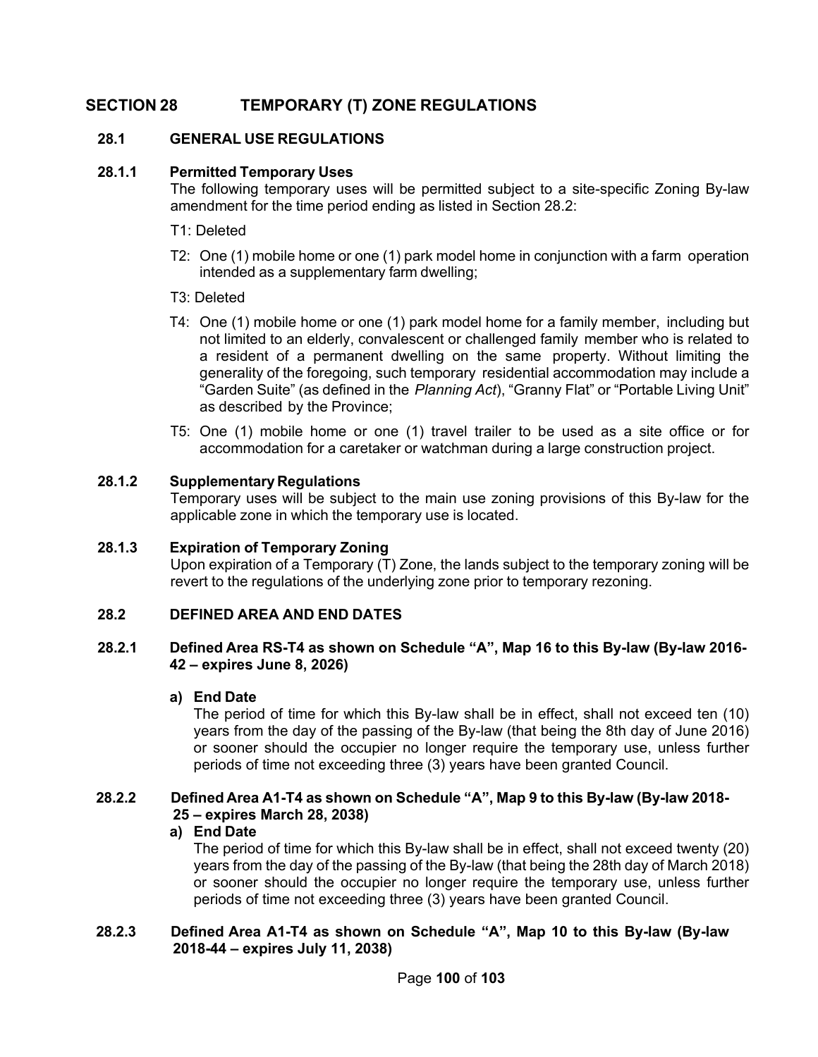# SECTION 28 TEMPORARY (T) ZONE REGULATIONS

## 28.1 GENERAL USE REGULATIONS

### 28.1.1 Permitted Temporary Uses

The following temporary uses will be permitted subject to a site-specific Zoning By-law amendment for the time period ending as listed in Section 28.2:

T1: Deleted

T2: One (1) mobile home or one (1) park model home in conjunction with a farm operation intended as a supplementary farm dwelling;

T3: Deleted

T4: One (1) mobile home or one (1) park model home for a family member, including but not limited to an elderly, convalescent or challenged family member who is related to a resident of a permanent dwelling on the same property. Without limiting the generality of the foregoing, such temporary residential accommodation may include a "Garden Suite" (as defined in the *Planning Act*), "Granny Flat" or "Portable Living Unit" as described by the Province;

T5: One (1) mobile home or one (1) travel trailer to be used as a site office or for accommodation for a caretaker or watchman during a large construction project.

### 28.1.2 Supplementary Regulations

Temporary uses will be subject to the main use zoning provisions of this By-law for the applicable zone in which the temporary use is located.

### 28.1.3 Expiration of Temporary Zoning

Upon expiration of a Temporary (T) Zone, the lands subject to the temporary zoning will be revert to the regulations of the underlying zone prior to temporary rezoning.

## 28.2 DEFINED AREA AND END DATES

### 28.2.1 Defined Area RS-T4 as shown on Schedule "A", Map 16 to this By-law (By-law 2016-42 – expires June 8, 2026)

**a) End Date**

The period of time for which this By-law shall be in effect, shall not exceed ten (10) years from the day of the passing of the By-law (that being the 8th day of June 2016) or sooner should the occupier no longer require the temporary use, unless further periods of time not exceeding three (3) years have been granted Council.

### 28.2.2 Defined Area A1-T4 as shown on Schedule "A", Map 9 to this By-law (By-law 2018-25 – expires March 28, 2038)

**a) End Date**

The period of time for which this By-law shall be in effect, shall not exceed twenty (20) years from the day of the passing of the By-law (that being the 28th day of March 2018) or sooner should the occupier no longer require the temporary use, unless further periods of time not exceeding three (3) years have been granted Council.

### 28.2.3 Defined Area A1-T4 as shown on Schedule "A", Map 10 to this By-law (By-law 2018-44 – expires July 11, 2038)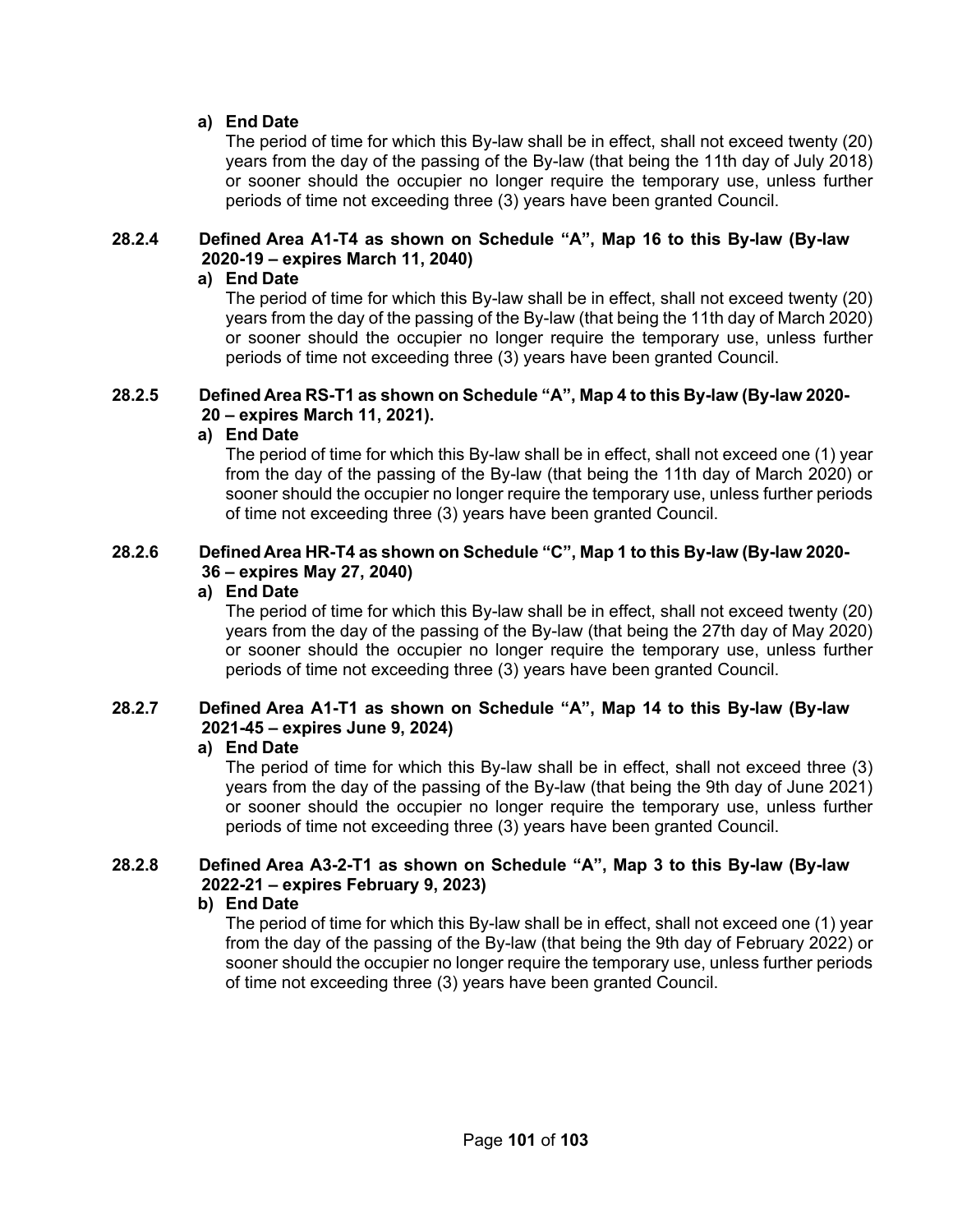**a) End Date**

The period of time for which this By-law shall be in effect, shall not exceed twenty (20) years from the day of the passing of the By-law (that being the 11th day of July 2018) or sooner should the occupier no longer require the temporary use, unless further periods of time not exceeding three (3) years have been granted Council.

**28.2.4 Defined Area A1-T4 as shown on Schedule “A”, Map 16 to this By-law (By-law 2020-19 – expires March 11, 2040)**

**a) End Date**

The period of time for which this By-law shall be in effect, shall not exceed twenty (20) years from the day of the passing of the By-law (that being the 11th day of March 2020) or sooner should the occupier no longer require the temporary use, unless further periods of time not exceeding three (3) years have been granted Council.

**28.2.5 Defined Area RS-T1 as shown on Schedule “A”, Map 4 to this By-law (By-law 2020-20 – expires March 11, 2021).**

**a) End Date**

The period of time for which this By-law shall be in effect, shall not exceed one (1) year from the day of the passing of the By-law (that being the 11th day of March 2020) or sooner should the occupier no longer require the temporary use, unless further periods of time not exceeding three (3) years have been granted Council.

**28.2.6 Defined Area HR-T4 as shown on Schedule “C”, Map 1 to this By-law (By-law 2020-36 – expires May 27, 2040)**

**a) End Date**

The period of time for which this By-law shall be in effect, shall not exceed twenty (20) years from the day of the passing of the By-law (that being the 27th day of May 2020) or sooner should the occupier no longer require the temporary use, unless further periods of time not exceeding three (3) years have been granted Council.

**28.2.7 Defined Area A1-T1 as shown on Schedule “A”, Map 14 to this By-law (By-law 2021-45 – expires June 9, 2024)**

**a) End Date**

The period of time for which this By-law shall be in effect, shall not exceed three (3) years from the day of the passing of the By-law (that being the 9th day of June 2021) or sooner should the occupier no longer require the temporary use, unless further periods of time not exceeding three (3) years have been granted Council.

**28.2.8 Defined Area A3-2-T1 as shown on Schedule “A”, Map 3 to this By-law (By-law 2022-21 – expires February 9, 2023)**

**b) End Date**

The period of time for which this By-law shall be in effect, shall not exceed one (1) year from the day of the passing of the By-law (that being the 9th day of February 2022) or sooner should the occupier no longer require the temporary use, unless further periods of time not exceeding three (3) years have been granted Council.